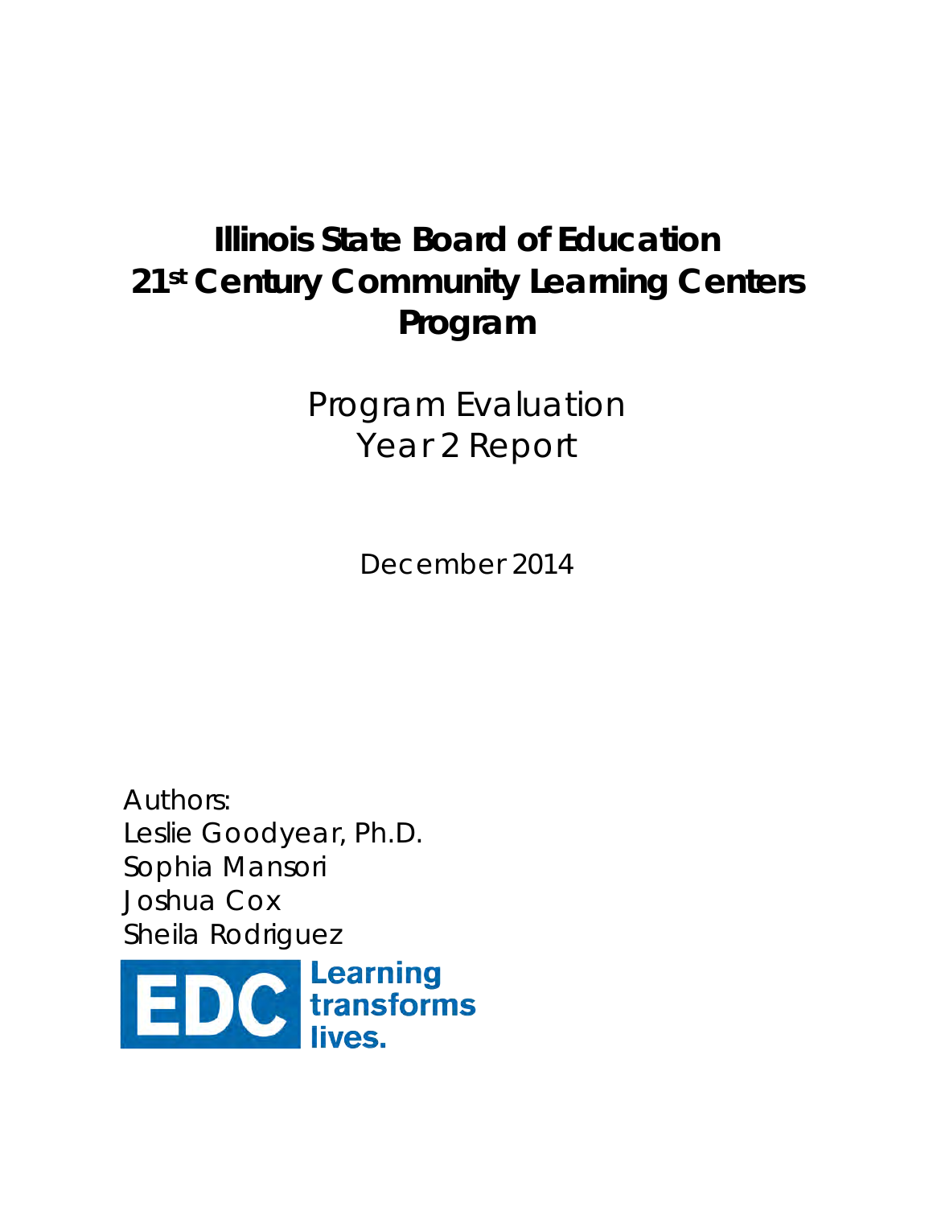# Illinois State Board of Education 21st Century Community Learning Centers Program

## Program Evaluation
## Year 2 Report

December 2014

Authors:
Leslie Goodyear, Ph.D.
Sophia Mansori
Joshua Cox
Sheila Rodriguez

EDC Learning transforms lives.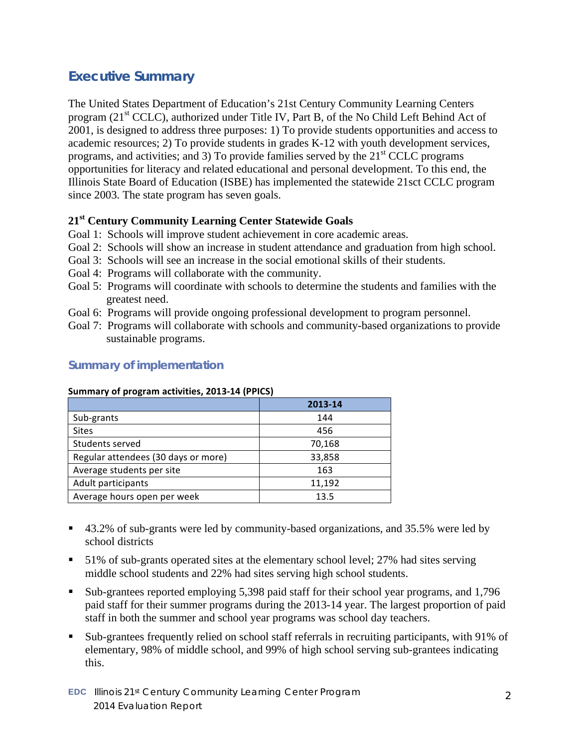## Executive Summary

The United States Department of Education's 21st Century Community Learning Centers program (21[st] CCLC), authorized under Title IV, Part B, of the No Child Left Behind Act of 2001, is designed to address three purposes: 1) To provide students opportunities and access to academic resources; 2) To provide students in grades K-12 with youth development services, programs, and activities; and 3) To provide families served by the 21[st] CCLC programs opportunities for literacy and related educational and personal development. To this end, the Illinois State Board of Education (ISBE) has implemented the statewide 21sct CCLC program since 2003. The state program has seven goals.

**21[st] Century Community Learning Center Statewide Goals**

Goal 1: Schools will improve student achievement in core academic areas.
Goal 2: Schools will show an increase in student attendance and graduation from high school.
Goal 3: Schools will see an increase in the social emotional skills of their students.
Goal 4: Programs will collaborate with the community.
Goal 5: Programs will coordinate with schools to determine the students and families with the greatest need.
Goal 6: Programs will provide ongoing professional development to program personnel.
Goal 7: Programs will collaborate with schools and community-based organizations to provide sustainable programs.

### Summary of implementation

**Summary of program activities, 2013-14 (PPICS)**

| | 2013-14 |
|---|---|
| Sub-grants | 144 |
| Sites | 456 |
| Students served | 70,168 |
| Regular attendees (30 days or more) | 33,858 |
| Average students per site | 163 |
| Adult participants | 11,192 |
| Average hours open per week | 13.5 |

- 43.2% of sub-grants were led by community-based organizations, and 35.5% were led by school districts
- 51% of sub-grants operated sites at the elementary school level; 27% had sites serving middle school students and 22% had sites serving high school students.
- Sub-grantees reported employing 5,398 paid staff for their school year programs, and 1,796 paid staff for their summer programs during the 2013-14 year. The largest proportion of paid staff in both the summer and school year programs was school day teachers.
- Sub-grantees frequently relied on school staff referrals in recruiting participants, with 91% of elementary, 98% of middle school, and 99% of high school serving sub-grantees indicating this.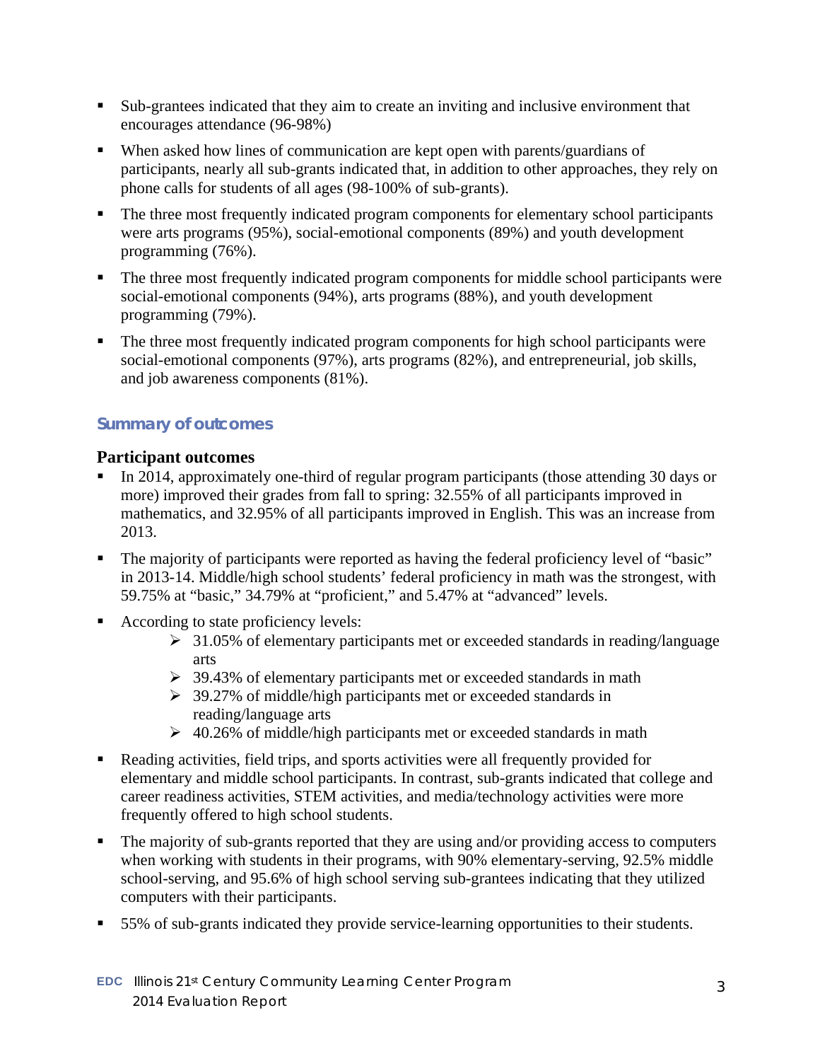- Sub-grantees indicated that they aim to create an inviting and inclusive environment that encourages attendance (96-98%)
- When asked how lines of communication are kept open with parents/guardians of participants, nearly all sub-grants indicated that, in addition to other approaches, they rely on phone calls for students of all ages (98-100% of sub-grants).
- The three most frequently indicated program components for elementary school participants were arts programs (95%), social-emotional components (89%) and youth development programming (76%).
- The three most frequently indicated program components for middle school participants were social-emotional components (94%), arts programs (88%), and youth development programming (79%).
- The three most frequently indicated program components for high school participants were social-emotional components (97%), arts programs (82%), and entrepreneurial, job skills, and job awareness components (81%).

## Summary of outcomes

### Participant outcomes

- In 2014, approximately one-third of regular program participants (those attending 30 days or more) improved their grades from fall to spring: 32.55% of all participants improved in mathematics, and 32.95% of all participants improved in English. This was an increase from 2013.
- The majority of participants were reported as having the federal proficiency level of "basic" in 2013-14. Middle/high school students' federal proficiency in math was the strongest, with 59.75% at "basic," 34.79% at "proficient," and 5.47% at "advanced" levels.
- According to state proficiency levels:
  - 31.05% of elementary participants met or exceeded standards in reading/language arts
  - 39.43% of elementary participants met or exceeded standards in math
  - 39.27% of middle/high participants met or exceeded standards in reading/language arts
  - 40.26% of middle/high participants met or exceeded standards in math
- Reading activities, field trips, and sports activities were all frequently provided for elementary and middle school participants. In contrast, sub-grants indicated that college and career readiness activities, STEM activities, and media/technology activities were more frequently offered to high school students.
- The majority of sub-grants reported that they are using and/or providing access to computers when working with students in their programs, with 90% elementary-serving, 92.5% middle school-serving, and 95.6% of high school serving sub-grantees indicating that they utilized computers with their participants.
- 55% of sub-grants indicated they provide service-learning opportunities to their students.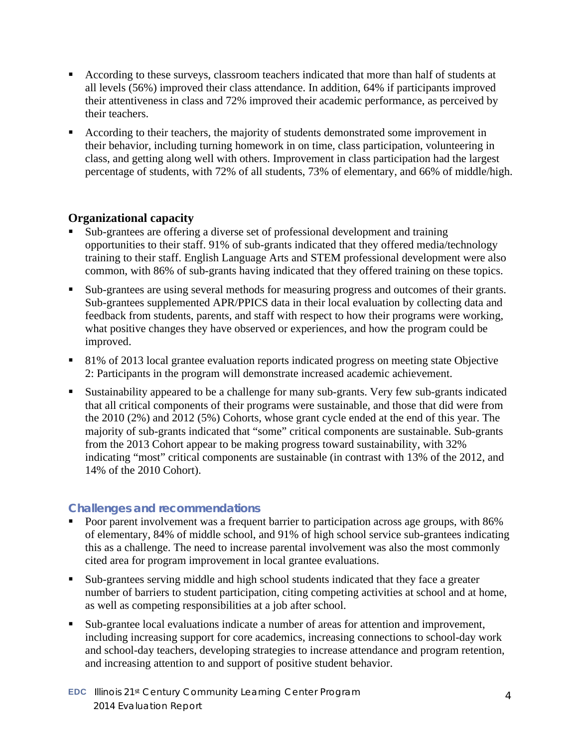- According to these surveys, classroom teachers indicated that more than half of students at all levels (56%) improved their class attendance. In addition, 64% if participants improved their attentiveness in class and 72% improved their academic performance, as perceived by their teachers.
- According to their teachers, the majority of students demonstrated some improvement in their behavior, including turning homework in on time, class participation, volunteering in class, and getting along well with others. Improvement in class participation had the largest percentage of students, with 72% of all students, 73% of elementary, and 66% of middle/high.

### Organizational capacity

- Sub-grantees are offering a diverse set of professional development and training opportunities to their staff. 91% of sub-grants indicated that they offered media/technology training to their staff. English Language Arts and STEM professional development were also common, with 86% of sub-grants having indicated that they offered training on these topics.
- Sub-grantees are using several methods for measuring progress and outcomes of their grants. Sub-grantees supplemented APR/PPICS data in their local evaluation by collecting data and feedback from students, parents, and staff with respect to how their programs were working, what positive changes they have observed or experiences, and how the program could be improved.
- 81% of 2013 local grantee evaluation reports indicated progress on meeting state Objective 2: Participants in the program will demonstrate increased academic achievement.
- Sustainability appeared to be a challenge for many sub-grants. Very few sub-grants indicated that all critical components of their programs were sustainable, and those that did were from the 2010 (2%) and 2012 (5%) Cohorts, whose grant cycle ended at the end of this year. The majority of sub-grants indicated that "some" critical components are sustainable. Sub-grants from the 2013 Cohort appear to be making progress toward sustainability, with 32% indicating "most" critical components are sustainable (in contrast with 13% of the 2012, and 14% of the 2010 Cohort).

### Challenges and recommendations

- Poor parent involvement was a frequent barrier to participation across age groups, with 86% of elementary, 84% of middle school, and 91% of high school service sub-grantees indicating this as a challenge. The need to increase parental involvement was also the most commonly cited area for program improvement in local grantee evaluations.
- Sub-grantees serving middle and high school students indicated that they face a greater number of barriers to student participation, citing competing activities at school and at home, as well as competing responsibilities at a job after school.
- Sub-grantee local evaluations indicate a number of areas for attention and improvement, including increasing support for core academics, increasing connections to school-day work and school-day teachers, developing strategies to increase attendance and program retention, and increasing attention to and support of positive student behavior.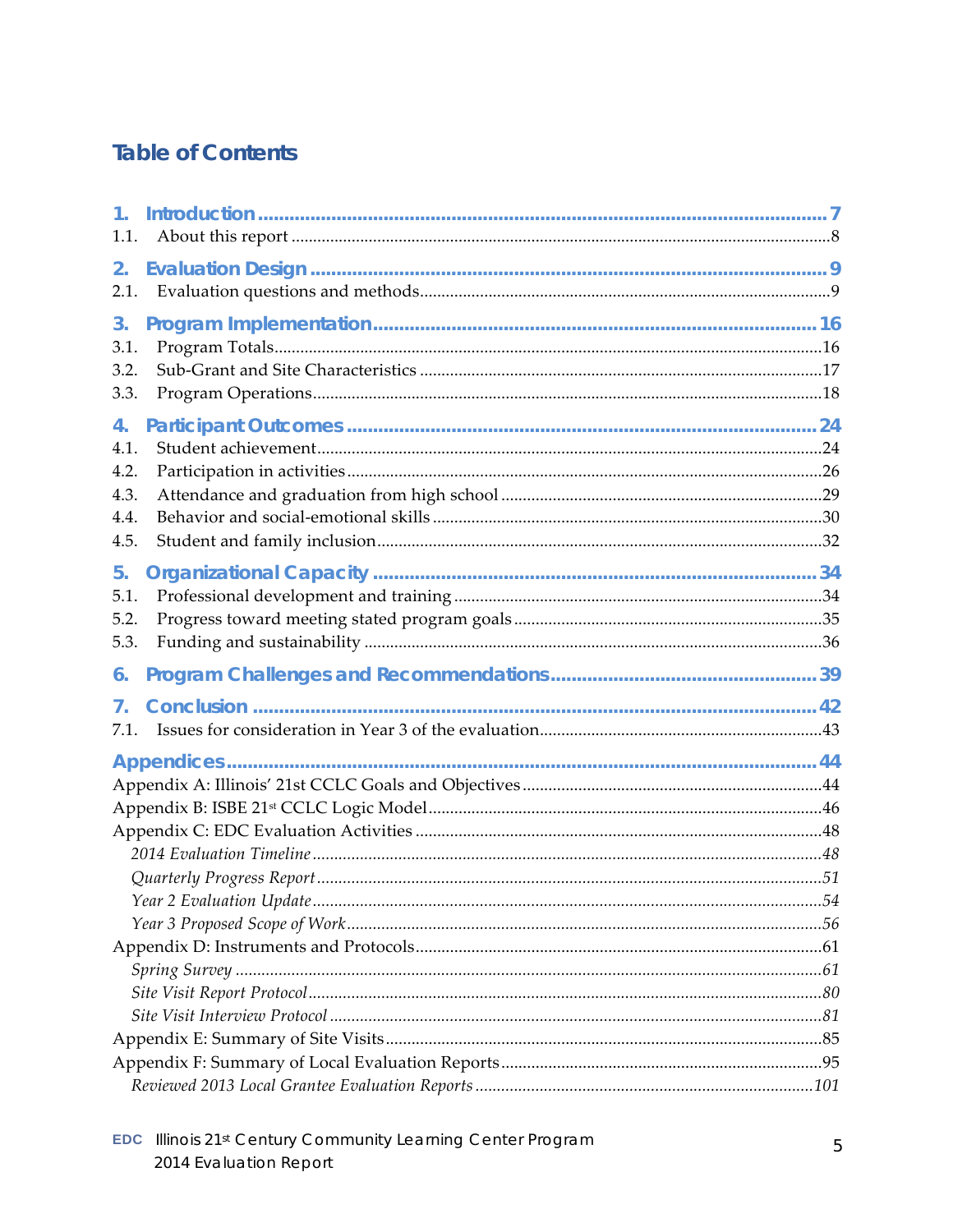# Table of Contents

**1. Introduction** ..... 7
1.1. About this report ..... 8

**2. Evaluation Design** ..... 9
2.1. Evaluation questions and methods ..... 9

**3. Program Implementation** ..... 16
3.1. Program Totals ..... 16
3.2. Sub-Grant and Site Characteristics ..... 17
3.3. Program Operations ..... 18

**4. Participant Outcomes** ..... 24
4.1. Student achievement ..... 24
4.2. Participation in activities ..... 26
4.3. Attendance and graduation from high school ..... 29
4.4. Behavior and social-emotional skills ..... 30
4.5. Student and family inclusion ..... 32

**5. Organizational Capacity** ..... 34
5.1. Professional development and training ..... 34
5.2. Progress toward meeting stated program goals ..... 35
5.3. Funding and sustainability ..... 36

**6. Program Challenges and Recommendations** ..... 39

**7. Conclusion** ..... 42
7.1. Issues for consideration in Year 3 of the evaluation ..... 43

**Appendices** ..... 44
Appendix A: Illinois' 21st CCLC Goals and Objectives ..... 44
Appendix B: ISBE 21st CCLC Logic Model ..... 46
Appendix C: EDC Evaluation Activities ..... 48
*2014 Evaluation Timeline* ..... 48
*Quarterly Progress Report* ..... 51
*Year 2 Evaluation Update* ..... 54
*Year 3 Proposed Scope of Work* ..... 56
Appendix D: Instruments and Protocols ..... 61
*Spring Survey* ..... 61
*Site Visit Report Protocol* ..... 80
*Site Visit Interview Protocol* ..... 81
Appendix E: Summary of Site Visits ..... 85
Appendix F: Summary of Local Evaluation Reports ..... 95
*Reviewed 2013 Local Grantee Evaluation Reports* ..... 101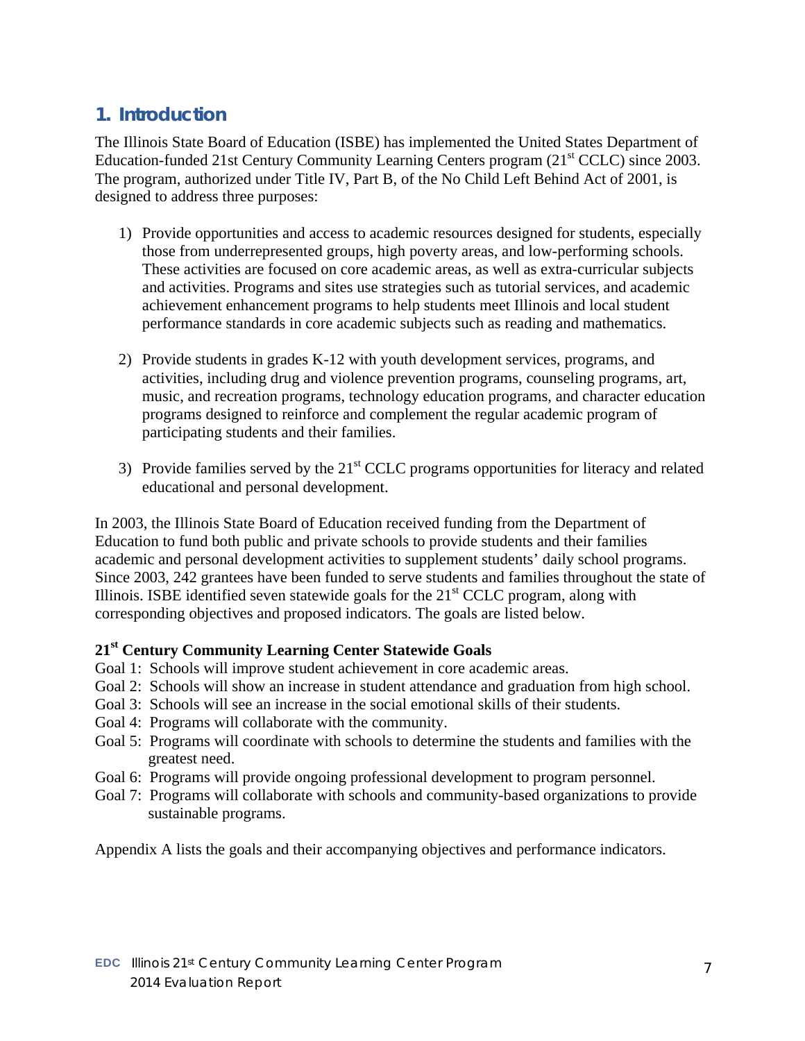## 1. Introduction

The Illinois State Board of Education (ISBE) has implemented the United States Department of Education-funded 21st Century Community Learning Centers program (21st CCLC) since 2003. The program, authorized under Title IV, Part B, of the No Child Left Behind Act of 2001, is designed to address three purposes:

1) Provide opportunities and access to academic resources designed for students, especially those from underrepresented groups, high poverty areas, and low-performing schools. These activities are focused on core academic areas, as well as extra-curricular subjects and activities. Programs and sites use strategies such as tutorial services, and academic achievement enhancement programs to help students meet Illinois and local student performance standards in core academic subjects such as reading and mathematics.

2) Provide students in grades K-12 with youth development services, programs, and activities, including drug and violence prevention programs, counseling programs, art, music, and recreation programs, technology education programs, and character education programs designed to reinforce and complement the regular academic program of participating students and their families.

3) Provide families served by the 21st CCLC programs opportunities for literacy and related educational and personal development.

In 2003, the Illinois State Board of Education received funding from the Department of Education to fund both public and private schools to provide students and their families academic and personal development activities to supplement students' daily school programs. Since 2003, 242 grantees have been funded to serve students and families throughout the state of Illinois. ISBE identified seven statewide goals for the 21st CCLC program, along with corresponding objectives and proposed indicators. The goals are listed below.

**21st Century Community Learning Center Statewide Goals**

Goal 1: Schools will improve student achievement in core academic areas.
Goal 2: Schools will show an increase in student attendance and graduation from high school.
Goal 3: Schools will see an increase in the social emotional skills of their students.
Goal 4: Programs will collaborate with the community.
Goal 5: Programs will coordinate with schools to determine the students and families with the greatest need.
Goal 6: Programs will provide ongoing professional development to program personnel.
Goal 7: Programs will collaborate with schools and community-based organizations to provide sustainable programs.

Appendix A lists the goals and their accompanying objectives and performance indicators.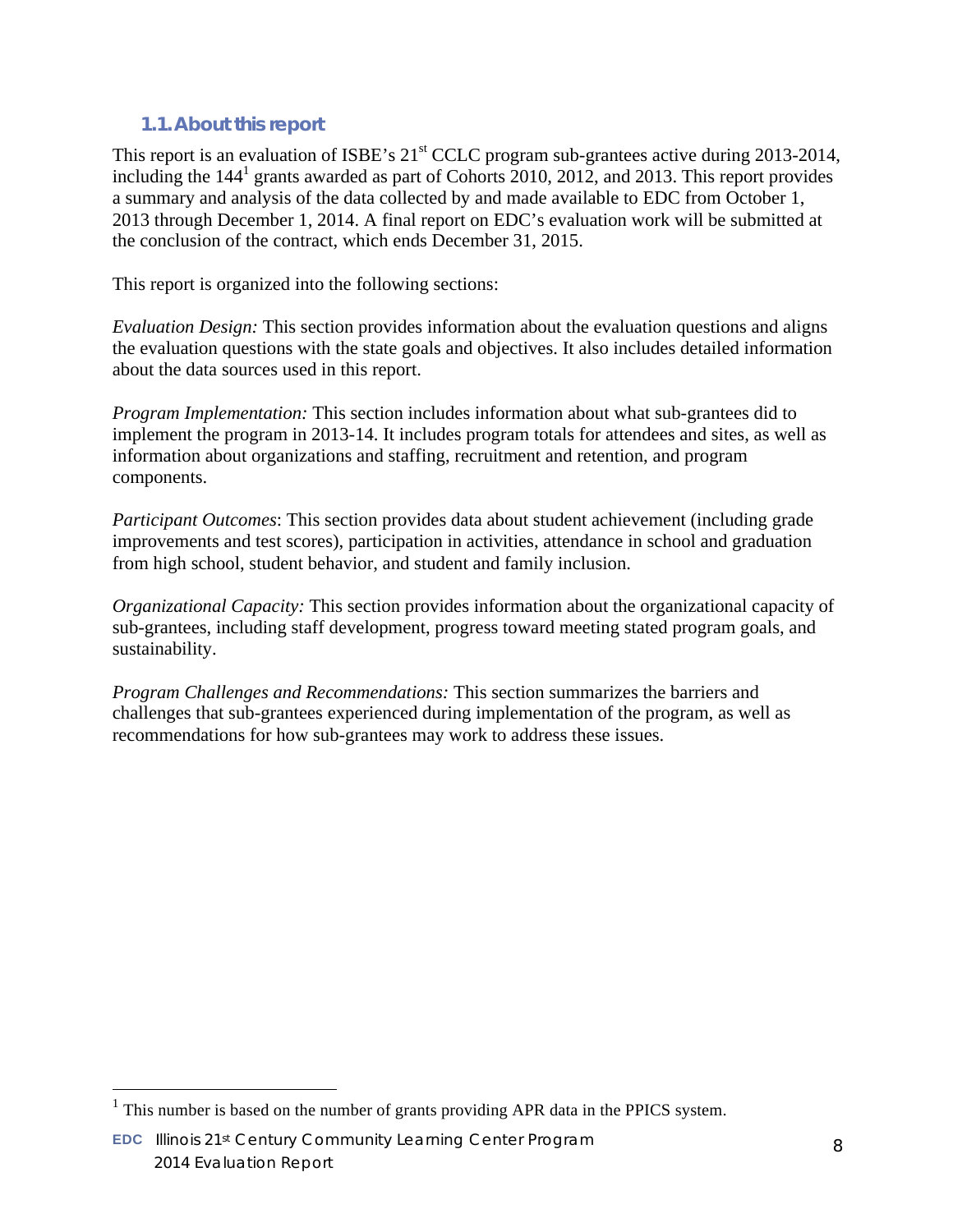### 1.1. About this report

This report is an evaluation of ISBE's 21st CCLC program sub-grantees active during 2013-2014, including the 144[1] grants awarded as part of Cohorts 2010, 2012, and 2013. This report provides a summary and analysis of the data collected by and made available to EDC from October 1, 2013 through December 1, 2014. A final report on EDC's evaluation work will be submitted at the conclusion of the contract, which ends December 31, 2015.

This report is organized into the following sections:

*Evaluation Design:* This section provides information about the evaluation questions and aligns the evaluation questions with the state goals and objectives. It also includes detailed information about the data sources used in this report.

*Program Implementation:* This section includes information about what sub-grantees did to implement the program in 2013-14. It includes program totals for attendees and sites, as well as information about organizations and staffing, recruitment and retention, and program components.

*Participant Outcomes*: This section provides data about student achievement (including grade improvements and test scores), participation in activities, attendance in school and graduation from high school, student behavior, and student and family inclusion.

*Organizational Capacity:* This section provides information about the organizational capacity of sub-grantees, including staff development, progress toward meeting stated program goals, and sustainability.

*Program Challenges and Recommendations:* This section summarizes the barriers and challenges that sub-grantees experienced during implementation of the program, as well as recommendations for how sub-grantees may work to address these issues.

[1] This number is based on the number of grants providing APR data in the PPICS system.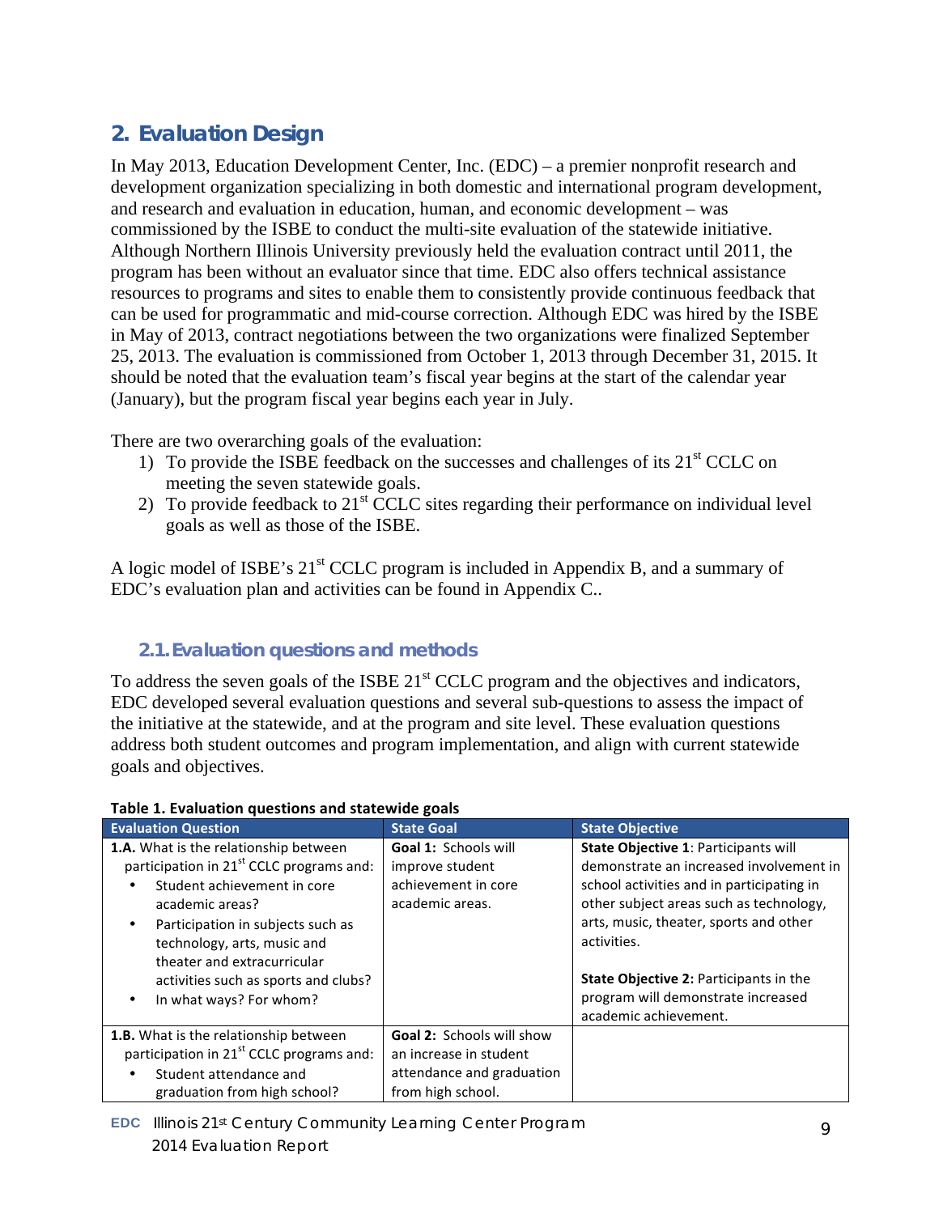## 2. Evaluation Design

In May 2013, Education Development Center, Inc. (EDC) – a premier nonprofit research and development organization specializing in both domestic and international program development, and research and evaluation in education, human, and economic development – was commissioned by the ISBE to conduct the multi-site evaluation of the statewide initiative. Although Northern Illinois University previously held the evaluation contract until 2011, the program has been without an evaluator since that time. EDC also offers technical assistance resources to programs and sites to enable them to consistently provide continuous feedback that can be used for programmatic and mid-course correction. Although EDC was hired by the ISBE in May of 2013, contract negotiations between the two organizations were finalized September 25, 2013. The evaluation is commissioned from October 1, 2013 through December 31, 2015. It should be noted that the evaluation team's fiscal year begins at the start of the calendar year (January), but the program fiscal year begins each year in July.

There are two overarching goals of the evaluation:

1) To provide the ISBE feedback on the successes and challenges of its 21st CCLC on meeting the seven statewide goals.
2) To provide feedback to 21st CCLC sites regarding their performance on individual level goals as well as those of the ISBE.

A logic model of ISBE's 21st CCLC program is included in Appendix B, and a summary of EDC's evaluation plan and activities can be found in Appendix C..

### 2.1. Evaluation questions and methods

To address the seven goals of the ISBE 21st CCLC program and the objectives and indicators, EDC developed several evaluation questions and several sub-questions to assess the impact of the initiative at the statewide, and at the program and site level. These evaluation questions address both student outcomes and program implementation, and align with current statewide goals and objectives.

**Table 1. Evaluation questions and statewide goals**

| Evaluation Question | State Goal | State Objective |
| --- | --- | --- |
| **1.A.** What is the relationship between participation in 21st CCLC programs and:<br>• Student achievement in core academic areas?<br>• Participation in subjects such as technology, arts, music and theater and extracurricular activities such as sports and clubs?<br>• In what ways? For whom? | **Goal 1:** Schools will improve student achievement in core academic areas. | **State Objective 1**: Participants will demonstrate an increased involvement in school activities and in participating in other subject areas such as technology, arts, music, theater, sports and other activities.<br><br>**State Objective 2:** Participants in the program will demonstrate increased academic achievement. |
| **1.B.** What is the relationship between participation in 21st CCLC programs and:<br>• Student attendance and graduation from high school? | **Goal 2:** Schools will show an increase in student attendance and graduation from high school. | |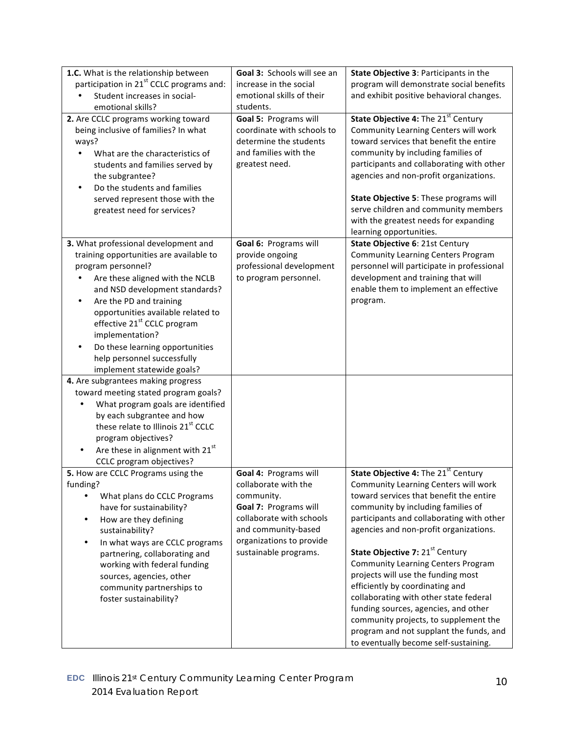| | | |
|---|---|---|
| **1.C.** What is the relationship between participation in 21st CCLC programs and:<br>• Student increases in social-emotional skills? | **Goal 3:** Schools will see an increase in the social emotional skills of their students. | **State Objective 3**: Participants in the program will demonstrate social benefits and exhibit positive behavioral changes. |
| **2.** Are CCLC programs working toward being inclusive of families? In what ways?<br>• What are the characteristics of students and families served by the subgrantee?<br>• Do the students and families served represent those with the greatest need for services? | **Goal 5:** Programs will coordinate with schools to determine the students and families with the greatest need. | **State Objective 4:** The 21st Century Community Learning Centers will work toward services that benefit the entire community by including families of participants and collaborating with other agencies and non-profit organizations.<br><br>**State Objective 5**: These programs will serve children and community members with the greatest needs for expanding learning opportunities. |
| **3.** What professional development and training opportunities are available to program personnel?<br>• Are these aligned with the NCLB and NSD development standards?<br>• Are the PD and training opportunities available related to effective 21st CCLC program implementation?<br>• Do these learning opportunities help personnel successfully implement statewide goals? | **Goal 6:** Programs will provide ongoing professional development to program personnel. | **State Objective 6**: 21st Century Community Learning Centers Program personnel will participate in professional development and training that will enable them to implement an effective program. |
| **4.** Are subgrantees making progress toward meeting stated program goals?<br>• What program goals are identified by each subgrantee and how these relate to Illinois 21st CCLC program objectives?<br>• Are these in alignment with 21st CCLC program objectives? | | |
| **5.** How are CCLC Programs using the funding?<br>• What plans do CCLC Programs have for sustainability?<br>• How are they defining sustainability?<br>• In what ways are CCLC programs partnering, collaborating and working with federal funding sources, agencies, other community partnerships to foster sustainability? | **Goal 4:** Programs will collaborate with the community.<br>**Goal 7:** Programs will collaborate with schools and community-based organizations to provide sustainable programs. | **State Objective 4:** The 21st Century Community Learning Centers will work toward services that benefit the entire community by including families of participants and collaborating with other agencies and non-profit organizations.<br><br>**State Objective 7:** 21st Century Community Learning Centers Program projects will use the funding most efficiently by coordinating and collaborating with other state federal funding sources, agencies, and other community projects, to supplement the program and not supplant the funds, and to eventually become self-sustaining. |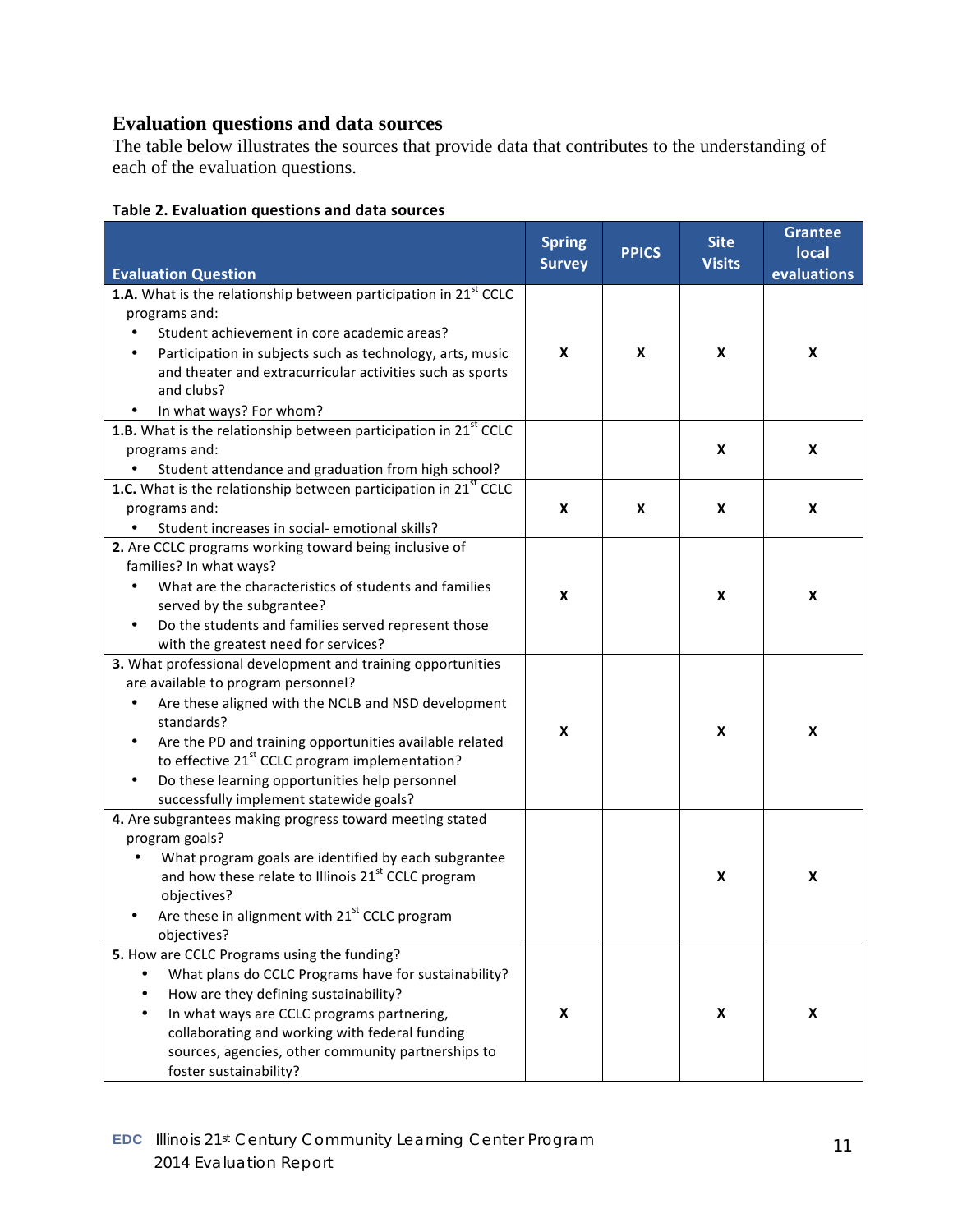## Evaluation questions and data sources

The table below illustrates the sources that provide data that contributes to the understanding of each of the evaluation questions.

**Table 2. Evaluation questions and data sources**

| Evaluation Question | Spring Survey | PPICS | Site Visits | Grantee local evaluations |
|---|---|---|---|---|
| **1.A.** What is the relationship between participation in 21st CCLC programs and: • Student achievement in core academic areas? • Participation in subjects such as technology, arts, music and theater and extracurricular activities such as sports and clubs? • In what ways? For whom? | X | X | X | X |
| **1.B.** What is the relationship between participation in 21st CCLC programs and: • Student attendance and graduation from high school? | | | X | X |
| **1.C.** What is the relationship between participation in 21st CCLC programs and: • Student increases in social- emotional skills? | X | X | X | X |
| **2.** Are CCLC programs working toward being inclusive of families? In what ways? • What are the characteristics of students and families served by the subgrantee? • Do the students and families served represent those with the greatest need for services? | X | | X | X |
| **3.** What professional development and training opportunities are available to program personnel? • Are these aligned with the NCLB and NSD development standards? • Are the PD and training opportunities available related to effective 21st CCLC program implementation? • Do these learning opportunities help personnel successfully implement statewide goals? | X | | X | X |
| **4.** Are subgrantees making progress toward meeting stated program goals? • What program goals are identified by each subgrantee and how these relate to Illinois 21st CCLC program objectives? • Are these in alignment with 21st CCLC program objectives? | | | X | X |
| **5.** How are CCLC Programs using the funding? • What plans do CCLC Programs have for sustainability? • How are they defining sustainability? • In what ways are CCLC programs partnering, collaborating and working with federal funding sources, agencies, other community partnerships to foster sustainability? | X | | X | X |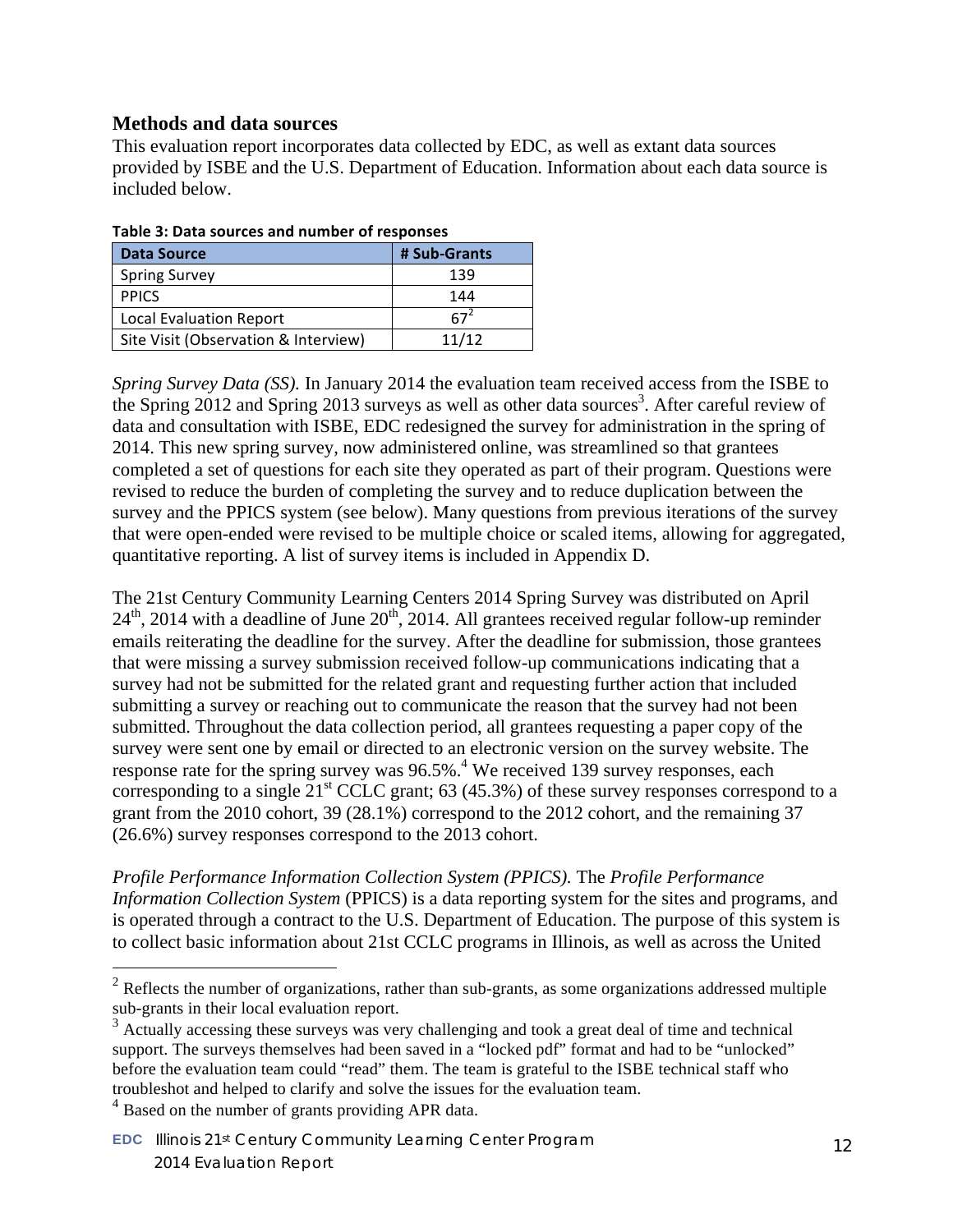## Methods and data sources

This evaluation report incorporates data collected by EDC, as well as extant data sources provided by ISBE and the U.S. Department of Education. Information about each data source is included below.

**Table 3: Data sources and number of responses**

| Data Source | # Sub-Grants |
|---|---|
| Spring Survey | 139 |
| PPICS | 144 |
| Local Evaluation Report | 67[2] |
| Site Visit (Observation & Interview) | 11/12 |

*Spring Survey Data (SS).* In January 2014 the evaluation team received access from the ISBE to the Spring 2012 and Spring 2013 surveys as well as other data sources[3]. After careful review of data and consultation with ISBE, EDC redesigned the survey for administration in the spring of 2014. This new spring survey, now administered online, was streamlined so that grantees completed a set of questions for each site they operated as part of their program. Questions were revised to reduce the burden of completing the survey and to reduce duplication between the survey and the PPICS system (see below). Many questions from previous iterations of the survey that were open-ended were revised to be multiple choice or scaled items, allowing for aggregated, quantitative reporting. A list of survey items is included in Appendix D.

The 21st Century Community Learning Centers 2014 Spring Survey was distributed on April 24th, 2014 with a deadline of June 20th, 2014. All grantees received regular follow-up reminder emails reiterating the deadline for the survey. After the deadline for submission, those grantees that were missing a survey submission received follow-up communications indicating that a survey had not be submitted for the related grant and requesting further action that included submitting a survey or reaching out to communicate the reason that the survey had not been submitted. Throughout the data collection period, all grantees requesting a paper copy of the survey were sent one by email or directed to an electronic version on the survey website. The response rate for the spring survey was 96.5%.[4] We received 139 survey responses, each corresponding to a single 21st CCLC grant; 63 (45.3%) of these survey responses correspond to a grant from the 2010 cohort, 39 (28.1%) correspond to the 2012 cohort, and the remaining 37 (26.6%) survey responses correspond to the 2013 cohort.

*Profile Performance Information Collection System (PPICS).* The *Profile Performance Information Collection System* (PPICS) is a data reporting system for the sites and programs, and is operated through a contract to the U.S. Department of Education. The purpose of this system is to collect basic information about 21st CCLC programs in Illinois, as well as across the United

---

[2] Reflects the number of organizations, rather than sub-grants, as some organizations addressed multiple sub-grants in their local evaluation report.

[3] Actually accessing these surveys was very challenging and took a great deal of time and technical support. The surveys themselves had been saved in a "locked pdf" format and had to be "unlocked" before the evaluation team could "read" them. The team is grateful to the ISBE technical staff who troubleshot and helped to clarify and solve the issues for the evaluation team.

[4] Based on the number of grants providing APR data.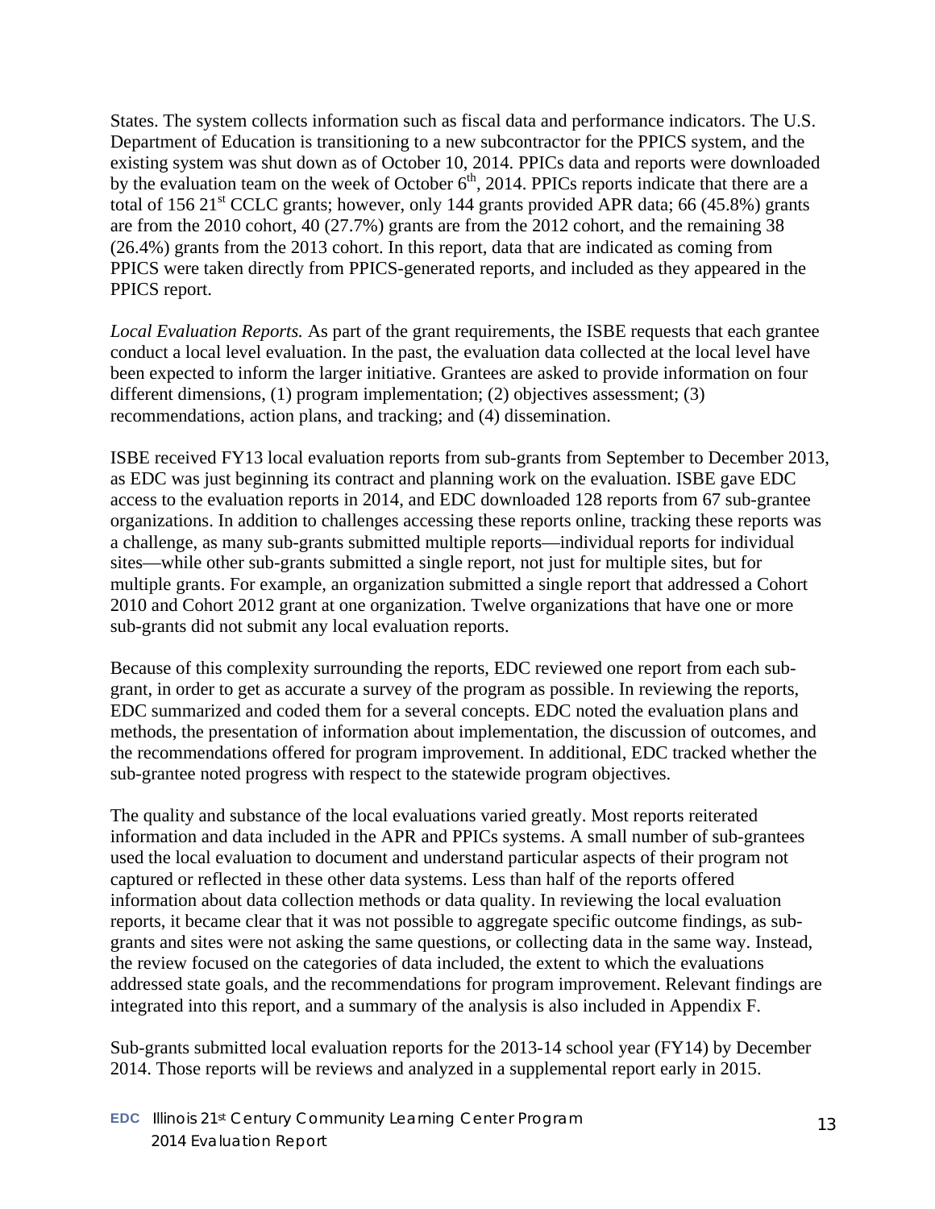States. The system collects information such as fiscal data and performance indicators. The U.S. Department of Education is transitioning to a new subcontractor for the PPICS system, and the existing system was shut down as of October 10, 2014. PPICs data and reports were downloaded by the evaluation team on the week of October 6th, 2014. PPICs reports indicate that there are a total of 156 21st CCLC grants; however, only 144 grants provided APR data; 66 (45.8%) grants are from the 2010 cohort, 40 (27.7%) grants are from the 2012 cohort, and the remaining 38 (26.4%) grants from the 2013 cohort. In this report, data that are indicated as coming from PPICS were taken directly from PPICS-generated reports, and included as they appeared in the PPICS report.

*Local Evaluation Reports.* As part of the grant requirements, the ISBE requests that each grantee conduct a local level evaluation. In the past, the evaluation data collected at the local level have been expected to inform the larger initiative. Grantees are asked to provide information on four different dimensions, (1) program implementation; (2) objectives assessment; (3) recommendations, action plans, and tracking; and (4) dissemination.

ISBE received FY13 local evaluation reports from sub-grants from September to December 2013, as EDC was just beginning its contract and planning work on the evaluation. ISBE gave EDC access to the evaluation reports in 2014, and EDC downloaded 128 reports from 67 sub-grantee organizations. In addition to challenges accessing these reports online, tracking these reports was a challenge, as many sub-grants submitted multiple reports—individual reports for individual sites—while other sub-grants submitted a single report, not just for multiple sites, but for multiple grants. For example, an organization submitted a single report that addressed a Cohort 2010 and Cohort 2012 grant at one organization. Twelve organizations that have one or more sub-grants did not submit any local evaluation reports.

Because of this complexity surrounding the reports, EDC reviewed one report from each sub-grant, in order to get as accurate a survey of the program as possible. In reviewing the reports, EDC summarized and coded them for a several concepts. EDC noted the evaluation plans and methods, the presentation of information about implementation, the discussion of outcomes, and the recommendations offered for program improvement. In additional, EDC tracked whether the sub-grantee noted progress with respect to the statewide program objectives.

The quality and substance of the local evaluations varied greatly. Most reports reiterated information and data included in the APR and PPICs systems. A small number of sub-grantees used the local evaluation to document and understand particular aspects of their program not captured or reflected in these other data systems. Less than half of the reports offered information about data collection methods or data quality. In reviewing the local evaluation reports, it became clear that it was not possible to aggregate specific outcome findings, as sub-grants and sites were not asking the same questions, or collecting data in the same way. Instead, the review focused on the categories of data included, the extent to which the evaluations addressed state goals, and the recommendations for program improvement. Relevant findings are integrated into this report, and a summary of the analysis is also included in Appendix F.

Sub-grants submitted local evaluation reports for the 2013-14 school year (FY14) by December 2014. Those reports will be reviews and analyzed in a supplemental report early in 2015.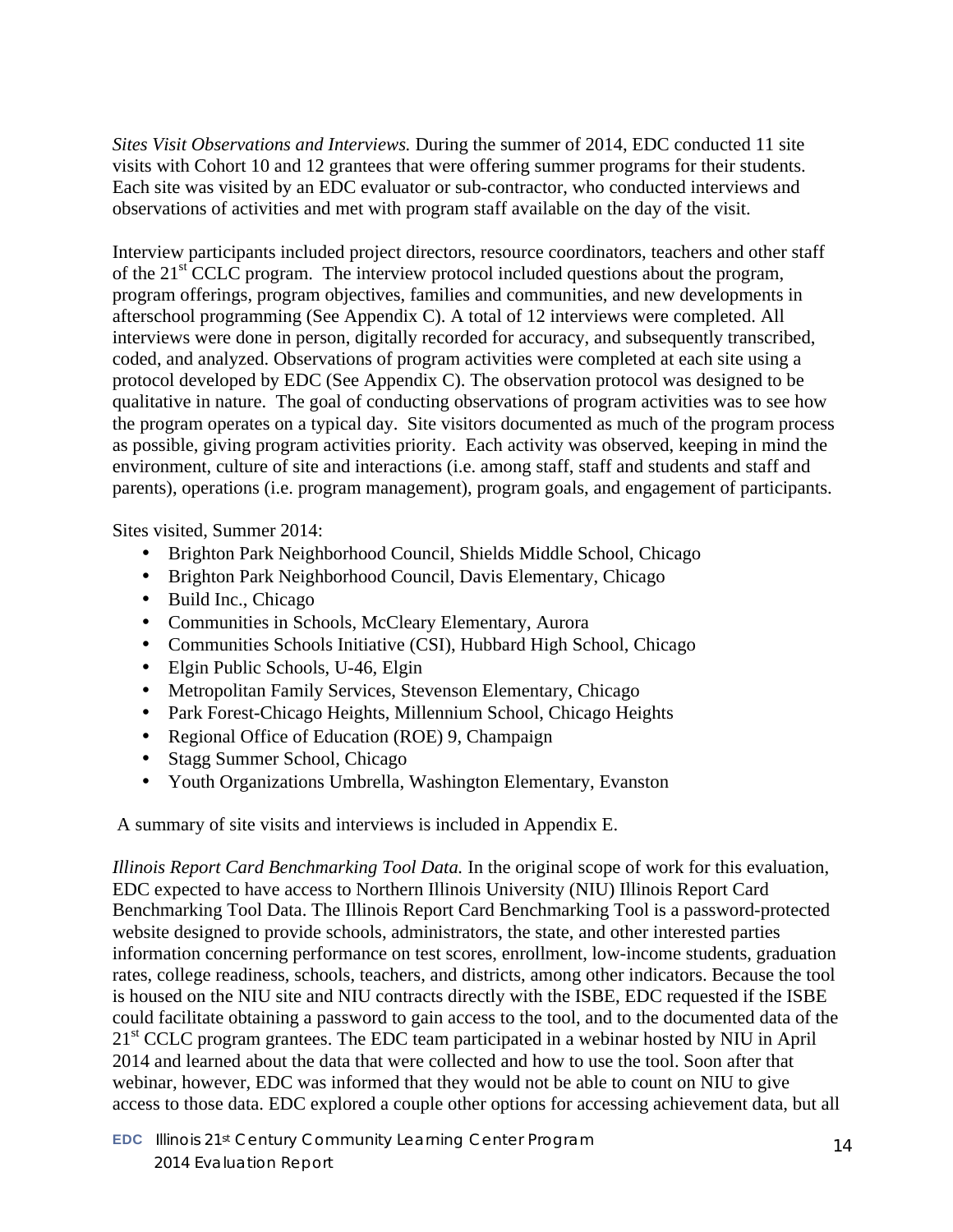*Sites Visit Observations and Interviews.* During the summer of 2014, EDC conducted 11 site visits with Cohort 10 and 12 grantees that were offering summer programs for their students. Each site was visited by an EDC evaluator or sub-contractor, who conducted interviews and observations of activities and met with program staff available on the day of the visit.

Interview participants included project directors, resource coordinators, teachers and other staff of the 21st CCLC program. The interview protocol included questions about the program, program offerings, program objectives, families and communities, and new developments in afterschool programming (See Appendix C). A total of 12 interviews were completed. All interviews were done in person, digitally recorded for accuracy, and subsequently transcribed, coded, and analyzed. Observations of program activities were completed at each site using a protocol developed by EDC (See Appendix C). The observation protocol was designed to be qualitative in nature. The goal of conducting observations of program activities was to see how the program operates on a typical day. Site visitors documented as much of the program process as possible, giving program activities priority. Each activity was observed, keeping in mind the environment, culture of site and interactions (i.e. among staff, staff and students and staff and parents), operations (i.e. program management), program goals, and engagement of participants.

Sites visited, Summer 2014:

- Brighton Park Neighborhood Council, Shields Middle School, Chicago
- Brighton Park Neighborhood Council, Davis Elementary, Chicago
- Build Inc., Chicago
- Communities in Schools, McCleary Elementary, Aurora
- Communities Schools Initiative (CSI), Hubbard High School, Chicago
- Elgin Public Schools, U-46, Elgin
- Metropolitan Family Services, Stevenson Elementary, Chicago
- Park Forest-Chicago Heights, Millennium School, Chicago Heights
- Regional Office of Education (ROE) 9, Champaign
- Stagg Summer School, Chicago
- Youth Organizations Umbrella, Washington Elementary, Evanston

A summary of site visits and interviews is included in Appendix E.

*Illinois Report Card Benchmarking Tool Data.* In the original scope of work for this evaluation, EDC expected to have access to Northern Illinois University (NIU) Illinois Report Card Benchmarking Tool Data. The Illinois Report Card Benchmarking Tool is a password-protected website designed to provide schools, administrators, the state, and other interested parties information concerning performance on test scores, enrollment, low-income students, graduation rates, college readiness, schools, teachers, and districts, among other indicators. Because the tool is housed on the NIU site and NIU contracts directly with the ISBE, EDC requested if the ISBE could facilitate obtaining a password to gain access to the tool, and to the documented data of the 21st CCLC program grantees. The EDC team participated in a webinar hosted by NIU in April 2014 and learned about the data that were collected and how to use the tool. Soon after that webinar, however, EDC was informed that they would not be able to count on NIU to give access to those data. EDC explored a couple other options for accessing achievement data, but all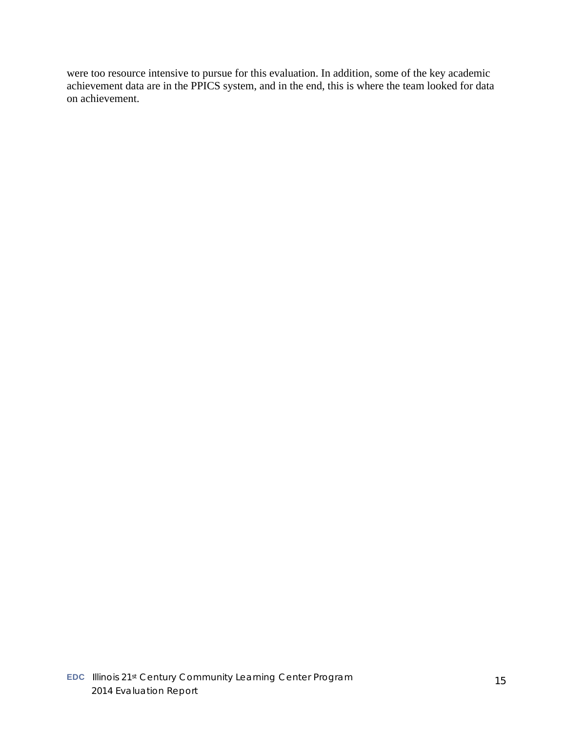were too resource intensive to pursue for this evaluation. In addition, some of the key academic achievement data are in the PPICS system, and in the end, this is where the team looked for data on achievement.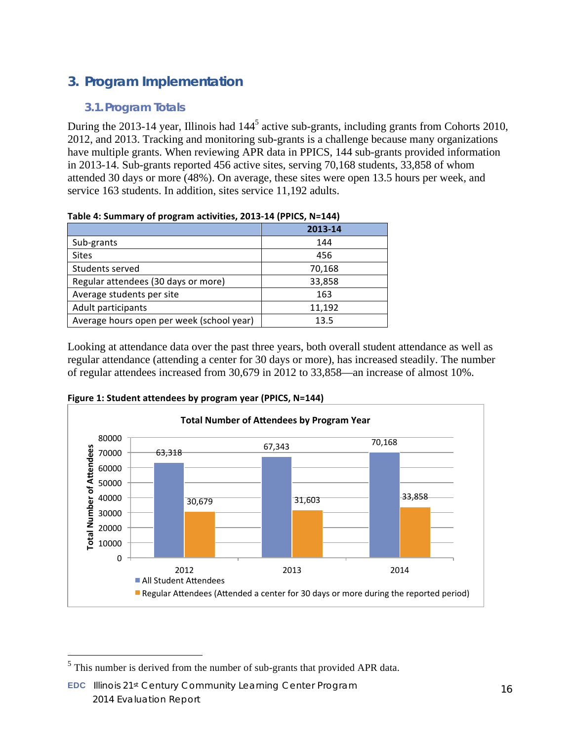## 3. Program Implementation

### 3.1. Program Totals

During the 2013-14 year, Illinois had 144[5] active sub-grants, including grants from Cohorts 2010, 2012, and 2013. Tracking and monitoring sub-grants is a challenge because many organizations have multiple grants. When reviewing APR data in PPICS, 144 sub-grants provided information in 2013-14. Sub-grants reported 456 active sites, serving 70,168 students, 33,858 of whom attended 30 days or more (48%). On average, these sites were open 13.5 hours per week, and service 163 students. In addition, sites service 11,192 adults.

**Table 4: Summary of program activities, 2013-14 (PPICS, N=144)**

| | 2013-14 |
|---|---|
| Sub-grants | 144 |
| Sites | 456 |
| Students served | 70,168 |
| Regular attendees (30 days or more) | 33,858 |
| Average students per site | 163 |
| Adult participants | 11,192 |
| Average hours open per week (school year) | 13.5 |

Looking at attendance data over the past three years, both overall student attendance as well as regular attendance (attending a center for 30 days or more), has increased steadily. The number of regular attendees increased from 30,679 in 2012 to 33,858—an increase of almost 10%.

**Figure 1: Student attendees by program year (PPICS, N=144)**

Total Number of Attendees by Program Year

| Program Year | All Student Attendees | Regular Attendees (Attended a center for 30 days or more during the reported period) |
|---|---|---|
| 2012 | 63,318 | 30,679 |
| 2013 | 67,343 | 31,603 |
| 2014 | 70,168 | 33,858 |

---

[5] This number is derived from the number of sub-grants that provided APR data.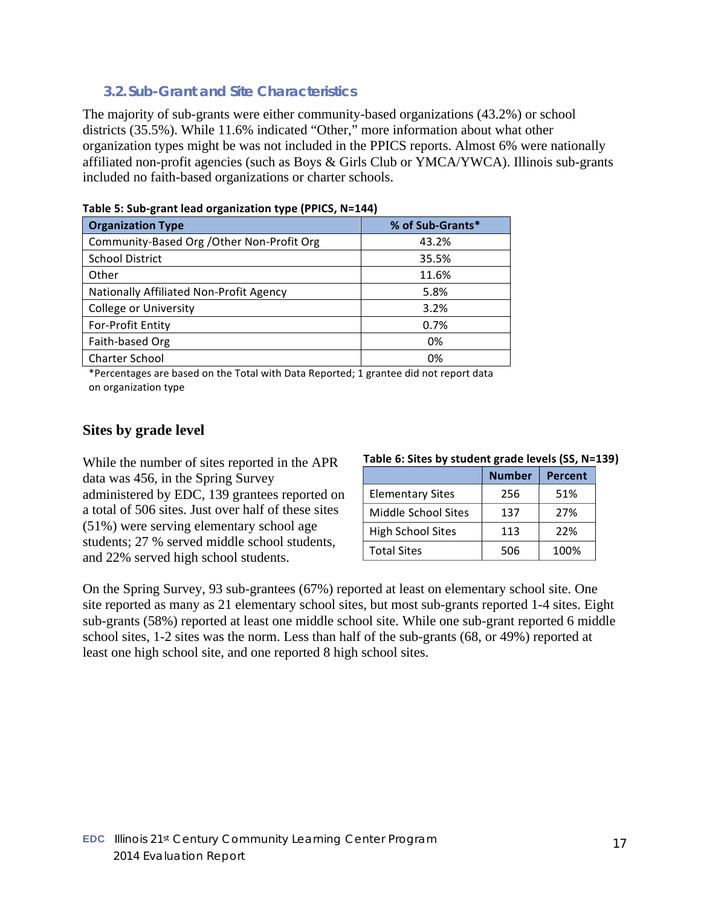### 3.2. Sub-Grant and Site Characteristics

The majority of sub-grants were either community-based organizations (43.2%) or school districts (35.5%). While 11.6% indicated "Other," more information about what other organization types might be was not included in the PPICS reports. Almost 6% were nationally affiliated non-profit agencies (such as Boys & Girls Club or YMCA/YWCA). Illinois sub-grants included no faith-based organizations or charter schools.

**Table 5: Sub-grant lead organization type (PPICS, N=144)**

| Organization Type | % of Sub-Grants* |
| --- | --- |
| Community-Based Org /Other Non-Profit Org | 43.2% |
| School District | 35.5% |
| Other | 11.6% |
| Nationally Affiliated Non-Profit Agency | 5.8% |
| College or University | 3.2% |
| For-Profit Entity | 0.7% |
| Faith-based Org | 0% |
| Charter School | 0% |

*Percentages are based on the Total with Data Reported; 1 grantee did not report data on organization type

## Sites by grade level

While the number of sites reported in the APR data was 456, in the Spring Survey administered by EDC, 139 grantees reported on a total of 506 sites. Just over half of these sites (51%) were serving elementary school age students; 27 % served middle school students, and 22% served high school students.

**Table 6: Sites by student grade levels (SS, N=139)**

| | Number | Percent |
| --- | --- | --- |
| Elementary Sites | 256 | 51% |
| Middle School Sites | 137 | 27% |
| High School Sites | 113 | 22% |
| Total Sites | 506 | 100% |

On the Spring Survey, 93 sub-grantees (67%) reported at least on elementary school site. One site reported as many as 21 elementary school sites, but most sub-grants reported 1-4 sites. Eight sub-grants (58%) reported at least one middle school site. While one sub-grant reported 6 middle school sites, 1-2 sites was the norm. Less than half of the sub-grants (68, or 49%) reported at least one high school site, and one reported 8 high school sites.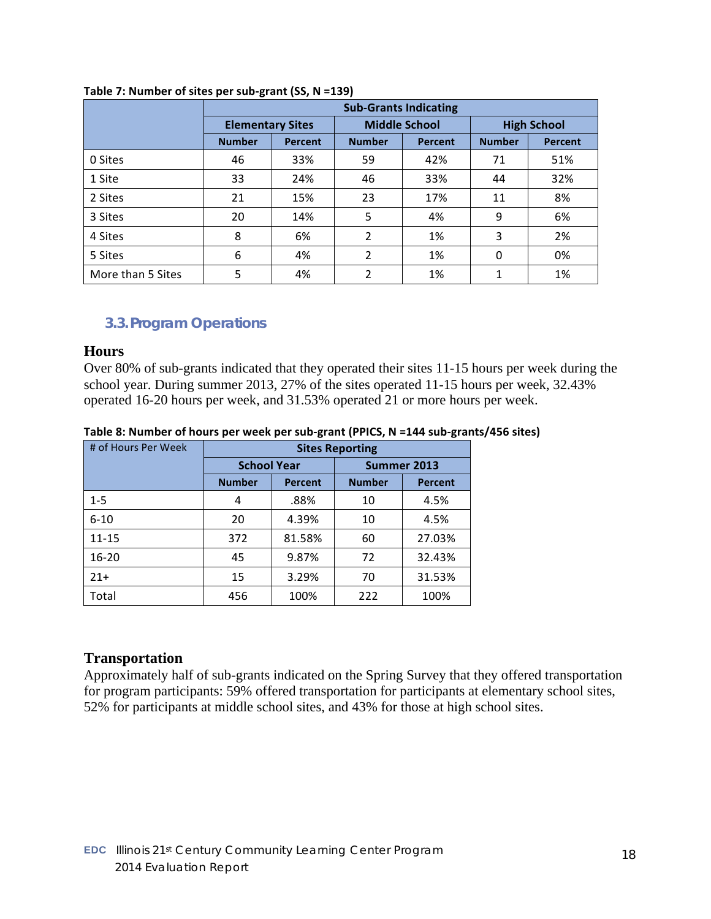**Table 7: Number of sites per sub-grant (SS, N =139)**

| | Sub-Grants Indicating | | | | | |
|---|---|---|---|---|---|---|
| | Elementary Sites | | Middle School | | High School | |
| | Number | Percent | Number | Percent | Number | Percent |
| 0 Sites | 46 | 33% | 59 | 42% | 71 | 51% |
| 1 Site | 33 | 24% | 46 | 33% | 44 | 32% |
| 2 Sites | 21 | 15% | 23 | 17% | 11 | 8% |
| 3 Sites | 20 | 14% | 5 | 4% | 9 | 6% |
| 4 Sites | 8 | 6% | 2 | 1% | 3 | 2% |
| 5 Sites | 6 | 4% | 2 | 1% | 0 | 0% |
| More than 5 Sites | 5 | 4% | 2 | 1% | 1 | 1% |

## 3.3. Program Operations

### Hours

Over 80% of sub-grants indicated that they operated their sites 11-15 hours per week during the school year. During summer 2013, 27% of the sites operated 11-15 hours per week, 32.43% operated 16-20 hours per week, and 31.53% operated 21 or more hours per week.

**Table 8: Number of hours per week per sub-grant (PPICS, N =144 sub-grants/456 sites)**

| # of Hours Per Week | Sites Reporting | | | |
|---|---|---|---|---|
| | School Year | | Summer 2013 | |
| | Number | Percent | Number | Percent |
| 1-5 | 4 | .88% | 10 | 4.5% |
| 6-10 | 20 | 4.39% | 10 | 4.5% |
| 11-15 | 372 | 81.58% | 60 | 27.03% |
| 16-20 | 45 | 9.87% | 72 | 32.43% |
| 21+ | 15 | 3.29% | 70 | 31.53% |
| Total | 456 | 100% | 222 | 100% |

### Transportation

Approximately half of sub-grants indicated on the Spring Survey that they offered transportation for program participants: 59% offered transportation for participants at elementary school sites, 52% for participants at middle school sites, and 43% for those at high school sites.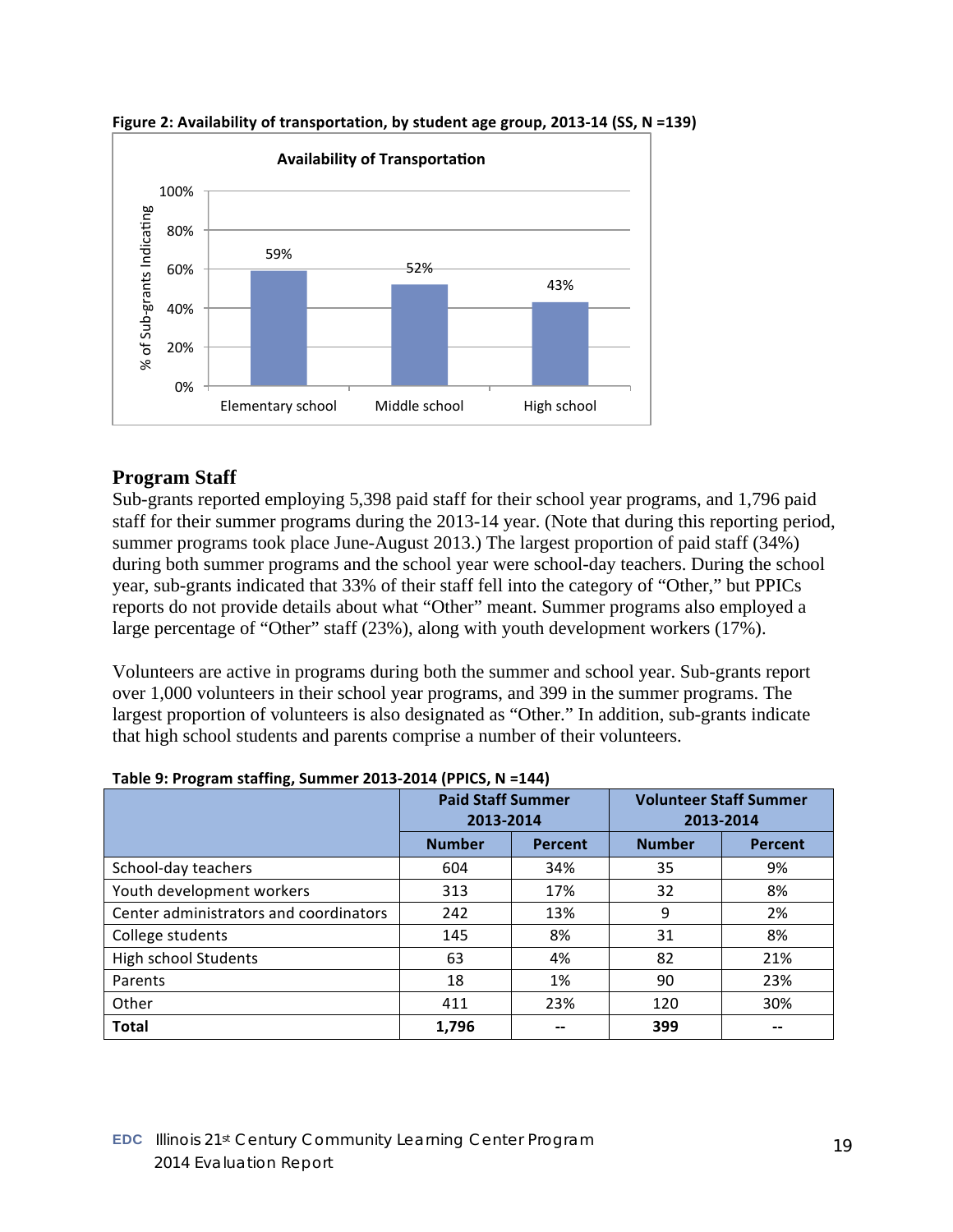**Figure 2: Availability of transportation, by student age group, 2013-14 (SS, N =139)**

## Program Staff

Sub-grants reported employing 5,398 paid staff for their school year programs, and 1,796 paid staff for their summer programs during the 2013-14 year. (Note that during this reporting period, summer programs took place June-August 2013.) The largest proportion of paid staff (34%) during both summer programs and the school year were school-day teachers. During the school year, sub-grants indicated that 33% of their staff fell into the category of "Other," but PPICs reports do not provide details about what "Other" meant. Summer programs also employed a large percentage of "Other" staff (23%), along with youth development workers (17%).

Volunteers are active in programs during both the summer and school year. Sub-grants report over 1,000 volunteers in their school year programs, and 399 in the summer programs. The largest proportion of volunteers is also designated as "Other." In addition, sub-grants indicate that high school students and parents comprise a number of their volunteers.

**Table 9: Program staffing, Summer 2013-2014 (PPICS, N =144)**

| | Paid Staff Summer 2013-2014 | | Volunteer Staff Summer 2013-2014 | |
|---|---|---|---|---|
| | **Number** | **Percent** | **Number** | **Percent** |
| School-day teachers | 604 | 34% | 35 | 9% |
| Youth development workers | 313 | 17% | 32 | 8% |
| Center administrators and coordinators | 242 | 13% | 9 | 2% |
| College students | 145 | 8% | 31 | 8% |
| High school Students | 63 | 4% | 82 | 21% |
| Parents | 18 | 1% | 90 | 23% |
| Other | 411 | 23% | 120 | 30% |
| **Total** | **1,796** | **--** | **399** | **--** |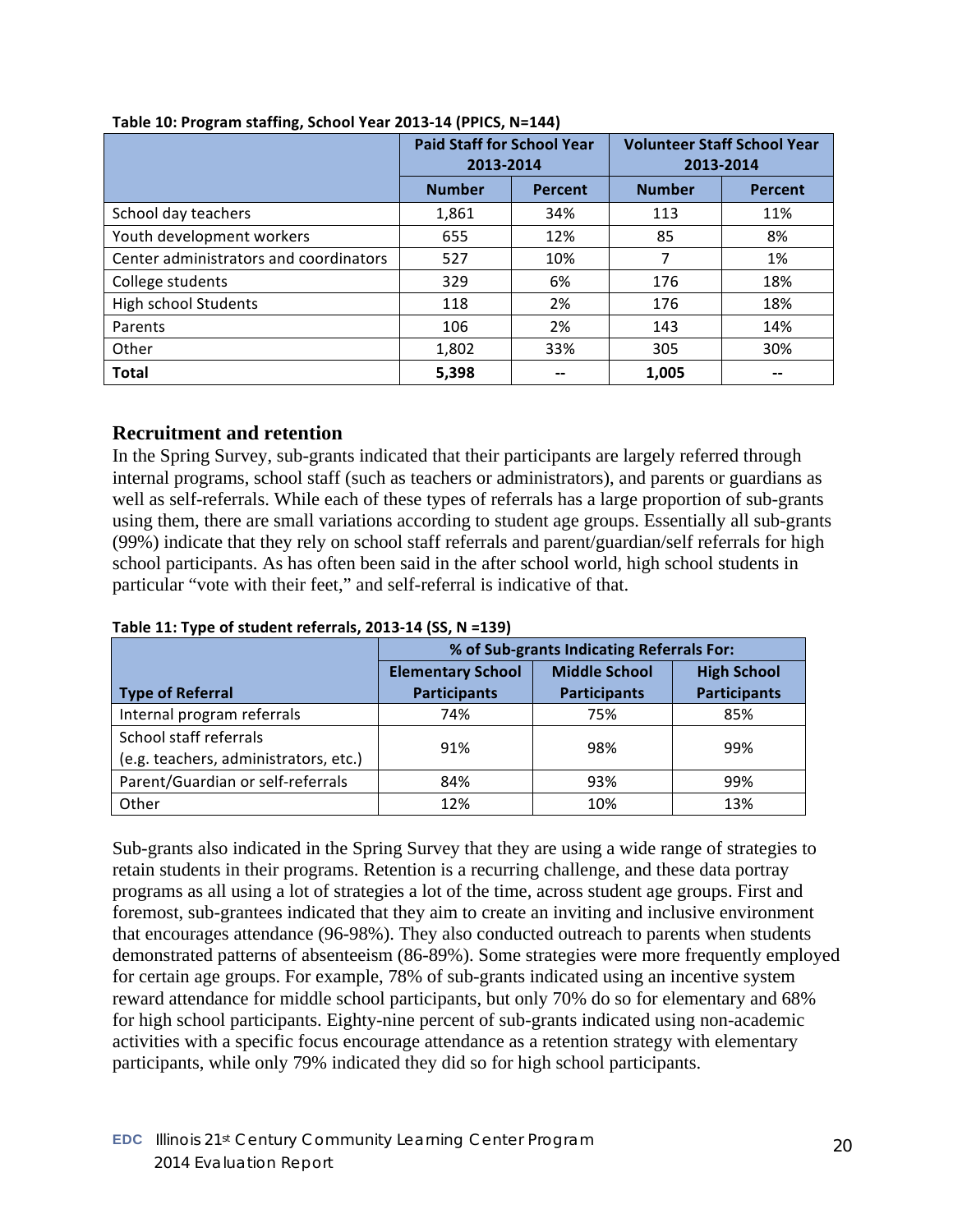**Table 10: Program staffing, School Year 2013-14 (PPICS, N=144)**

| | Paid Staff for School Year 2013-2014 | | Volunteer Staff School Year 2013-2014 | |
|---|---|---|---|---|
| | Number | Percent | Number | Percent |
| School day teachers | 1,861 | 34% | 113 | 11% |
| Youth development workers | 655 | 12% | 85 | 8% |
| Center administrators and coordinators | 527 | 10% | 7 | 1% |
| College students | 329 | 6% | 176 | 18% |
| High school Students | 118 | 2% | 176 | 18% |
| Parents | 106 | 2% | 143 | 14% |
| Other | 1,802 | 33% | 305 | 30% |
| **Total** | **5,398** | **--** | **1,005** | **--** |

## Recruitment and retention

In the Spring Survey, sub-grants indicated that their participants are largely referred through internal programs, school staff (such as teachers or administrators), and parents or guardians as well as self-referrals. While each of these types of referrals has a large proportion of sub-grants using them, there are small variations according to student age groups. Essentially all sub-grants (99%) indicate that they rely on school staff referrals and parent/guardian/self referrals for high school participants. As has often been said in the after school world, high school students in particular "vote with their feet," and self-referral is indicative of that.

**Table 11: Type of student referrals, 2013-14 (SS, N =139)**

| | % of Sub-grants Indicating Referrals For: | | |
|---|---|---|---|
| **Type of Referral** | **Elementary School Participants** | **Middle School Participants** | **High School Participants** |
| Internal program referrals | 74% | 75% | 85% |
| School staff referrals (e.g. teachers, administrators, etc.) | 91% | 98% | 99% |
| Parent/Guardian or self-referrals | 84% | 93% | 99% |
| Other | 12% | 10% | 13% |

Sub-grants also indicated in the Spring Survey that they are using a wide range of strategies to retain students in their programs. Retention is a recurring challenge, and these data portray programs as all using a lot of strategies a lot of the time, across student age groups. First and foremost, sub-grantees indicated that they aim to create an inviting and inclusive environment that encourages attendance (96-98%). They also conducted outreach to parents when students demonstrated patterns of absenteeism (86-89%). Some strategies were more frequently employed for certain age groups. For example, 78% of sub-grants indicated using an incentive system reward attendance for middle school participants, but only 70% do so for elementary and 68% for high school participants. Eighty-nine percent of sub-grants indicated using non-academic activities with a specific focus encourage attendance as a retention strategy with elementary participants, while only 79% indicated they did so for high school participants.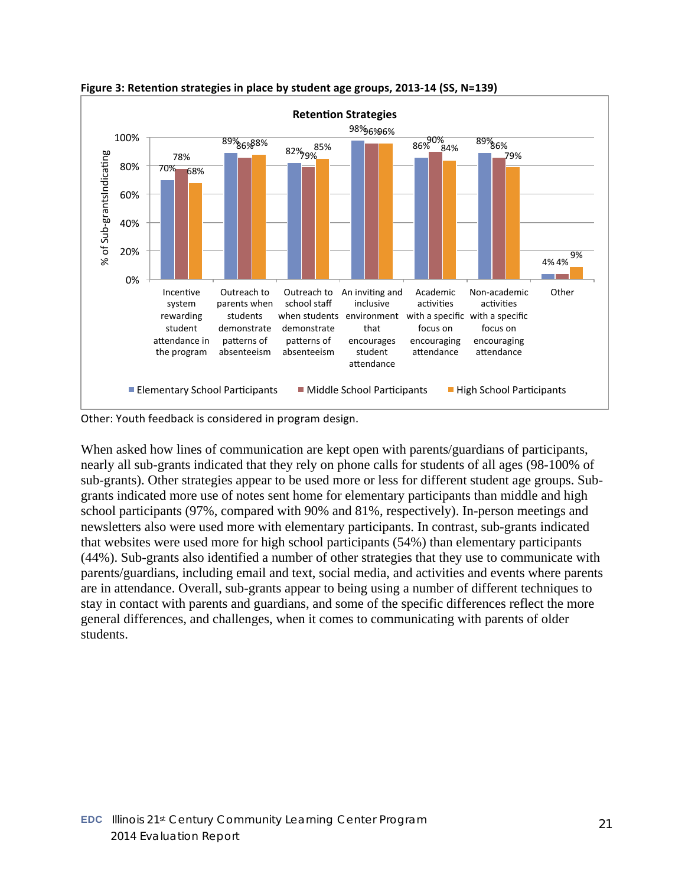**Figure 3: Retention strategies in place by student age groups, 2013-14 (SS, N=139)**

**Retention Strategies**

| Strategy | Elementary School Participants | Middle School Participants | High School Participants |
|---|---|---|---|
| Incentive system rewarding student attendance in the program | 70% | 78% | 68% |
| Outreach to parents when students demonstrate patterns of absenteeism | 89% | 86% | 88% |
| Outreach to school staff when students demonstrate patterns of absenteeism | 82% | 79% | 85% |
| An inviting and inclusive environment that encourages student attendance | 98% | 96% | 96% |
| Academic activities with a specific focus on encouraging attendance | 86% | 90% | 84% |
| Non-academic activities with a specific focus on encouraging attendance | 89% | 86% | 79% |
| Other | 4% | 4% | 9% |

Other: Youth feedback is considered in program design.

When asked how lines of communication are kept open with parents/guardians of participants, nearly all sub-grants indicated that they rely on phone calls for students of all ages (98-100% of sub-grants). Other strategies appear to be used more or less for different student age groups. Sub-grants indicated more use of notes sent home for elementary participants than middle and high school participants (97%, compared with 90% and 81%, respectively). In-person meetings and newsletters also were used more with elementary participants. In contrast, sub-grants indicated that websites were used more for high school participants (54%) than elementary participants (44%). Sub-grants also identified a number of other strategies that they use to communicate with parents/guardians, including email and text, social media, and activities and events where parents are in attendance. Overall, sub-grants appear to being using a number of different techniques to stay in contact with parents and guardians, and some of the specific differences reflect the more general differences, and challenges, when it comes to communicating with parents of older students.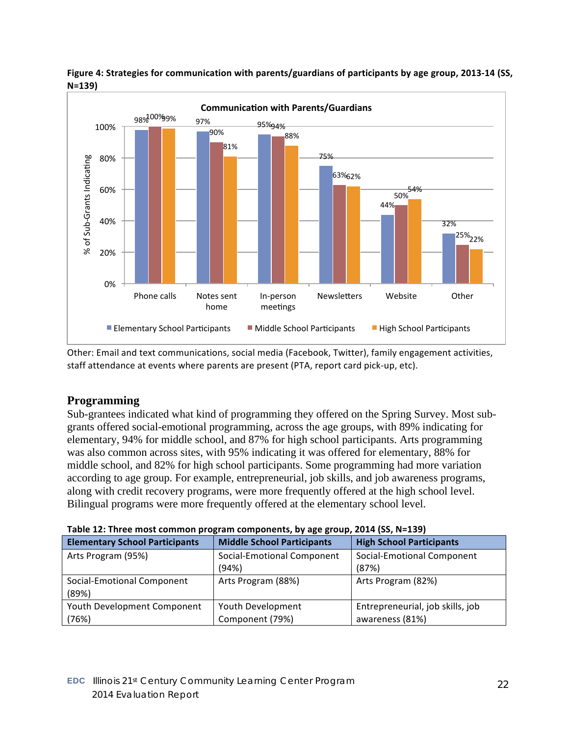**Figure 4: Strategies for communication with parents/guardians of participants by age group, 2013-14 (SS, N=139)**

Communication with Parents/Guardians

| | Elementary School Participants | Middle School Participants | High School Participants |
|---|---|---|---|
| Phone calls | 98% | 100% | 99% |
| Notes sent home | 97% | 90% | 81% |
| In-person meetings | 95% | 94% | 88% |
| Newsletters | 75% | 63% | 62% |
| Website | 44% | 50% | 54% |
| Other | 32% | 25% | 22% |

Other: Email and text communications, social media (Facebook, Twitter), family engagement activities, staff attendance at events where parents are present (PTA, report card pick-up, etc).

## Programming

Sub-grantees indicated what kind of programming they offered on the Spring Survey. Most sub-grants offered social-emotional programming, across the age groups, with 89% indicating for elementary, 94% for middle school, and 87% for high school participants. Arts programming was also common across sites, with 95% indicating it was offered for elementary, 88% for middle school, and 82% for high school participants. Some programming had more variation according to age group. For example, entrepreneurial, job skills, and job awareness programs, along with credit recovery programs, were more frequently offered at the high school level. Bilingual programs were more frequently offered at the elementary school level.

**Table 12: Three most common program components, by age group, 2014 (SS, N=139)**

| Elementary School Participants | Middle School Participants | High School Participants |
|---|---|---|
| Arts Program (95%) | Social-Emotional Component (94%) | Social-Emotional Component (87%) |
| Social-Emotional Component (89%) | Arts Program (88%) | Arts Program (82%) |
| Youth Development Component (76%) | Youth Development Component (79%) | Entrepreneurial, job skills, job awareness (81%) |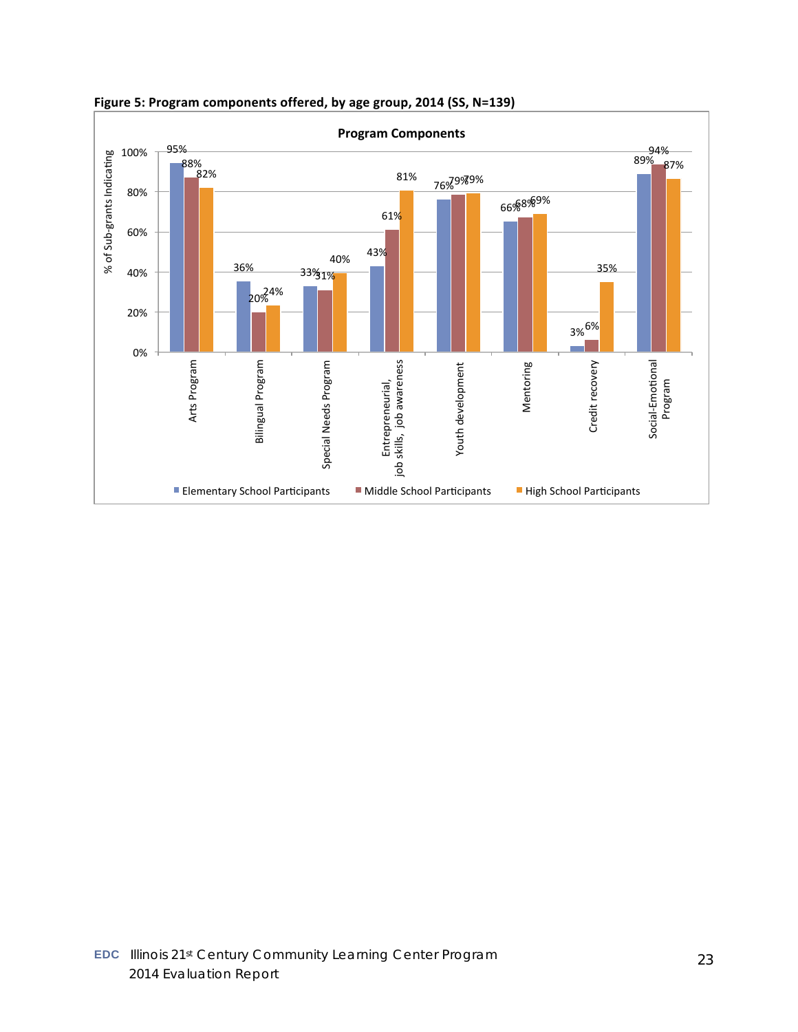**Figure 5: Program components offered, by age group, 2014 (SS, N=139)**

**Program Components**

| Program Component | Elementary School Participants | Middle School Participants | High School Participants |
|---|---|---|---|
| Arts Program | 95% | 88% | 82% |
| Bilingual Program | 36% | 20% | 24% |
| Special Needs Program | 33% | 31% | 40% |
| Entrepreneurial, job skills, job awareness | 43% | 61% | 81% |
| Youth development | 76% | 79% | 79% |
| Mentoring | 66% | 68% | 69% |
| Credit recovery | 3% | 6% | 35% |
| Social-Emotional Program | 89% | 94% | 87% |

Y-axis: % of Sub-grants Indicating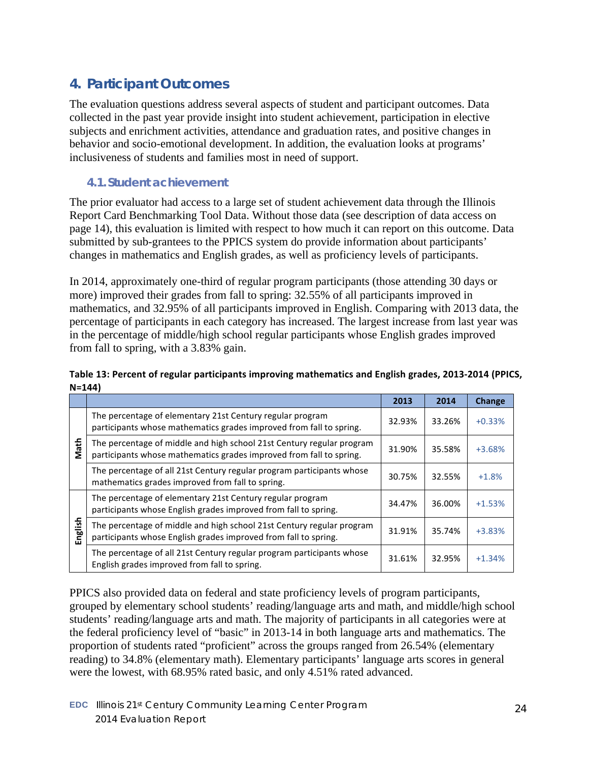## 4. Participant Outcomes

The evaluation questions address several aspects of student and participant outcomes. Data collected in the past year provide insight into student achievement, participation in elective subjects and enrichment activities, attendance and graduation rates, and positive changes in behavior and socio-emotional development. In addition, the evaluation looks at programs' inclusiveness of students and families most in need of support.

### 4.1. Student achievement

The prior evaluator had access to a large set of student achievement data through the Illinois Report Card Benchmarking Tool Data. Without those data (see description of data access on page 14), this evaluation is limited with respect to how much it can report on this outcome. Data submitted by sub-grantees to the PPICS system do provide information about participants' changes in mathematics and English grades, as well as proficiency levels of participants.

In 2014, approximately one-third of regular program participants (those attending 30 days or more) improved their grades from fall to spring: 32.55% of all participants improved in mathematics, and 32.95% of all participants improved in English. Comparing with 2013 data, the percentage of participants in each category has increased. The largest increase from last year was in the percentage of middle/high school regular participants whose English grades improved from fall to spring, with a 3.83% gain.

**Table 13: Percent of regular participants improving mathematics and English grades, 2013-2014 (PPICS, N=144)**

| | | 2013 | 2014 | Change |
|---|---|---|---|---|
| Math | The percentage of elementary 21st Century regular program participants whose mathematics grades improved from fall to spring. | 32.93% | 33.26% | +0.33% |
| | The percentage of middle and high school 21st Century regular program participants whose mathematics grades improved from fall to spring. | 31.90% | 35.58% | +3.68% |
| | The percentage of all 21st Century regular program participants whose mathematics grades improved from fall to spring. | 30.75% | 32.55% | +1.8% |
| English | The percentage of elementary 21st Century regular program participants whose English grades improved from fall to spring. | 34.47% | 36.00% | +1.53% |
| | The percentage of middle and high school 21st Century regular program participants whose English grades improved from fall to spring. | 31.91% | 35.74% | +3.83% |
| | The percentage of all 21st Century regular program participants whose English grades improved from fall to spring. | 31.61% | 32.95% | +1.34% |

PPICS also provided data on federal and state proficiency levels of program participants, grouped by elementary school students' reading/language arts and math, and middle/high school students' reading/language arts and math. The majority of participants in all categories were at the federal proficiency level of "basic" in 2013-14 in both language arts and mathematics. The proportion of students rated "proficient" across the groups ranged from 26.54% (elementary reading) to 34.8% (elementary math). Elementary participants' language arts scores in general were the lowest, with 68.95% rated basic, and only 4.51% rated advanced.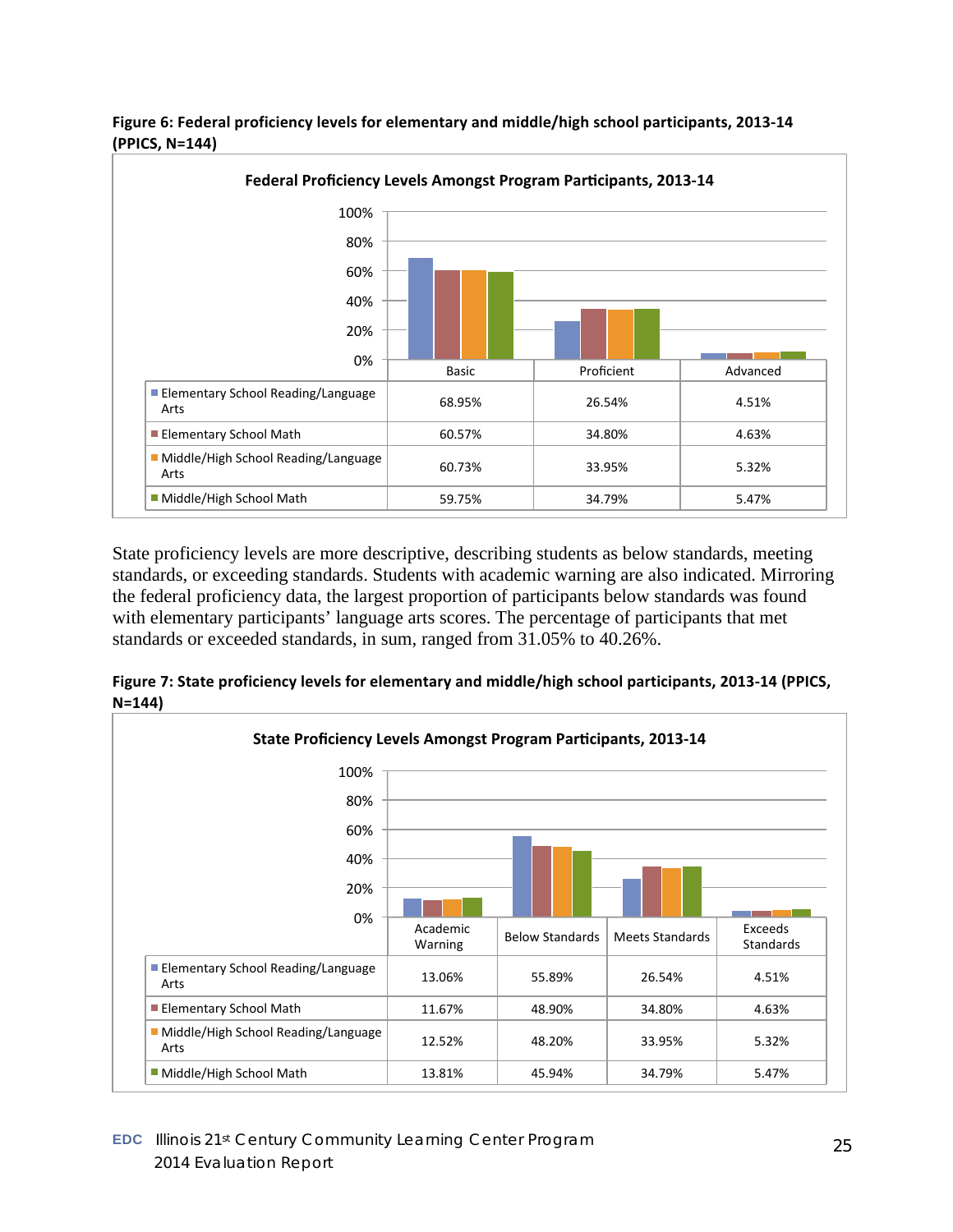**Figure 6: Federal proficiency levels for elementary and middle/high school participants, 2013-14 (PPICS, N=144)**

Federal Proficiency Levels Amongst Program Participants, 2013-14

| | Basic | Proficient | Advanced |
|---|---|---|---|
| Elementary School Reading/Language Arts | 68.95% | 26.54% | 4.51% |
| Elementary School Math | 60.57% | 34.80% | 4.63% |
| Middle/High School Reading/Language Arts | 60.73% | 33.95% | 5.32% |
| Middle/High School Math | 59.75% | 34.79% | 5.47% |

State proficiency levels are more descriptive, describing students as below standards, meeting standards, or exceeding standards. Students with academic warning are also indicated. Mirroring the federal proficiency data, the largest proportion of participants below standards was found with elementary participants' language arts scores. The percentage of participants that met standards or exceeded standards, in sum, ranged from 31.05% to 40.26%.

**Figure 7: State proficiency levels for elementary and middle/high school participants, 2013-14 (PPICS, N=144)**

State Proficiency Levels Amongst Program Participants, 2013-14

| | Academic Warning | Below Standards | Meets Standards | Exceeds Standards |
|---|---|---|---|---|
| Elementary School Reading/Language Arts | 13.06% | 55.89% | 26.54% | 4.51% |
| Elementary School Math | 11.67% | 48.90% | 34.80% | 4.63% |
| Middle/High School Reading/Language Arts | 12.52% | 48.20% | 33.95% | 5.32% |
| Middle/High School Math | 13.81% | 45.94% | 34.79% | 5.47% |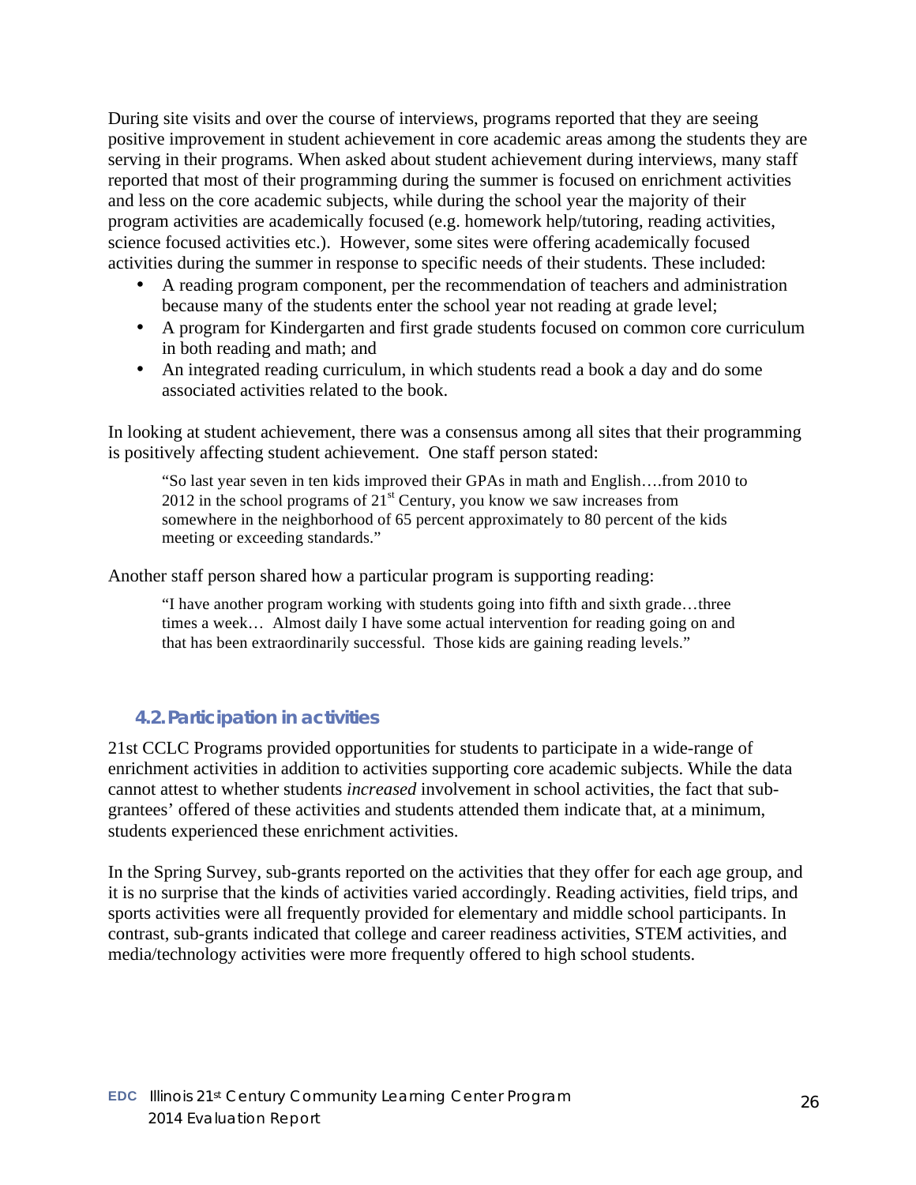During site visits and over the course of interviews, programs reported that they are seeing positive improvement in student achievement in core academic areas among the students they are serving in their programs. When asked about student achievement during interviews, many staff reported that most of their programming during the summer is focused on enrichment activities and less on the core academic subjects, while during the school year the majority of their program activities are academically focused (e.g. homework help/tutoring, reading activities, science focused activities etc.). However, some sites were offering academically focused activities during the summer in response to specific needs of their students. These included:

- A reading program component, per the recommendation of teachers and administration because many of the students enter the school year not reading at grade level;
- A program for Kindergarten and first grade students focused on common core curriculum in both reading and math; and
- An integrated reading curriculum, in which students read a book a day and do some associated activities related to the book.

In looking at student achievement, there was a consensus among all sites that their programming is positively affecting student achievement. One staff person stated:

> "So last year seven in ten kids improved their GPAs in math and English….from 2010 to 2012 in the school programs of 21st Century, you know we saw increases from somewhere in the neighborhood of 65 percent approximately to 80 percent of the kids meeting or exceeding standards."

Another staff person shared how a particular program is supporting reading:

> "I have another program working with students going into fifth and sixth grade…three times a week… Almost daily I have some actual intervention for reading going on and that has been extraordinarily successful. Those kids are gaining reading levels."

## 4.2. Participation in activities

21st CCLC Programs provided opportunities for students to participate in a wide-range of enrichment activities in addition to activities supporting core academic subjects. While the data cannot attest to whether students *increased* involvement in school activities, the fact that sub-grantees' offered of these activities and students attended them indicate that, at a minimum, students experienced these enrichment activities.

In the Spring Survey, sub-grants reported on the activities that they offer for each age group, and it is no surprise that the kinds of activities varied accordingly. Reading activities, field trips, and sports activities were all frequently provided for elementary and middle school participants. In contrast, sub-grants indicated that college and career readiness activities, STEM activities, and media/technology activities were more frequently offered to high school students.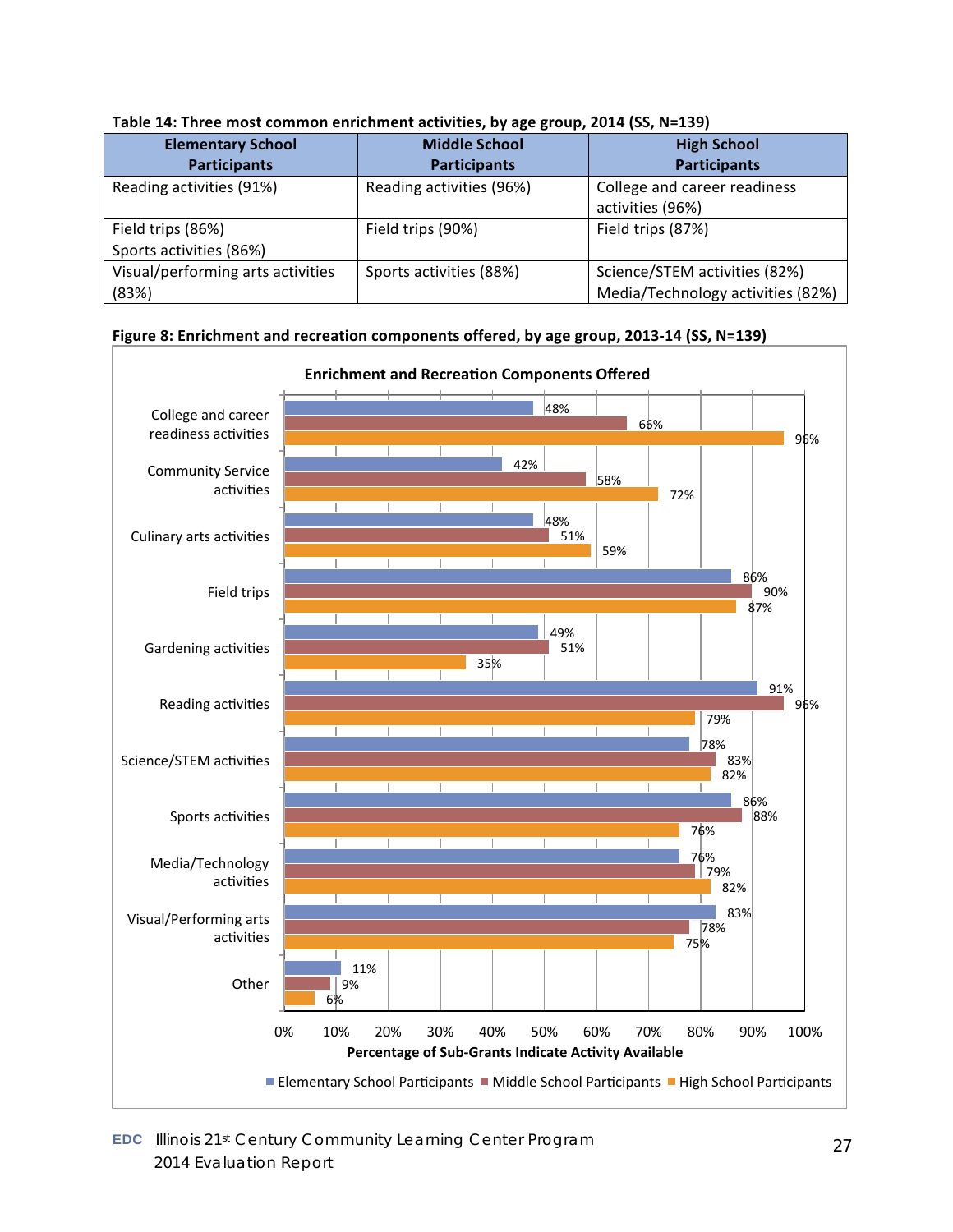**Table 14: Three most common enrichment activities, by age group, 2014 (SS, N=139)**

| Elementary School Participants | Middle School Participants | High School Participants |
|---|---|---|
| Reading activities (91%) | Reading activities (96%) | College and career readiness activities (96%) |
| Field trips (86%)<br>Sports activities (86%) | Field trips (90%) | Field trips (87%) |
| Visual/performing arts activities (83%) | Sports activities (88%) | Science/STEM activities (82%)<br>Media/Technology activities (82%) |

**Figure 8: Enrichment and recreation components offered, by age group, 2013-14 (SS, N=139)**

Enrichment and Recreation Components Offered

| Activity | Elementary School Participants | Middle School Participants | High School Participants |
|---|---|---|---|
| College and career readiness activities | 48% | 66% | 96% |
| Community Service activities | 42% | 58% | 72% |
| Culinary arts activities | 48% | 51% | 59% |
| Field trips | 86% | 90% | 87% |
| Gardening activities | 49% | 51% | 35% |
| Reading activities | 91% | 96% | 79% |
| Science/STEM activities | 78% | 83% | 82% |
| Sports activities | 86% | 88% | 76% |
| Media/Technology activities | 76% | 79% | 82% |
| Visual/Performing arts activities | 83% | 78% | 75% |
| Other | 11% | 9% | 6% |

Percentage of Sub-Grants Indicate Activity Available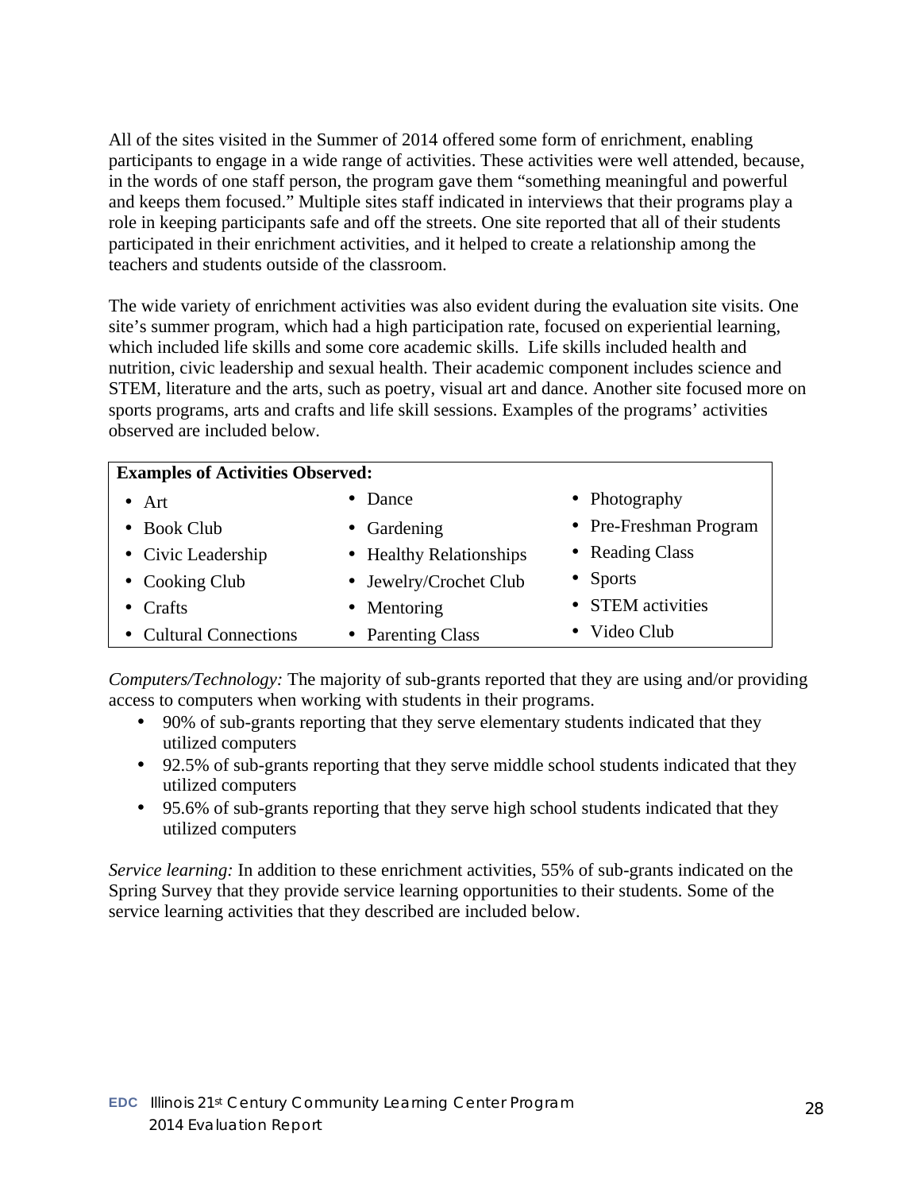All of the sites visited in the Summer of 2014 offered some form of enrichment, enabling participants to engage in a wide range of activities. These activities were well attended, because, in the words of one staff person, the program gave them "something meaningful and powerful and keeps them focused." Multiple sites staff indicated in interviews that their programs play a role in keeping participants safe and off the streets. One site reported that all of their students participated in their enrichment activities, and it helped to create a relationship among the teachers and students outside of the classroom.

The wide variety of enrichment activities was also evident during the evaluation site visits. One site's summer program, which had a high participation rate, focused on experiential learning, which included life skills and some core academic skills. Life skills included health and nutrition, civic leadership and sexual health. Their academic component includes science and STEM, literature and the arts, such as poetry, visual art and dance. Another site focused more on sports programs, arts and crafts and life skill sessions. Examples of the programs' activities observed are included below.

| **Examples of Activities Observed:** | | |
|---|---|---|
| • Art | • Dance | • Photography |
| • Book Club | • Gardening | • Pre-Freshman Program |
| • Civic Leadership | • Healthy Relationships | • Reading Class |
| • Cooking Club | • Jewelry/Crochet Club | • Sports |
| • Crafts | • Mentoring | • STEM activities |
| • Cultural Connections | • Parenting Class | • Video Club |

*Computers/Technology:* The majority of sub-grants reported that they are using and/or providing access to computers when working with students in their programs.

- 90% of sub-grants reporting that they serve elementary students indicated that they utilized computers
- 92.5% of sub-grants reporting that they serve middle school students indicated that they utilized computers
- 95.6% of sub-grants reporting that they serve high school students indicated that they utilized computers

*Service learning:* In addition to these enrichment activities, 55% of sub-grants indicated on the Spring Survey that they provide service learning opportunities to their students. Some of the service learning activities that they described are included below.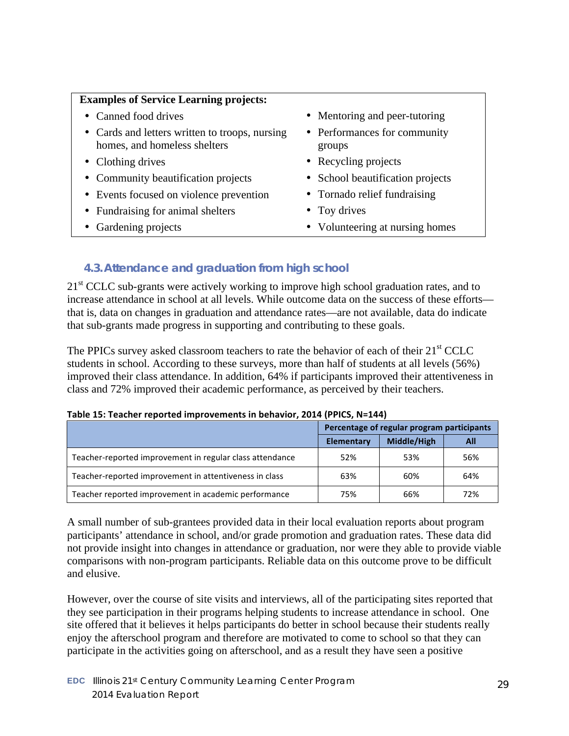**Examples of Service Learning projects:**

- Canned food drives
- Cards and letters written to troops, nursing homes, and homeless shelters
- Clothing drives
- Community beautification projects
- Events focused on violence prevention
- Fundraising for animal shelters
- Gardening projects
- Mentoring and peer-tutoring
- Performances for community groups
- Recycling projects
- School beautification projects
- Tornado relief fundraising
- Toy drives
- Volunteering at nursing homes

### 4.3. Attendance and graduation from high school

21st CCLC sub-grants were actively working to improve high school graduation rates, and to increase attendance in school at all levels. While outcome data on the success of these efforts—that is, data on changes in graduation and attendance rates—are not available, data do indicate that sub-grants made progress in supporting and contributing to these goals.

The PPICs survey asked classroom teachers to rate the behavior of each of their 21st CCLC students in school. According to these surveys, more than half of students at all levels (56%) improved their class attendance. In addition, 64% if participants improved their attentiveness in class and 72% improved their academic performance, as perceived by their teachers.

**Table 15: Teacher reported improvements in behavior, 2014 (PPICS, N=144)**

| | Percentage of regular program participants | | |
|---|---|---|---|
| | Elementary | Middle/High | All |
| Teacher-reported improvement in regular class attendance | 52% | 53% | 56% |
| Teacher-reported improvement in attentiveness in class | 63% | 60% | 64% |
| Teacher reported improvement in academic performance | 75% | 66% | 72% |

A small number of sub-grantees provided data in their local evaluation reports about program participants' attendance in school, and/or grade promotion and graduation rates. These data did not provide insight into changes in attendance or graduation, nor were they able to provide viable comparisons with non-program participants. Reliable data on this outcome prove to be difficult and elusive.

However, over the course of site visits and interviews, all of the participating sites reported that they see participation in their programs helping students to increase attendance in school. One site offered that it believes it helps participants do better in school because their students really enjoy the afterschool program and therefore are motivated to come to school so that they can participate in the activities going on afterschool, and as a result they have seen a positive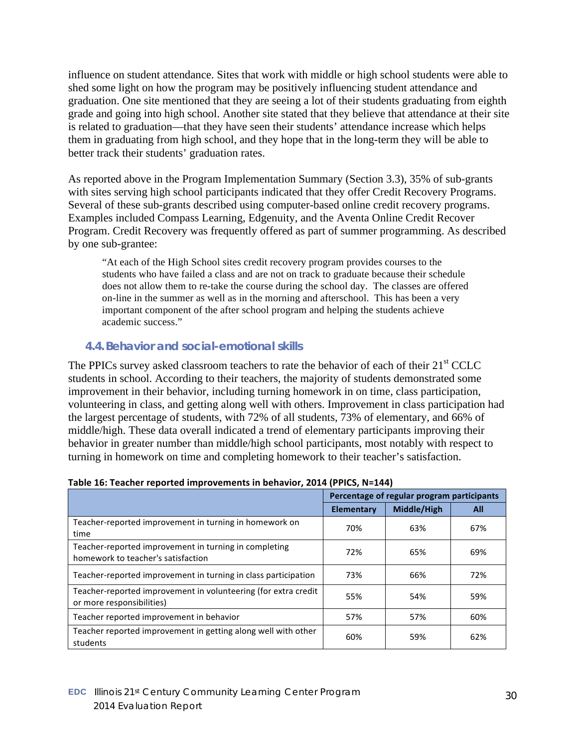influence on student attendance. Sites that work with middle or high school students were able to shed some light on how the program may be positively influencing student attendance and graduation. One site mentioned that they are seeing a lot of their students graduating from eighth grade and going into high school. Another site stated that they believe that attendance at their site is related to graduation—that they have seen their students' attendance increase which helps them in graduating from high school, and they hope that in the long-term they will be able to better track their students' graduation rates.

As reported above in the Program Implementation Summary (Section 3.3), 35% of sub-grants with sites serving high school participants indicated that they offer Credit Recovery Programs. Several of these sub-grants described using computer-based online credit recovery programs. Examples included Compass Learning, Edgenuity, and the Aventa Online Credit Recover Program. Credit Recovery was frequently offered as part of summer programming. As described by one sub-grantee:

> "At each of the High School sites credit recovery program provides courses to the students who have failed a class and are not on track to graduate because their schedule does not allow them to re-take the course during the school day. The classes are offered on-line in the summer as well as in the morning and afterschool. This has been a very important component of the after school program and helping the students achieve academic success."

## 4.4. Behavior and social-emotional skills

The PPICs survey asked classroom teachers to rate the behavior of each of their 21st CCLC students in school. According to their teachers, the majority of students demonstrated some improvement in their behavior, including turning homework in on time, class participation, volunteering in class, and getting along well with others. Improvement in class participation had the largest percentage of students, with 72% of all students, 73% of elementary, and 66% of middle/high. These data overall indicated a trend of elementary participants improving their behavior in greater number than middle/high school participants, most notably with respect to turning in homework on time and completing homework to their teacher's satisfaction.

**Table 16: Teacher reported improvements in behavior, 2014 (PPICS, N=144)**

| | Percentage of regular program participants | | |
|---|---|---|---|
| | **Elementary** | **Middle/High** | **All** |
| Teacher-reported improvement in turning in homework on time | 70% | 63% | 67% |
| Teacher-reported improvement in turning in completing homework to teacher's satisfaction | 72% | 65% | 69% |
| Teacher-reported improvement in turning in class participation | 73% | 66% | 72% |
| Teacher-reported improvement in volunteering (for extra credit or more responsibilities) | 55% | 54% | 59% |
| Teacher reported improvement in behavior | 57% | 57% | 60% |
| Teacher reported improvement in getting along well with other students | 60% | 59% | 62% |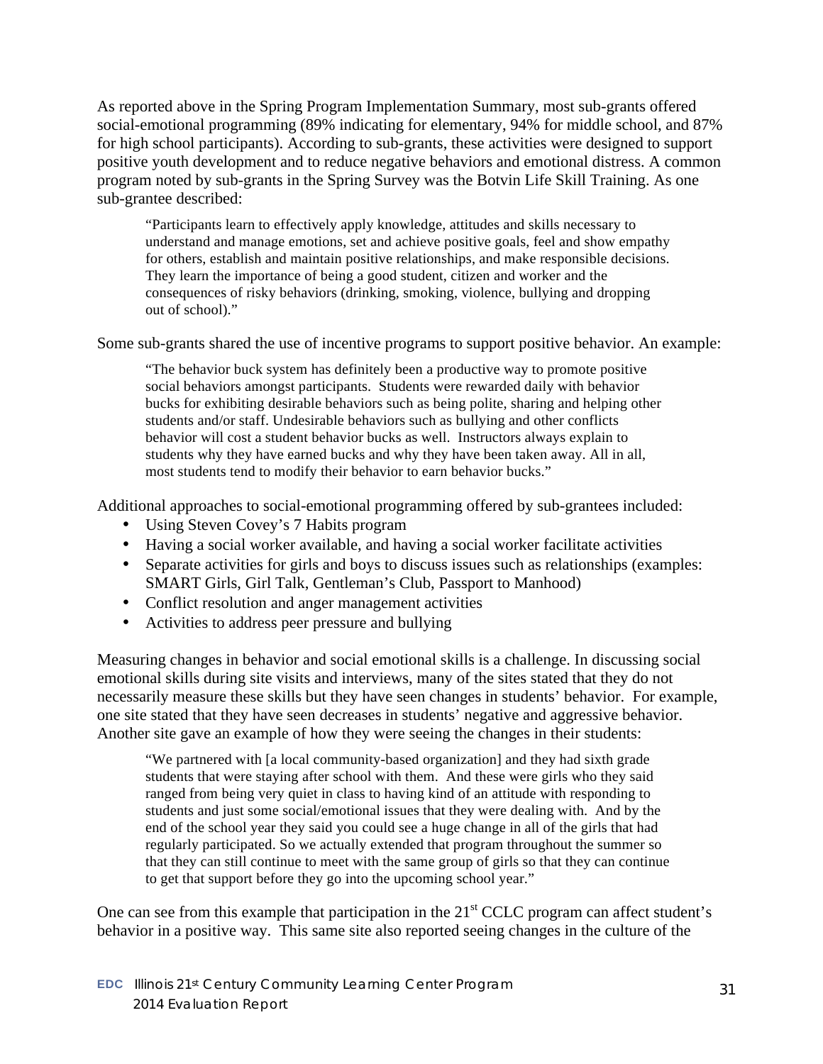As reported above in the Spring Program Implementation Summary, most sub-grants offered social-emotional programming (89% indicating for elementary, 94% for middle school, and 87% for high school participants). According to sub-grants, these activities were designed to support positive youth development and to reduce negative behaviors and emotional distress. A common program noted by sub-grants in the Spring Survey was the Botvin Life Skill Training. As one sub-grantee described:

> "Participants learn to effectively apply knowledge, attitudes and skills necessary to understand and manage emotions, set and achieve positive goals, feel and show empathy for others, establish and maintain positive relationships, and make responsible decisions. They learn the importance of being a good student, citizen and worker and the consequences of risky behaviors (drinking, smoking, violence, bullying and dropping out of school)."

Some sub-grants shared the use of incentive programs to support positive behavior. An example:

> "The behavior buck system has definitely been a productive way to promote positive social behaviors amongst participants. Students were rewarded daily with behavior bucks for exhibiting desirable behaviors such as being polite, sharing and helping other students and/or staff. Undesirable behaviors such as bullying and other conflicts behavior will cost a student behavior bucks as well. Instructors always explain to students why they have earned bucks and why they have been taken away. All in all, most students tend to modify their behavior to earn behavior bucks."

Additional approaches to social-emotional programming offered by sub-grantees included:

- Using Steven Covey's 7 Habits program
- Having a social worker available, and having a social worker facilitate activities
- Separate activities for girls and boys to discuss issues such as relationships (examples: SMART Girls, Girl Talk, Gentleman's Club, Passport to Manhood)
- Conflict resolution and anger management activities
- Activities to address peer pressure and bullying

Measuring changes in behavior and social emotional skills is a challenge. In discussing social emotional skills during site visits and interviews, many of the sites stated that they do not necessarily measure these skills but they have seen changes in students' behavior. For example, one site stated that they have seen decreases in students' negative and aggressive behavior. Another site gave an example of how they were seeing the changes in their students:

> "We partnered with [a local community-based organization] and they had sixth grade students that were staying after school with them. And these were girls who they said ranged from being very quiet in class to having kind of an attitude with responding to students and just some social/emotional issues that they were dealing with. And by the end of the school year they said you could see a huge change in all of the girls that had regularly participated. So we actually extended that program throughout the summer so that they can still continue to meet with the same group of girls so that they can continue to get that support before they go into the upcoming school year."

One can see from this example that participation in the 21st CCLC program can affect student's behavior in a positive way. This same site also reported seeing changes in the culture of the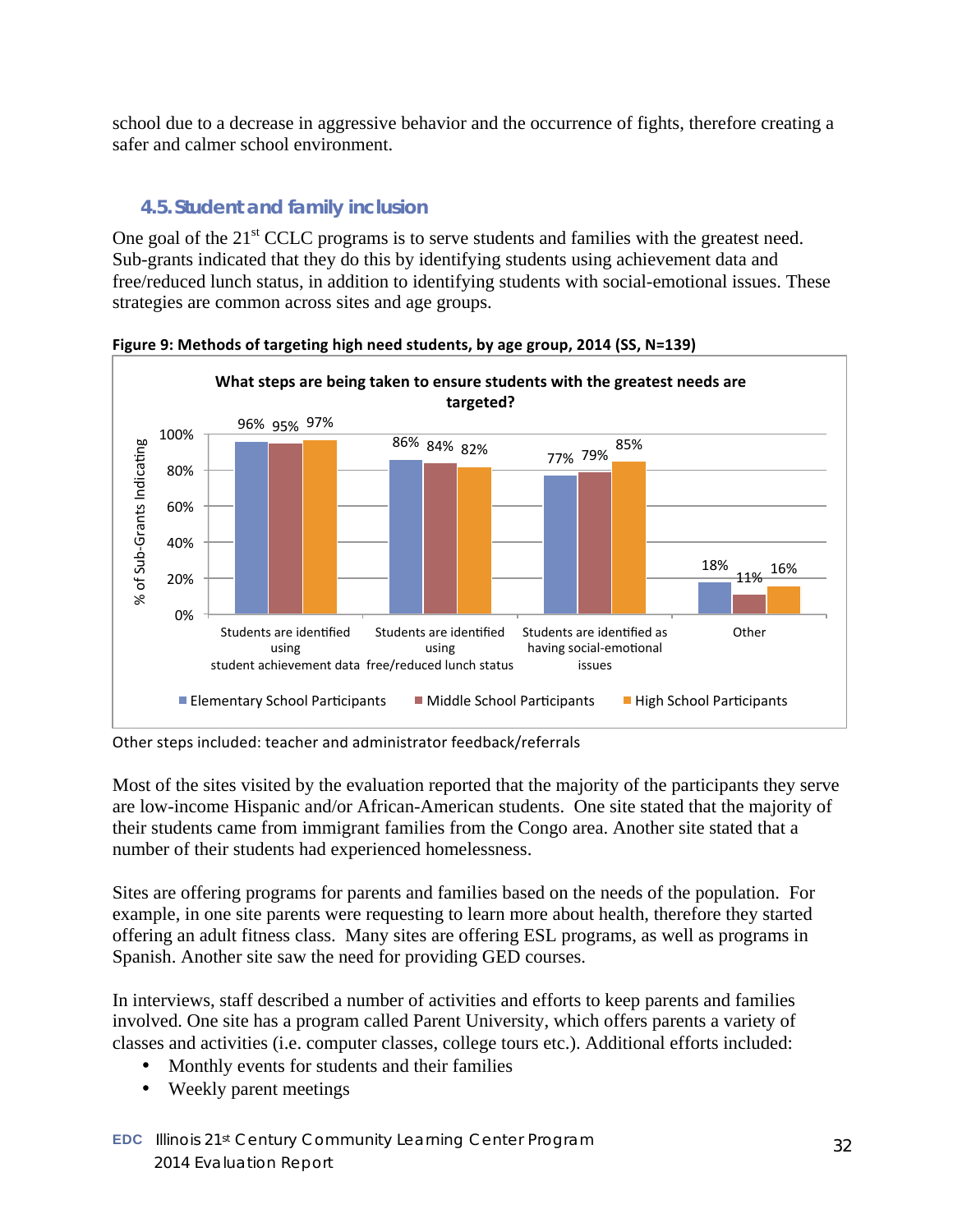school due to a decrease in aggressive behavior and the occurrence of fights, therefore creating a safer and calmer school environment.

## 4.5. Student and family inclusion

One goal of the 21st CCLC programs is to serve students and families with the greatest need. Sub-grants indicated that they do this by identifying students using achievement data and free/reduced lunch status, in addition to identifying students with social-emotional issues. These strategies are common across sites and age groups.

**Figure 9: Methods of targeting high need students, by age group, 2014 (SS, N=139)**

**What steps are being taken to ensure students with the greatest needs are targeted?**

| % of Sub-Grants Indicating | Elementary School Participants | Middle School Participants | High School Participants |
|---|---|---|---|
| Students are identified using student achievement data | 96% | 95% | 97% |
| Students are identified using free/reduced lunch status | 86% | 84% | 82% |
| Students are identified as having social-emotional issues | 77% | 79% | 85% |
| Other | 18% | 11% | 16% |

Other steps included: teacher and administrator feedback/referrals

Most of the sites visited by the evaluation reported that the majority of the participants they serve are low-income Hispanic and/or African-American students. One site stated that the majority of their students came from immigrant families from the Congo area. Another site stated that a number of their students had experienced homelessness.

Sites are offering programs for parents and families based on the needs of the population. For example, in one site parents were requesting to learn more about health, therefore they started offering an adult fitness class. Many sites are offering ESL programs, as well as programs in Spanish. Another site saw the need for providing GED courses.

In interviews, staff described a number of activities and efforts to keep parents and families involved. One site has a program called Parent University, which offers parents a variety of classes and activities (i.e. computer classes, college tours etc.). Additional efforts included:

- Monthly events for students and their families
- Weekly parent meetings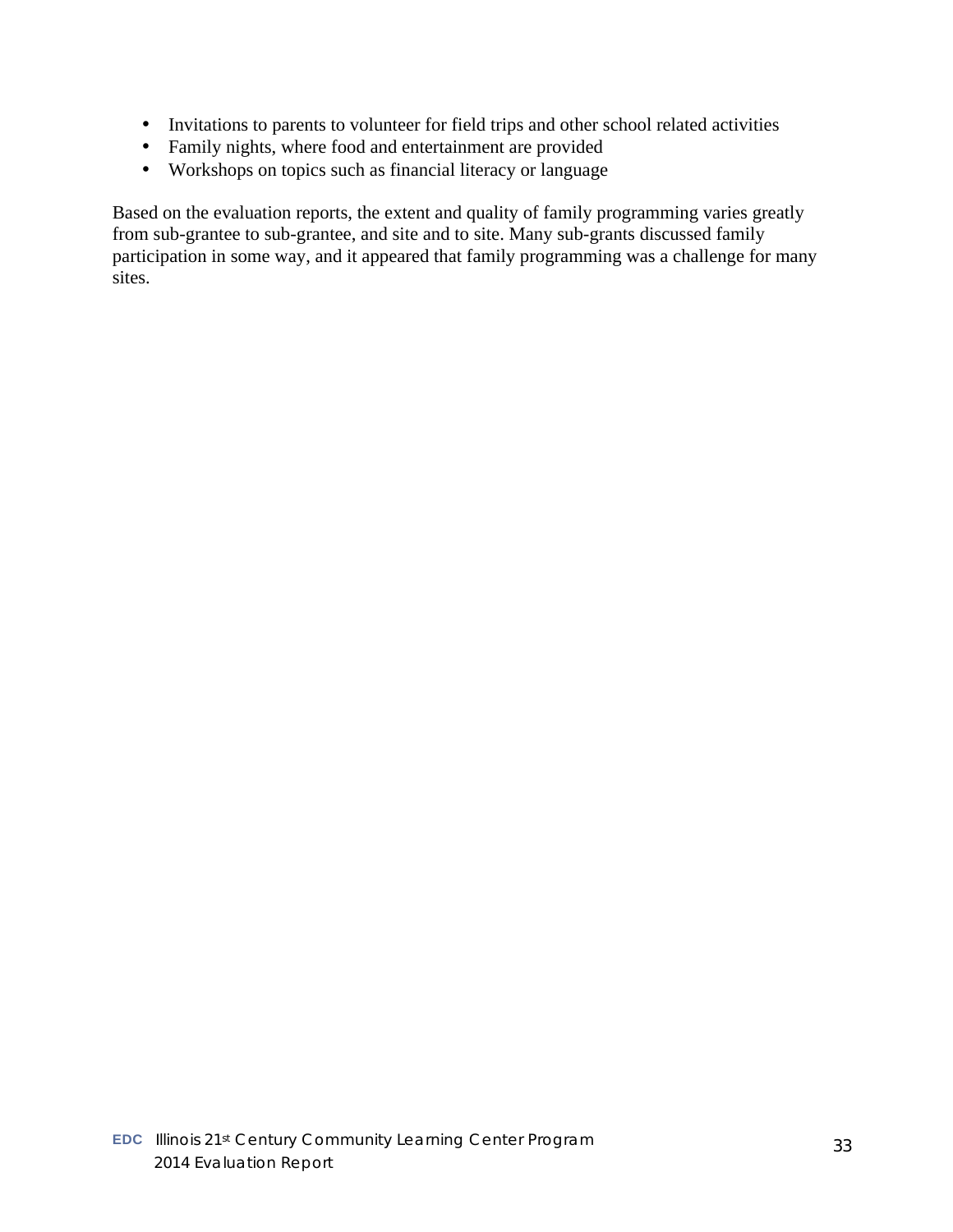- Invitations to parents to volunteer for field trips and other school related activities
- Family nights, where food and entertainment are provided
- Workshops on topics such as financial literacy or language

Based on the evaluation reports, the extent and quality of family programming varies greatly from sub-grantee to sub-grantee, and site and to site. Many sub-grants discussed family participation in some way, and it appeared that family programming was a challenge for many sites.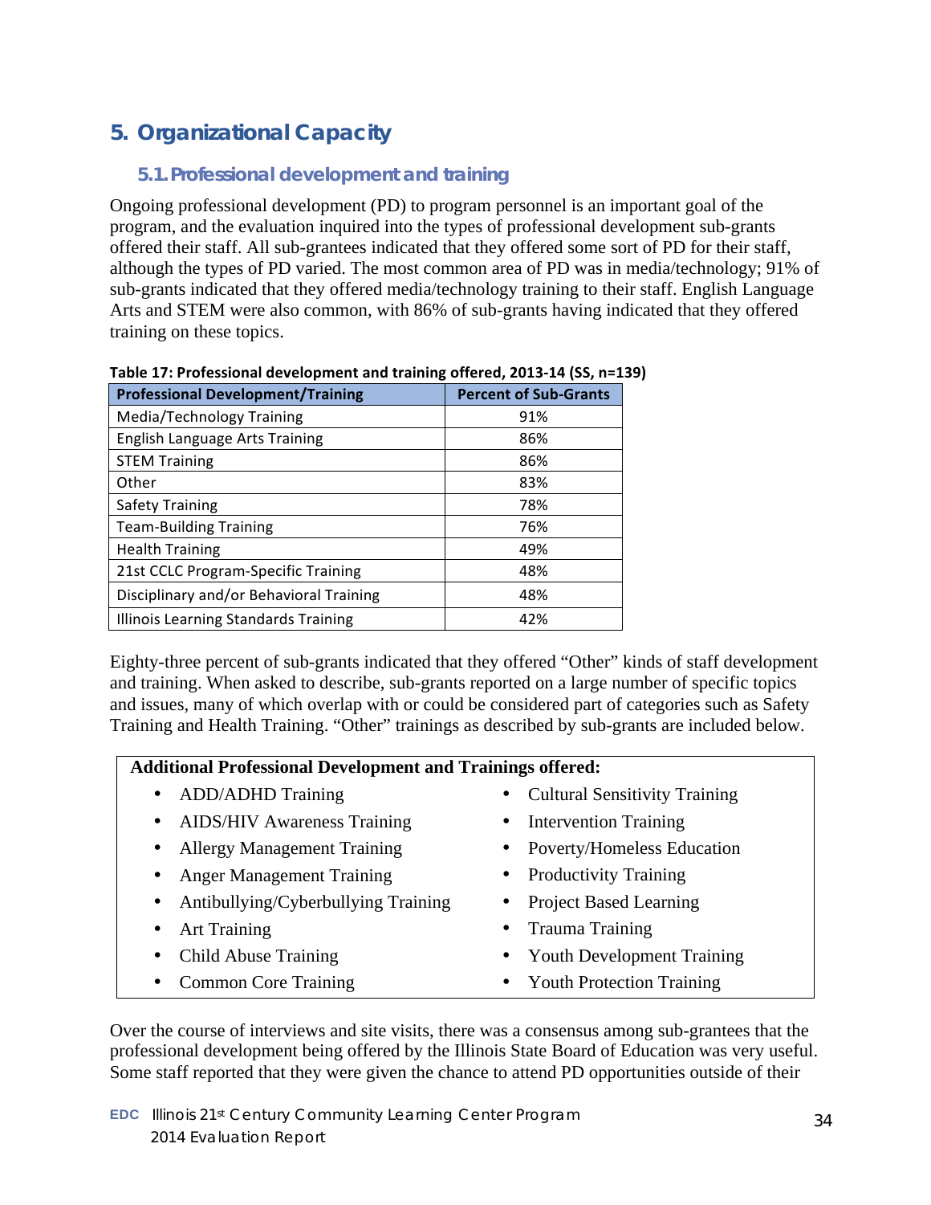# 5. Organizational Capacity

## 5.1. Professional development and training

Ongoing professional development (PD) to program personnel is an important goal of the program, and the evaluation inquired into the types of professional development sub-grants offered their staff. All sub-grantees indicated that they offered some sort of PD for their staff, although the types of PD varied. The most common area of PD was in media/technology; 91% of sub-grants indicated that they offered media/technology training to their staff. English Language Arts and STEM were also common, with 86% of sub-grants having indicated that they offered training on these topics.

**Table 17: Professional development and training offered, 2013-14 (SS, n=139)**

| Professional Development/Training | Percent of Sub-Grants |
|---|---|
| Media/Technology Training | 91% |
| English Language Arts Training | 86% |
| STEM Training | 86% |
| Other | 83% |
| Safety Training | 78% |
| Team-Building Training | 76% |
| Health Training | 49% |
| 21st CCLC Program-Specific Training | 48% |
| Disciplinary and/or Behavioral Training | 48% |
| Illinois Learning Standards Training | 42% |

Eighty-three percent of sub-grants indicated that they offered "Other" kinds of staff development and training. When asked to describe, sub-grants reported on a large number of specific topics and issues, many of which overlap with or could be considered part of categories such as Safety Training and Health Training. "Other" trainings as described by sub-grants are included below.

**Additional Professional Development and Trainings offered:**

- ADD/ADHD Training
- AIDS/HIV Awareness Training
- Allergy Management Training
- Anger Management Training
- Antibullying/Cyberbullying Training
- Art Training
- Child Abuse Training
- Common Core Training
- Cultural Sensitivity Training
- Intervention Training
- Poverty/Homeless Education
- Productivity Training
- Project Based Learning
- Trauma Training
- Youth Development Training
- Youth Protection Training

Over the course of interviews and site visits, there was a consensus among sub-grantees that the professional development being offered by the Illinois State Board of Education was very useful. Some staff reported that they were given the chance to attend PD opportunities outside of their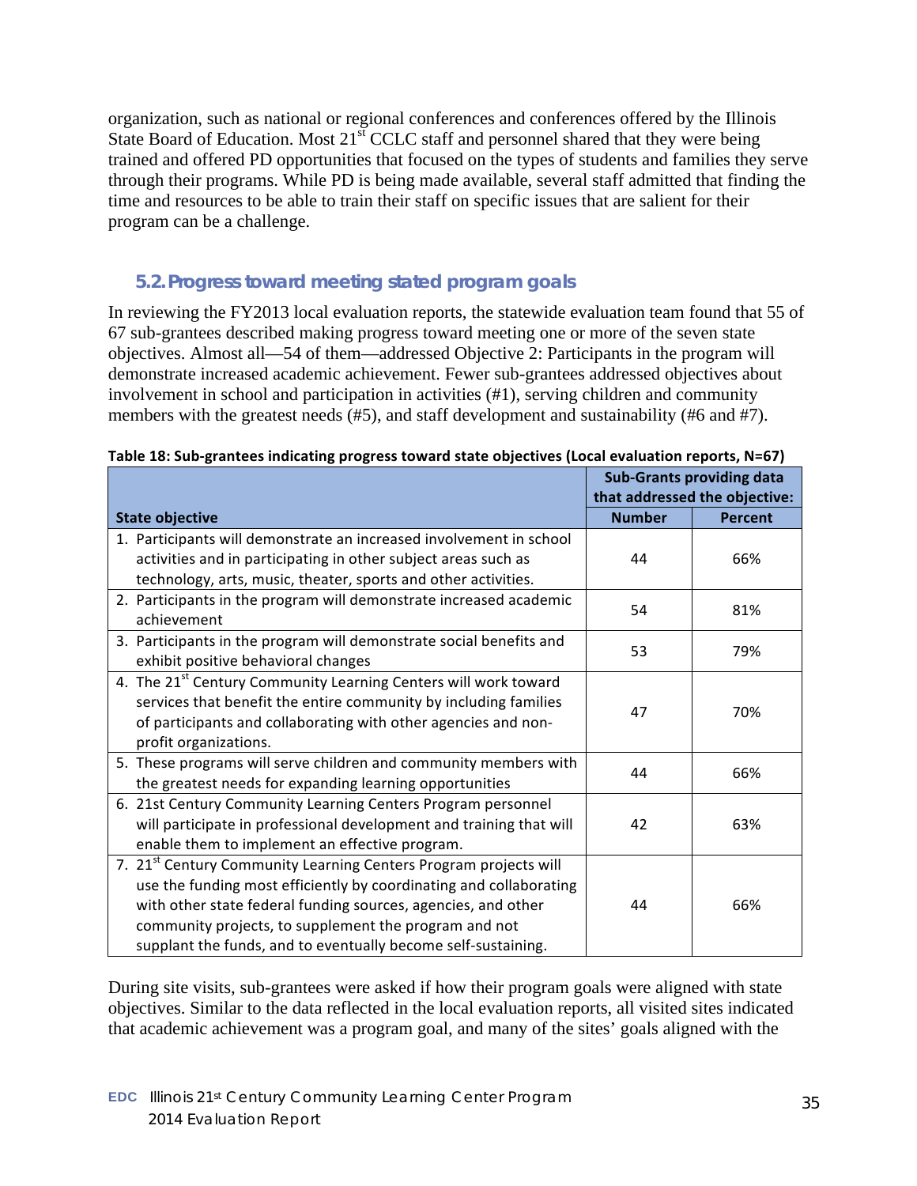organization, such as national or regional conferences and conferences offered by the Illinois State Board of Education. Most 21st CCLC staff and personnel shared that they were being trained and offered PD opportunities that focused on the types of students and families they serve through their programs. While PD is being made available, several staff admitted that finding the time and resources to be able to train their staff on specific issues that are salient for their program can be a challenge.

## 5.2. Progress toward meeting stated program goals

In reviewing the FY2013 local evaluation reports, the statewide evaluation team found that 55 of 67 sub-grantees described making progress toward meeting one or more of the seven state objectives. Almost all—54 of them—addressed Objective 2: Participants in the program will demonstrate increased academic achievement. Fewer sub-grantees addressed objectives about involvement in school and participation in activities (#1), serving children and community members with the greatest needs (#5), and staff development and sustainability (#6 and #7).

**Table 18: Sub-grantees indicating progress toward state objectives (Local evaluation reports, N=67)**

| State objective | Sub-Grants providing data that addressed the objective: | |
|---|---|---|
| | **Number** | **Percent** |
| 1. Participants will demonstrate an increased involvement in school activities and in participating in other subject areas such as technology, arts, music, theater, sports and other activities. | 44 | 66% |
| 2. Participants in the program will demonstrate increased academic achievement | 54 | 81% |
| 3. Participants in the program will demonstrate social benefits and exhibit positive behavioral changes | 53 | 79% |
| 4. The 21st Century Community Learning Centers will work toward services that benefit the entire community by including families of participants and collaborating with other agencies and non-profit organizations. | 47 | 70% |
| 5. These programs will serve children and community members with the greatest needs for expanding learning opportunities | 44 | 66% |
| 6. 21st Century Community Learning Centers Program personnel will participate in professional development and training that will enable them to implement an effective program. | 42 | 63% |
| 7. 21st Century Community Learning Centers Program projects will use the funding most efficiently by coordinating and collaborating with other state federal funding sources, agencies, and other community projects, to supplement the program and not supplant the funds, and to eventually become self-sustaining. | 44 | 66% |

During site visits, sub-grantees were asked if how their program goals were aligned with state objectives. Similar to the data reflected in the local evaluation reports, all visited sites indicated that academic achievement was a program goal, and many of the sites' goals aligned with the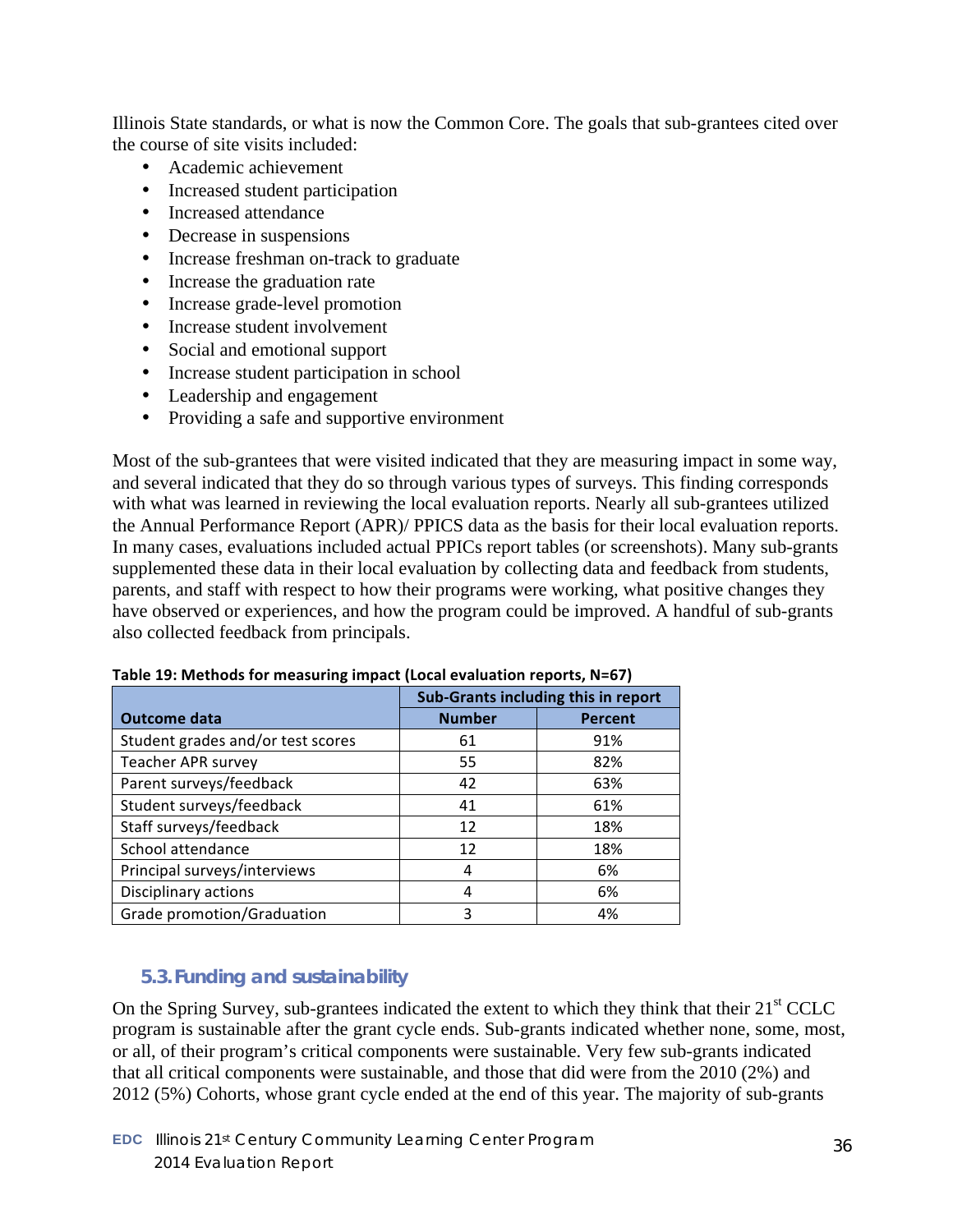Illinois State standards, or what is now the Common Core. The goals that sub-grantees cited over the course of site visits included:

- Academic achievement
- Increased student participation
- Increased attendance
- Decrease in suspensions
- Increase freshman on-track to graduate
- Increase the graduation rate
- Increase grade-level promotion
- Increase student involvement
- Social and emotional support
- Increase student participation in school
- Leadership and engagement
- Providing a safe and supportive environment

Most of the sub-grantees that were visited indicated that they are measuring impact in some way, and several indicated that they do so through various types of surveys. This finding corresponds with what was learned in reviewing the local evaluation reports. Nearly all sub-grantees utilized the Annual Performance Report (APR)/ PPICS data as the basis for their local evaluation reports. In many cases, evaluations included actual PPICs report tables (or screenshots). Many sub-grants supplemented these data in their local evaluation by collecting data and feedback from students, parents, and staff with respect to how their programs were working, what positive changes they have observed or experiences, and how the program could be improved. A handful of sub-grants also collected feedback from principals.

**Table 19: Methods for measuring impact (Local evaluation reports, N=67)**

| | Sub-Grants including this in report | |
|---|---|---|
| **Outcome data** | **Number** | **Percent** |
| Student grades and/or test scores | 61 | 91% |
| Teacher APR survey | 55 | 82% |
| Parent surveys/feedback | 42 | 63% |
| Student surveys/feedback | 41 | 61% |
| Staff surveys/feedback | 12 | 18% |
| School attendance | 12 | 18% |
| Principal surveys/interviews | 4 | 6% |
| Disciplinary actions | 4 | 6% |
| Grade promotion/Graduation | 3 | 4% |

### 5.3. Funding and sustainability

On the Spring Survey, sub-grantees indicated the extent to which they think that their 21st CCLC program is sustainable after the grant cycle ends. Sub-grants indicated whether none, some, most, or all, of their program's critical components were sustainable. Very few sub-grants indicated that all critical components were sustainable, and those that did were from the 2010 (2%) and 2012 (5%) Cohorts, whose grant cycle ended at the end of this year. The majority of sub-grants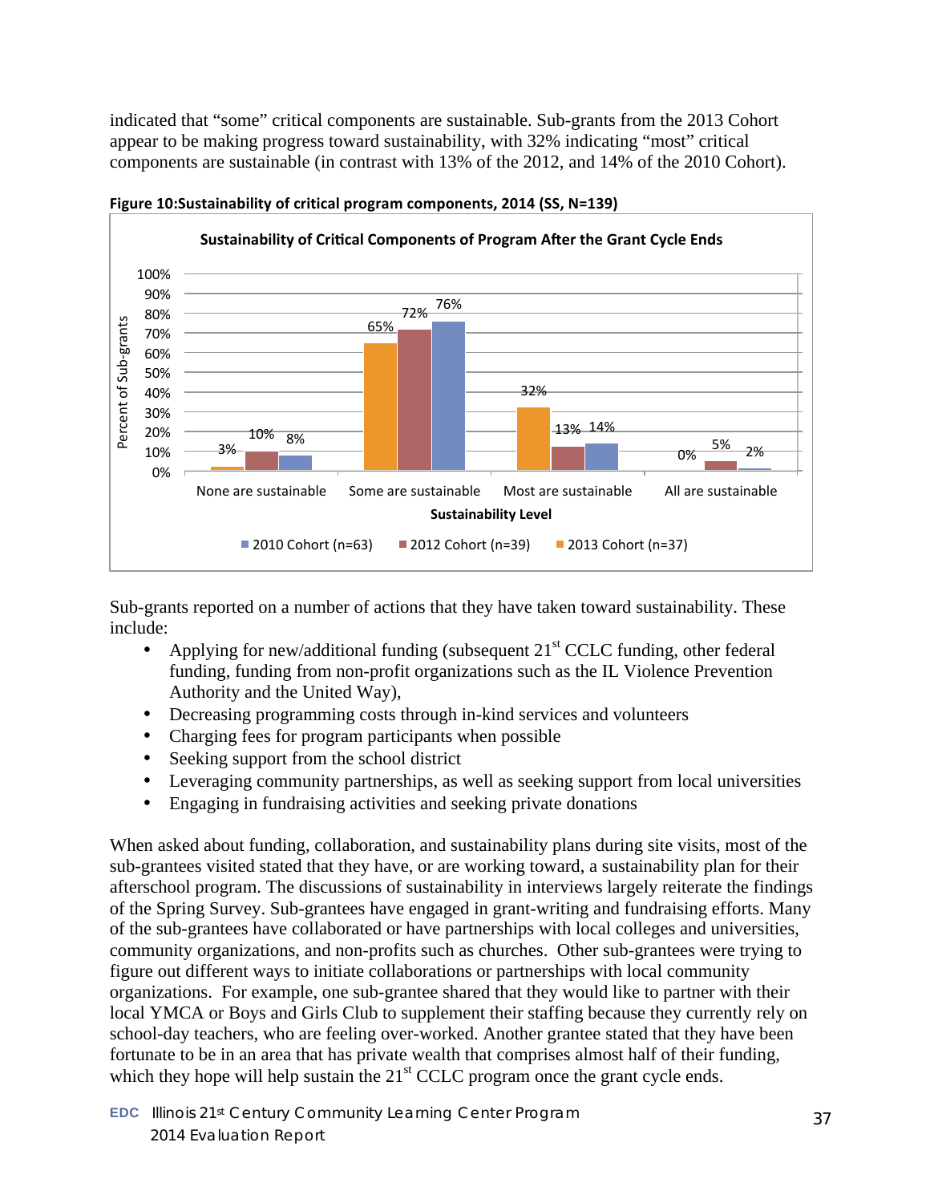indicated that "some" critical components are sustainable. Sub-grants from the 2013 Cohort appear to be making progress toward sustainability, with 32% indicating "most" critical components are sustainable (in contrast with 13% of the 2012, and 14% of the 2010 Cohort).

**Figure 10:Sustainability of critical program components, 2014 (SS, N=139)**

Sustainability of Critical Components of Program After the Grant Cycle Ends

| Sustainability Level | 2013 Cohort (n=37) | 2012 Cohort (n=39) | 2010 Cohort (n=63) |
|---|---|---|---|
| None are sustainable | 3% | 10% | 8% |
| Some are sustainable | 65% | 72% | 76% |
| Most are sustainable | 32% | 13% | 14% |
| All are sustainable | 0% | 5% | 2% |

Sub-grants reported on a number of actions that they have taken toward sustainability. These include:

- Applying for new/additional funding (subsequent 21st CCLC funding, other federal funding, funding from non-profit organizations such as the IL Violence Prevention Authority and the United Way),
- Decreasing programming costs through in-kind services and volunteers
- Charging fees for program participants when possible
- Seeking support from the school district
- Leveraging community partnerships, as well as seeking support from local universities
- Engaging in fundraising activities and seeking private donations

When asked about funding, collaboration, and sustainability plans during site visits, most of the sub-grantees visited stated that they have, or are working toward, a sustainability plan for their afterschool program. The discussions of sustainability in interviews largely reiterate the findings of the Spring Survey. Sub-grantees have engaged in grant-writing and fundraising efforts. Many of the sub-grantees have collaborated or have partnerships with local colleges and universities, community organizations, and non-profits such as churches. Other sub-grantees were trying to figure out different ways to initiate collaborations or partnerships with local community organizations. For example, one sub-grantee shared that they would like to partner with their local YMCA or Boys and Girls Club to supplement their staffing because they currently rely on school-day teachers, who are feeling over-worked. Another grantee stated that they have been fortunate to be in an area that has private wealth that comprises almost half of their funding, which they hope will help sustain the 21st CCLC program once the grant cycle ends.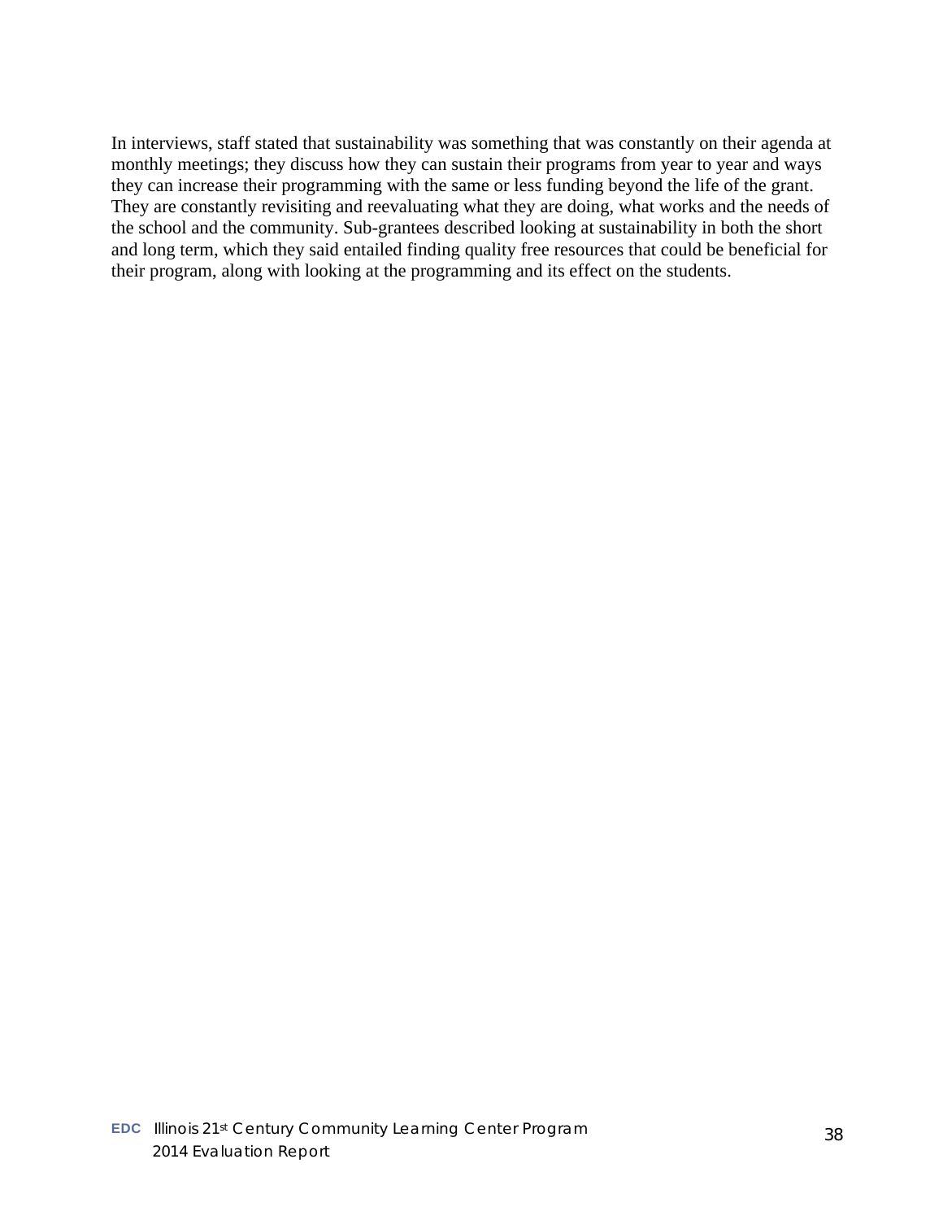In interviews, staff stated that sustainability was something that was constantly on their agenda at monthly meetings; they discuss how they can sustain their programs from year to year and ways they can increase their programming with the same or less funding beyond the life of the grant. They are constantly revisiting and reevaluating what they are doing, what works and the needs of the school and the community. Sub-grantees described looking at sustainability in both the short and long term, which they said entailed finding quality free resources that could be beneficial for their program, along with looking at the programming and its effect on the students.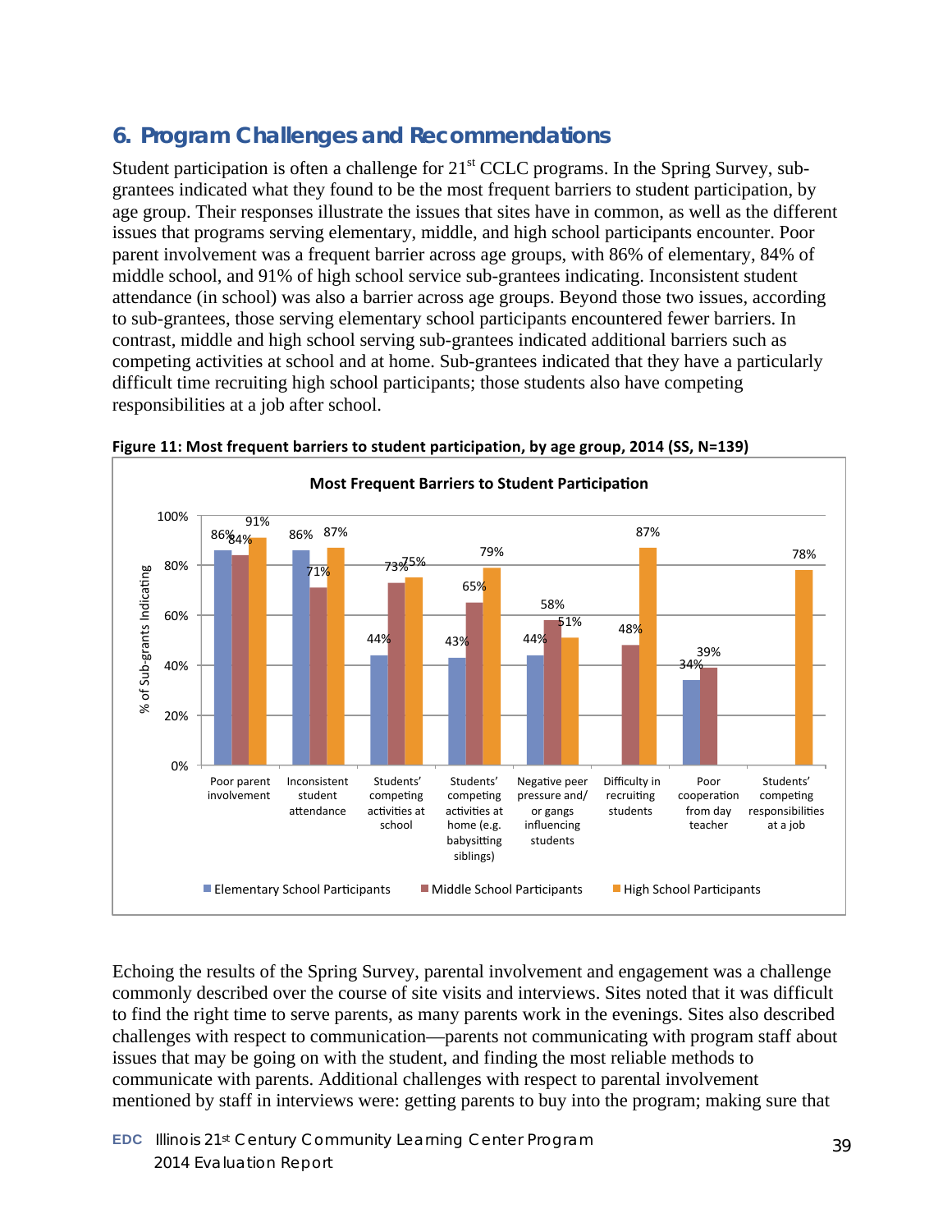## 6. Program Challenges and Recommendations

Student participation is often a challenge for 21st CCLC programs. In the Spring Survey, sub-grantees indicated what they found to be the most frequent barriers to student participation, by age group. Their responses illustrate the issues that sites have in common, as well as the different issues that programs serving elementary, middle, and high school participants encounter. Poor parent involvement was a frequent barrier across age groups, with 86% of elementary, 84% of middle school, and 91% of high school service sub-grantees indicating. Inconsistent student attendance (in school) was also a barrier across age groups. Beyond those two issues, according to sub-grantees, those serving elementary school participants encountered fewer barriers. In contrast, middle and high school serving sub-grantees indicated additional barriers such as competing activities at school and at home. Sub-grantees indicated that they have a particularly difficult time recruiting high school participants; those students also have competing responsibilities at a job after school.

**Figure 11: Most frequent barriers to student participation, by age group, 2014 (SS, N=139)**

Most Frequent Barriers to Student Participation

| Barrier | Elementary School Participants | Middle School Participants | High School Participants |
|---|---|---|---|
| Poor parent involvement | 86% | 84% | 91% |
| Inconsistent student attendance | 86% | 71% | 87% |
| Students' competing activities at school | 44% | 73% | 75% |
| Students' competing activities at home (e.g. babysitting siblings) | 43% | 65% | 79% |
| Negative peer pressure and/ or gangs influencing students | 44% | 58% | 51% |
| Difficulty in recruiting students | | 48% | 87% |
| Poor cooperation from day teacher | 34% | 39% | |
| Students' competing responsibilities at a job | | | 78% |

Echoing the results of the Spring Survey, parental involvement and engagement was a challenge commonly described over the course of site visits and interviews. Sites noted that it was difficult to find the right time to serve parents, as many parents work in the evenings. Sites also described challenges with respect to communication—parents not communicating with program staff about issues that may be going on with the student, and finding the most reliable methods to communicate with parents. Additional challenges with respect to parental involvement mentioned by staff in interviews were: getting parents to buy into the program; making sure that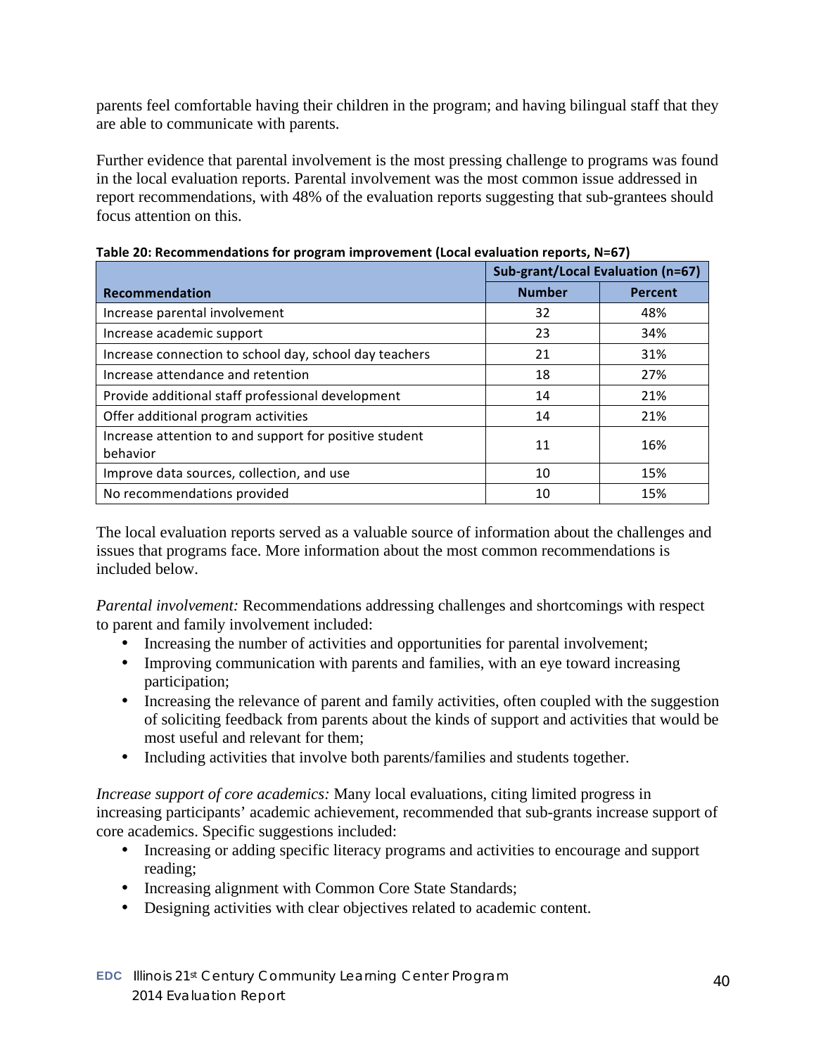parents feel comfortable having their children in the program; and having bilingual staff that they are able to communicate with parents.

Further evidence that parental involvement is the most pressing challenge to programs was found in the local evaluation reports. Parental involvement was the most common issue addressed in report recommendations, with 48% of the evaluation reports suggesting that sub-grantees should focus attention on this.

**Table 20: Recommendations for program improvement (Local evaluation reports, N=67)**

| | Sub-grant/Local Evaluation (n=67) | |
|---|---|---|
| **Recommendation** | **Number** | **Percent** |
| Increase parental involvement | 32 | 48% |
| Increase academic support | 23 | 34% |
| Increase connection to school day, school day teachers | 21 | 31% |
| Increase attendance and retention | 18 | 27% |
| Provide additional staff professional development | 14 | 21% |
| Offer additional program activities | 14 | 21% |
| Increase attention to and support for positive student behavior | 11 | 16% |
| Improve data sources, collection, and use | 10 | 15% |
| No recommendations provided | 10 | 15% |

The local evaluation reports served as a valuable source of information about the challenges and issues that programs face. More information about the most common recommendations is included below.

*Parental involvement:* Recommendations addressing challenges and shortcomings with respect to parent and family involvement included:

- Increasing the number of activities and opportunities for parental involvement;
- Improving communication with parents and families, with an eye toward increasing participation;
- Increasing the relevance of parent and family activities, often coupled with the suggestion of soliciting feedback from parents about the kinds of support and activities that would be most useful and relevant for them;
- Including activities that involve both parents/families and students together.

*Increase support of core academics:* Many local evaluations, citing limited progress in increasing participants' academic achievement, recommended that sub-grants increase support of core academics. Specific suggestions included:

- Increasing or adding specific literacy programs and activities to encourage and support reading;
- Increasing alignment with Common Core State Standards;
- Designing activities with clear objectives related to academic content.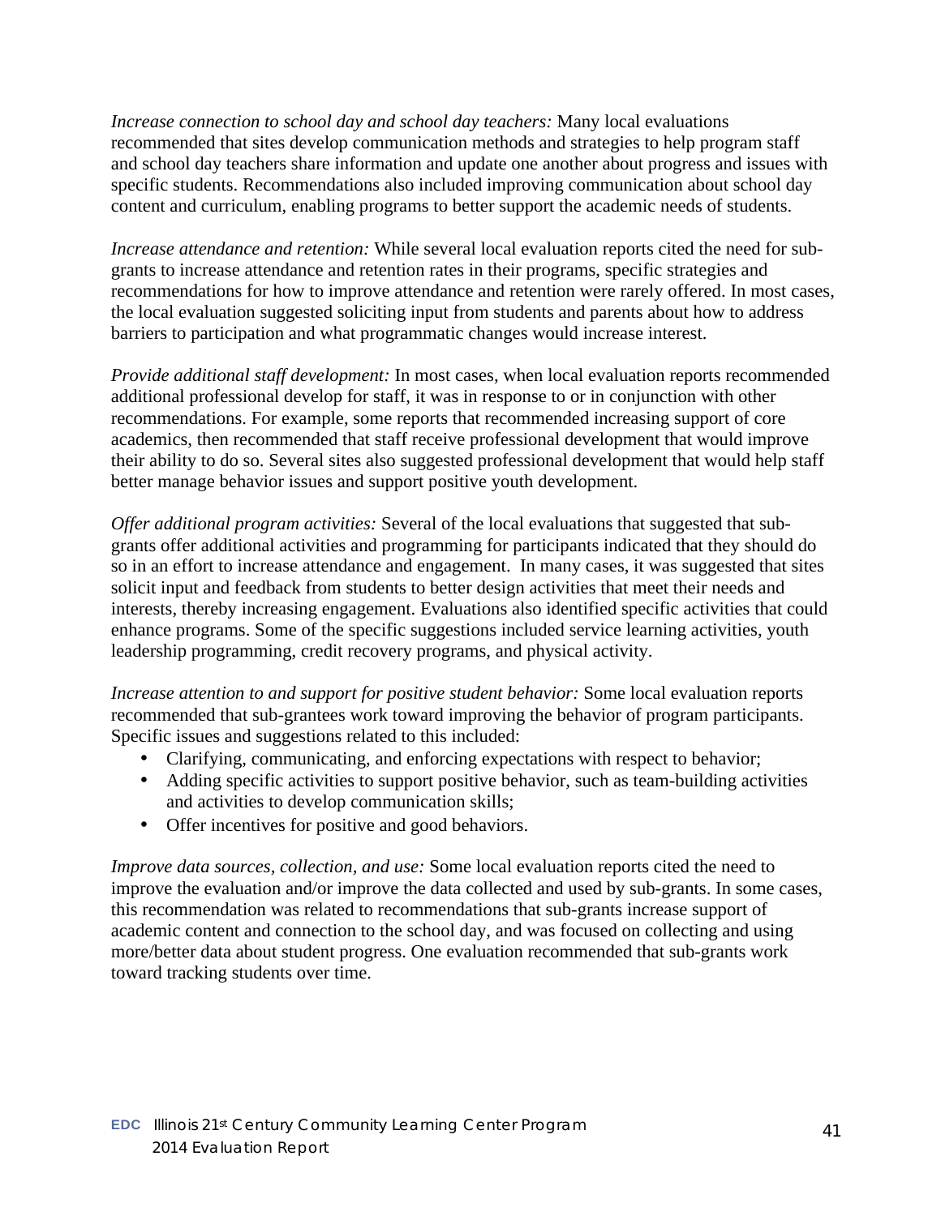*Increase connection to school day and school day teachers:* Many local evaluations recommended that sites develop communication methods and strategies to help program staff and school day teachers share information and update one another about progress and issues with specific students. Recommendations also included improving communication about school day content and curriculum, enabling programs to better support the academic needs of students.

*Increase attendance and retention:* While several local evaluation reports cited the need for sub-grants to increase attendance and retention rates in their programs, specific strategies and recommendations for how to improve attendance and retention were rarely offered. In most cases, the local evaluation suggested soliciting input from students and parents about how to address barriers to participation and what programmatic changes would increase interest.

*Provide additional staff development:* In most cases, when local evaluation reports recommended additional professional develop for staff, it was in response to or in conjunction with other recommendations. For example, some reports that recommended increasing support of core academics, then recommended that staff receive professional development that would improve their ability to do so. Several sites also suggested professional development that would help staff better manage behavior issues and support positive youth development.

*Offer additional program activities:* Several of the local evaluations that suggested that sub-grants offer additional activities and programming for participants indicated that they should do so in an effort to increase attendance and engagement. In many cases, it was suggested that sites solicit input and feedback from students to better design activities that meet their needs and interests, thereby increasing engagement. Evaluations also identified specific activities that could enhance programs. Some of the specific suggestions included service learning activities, youth leadership programming, credit recovery programs, and physical activity.

*Increase attention to and support for positive student behavior:* Some local evaluation reports recommended that sub-grantees work toward improving the behavior of program participants. Specific issues and suggestions related to this included:

- Clarifying, communicating, and enforcing expectations with respect to behavior;
- Adding specific activities to support positive behavior, such as team-building activities and activities to develop communication skills;
- Offer incentives for positive and good behaviors.

*Improve data sources, collection, and use:* Some local evaluation reports cited the need to improve the evaluation and/or improve the data collected and used by sub-grants. In some cases, this recommendation was related to recommendations that sub-grants increase support of academic content and connection to the school day, and was focused on collecting and using more/better data about student progress. One evaluation recommended that sub-grants work toward tracking students over time.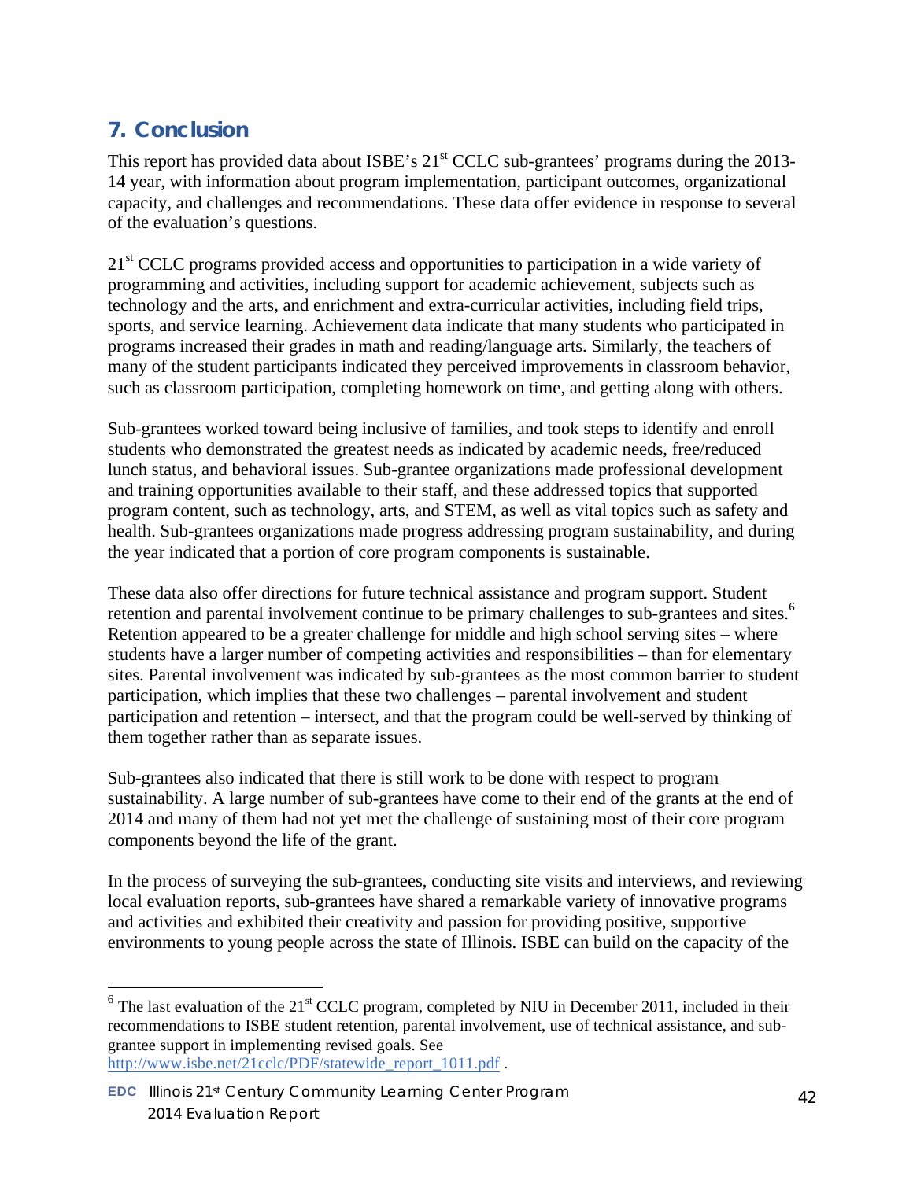## 7. Conclusion

This report has provided data about ISBE's 21st CCLC sub-grantees' programs during the 2013-14 year, with information about program implementation, participant outcomes, organizational capacity, and challenges and recommendations. These data offer evidence in response to several of the evaluation's questions.

21st CCLC programs provided access and opportunities to participation in a wide variety of programming and activities, including support for academic achievement, subjects such as technology and the arts, and enrichment and extra-curricular activities, including field trips, sports, and service learning. Achievement data indicate that many students who participated in programs increased their grades in math and reading/language arts. Similarly, the teachers of many of the student participants indicated they perceived improvements in classroom behavior, such as classroom participation, completing homework on time, and getting along with others.

Sub-grantees worked toward being inclusive of families, and took steps to identify and enroll students who demonstrated the greatest needs as indicated by academic needs, free/reduced lunch status, and behavioral issues. Sub-grantee organizations made professional development and training opportunities available to their staff, and these addressed topics that supported program content, such as technology, arts, and STEM, as well as vital topics such as safety and health. Sub-grantees organizations made progress addressing program sustainability, and during the year indicated that a portion of core program components is sustainable.

These data also offer directions for future technical assistance and program support. Student retention and parental involvement continue to be primary challenges to sub-grantees and sites.[6] Retention appeared to be a greater challenge for middle and high school serving sites – where students have a larger number of competing activities and responsibilities – than for elementary sites. Parental involvement was indicated by sub-grantees as the most common barrier to student participation, which implies that these two challenges – parental involvement and student participation and retention – intersect, and that the program could be well-served by thinking of them together rather than as separate issues.

Sub-grantees also indicated that there is still work to be done with respect to program sustainability. A large number of sub-grantees have come to their end of the grants at the end of 2014 and many of them had not yet met the challenge of sustaining most of their core program components beyond the life of the grant.

In the process of surveying the sub-grantees, conducting site visits and interviews, and reviewing local evaluation reports, sub-grantees have shared a remarkable variety of innovative programs and activities and exhibited their creativity and passion for providing positive, supportive environments to young people across the state of Illinois. ISBE can build on the capacity of the

---

[6] The last evaluation of the 21st CCLC program, completed by NIU in December 2011, included in their recommendations to ISBE student retention, parental involvement, use of technical assistance, and sub-grantee support in implementing revised goals. See http://www.isbe.net/21cclc/PDF/statewide_report_1011.pdf .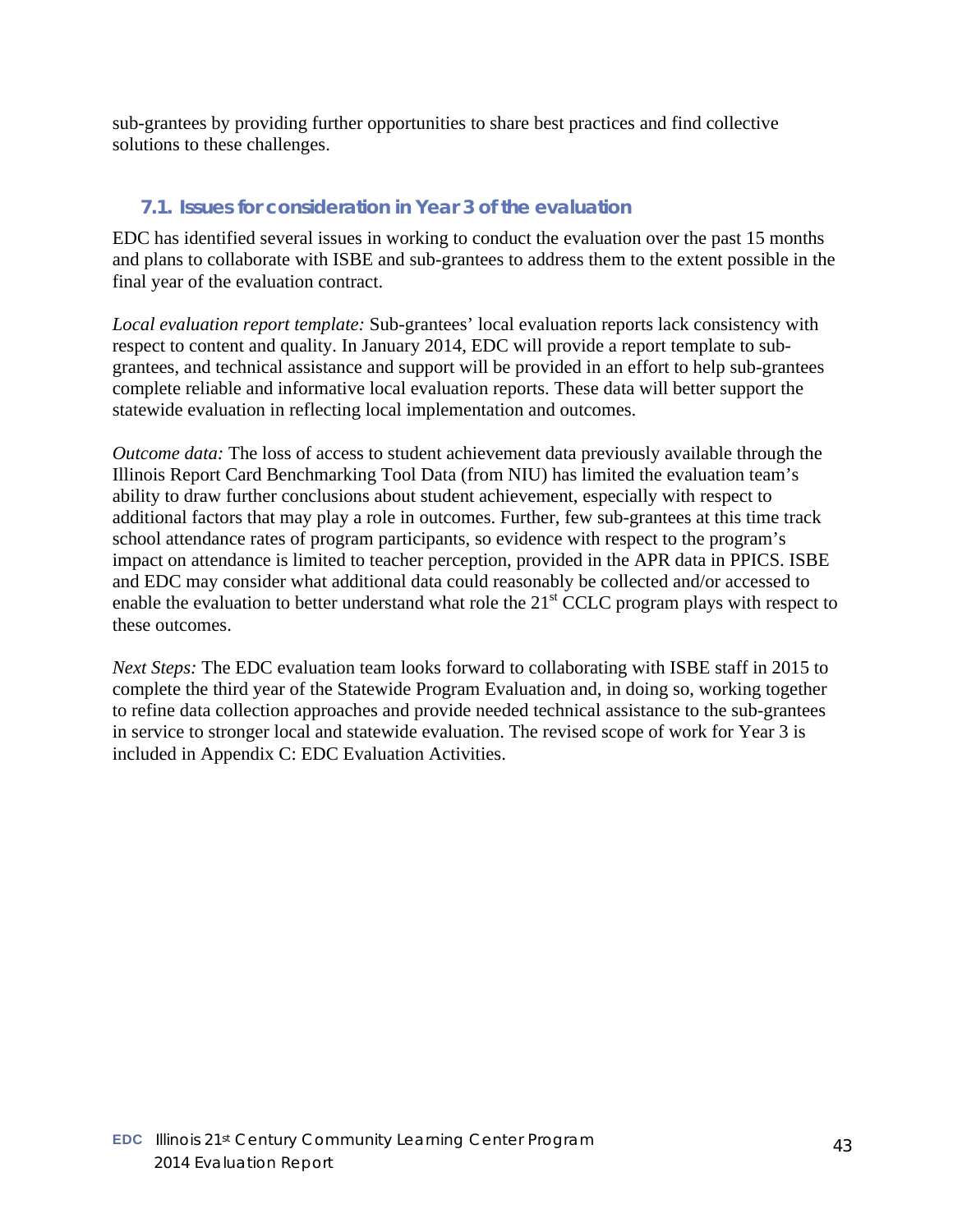sub-grantees by providing further opportunities to share best practices and find collective solutions to these challenges.

## 7.1. Issues for consideration in Year 3 of the evaluation

EDC has identified several issues in working to conduct the evaluation over the past 15 months and plans to collaborate with ISBE and sub-grantees to address them to the extent possible in the final year of the evaluation contract.

*Local evaluation report template:* Sub-grantees' local evaluation reports lack consistency with respect to content and quality. In January 2014, EDC will provide a report template to sub-grantees, and technical assistance and support will be provided in an effort to help sub-grantees complete reliable and informative local evaluation reports. These data will better support the statewide evaluation in reflecting local implementation and outcomes.

*Outcome data:* The loss of access to student achievement data previously available through the Illinois Report Card Benchmarking Tool Data (from NIU) has limited the evaluation team's ability to draw further conclusions about student achievement, especially with respect to additional factors that may play a role in outcomes. Further, few sub-grantees at this time track school attendance rates of program participants, so evidence with respect to the program's impact on attendance is limited to teacher perception, provided in the APR data in PPICS. ISBE and EDC may consider what additional data could reasonably be collected and/or accessed to enable the evaluation to better understand what role the 21st CCLC program plays with respect to these outcomes.

*Next Steps:* The EDC evaluation team looks forward to collaborating with ISBE staff in 2015 to complete the third year of the Statewide Program Evaluation and, in doing so, working together to refine data collection approaches and provide needed technical assistance to the sub-grantees in service to stronger local and statewide evaluation. The revised scope of work for Year 3 is included in Appendix C: EDC Evaluation Activities.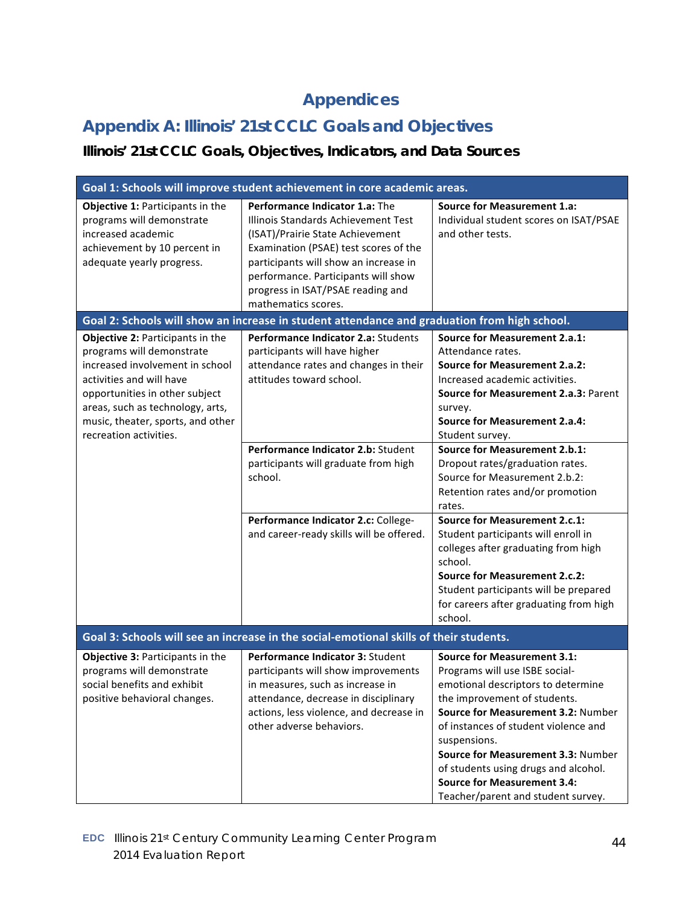# Appendices

## Appendix A: Illinois' 21st CCLC Goals and Objectives

### Illinois' 21st CCLC Goals, Objectives, Indicators, and Data Sources

| Goal 1: Schools will improve student achievement in core academic areas. | | |
|---|---|---|
| **Objective 1:** Participants in the programs will demonstrate increased academic achievement by 10 percent in adequate yearly progress. | **Performance Indicator 1.a:** The Illinois Standards Achievement Test (ISAT)/Prairie State Achievement Examination (PSAE) test scores of the participants will show an increase in performance. Participants will show progress in ISAT/PSAE reading and mathematics scores. | **Source for Measurement 1.a:** Individual student scores on ISAT/PSAE and other tests. |
| **Goal 2: Schools will show an increase in student attendance and graduation from high school.** | | |
| **Objective 2:** Participants in the programs will demonstrate increased involvement in school activities and will have opportunities in other subject areas, such as technology, arts, music, theater, sports, and other recreation activities. | **Performance Indicator 2.a:** Students participants will have higher attendance rates and changes in their attitudes toward school. | **Source for Measurement 2.a.1:** Attendance rates. **Source for Measurement 2.a.2:** Increased academic activities. **Source for Measurement 2.a.3:** Parent survey. **Source for Measurement 2.a.4:** Student survey. |
| | **Performance Indicator 2.b:** Student participants will graduate from high school. | **Source for Measurement 2.b.1:** Dropout rates/graduation rates. Source for Measurement 2.b.2: Retention rates and/or promotion rates. |
| | **Performance Indicator 2.c:** College- and career-ready skills will be offered. | **Source for Measurement 2.c.1:** Student participants will enroll in colleges after graduating from high school. **Source for Measurement 2.c.2:** Student participants will be prepared for careers after graduating from high school. |
| **Goal 3: Schools will see an increase in the social-emotional skills of their students.** | | |
| **Objective 3:** Participants in the programs will demonstrate social benefits and exhibit positive behavioral changes. | **Performance Indicator 3:** Student participants will show improvements in measures, such as increase in attendance, decrease in disciplinary actions, less violence, and decrease in other adverse behaviors. | **Source for Measurement 3.1:** Programs will use ISBE social-emotional descriptors to determine the improvement of students. **Source for Measurement 3.2:** Number of instances of student violence and suspensions. **Source for Measurement 3.3:** Number of students using drugs and alcohol. **Source for Measurement 3.4:** Teacher/parent and student survey. |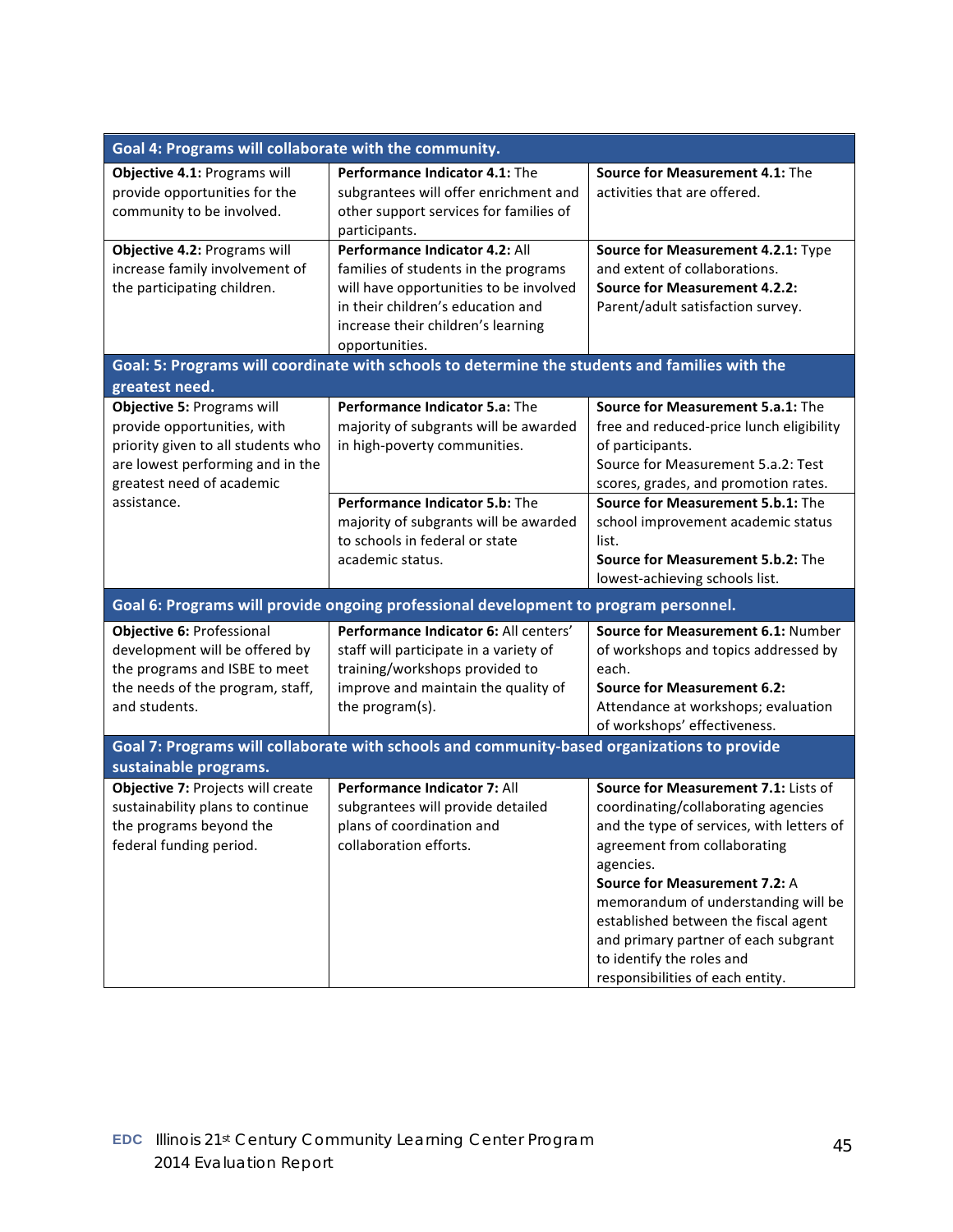| Goal 4: Programs will collaborate with the community. | | |
|---|---|---|
| **Objective 4.1:** Programs will provide opportunities for the community to be involved. | **Performance Indicator 4.1:** The subgrantees will offer enrichment and other support services for families of participants. | **Source for Measurement 4.1:** The activities that are offered. |
| **Objective 4.2:** Programs will increase family involvement of the participating children. | **Performance Indicator 4.2:** All families of students in the programs will have opportunities to be involved in their children's education and increase their children's learning opportunities. | **Source for Measurement 4.2.1:** Type and extent of collaborations. **Source for Measurement 4.2.2:** Parent/adult satisfaction survey. |
| **Goal: 5: Programs will coordinate with schools to determine the students and families with the greatest need.** | | |
| **Objective 5:** Programs will provide opportunities, with priority given to all students who are lowest performing and in the greatest need of academic assistance. | **Performance Indicator 5.a:** The majority of subgrants will be awarded in high-poverty communities. | **Source for Measurement 5.a.1:** The free and reduced-price lunch eligibility of participants. Source for Measurement 5.a.2: Test scores, grades, and promotion rates. |
| | **Performance Indicator 5.b:** The majority of subgrants will be awarded to schools in federal or state academic status. | **Source for Measurement 5.b.1:** The school improvement academic status list. **Source for Measurement 5.b.2:** The lowest-achieving schools list. |
| **Goal 6: Programs will provide ongoing professional development to program personnel.** | | |
| **Objective 6:** Professional development will be offered by the programs and ISBE to meet the needs of the program, staff, and students. | **Performance Indicator 6:** All centers' staff will participate in a variety of training/workshops provided to improve and maintain the quality of the program(s). | **Source for Measurement 6.1:** Number of workshops and topics addressed by each. **Source for Measurement 6.2:** Attendance at workshops; evaluation of workshops' effectiveness. |
| **Goal 7: Programs will collaborate with schools and community-based organizations to provide sustainable programs.** | | |
| **Objective 7:** Projects will create sustainability plans to continue the programs beyond the federal funding period. | **Performance Indicator 7:** All subgrantees will provide detailed plans of coordination and collaboration efforts. | **Source for Measurement 7.1:** Lists of coordinating/collaborating agencies and the type of services, with letters of agreement from collaborating agencies. **Source for Measurement 7.2:** A memorandum of understanding will be established between the fiscal agent and primary partner of each subgrant to identify the roles and responsibilities of each entity. |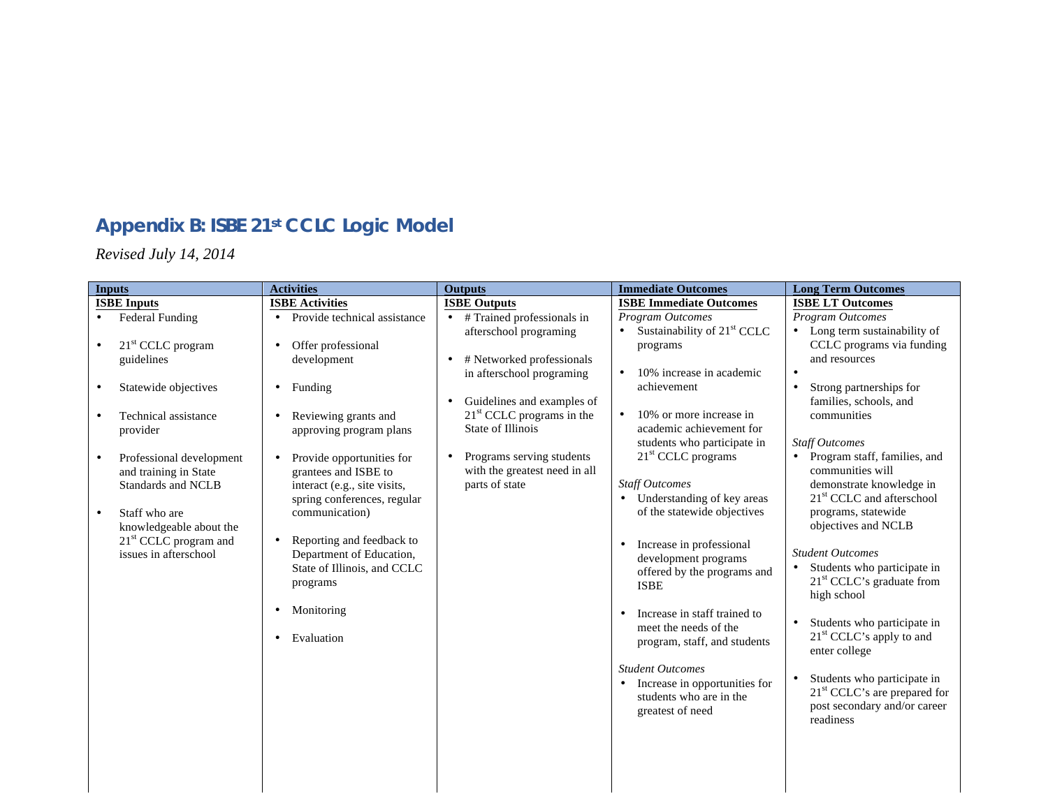## Appendix B: ISBE 21st CCLC Logic Model

*Revised July 14, 2014*

| Inputs | Activities | Outputs | Immediate Outcomes | Long Term Outcomes |
|---|---|---|---|---|
| **ISBE Inputs**<br>• Federal Funding<br>• 21st CCLC program guidelines<br>• Statewide objectives<br>• Technical assistance provider<br>• Professional development and training in State Standards and NCLB<br>• Staff who are knowledgeable about the 21st CCLC program and issues in afterschool | **ISBE Activities**<br>• Provide technical assistance<br>• Offer professional development<br>• Funding<br>• Reviewing grants and approving program plans<br>• Provide opportunities for grantees and ISBE to interact (e.g., site visits, spring conferences, regular communication)<br>• Reporting and feedback to Department of Education, State of Illinois, and CCLC programs<br>• Monitoring<br>• Evaluation | **ISBE Outputs**<br>• # Trained professionals in afterschool programing<br>• # Networked professionals in afterschool programing<br>• Guidelines and examples of 21st CCLC programs in the State of Illinois<br>• Programs serving students with the greatest need in all parts of state | **ISBE Immediate Outcomes**<br>*Program Outcomes*<br>• Sustainability of 21st CCLC programs<br>• 10% increase in academic achievement<br>• 10% or more increase in academic achievement for students who participate in 21st CCLC programs<br>*Staff Outcomes*<br>• Understanding of key areas of the statewide objectives<br>• Increase in professional development programs offered by the programs and ISBE<br>• Increase in staff trained to meet the needs of the program, staff, and students<br>*Student Outcomes*<br>• Increase in opportunities for students who are in the greatest of need | **ISBE LT Outcomes**<br>*Program Outcomes*<br>• Long term sustainability of CCLC programs via funding and resources<br>•<br>• Strong partnerships for families, schools, and communities<br>*Staff Outcomes*<br>• Program staff, families, and communities will demonstrate knowledge in 21st CCLC and afterschool programs, statewide objectives and NCLB<br>*Student Outcomes*<br>• Students who participate in 21st CCLC's graduate from high school<br>• Students who participate in 21st CCLC's apply to and enter college<br>• Students who participate in 21st CCLC's are prepared for post secondary and/or career readiness |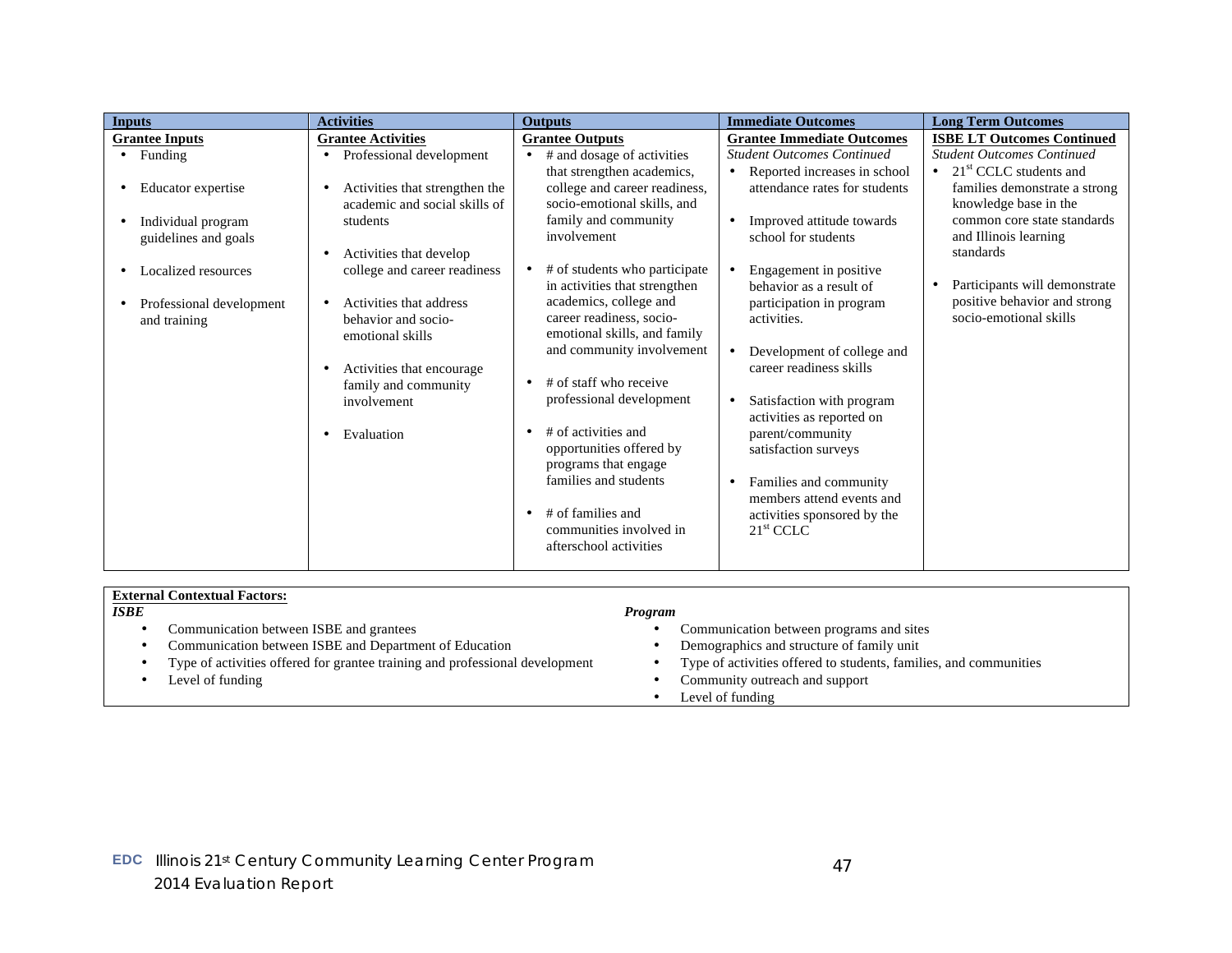| Inputs | Activities | Outputs | Immediate Outcomes | Long Term Outcomes |
|---|---|---|---|---|
| **Grantee Inputs**<br>• Funding<br>• Educator expertise<br>• Individual program guidelines and goals<br>• Localized resources<br>• Professional development and training | **Grantee Activities**<br>• Professional development<br>• Activities that strengthen the academic and social skills of students<br>• Activities that develop college and career readiness<br>• Activities that address behavior and socio-emotional skills<br>• Activities that encourage family and community involvement<br>• Evaluation | **Grantee Outputs**<br>• # and dosage of activities that strengthen academics, college and career readiness, socio-emotional skills, and family and community involvement<br>• # of students who participate in activities that strengthen academics, college and career readiness, socio-emotional skills, and family and community involvement<br>• # of staff who receive professional development<br>• # of activities and opportunities offered by programs that engage families and students<br>• # of families and communities involved in afterschool activities | **Grantee Immediate Outcomes**<br>*Student Outcomes Continued*<br>• Reported increases in school attendance rates for students<br>• Improved attitude towards school for students<br>• Engagement in positive behavior as a result of participation in program activities.<br>• Development of college and career readiness skills<br>• Satisfaction with program activities as reported on parent/community satisfaction surveys<br>• Families and community members attend events and activities sponsored by the 21st CCLC | **ISBE LT Outcomes Continued**<br>*Student Outcomes Continued*<br>• 21st CCLC students and families demonstrate a strong knowledge base in the common core state standards and Illinois learning standards<br>• Participants will demonstrate positive behavior and strong socio-emotional skills |

**External Contextual Factors:**

***ISBE***

- Communication between ISBE and grantees
- Communication between ISBE and Department of Education
- Type of activities offered for grantee training and professional development
- Level of funding

***Program***

- Communication between programs and sites
- Demographics and structure of family unit
- Type of activities offered to students, families, and communities
- Community outreach and support
- Level of funding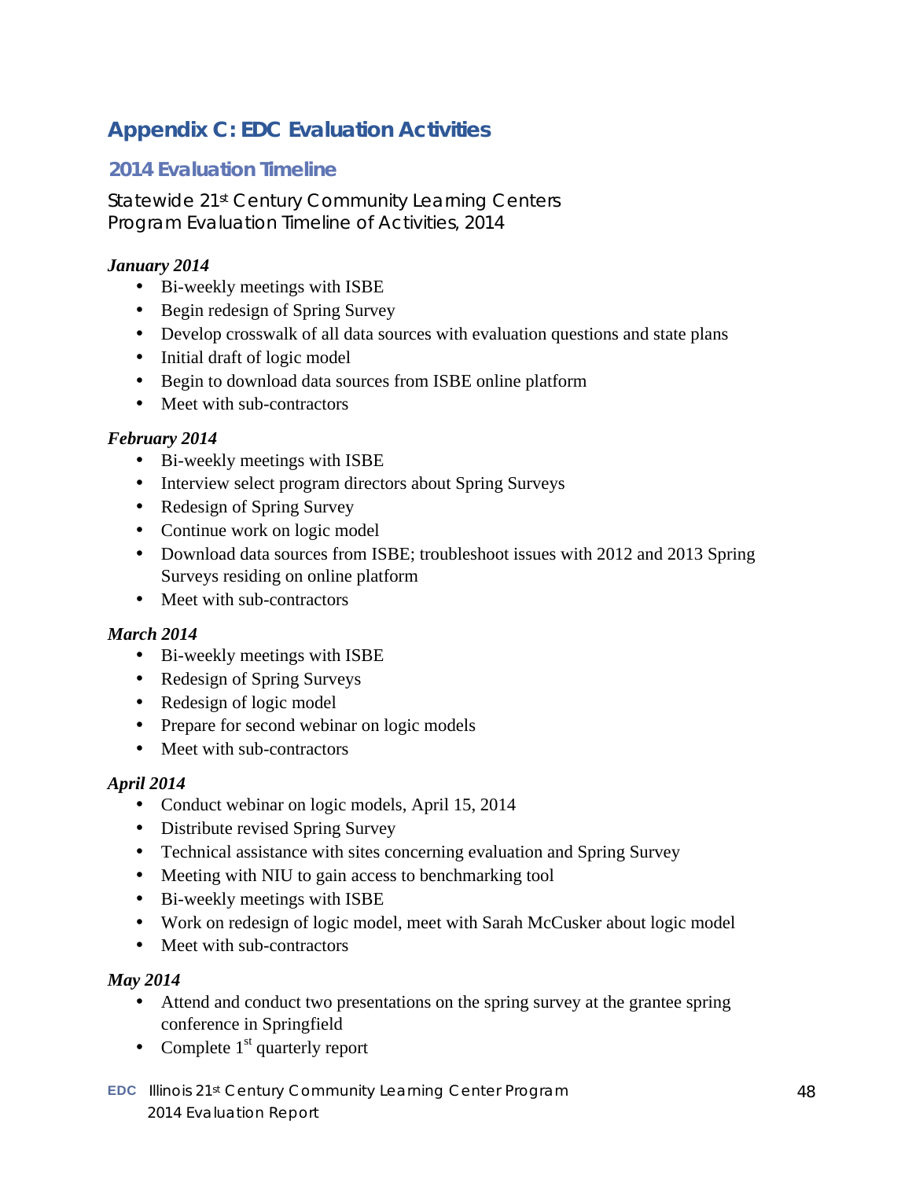# Appendix C: EDC Evaluation Activities

## 2014 Evaluation Timeline

Statewide 21st Century Community Learning Centers
Program Evaluation Timeline of Activities, 2014

***January 2014***

- Bi-weekly meetings with ISBE
- Begin redesign of Spring Survey
- Develop crosswalk of all data sources with evaluation questions and state plans
- Initial draft of logic model
- Begin to download data sources from ISBE online platform
- Meet with sub-contractors

***February 2014***

- Bi-weekly meetings with ISBE
- Interview select program directors about Spring Surveys
- Redesign of Spring Survey
- Continue work on logic model
- Download data sources from ISBE; troubleshoot issues with 2012 and 2013 Spring Surveys residing on online platform
- Meet with sub-contractors

***March 2014***

- Bi-weekly meetings with ISBE
- Redesign of Spring Surveys
- Redesign of logic model
- Prepare for second webinar on logic models
- Meet with sub-contractors

***April 2014***

- Conduct webinar on logic models, April 15, 2014
- Distribute revised Spring Survey
- Technical assistance with sites concerning evaluation and Spring Survey
- Meeting with NIU to gain access to benchmarking tool
- Bi-weekly meetings with ISBE
- Work on redesign of logic model, meet with Sarah McCusker about logic model
- Meet with sub-contractors

***May 2014***

- Attend and conduct two presentations on the spring survey at the grantee spring conference in Springfield
- Complete 1st quarterly report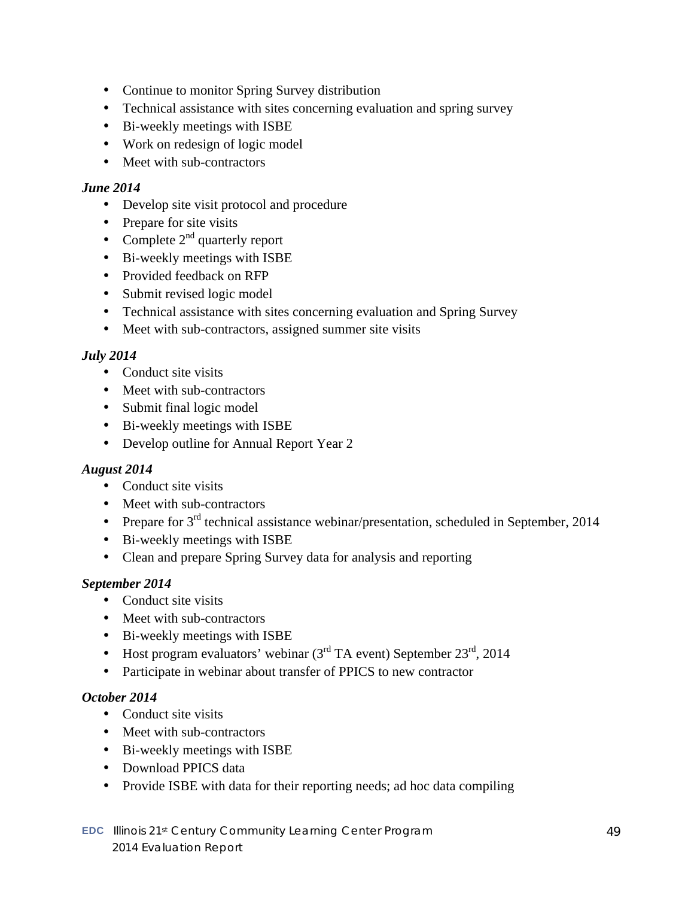- Continue to monitor Spring Survey distribution
- Technical assistance with sites concerning evaluation and spring survey
- Bi-weekly meetings with ISBE
- Work on redesign of logic model
- Meet with sub-contractors

***June 2014***

- Develop site visit protocol and procedure
- Prepare for site visits
- Complete 2nd quarterly report
- Bi-weekly meetings with ISBE
- Provided feedback on RFP
- Submit revised logic model
- Technical assistance with sites concerning evaluation and Spring Survey
- Meet with sub-contractors, assigned summer site visits

***July 2014***

- Conduct site visits
- Meet with sub-contractors
- Submit final logic model
- Bi-weekly meetings with ISBE
- Develop outline for Annual Report Year 2

***August 2014***

- Conduct site visits
- Meet with sub-contractors
- Prepare for 3rd technical assistance webinar/presentation, scheduled in September, 2014
- Bi-weekly meetings with ISBE
- Clean and prepare Spring Survey data for analysis and reporting

***September 2014***

- Conduct site visits
- Meet with sub-contractors
- Bi-weekly meetings with ISBE
- Host program evaluators' webinar (3rd TA event) September 23rd, 2014
- Participate in webinar about transfer of PPICS to new contractor

***October 2014***

- Conduct site visits
- Meet with sub-contractors
- Bi-weekly meetings with ISBE
- Download PPICS data
- Provide ISBE with data for their reporting needs; ad hoc data compiling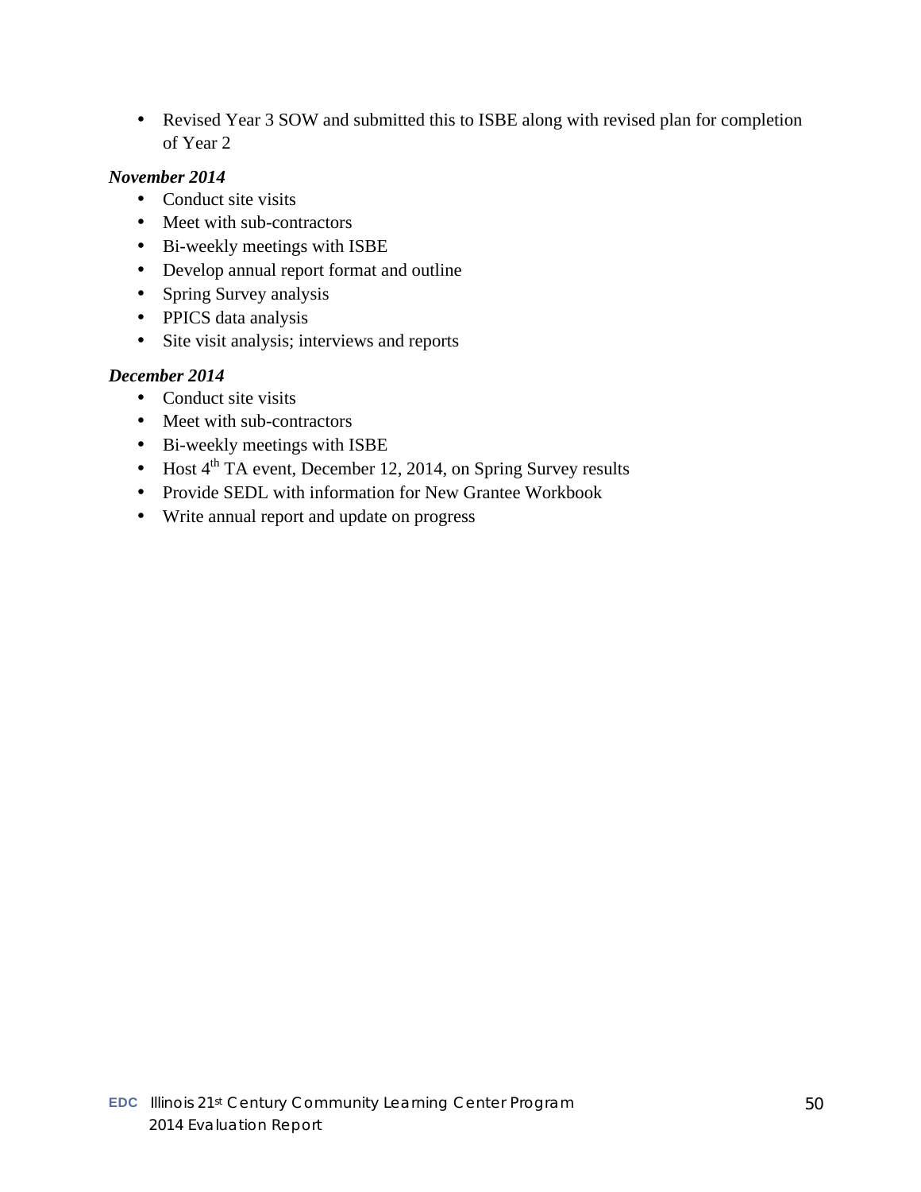- Revised Year 3 SOW and submitted this to ISBE along with revised plan for completion of Year 2

***November 2014***

- Conduct site visits
- Meet with sub-contractors
- Bi-weekly meetings with ISBE
- Develop annual report format and outline
- Spring Survey analysis
- PPICS data analysis
- Site visit analysis; interviews and reports

***December 2014***

- Conduct site visits
- Meet with sub-contractors
- Bi-weekly meetings with ISBE
- Host 4th TA event, December 12, 2014, on Spring Survey results
- Provide SEDL with information for New Grantee Workbook
- Write annual report and update on progress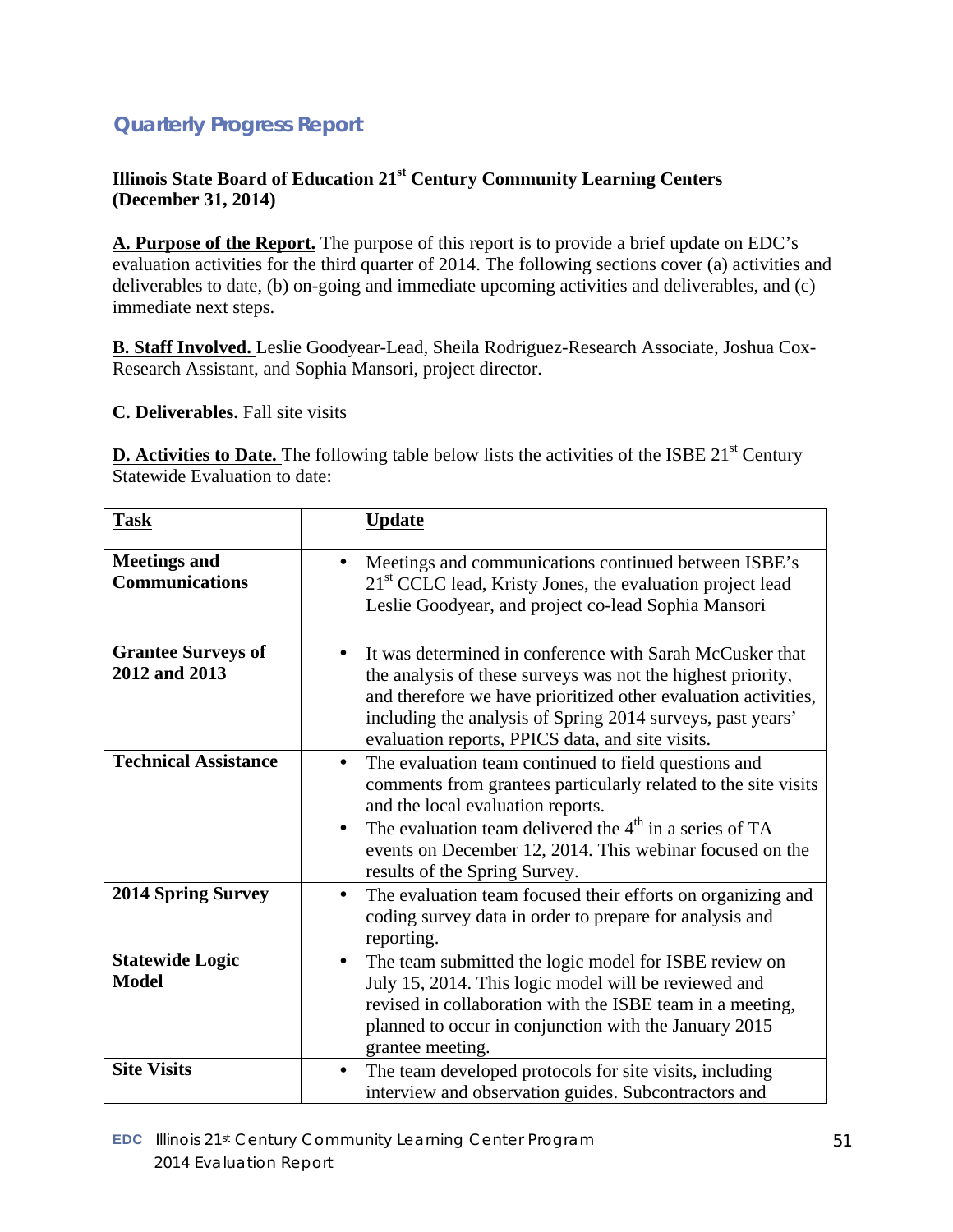## Quarterly Progress Report

**Illinois State Board of Education 21st Century Community Learning Centers (December 31, 2014)**

**A. Purpose of the Report.** The purpose of this report is to provide a brief update on EDC's evaluation activities for the third quarter of 2014. The following sections cover (a) activities and deliverables to date, (b) on-going and immediate upcoming activities and deliverables, and (c) immediate next steps.

**B. Staff Involved.** Leslie Goodyear-Lead, Sheila Rodriguez-Research Associate, Joshua Cox-Research Assistant, and Sophia Mansori, project director.

**C. Deliverables.** Fall site visits

**D. Activities to Date.** The following table below lists the activities of the ISBE 21st Century Statewide Evaluation to date:

| Task | Update |
|---|---|
| **Meetings and Communications** | • Meetings and communications continued between ISBE's 21st CCLC lead, Kristy Jones, the evaluation project lead Leslie Goodyear, and project co-lead Sophia Mansori |
| **Grantee Surveys of 2012 and 2013** | • It was determined in conference with Sarah McCusker that the analysis of these surveys was not the highest priority, and therefore we have prioritized other evaluation activities, including the analysis of Spring 2014 surveys, past years' evaluation reports, PPICS data, and site visits. |
| **Technical Assistance** | • The evaluation team continued to field questions and comments from grantees particularly related to the site visits and the local evaluation reports. <br> • The evaluation team delivered the 4th in a series of TA events on December 12, 2014. This webinar focused on the results of the Spring Survey. |
| **2014 Spring Survey** | • The evaluation team focused their efforts on organizing and coding survey data in order to prepare for analysis and reporting. |
| **Statewide Logic Model** | • The team submitted the logic model for ISBE review on July 15, 2014. This logic model will be reviewed and revised in collaboration with the ISBE team in a meeting, planned to occur in conjunction with the January 2015 grantee meeting. |
| **Site Visits** | • The team developed protocols for site visits, including interview and observation guides. Subcontractors and |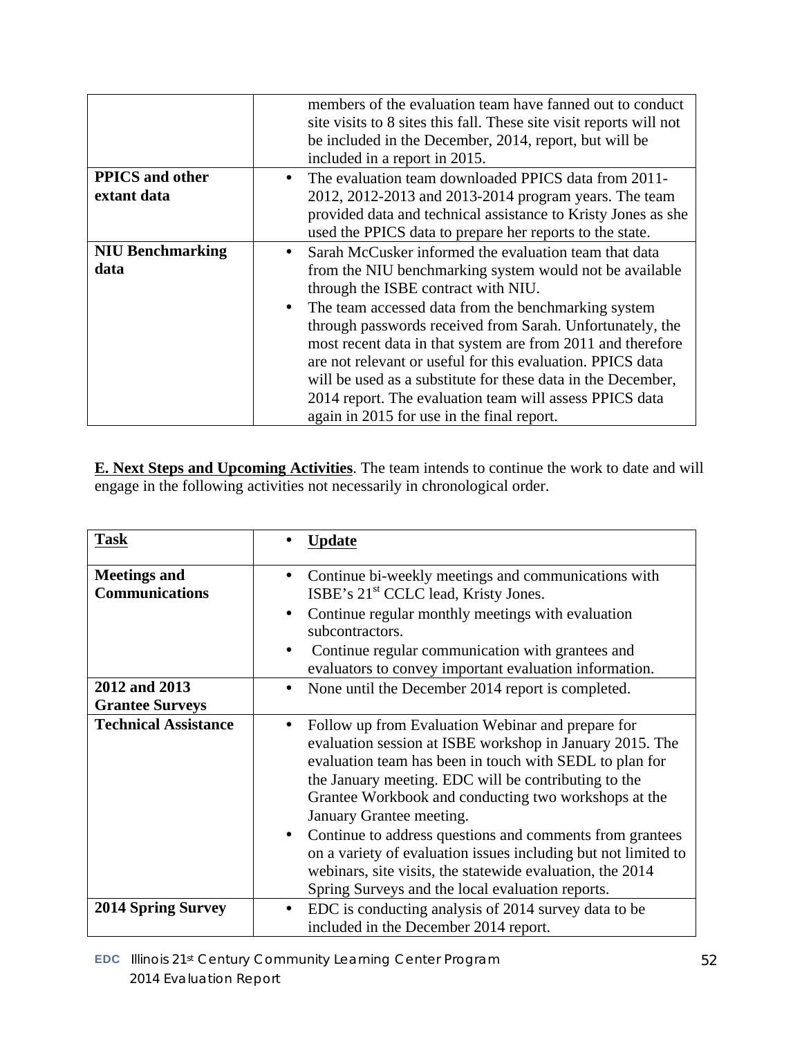| | |
|---|---|
| | members of the evaluation team have fanned out to conduct site visits to 8 sites this fall. These site visit reports will not be included in the December, 2014, report, but will be included in a report in 2015. |
| **PPICS and other extant data** | • The evaluation team downloaded PPICS data from 2011-2012, 2012-2013 and 2013-2014 program years. The team provided data and technical assistance to Kristy Jones as she used the PPICS data to prepare her reports to the state. |
| **NIU Benchmarking data** | • Sarah McCusker informed the evaluation team that data from the NIU benchmarking system would not be available through the ISBE contract with NIU.<br>• The team accessed data from the benchmarking system through passwords received from Sarah. Unfortunately, the most recent data in that system are from 2011 and therefore are not relevant or useful for this evaluation. PPICS data will be used as a substitute for these data in the December, 2014 report. The evaluation team will assess PPICS data again in 2015 for use in the final report. |

**E. Next Steps and Upcoming Activities**. The team intends to continue the work to date and will engage in the following activities not necessarily in chronological order.

| Task | Update |
|---|---|
| **Meetings and Communications** | • Continue bi-weekly meetings and communications with ISBE's 21st CCLC lead, Kristy Jones.<br>• Continue regular monthly meetings with evaluation subcontractors.<br>• Continue regular communication with grantees and evaluators to convey important evaluation information. |
| **2012 and 2013 Grantee Surveys** | • None until the December 2014 report is completed. |
| **Technical Assistance** | • Follow up from Evaluation Webinar and prepare for evaluation session at ISBE workshop in January 2015. The evaluation team has been in touch with SEDL to plan for the January meeting. EDC will be contributing to the Grantee Workbook and conducting two workshops at the January Grantee meeting.<br>• Continue to address questions and comments from grantees on a variety of evaluation issues including but not limited to webinars, site visits, the statewide evaluation, the 2014 Spring Surveys and the local evaluation reports. |
| **2014 Spring Survey** | • EDC is conducting analysis of 2014 survey data to be included in the December 2014 report. |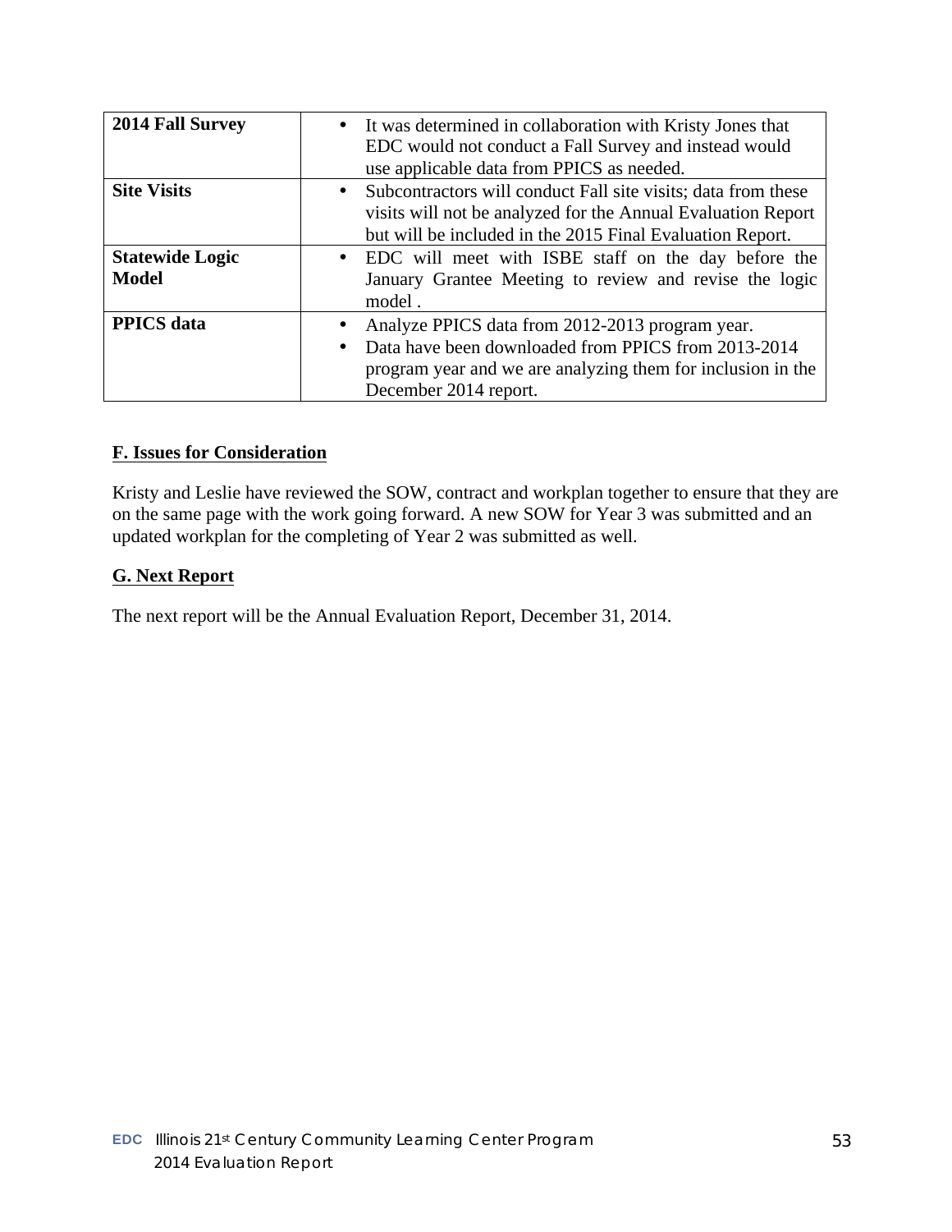| 2014 Fall Survey | • It was determined in collaboration with Kristy Jones that EDC would not conduct a Fall Survey and instead would use applicable data from PPICS as needed. |
|---|---|
| **Site Visits** | • Subcontractors will conduct Fall site visits; data from these visits will not be analyzed for the Annual Evaluation Report but will be included in the 2015 Final Evaluation Report. |
| **Statewide Logic Model** | • EDC will meet with ISBE staff on the day before the January Grantee Meeting to review and revise the logic model . |
| **PPICS data** | • Analyze PPICS data from 2012-2013 program year. <br> • Data have been downloaded from PPICS from 2013-2014 program year and we are analyzing them for inclusion in the December 2014 report. |

## F. Issues for Consideration

Kristy and Leslie have reviewed the SOW, contract and workplan together to ensure that they are on the same page with the work going forward. A new SOW for Year 3 was submitted and an updated workplan for the completing of Year 2 was submitted as well.

## G. Next Report

The next report will be the Annual Evaluation Report, December 31, 2014.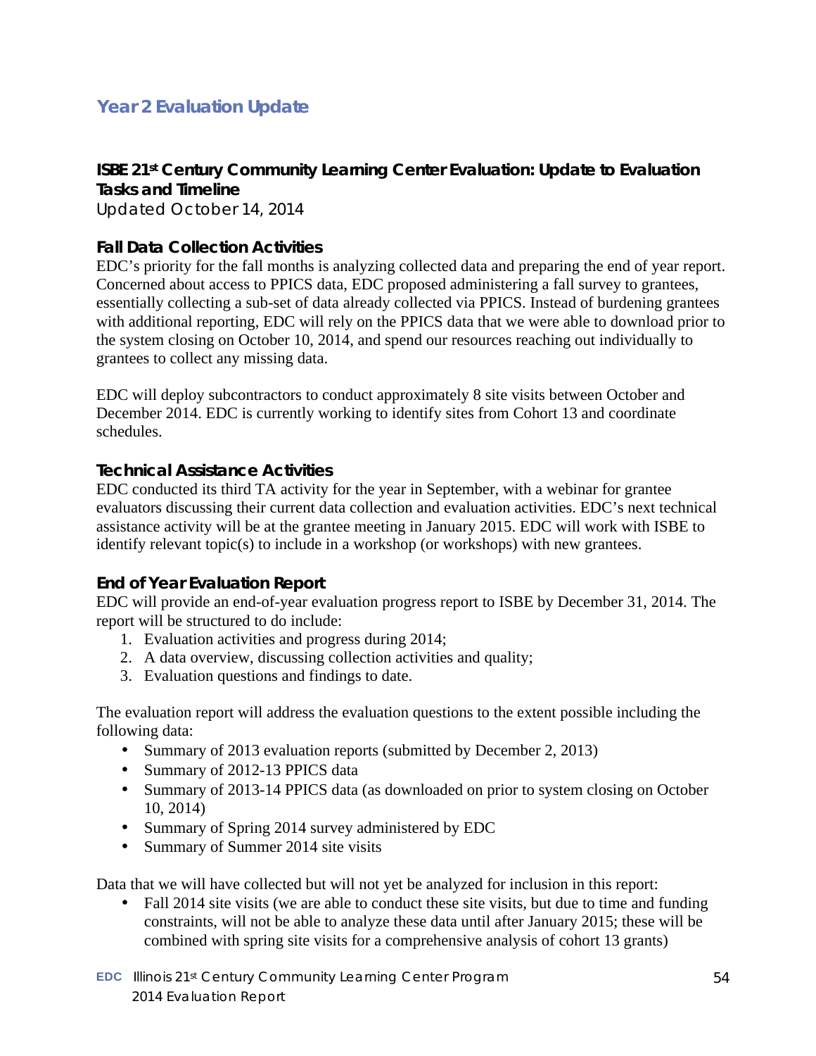## Year 2 Evaluation Update

### ISBE 21st Century Community Learning Center Evaluation: Update to Evaluation Tasks and Timeline

Updated October 14, 2014

#### Fall Data Collection Activities

EDC's priority for the fall months is analyzing collected data and preparing the end of year report. Concerned about access to PPICS data, EDC proposed administering a fall survey to grantees, essentially collecting a sub-set of data already collected via PPICS. Instead of burdening grantees with additional reporting, EDC will rely on the PPICS data that we were able to download prior to the system closing on October 10, 2014, and spend our resources reaching out individually to grantees to collect any missing data.

EDC will deploy subcontractors to conduct approximately 8 site visits between October and December 2014. EDC is currently working to identify sites from Cohort 13 and coordinate schedules.

#### Technical Assistance Activities

EDC conducted its third TA activity for the year in September, with a webinar for grantee evaluators discussing their current data collection and evaluation activities. EDC's next technical assistance activity will be at the grantee meeting in January 2015. EDC will work with ISBE to identify relevant topic(s) to include in a workshop (or workshops) with new grantees.

#### End of Year Evaluation Report

EDC will provide an end-of-year evaluation progress report to ISBE by December 31, 2014. The report will be structured to do include:

1. Evaluation activities and progress during 2014;
2. A data overview, discussing collection activities and quality;
3. Evaluation questions and findings to date.

The evaluation report will address the evaluation questions to the extent possible including the following data:

- Summary of 2013 evaluation reports (submitted by December 2, 2013)
- Summary of 2012-13 PPICS data
- Summary of 2013-14 PPICS data (as downloaded on prior to system closing on October 10, 2014)
- Summary of Spring 2014 survey administered by EDC
- Summary of Summer 2014 site visits

Data that we will have collected but will not yet be analyzed for inclusion in this report:

- Fall 2014 site visits (we are able to conduct these site visits, but due to time and funding constraints, will not be able to analyze these data until after January 2015; these will be combined with spring site visits for a comprehensive analysis of cohort 13 grants)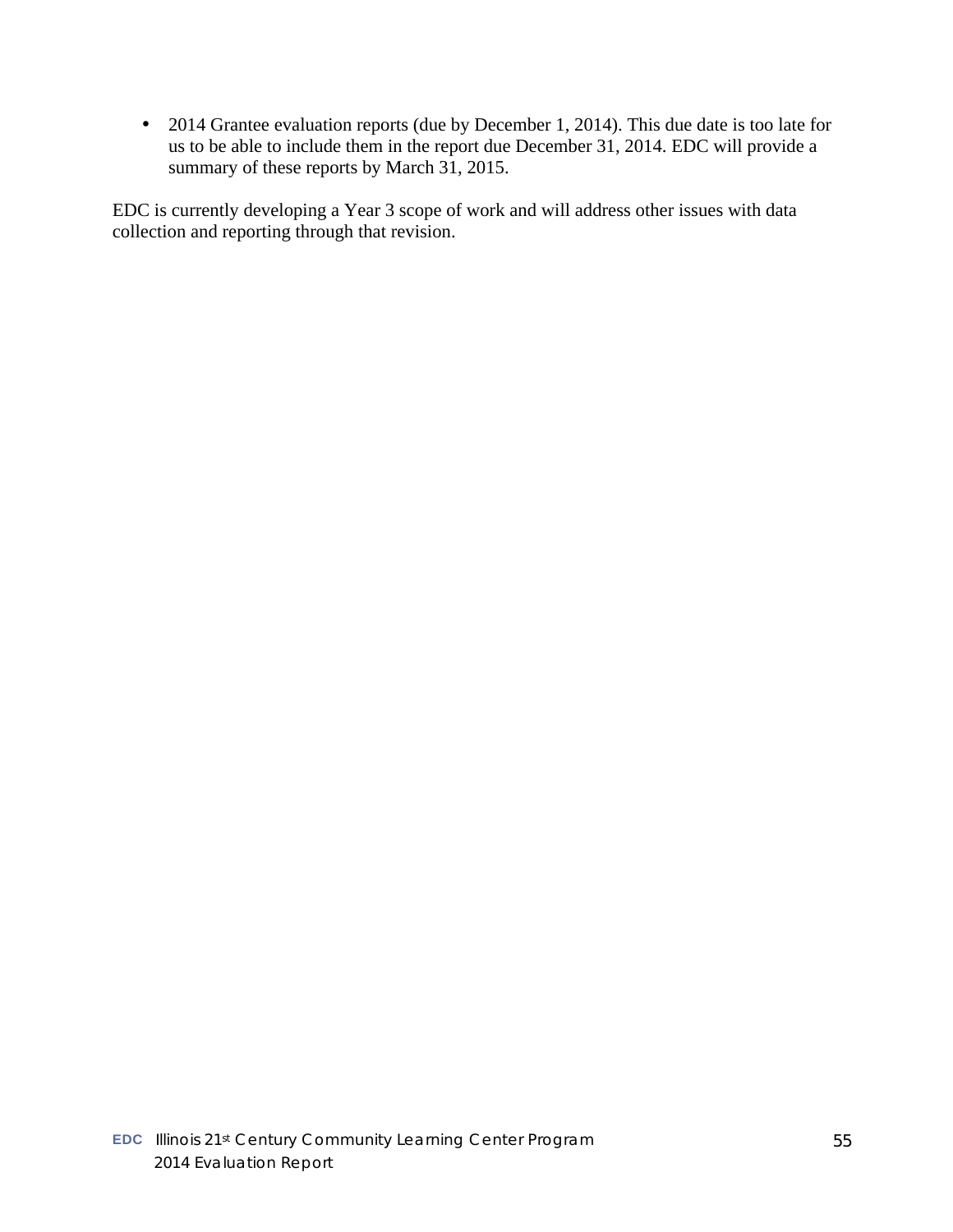- 2014 Grantee evaluation reports (due by December 1, 2014). This due date is too late for us to be able to include them in the report due December 31, 2014. EDC will provide a summary of these reports by March 31, 2015.

EDC is currently developing a Year 3 scope of work and will address other issues with data collection and reporting through that revision.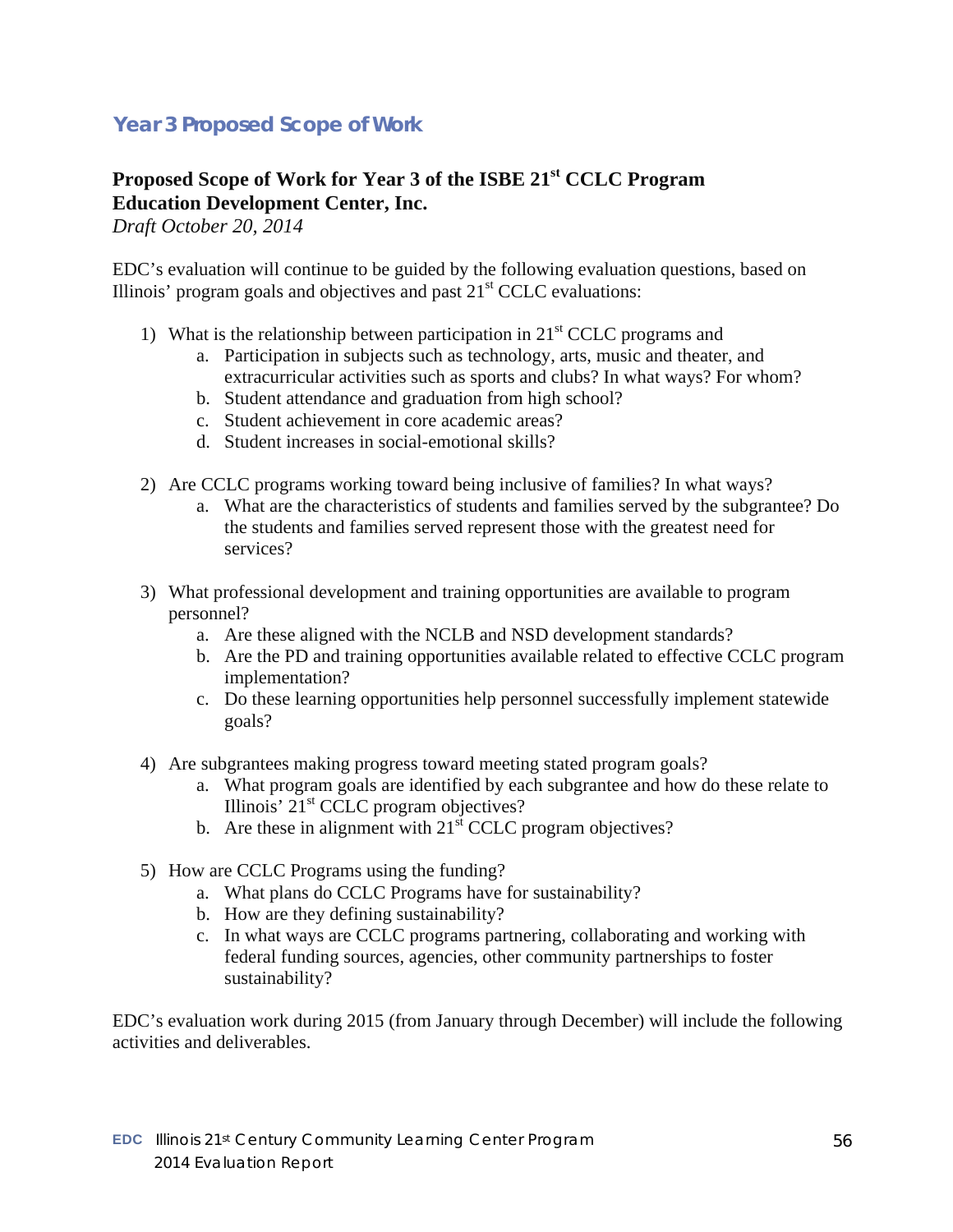## Year 3 Proposed Scope of Work

**Proposed Scope of Work for Year 3 of the ISBE 21st CCLC Program**
**Education Development Center, Inc.**
*Draft October 20, 2014*

EDC's evaluation will continue to be guided by the following evaluation questions, based on Illinois' program goals and objectives and past 21st CCLC evaluations:

1) What is the relationship between participation in 21st CCLC programs and
    a. Participation in subjects such as technology, arts, music and theater, and extracurricular activities such as sports and clubs? In what ways? For whom?
    b. Student attendance and graduation from high school?
    c. Student achievement in core academic areas?
    d. Student increases in social-emotional skills?

2) Are CCLC programs working toward being inclusive of families? In what ways?
    a. What are the characteristics of students and families served by the subgrantee? Do the students and families served represent those with the greatest need for services?

3) What professional development and training opportunities are available to program personnel?
    a. Are these aligned with the NCLB and NSD development standards?
    b. Are the PD and training opportunities available related to effective CCLC program implementation?
    c. Do these learning opportunities help personnel successfully implement statewide goals?

4) Are subgrantees making progress toward meeting stated program goals?
    a. What program goals are identified by each subgrantee and how do these relate to Illinois' 21st CCLC program objectives?
    b. Are these in alignment with 21st CCLC program objectives?

5) How are CCLC Programs using the funding?
    a. What plans do CCLC Programs have for sustainability?
    b. How are they defining sustainability?
    c. In what ways are CCLC programs partnering, collaborating and working with federal funding sources, agencies, other community partnerships to foster sustainability?

EDC's evaluation work during 2015 (from January through December) will include the following activities and deliverables.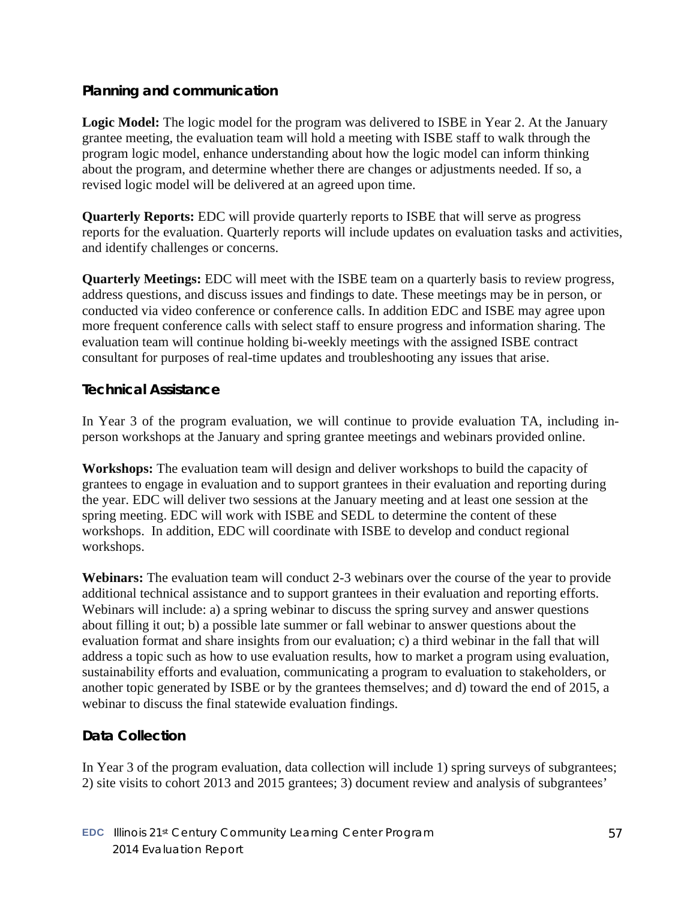### Planning and communication

**Logic Model:** The logic model for the program was delivered to ISBE in Year 2. At the January grantee meeting, the evaluation team will hold a meeting with ISBE staff to walk through the program logic model, enhance understanding about how the logic model can inform thinking about the program, and determine whether there are changes or adjustments needed. If so, a revised logic model will be delivered at an agreed upon time.

**Quarterly Reports:** EDC will provide quarterly reports to ISBE that will serve as progress reports for the evaluation. Quarterly reports will include updates on evaluation tasks and activities, and identify challenges or concerns.

**Quarterly Meetings:** EDC will meet with the ISBE team on a quarterly basis to review progress, address questions, and discuss issues and findings to date. These meetings may be in person, or conducted via video conference or conference calls. In addition EDC and ISBE may agree upon more frequent conference calls with select staff to ensure progress and information sharing. The evaluation team will continue holding bi-weekly meetings with the assigned ISBE contract consultant for purposes of real-time updates and troubleshooting any issues that arise.

### Technical Assistance

In Year 3 of the program evaluation, we will continue to provide evaluation TA, including in-person workshops at the January and spring grantee meetings and webinars provided online.

**Workshops:** The evaluation team will design and deliver workshops to build the capacity of grantees to engage in evaluation and to support grantees in their evaluation and reporting during the year. EDC will deliver two sessions at the January meeting and at least one session at the spring meeting. EDC will work with ISBE and SEDL to determine the content of these workshops. In addition, EDC will coordinate with ISBE to develop and conduct regional workshops.

**Webinars:** The evaluation team will conduct 2-3 webinars over the course of the year to provide additional technical assistance and to support grantees in their evaluation and reporting efforts. Webinars will include: a) a spring webinar to discuss the spring survey and answer questions about filling it out; b) a possible late summer or fall webinar to answer questions about the evaluation format and share insights from our evaluation; c) a third webinar in the fall that will address a topic such as how to use evaluation results, how to market a program using evaluation, sustainability efforts and evaluation, communicating a program to evaluation to stakeholders, or another topic generated by ISBE or by the grantees themselves; and d) toward the end of 2015, a webinar to discuss the final statewide evaluation findings.

### Data Collection

In Year 3 of the program evaluation, data collection will include 1) spring surveys of subgrantees; 2) site visits to cohort 2013 and 2015 grantees; 3) document review and analysis of subgrantees'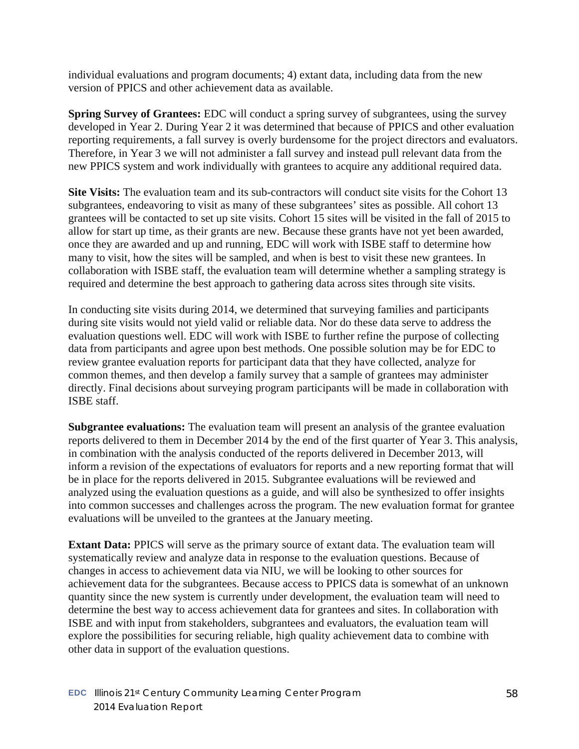individual evaluations and program documents; 4) extant data, including data from the new version of PPICS and other achievement data as available.

**Spring Survey of Grantees:** EDC will conduct a spring survey of subgrantees, using the survey developed in Year 2. During Year 2 it was determined that because of PPICS and other evaluation reporting requirements, a fall survey is overly burdensome for the project directors and evaluators. Therefore, in Year 3 we will not administer a fall survey and instead pull relevant data from the new PPICS system and work individually with grantees to acquire any additional required data.

**Site Visits:** The evaluation team and its sub-contractors will conduct site visits for the Cohort 13 subgrantees, endeavoring to visit as many of these subgrantees' sites as possible. All cohort 13 grantees will be contacted to set up site visits. Cohort 15 sites will be visited in the fall of 2015 to allow for start up time, as their grants are new. Because these grants have not yet been awarded, once they are awarded and up and running, EDC will work with ISBE staff to determine how many to visit, how the sites will be sampled, and when is best to visit these new grantees. In collaboration with ISBE staff, the evaluation team will determine whether a sampling strategy is required and determine the best approach to gathering data across sites through site visits.

In conducting site visits during 2014, we determined that surveying families and participants during site visits would not yield valid or reliable data. Nor do these data serve to address the evaluation questions well. EDC will work with ISBE to further refine the purpose of collecting data from participants and agree upon best methods. One possible solution may be for EDC to review grantee evaluation reports for participant data that they have collected, analyze for common themes, and then develop a family survey that a sample of grantees may administer directly. Final decisions about surveying program participants will be made in collaboration with ISBE staff.

**Subgrantee evaluations:** The evaluation team will present an analysis of the grantee evaluation reports delivered to them in December 2014 by the end of the first quarter of Year 3. This analysis, in combination with the analysis conducted of the reports delivered in December 2013, will inform a revision of the expectations of evaluators for reports and a new reporting format that will be in place for the reports delivered in 2015. Subgrantee evaluations will be reviewed and analyzed using the evaluation questions as a guide, and will also be synthesized to offer insights into common successes and challenges across the program. The new evaluation format for grantee evaluations will be unveiled to the grantees at the January meeting.

**Extant Data:** PPICS will serve as the primary source of extant data. The evaluation team will systematically review and analyze data in response to the evaluation questions. Because of changes in access to achievement data via NIU, we will be looking to other sources for achievement data for the subgrantees. Because access to PPICS data is somewhat of an unknown quantity since the new system is currently under development, the evaluation team will need to determine the best way to access achievement data for grantees and sites. In collaboration with ISBE and with input from stakeholders, subgrantees and evaluators, the evaluation team will explore the possibilities for securing reliable, high quality achievement data to combine with other data in support of the evaluation questions.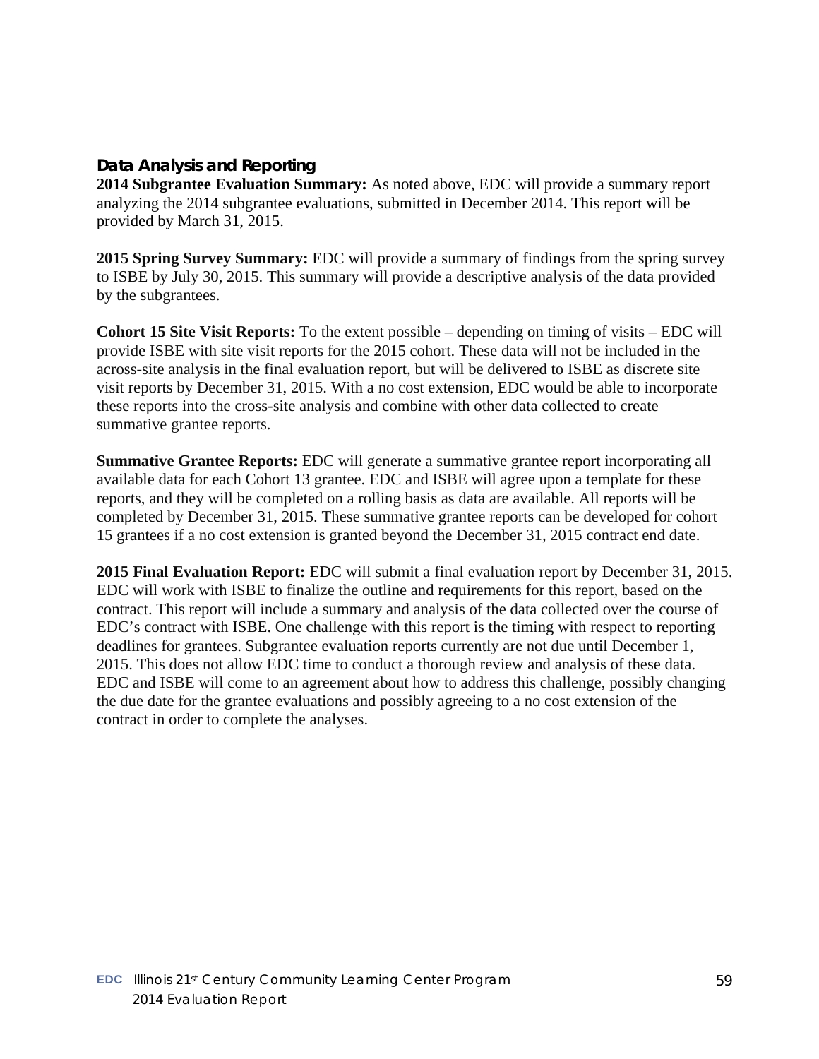### Data Analysis and Reporting

**2014 Subgrantee Evaluation Summary:** As noted above, EDC will provide a summary report analyzing the 2014 subgrantee evaluations, submitted in December 2014. This report will be provided by March 31, 2015.

**2015 Spring Survey Summary:** EDC will provide a summary of findings from the spring survey to ISBE by July 30, 2015. This summary will provide a descriptive analysis of the data provided by the subgrantees.

**Cohort 15 Site Visit Reports:** To the extent possible – depending on timing of visits – EDC will provide ISBE with site visit reports for the 2015 cohort. These data will not be included in the across-site analysis in the final evaluation report, but will be delivered to ISBE as discrete site visit reports by December 31, 2015. With a no cost extension, EDC would be able to incorporate these reports into the cross-site analysis and combine with other data collected to create summative grantee reports.

**Summative Grantee Reports:** EDC will generate a summative grantee report incorporating all available data for each Cohort 13 grantee. EDC and ISBE will agree upon a template for these reports, and they will be completed on a rolling basis as data are available. All reports will be completed by December 31, 2015. These summative grantee reports can be developed for cohort 15 grantees if a no cost extension is granted beyond the December 31, 2015 contract end date.

**2015 Final Evaluation Report:** EDC will submit a final evaluation report by December 31, 2015. EDC will work with ISBE to finalize the outline and requirements for this report, based on the contract. This report will include a summary and analysis of the data collected over the course of EDC's contract with ISBE. One challenge with this report is the timing with respect to reporting deadlines for grantees. Subgrantee evaluation reports currently are not due until December 1, 2015. This does not allow EDC time to conduct a thorough review and analysis of these data. EDC and ISBE will come to an agreement about how to address this challenge, possibly changing the due date for the grantee evaluations and possibly agreeing to a no cost extension of the contract in order to complete the analyses.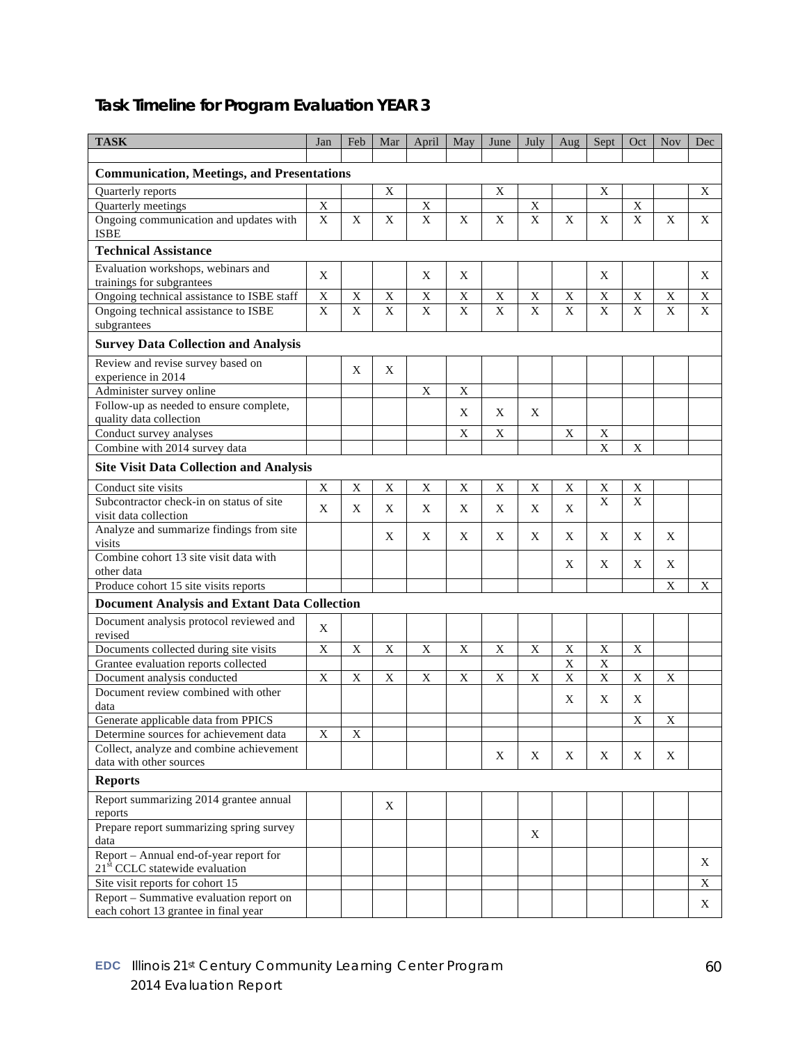## Task Timeline for Program Evaluation YEAR 3

| TASK | Jan | Feb | Mar | April | May | June | July | Aug | Sept | Oct | Nov | Dec |
|---|---|---|---|---|---|---|---|---|---|---|---|---|
| **Communication, Meetings, and Presentations** | | | | | | | | | | | | |
| Quarterly reports | | | X | | | X | | | X | | | X |
| Quarterly meetings | X | | | X | | | X | | | X | | |
| Ongoing communication and updates with ISBE | X | X | X | X | X | X | X | X | X | X | X | X |
| **Technical Assistance** | | | | | | | | | | | | |
| Evaluation workshops, webinars and trainings for subgrantees | X | | | X | X | | | | X | | | X |
| Ongoing technical assistance to ISBE staff | X | X | X | X | X | X | X | X | X | X | X | X |
| Ongoing technical assistance to ISBE subgrantees | X | X | X | X | X | X | X | X | X | X | X | X |
| **Survey Data Collection and Analysis** | | | | | | | | | | | | |
| Review and revise survey based on experience in 2014 | | X | X | | | | | | | | | |
| Administer survey online | | | | X | X | | | | | | | |
| Follow-up as needed to ensure complete, quality data collection | | | | | X | X | X | | | | | |
| Conduct survey analyses | | | | | X | X | | X | X | | | |
| Combine with 2014 survey data | | | | | | | | | X | X | | |
| **Site Visit Data Collection and Analysis** | | | | | | | | | | | | |
| Conduct site visits | X | X | X | X | X | X | X | X | X | X | | |
| Subcontractor check-in on status of site visit data collection | X | X | X | X | X | X | X | X | X | X | | |
| Analyze and summarize findings from site visits | | | X | X | X | X | X | X | X | X | X | |
| Combine cohort 13 site visit data with other data | | | | | | | | X | X | X | X | |
| Produce cohort 15 site visits reports | | | | | | | | | | | X | X |
| **Document Analysis and Extant Data Collection** | | | | | | | | | | | | |
| Document analysis protocol reviewed and revised | X | | | | | | | | | | | |
| Documents collected during site visits | X | X | X | X | X | X | X | X | X | X | | |
| Grantee evaluation reports collected | | | | | | | | X | X | | | |
| Document analysis conducted | X | X | X | X | X | X | X | X | X | X | X | |
| Document review combined with other data | | | | | | | | X | X | X | | |
| Generate applicable data from PPICS | | | | | | | | | | X | X | |
| Determine sources for achievement data | X | X | | | | | | | | | | |
| Collect, analyze and combine achievement data with other sources | | | | | | X | X | X | X | X | X | |
| **Reports** | | | | | | | | | | | | |
| Report summarizing 2014 grantee annual reports | | | X | | | | | | | | | |
| Prepare report summarizing spring survey data | | | | | | | X | | | | | |
| Report – Annual end-of-year report for 21st CCLC statewide evaluation | | | | | | | | | | | | X |
| Site visit reports for cohort 15 | | | | | | | | | | | | X |
| Report – Summative evaluation report on each cohort 13 grantee in final year | | | | | | | | | | | | X |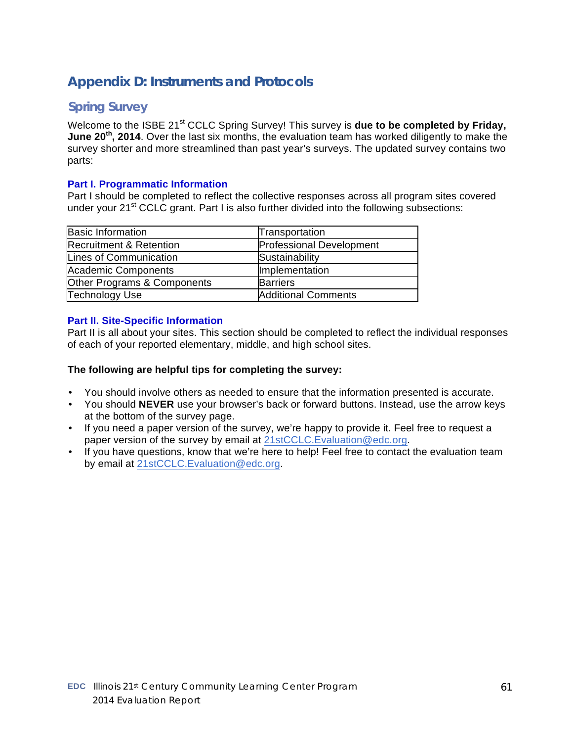# Appendix D: Instruments and Protocols

## Spring Survey

Welcome to the ISBE 21st CCLC Spring Survey! This survey is **due to be completed by Friday, June 20th, 2014**. Over the last six months, the evaluation team has worked diligently to make the survey shorter and more streamlined than past year's surveys. The updated survey contains two parts:

### Part I. Programmatic Information

Part I should be completed to reflect the collective responses across all program sites covered under your 21st CCLC grant. Part I is also further divided into the following subsections:

| | |
|---|---|
| Basic Information | Transportation |
| Recruitment & Retention | Professional Development |
| Lines of Communication | Sustainability |
| Academic Components | Implementation |
| Other Programs & Components | Barriers |
| Technology Use | Additional Comments |

### Part II. Site-Specific Information

Part II is all about your sites. This section should be completed to reflect the individual responses of each of your reported elementary, middle, and high school sites.

**The following are helpful tips for completing the survey:**

- You should involve others as needed to ensure that the information presented is accurate.
- You should **NEVER** use your browser's back or forward buttons. Instead, use the arrow keys at the bottom of the survey page.
- If you need a paper version of the survey, we're happy to provide it. Feel free to request a paper version of the survey by email at 21stCCLC.Evaluation@edc.org.
- If you have questions, know that we're here to help! Feel free to contact the evaluation team by email at 21stCCLC.Evaluation@edc.org.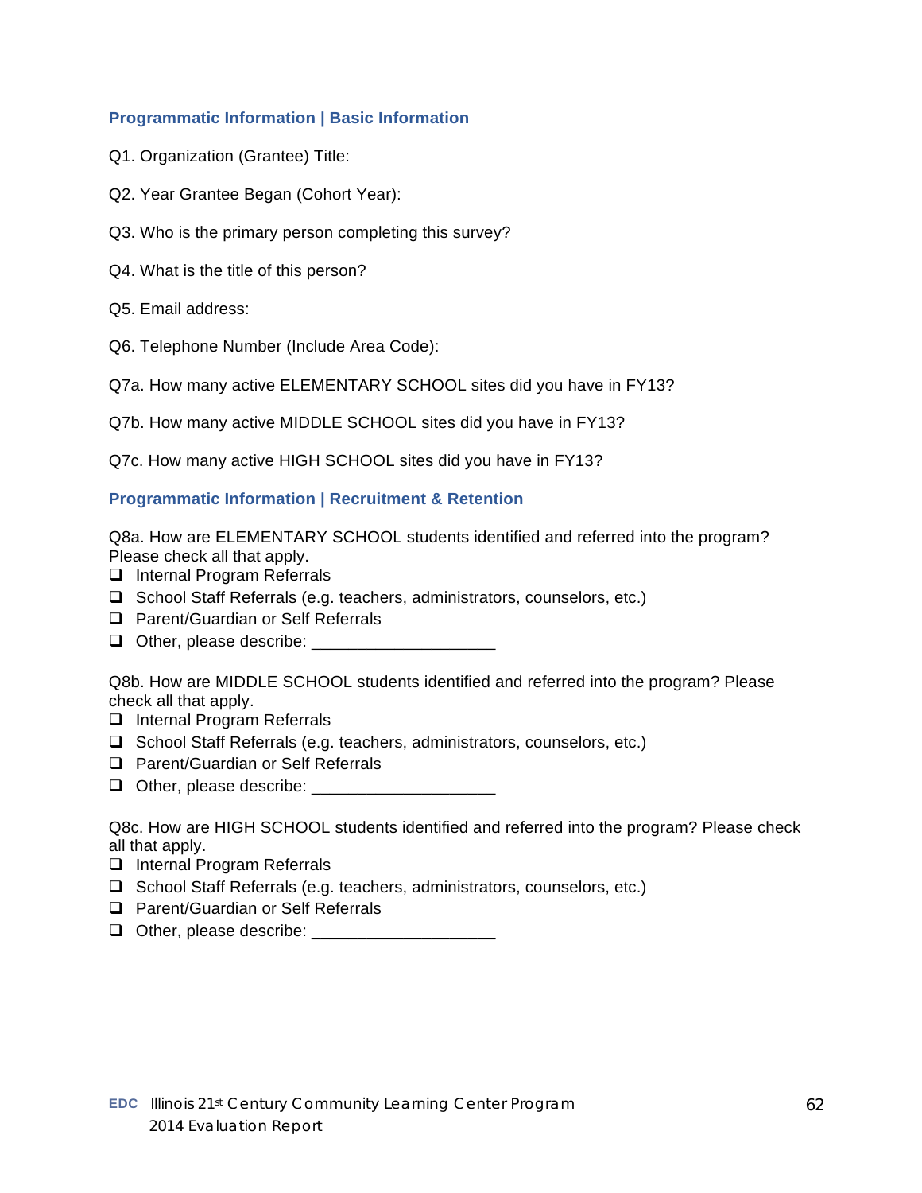### Programmatic Information | Basic Information

Q1. Organization (Grantee) Title:

Q2. Year Grantee Began (Cohort Year):

Q3. Who is the primary person completing this survey?

Q4. What is the title of this person?

Q5. Email address:

Q6. Telephone Number (Include Area Code):

Q7a. How many active ELEMENTARY SCHOOL sites did you have in FY13?

Q7b. How many active MIDDLE SCHOOL sites did you have in FY13?

Q7c. How many active HIGH SCHOOL sites did you have in FY13?

### Programmatic Information | Recruitment & Retention

Q8a. How are ELEMENTARY SCHOOL students identified and referred into the program? Please check all that apply.

- ❑ Internal Program Referrals
- ❑ School Staff Referrals (e.g. teachers, administrators, counselors, etc.)
- ❑ Parent/Guardian or Self Referrals
- ❑ Other, please describe: ____________________

Q8b. How are MIDDLE SCHOOL students identified and referred into the program? Please check all that apply.

- ❑ Internal Program Referrals
- ❑ School Staff Referrals (e.g. teachers, administrators, counselors, etc.)
- ❑ Parent/Guardian or Self Referrals
- ❑ Other, please describe: ____________________

Q8c. How are HIGH SCHOOL students identified and referred into the program? Please check all that apply.

- ❑ Internal Program Referrals
- ❑ School Staff Referrals (e.g. teachers, administrators, counselors, etc.)
- ❑ Parent/Guardian or Self Referrals
- ❑ Other, please describe: ____________________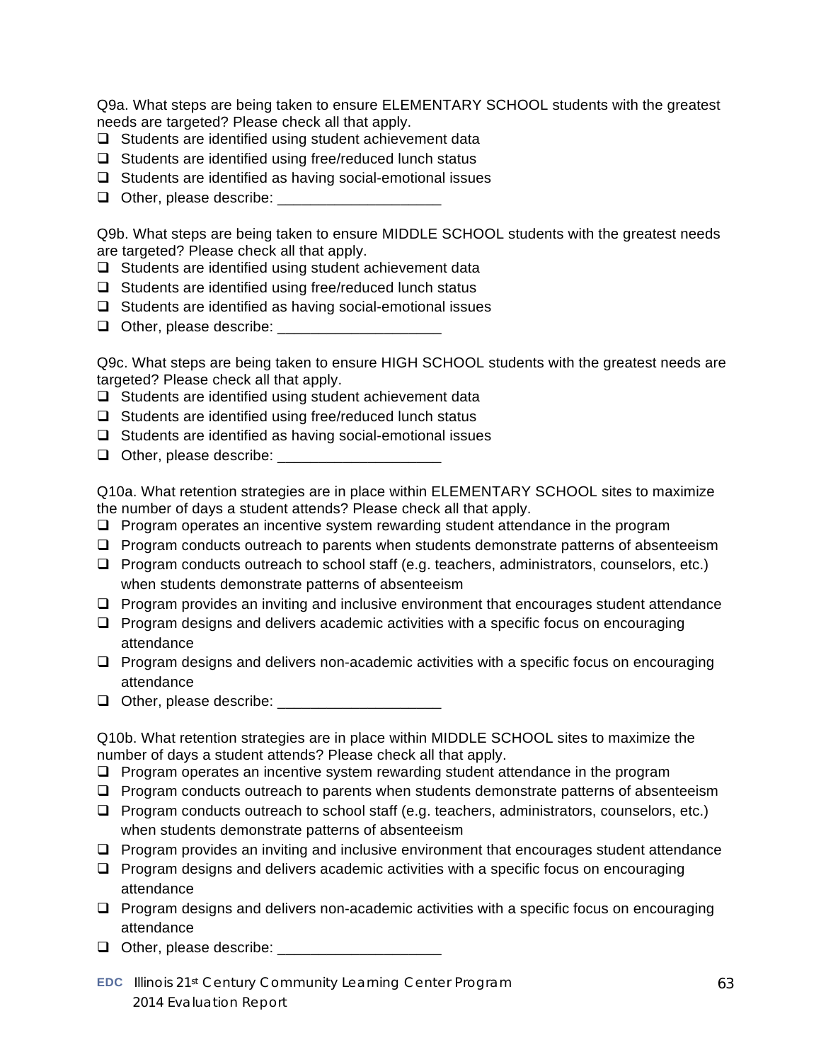Q9a. What steps are being taken to ensure ELEMENTARY SCHOOL students with the greatest needs are targeted? Please check all that apply.

- ❑ Students are identified using student achievement data
- ❑ Students are identified using free/reduced lunch status
- ❑ Students are identified as having social-emotional issues
- ❑ Other, please describe: ____________________

Q9b. What steps are being taken to ensure MIDDLE SCHOOL students with the greatest needs are targeted? Please check all that apply.

- ❑ Students are identified using student achievement data
- ❑ Students are identified using free/reduced lunch status
- ❑ Students are identified as having social-emotional issues
- ❑ Other, please describe: ____________________

Q9c. What steps are being taken to ensure HIGH SCHOOL students with the greatest needs are targeted? Please check all that apply.

- ❑ Students are identified using student achievement data
- ❑ Students are identified using free/reduced lunch status
- ❑ Students are identified as having social-emotional issues
- ❑ Other, please describe: ____________________

Q10a. What retention strategies are in place within ELEMENTARY SCHOOL sites to maximize the number of days a student attends? Please check all that apply.

- ❑ Program operates an incentive system rewarding student attendance in the program
- ❑ Program conducts outreach to parents when students demonstrate patterns of absenteeism
- ❑ Program conducts outreach to school staff (e.g. teachers, administrators, counselors, etc.) when students demonstrate patterns of absenteeism
- ❑ Program provides an inviting and inclusive environment that encourages student attendance
- ❑ Program designs and delivers academic activities with a specific focus on encouraging attendance
- ❑ Program designs and delivers non-academic activities with a specific focus on encouraging attendance
- ❑ Other, please describe: ____________________

Q10b. What retention strategies are in place within MIDDLE SCHOOL sites to maximize the number of days a student attends? Please check all that apply.

- ❑ Program operates an incentive system rewarding student attendance in the program
- ❑ Program conducts outreach to parents when students demonstrate patterns of absenteeism
- ❑ Program conducts outreach to school staff (e.g. teachers, administrators, counselors, etc.) when students demonstrate patterns of absenteeism
- ❑ Program provides an inviting and inclusive environment that encourages student attendance
- ❑ Program designs and delivers academic activities with a specific focus on encouraging attendance
- ❑ Program designs and delivers non-academic activities with a specific focus on encouraging attendance
- ❑ Other, please describe: ____________________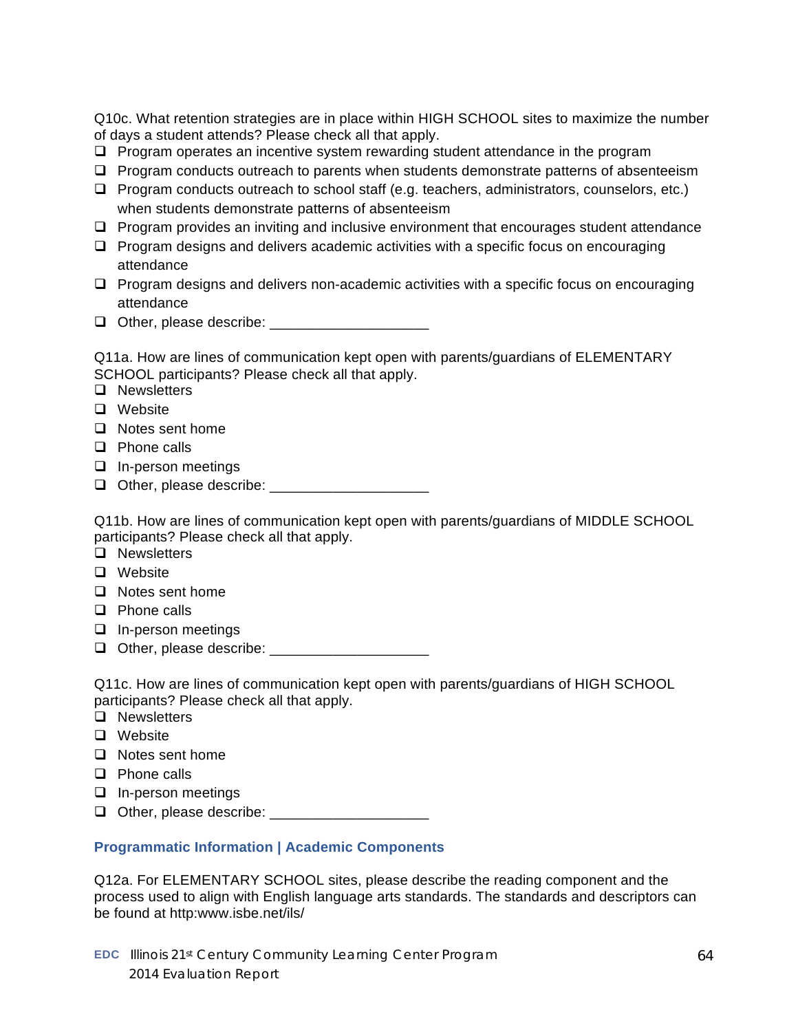Q10c. What retention strategies are in place within HIGH SCHOOL sites to maximize the number of days a student attends? Please check all that apply.

- ❑ Program operates an incentive system rewarding student attendance in the program
- ❑ Program conducts outreach to parents when students demonstrate patterns of absenteeism
- ❑ Program conducts outreach to school staff (e.g. teachers, administrators, counselors, etc.) when students demonstrate patterns of absenteeism
- ❑ Program provides an inviting and inclusive environment that encourages student attendance
- ❑ Program designs and delivers academic activities with a specific focus on encouraging attendance
- ❑ Program designs and delivers non-academic activities with a specific focus on encouraging attendance
- ❑ Other, please describe: ____________________

Q11a. How are lines of communication kept open with parents/guardians of ELEMENTARY SCHOOL participants? Please check all that apply.

- ❑ Newsletters
- ❑ Website
- ❑ Notes sent home
- ❑ Phone calls
- ❑ In-person meetings
- ❑ Other, please describe: ____________________

Q11b. How are lines of communication kept open with parents/guardians of MIDDLE SCHOOL participants? Please check all that apply.

- ❑ Newsletters
- ❑ Website
- ❑ Notes sent home
- ❑ Phone calls
- ❑ In-person meetings
- ❑ Other, please describe: ____________________

Q11c. How are lines of communication kept open with parents/guardians of HIGH SCHOOL participants? Please check all that apply.

- ❑ Newsletters
- ❑ Website
- ❑ Notes sent home
- ❑ Phone calls
- ❑ In-person meetings
- ❑ Other, please describe: ____________________

### Programmatic Information | Academic Components

Q12a. For ELEMENTARY SCHOOL sites, please describe the reading component and the process used to align with English language arts standards. The standards and descriptors can be found at http:www.isbe.net/ils/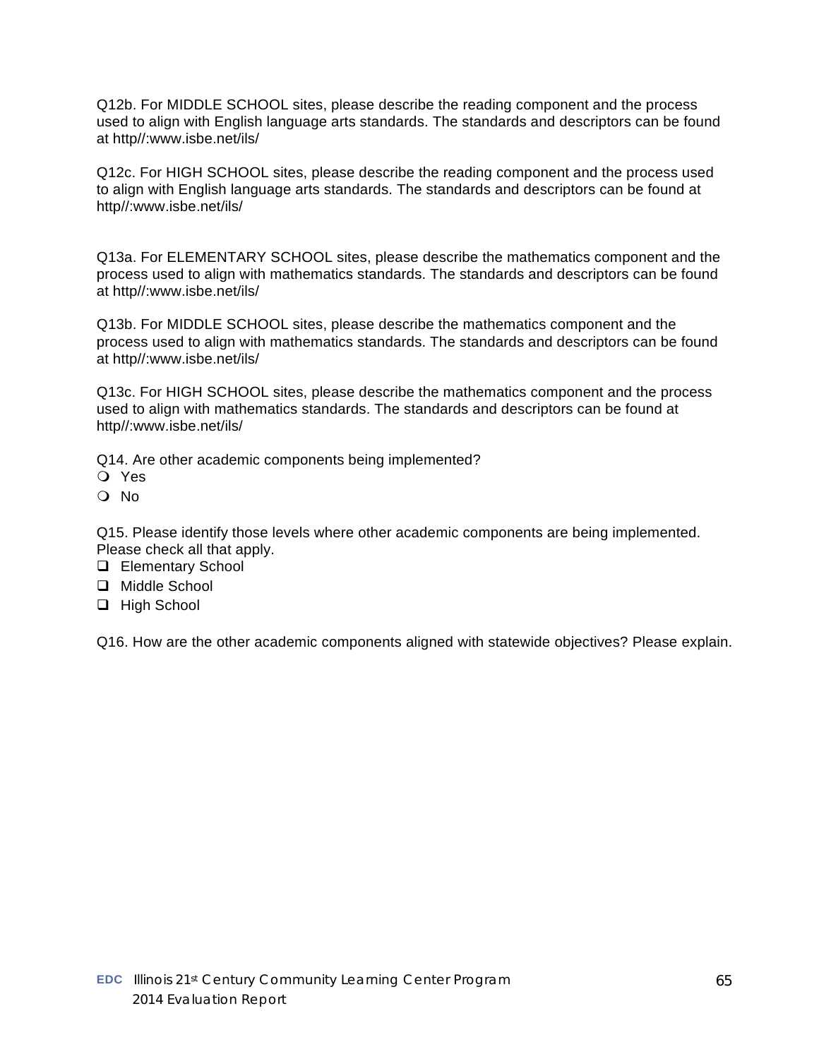Q12b. For MIDDLE SCHOOL sites, please describe the reading component and the process used to align with English language arts standards. The standards and descriptors can be found at http//:www.isbe.net/ils/

Q12c. For HIGH SCHOOL sites, please describe the reading component and the process used to align with English language arts standards. The standards and descriptors can be found at http//:www.isbe.net/ils/

Q13a. For ELEMENTARY SCHOOL sites, please describe the mathematics component and the process used to align with mathematics standards. The standards and descriptors can be found at http//:www.isbe.net/ils/

Q13b. For MIDDLE SCHOOL sites, please describe the mathematics component and the process used to align with mathematics standards. The standards and descriptors can be found at http//:www.isbe.net/ils/

Q13c. For HIGH SCHOOL sites, please describe the mathematics component and the process used to align with mathematics standards. The standards and descriptors can be found at http//:www.isbe.net/ils/

Q14. Are other academic components being implemented?
- ❍ Yes
- ❍ No

Q15. Please identify those levels where other academic components are being implemented. Please check all that apply.
- ❑ Elementary School
- ❑ Middle School
- ❑ High School

Q16. How are the other academic components aligned with statewide objectives? Please explain.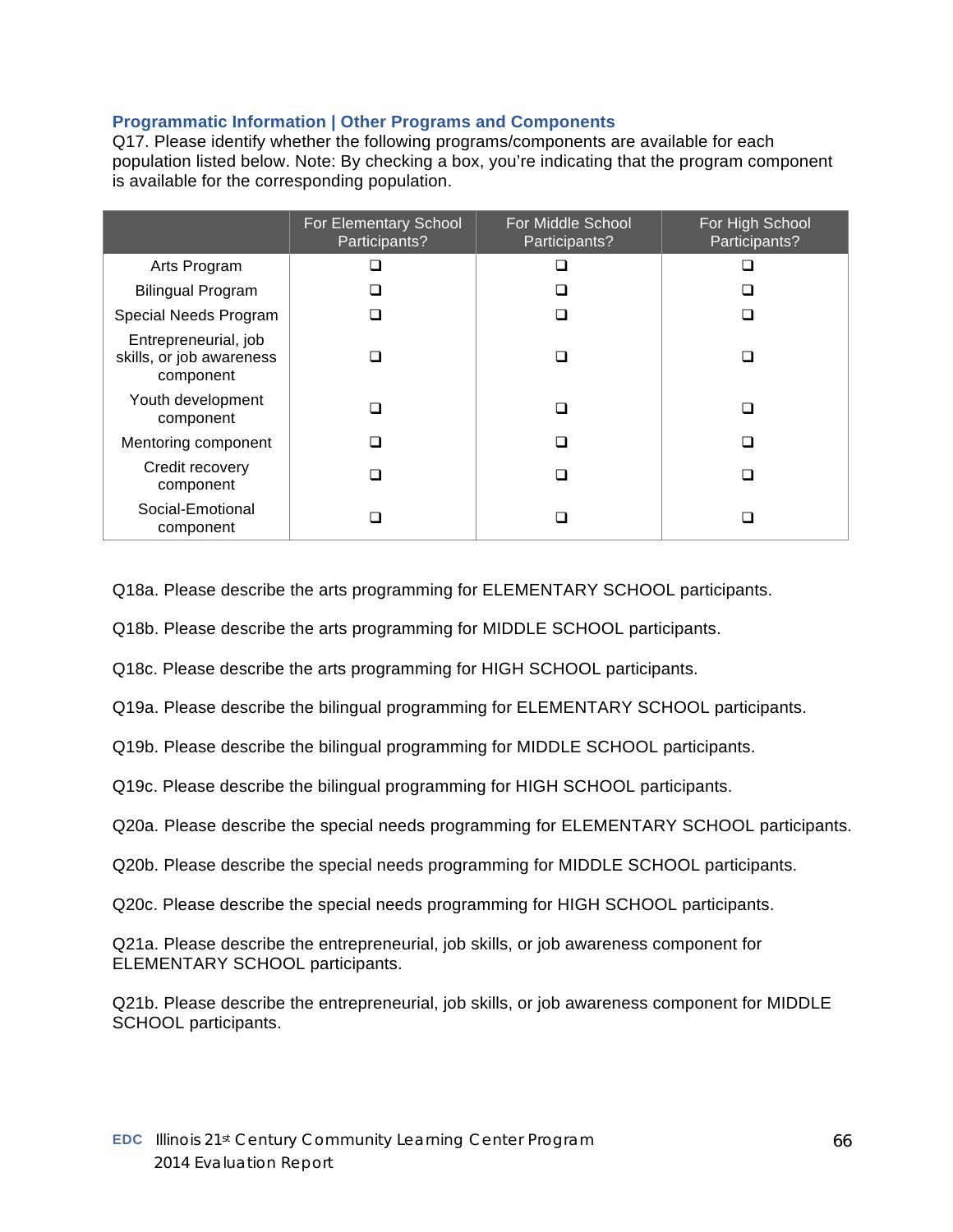### Programmatic Information | Other Programs and Components

Q17. Please identify whether the following programs/components are available for each population listed below. Note: By checking a box, you're indicating that the program component is available for the corresponding population.

| | For Elementary School Participants? | For Middle School Participants? | For High School Participants? |
|---|---|---|---|
| Arts Program | ❑ | ❑ | ❑ |
| Bilingual Program | ❑ | ❑ | ❑ |
| Special Needs Program | ❑ | ❑ | ❑ |
| Entrepreneurial, job skills, or job awareness component | ❑ | ❑ | ❑ |
| Youth development component | ❑ | ❑ | ❑ |
| Mentoring component | ❑ | ❑ | ❑ |
| Credit recovery component | ❑ | ❑ | ❑ |
| Social-Emotional component | ❑ | ❑ | ❑ |

Q18a. Please describe the arts programming for ELEMENTARY SCHOOL participants.

Q18b. Please describe the arts programming for MIDDLE SCHOOL participants.

Q18c. Please describe the arts programming for HIGH SCHOOL participants.

Q19a. Please describe the bilingual programming for ELEMENTARY SCHOOL participants.

Q19b. Please describe the bilingual programming for MIDDLE SCHOOL participants.

Q19c. Please describe the bilingual programming for HIGH SCHOOL participants.

Q20a. Please describe the special needs programming for ELEMENTARY SCHOOL participants.

Q20b. Please describe the special needs programming for MIDDLE SCHOOL participants.

Q20c. Please describe the special needs programming for HIGH SCHOOL participants.

Q21a. Please describe the entrepreneurial, job skills, or job awareness component for ELEMENTARY SCHOOL participants.

Q21b. Please describe the entrepreneurial, job skills, or job awareness component for MIDDLE SCHOOL participants.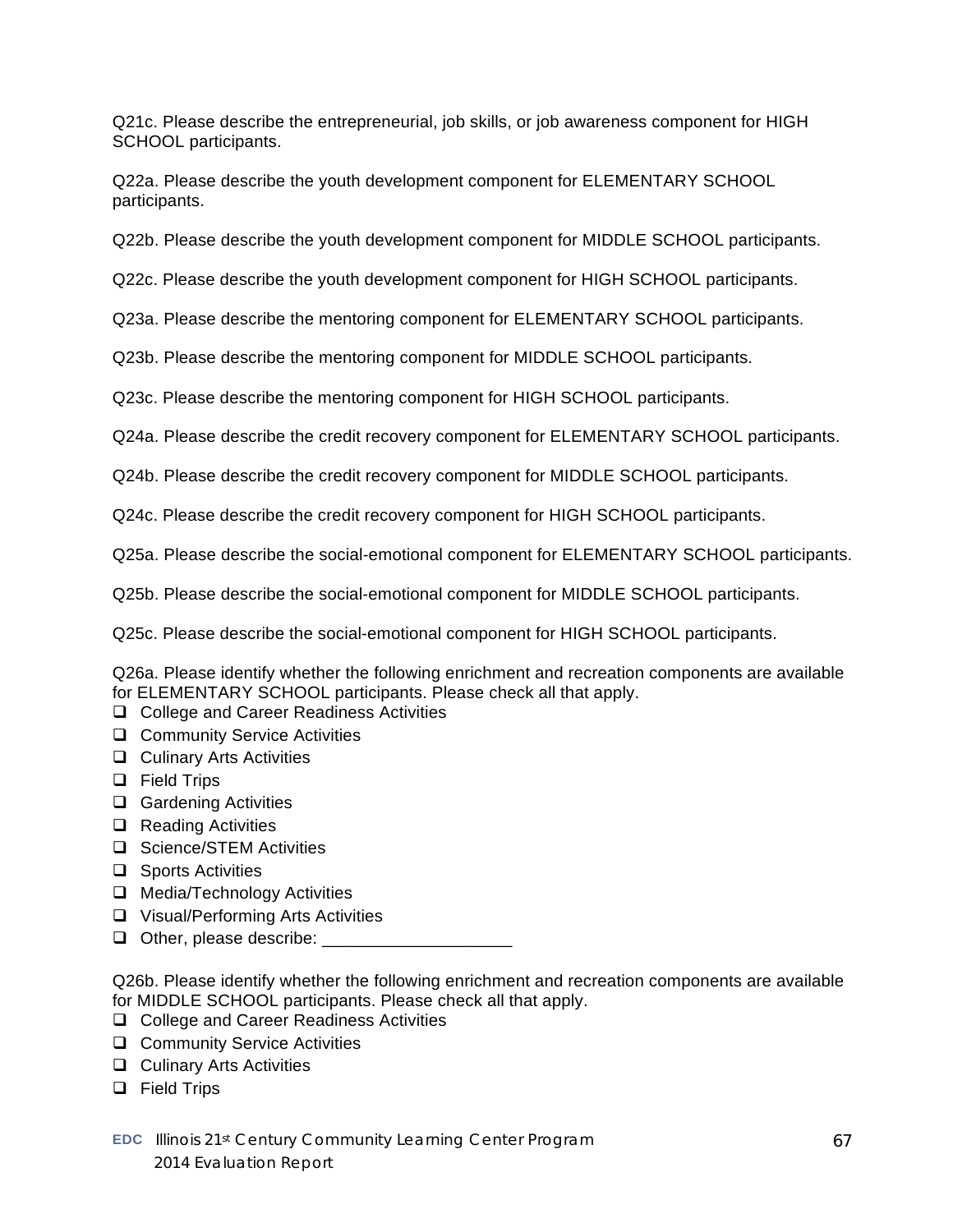Q21c. Please describe the entrepreneurial, job skills, or job awareness component for HIGH SCHOOL participants.

Q22a. Please describe the youth development component for ELEMENTARY SCHOOL participants.

Q22b. Please describe the youth development component for MIDDLE SCHOOL participants.

Q22c. Please describe the youth development component for HIGH SCHOOL participants.

Q23a. Please describe the mentoring component for ELEMENTARY SCHOOL participants.

Q23b. Please describe the mentoring component for MIDDLE SCHOOL participants.

Q23c. Please describe the mentoring component for HIGH SCHOOL participants.

Q24a. Please describe the credit recovery component for ELEMENTARY SCHOOL participants.

Q24b. Please describe the credit recovery component for MIDDLE SCHOOL participants.

Q24c. Please describe the credit recovery component for HIGH SCHOOL participants.

Q25a. Please describe the social-emotional component for ELEMENTARY SCHOOL participants.

Q25b. Please describe the social-emotional component for MIDDLE SCHOOL participants.

Q25c. Please describe the social-emotional component for HIGH SCHOOL participants.

Q26a. Please identify whether the following enrichment and recreation components are available for ELEMENTARY SCHOOL participants. Please check all that apply.

- ❑ College and Career Readiness Activities
- ❑ Community Service Activities
- ❑ Culinary Arts Activities
- ❑ Field Trips
- ❑ Gardening Activities
- ❑ Reading Activities
- ❑ Science/STEM Activities
- ❑ Sports Activities
- ❑ Media/Technology Activities
- ❑ Visual/Performing Arts Activities
- ❑ Other, please describe: ____________________

Q26b. Please identify whether the following enrichment and recreation components are available for MIDDLE SCHOOL participants. Please check all that apply.

- ❑ College and Career Readiness Activities
- ❑ Community Service Activities
- ❑ Culinary Arts Activities
- ❑ Field Trips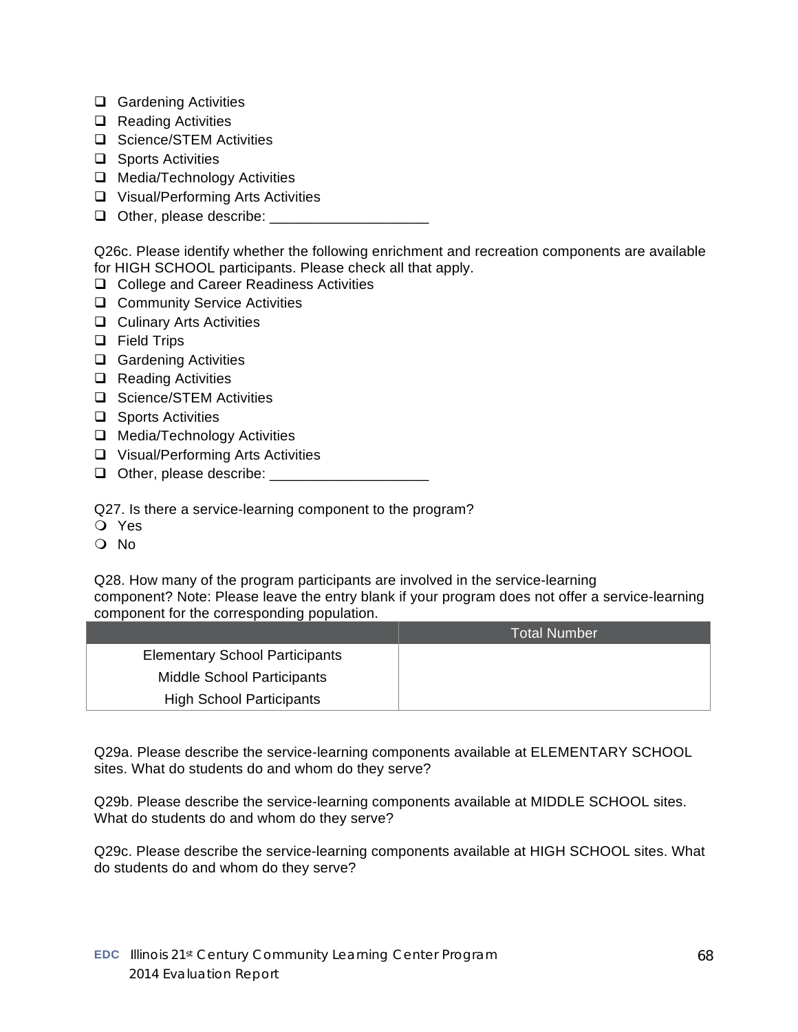- [ ] Gardening Activities
- [ ] Reading Activities
- [ ] Science/STEM Activities
- [ ] Sports Activities
- [ ] Media/Technology Activities
- [ ] Visual/Performing Arts Activities
- [ ] Other, please describe: ____________________

Q26c. Please identify whether the following enrichment and recreation components are available for HIGH SCHOOL participants. Please check all that apply.

- [ ] College and Career Readiness Activities
- [ ] Community Service Activities
- [ ] Culinary Arts Activities
- [ ] Field Trips
- [ ] Gardening Activities
- [ ] Reading Activities
- [ ] Science/STEM Activities
- [ ] Sports Activities
- [ ] Media/Technology Activities
- [ ] Visual/Performing Arts Activities
- [ ] Other, please describe: ____________________

Q27. Is there a service-learning component to the program?

- ○ Yes
- ○ No

Q28. How many of the program participants are involved in the service-learning component? Note: Please leave the entry blank if your program does not offer a service-learning component for the corresponding population.

| | Total Number |
|---|---|
| Elementary School Participants | |
| Middle School Participants | |
| High School Participants | |

Q29a. Please describe the service-learning components available at ELEMENTARY SCHOOL sites. What do students do and whom do they serve?

Q29b. Please describe the service-learning components available at MIDDLE SCHOOL sites. What do students do and whom do they serve?

Q29c. Please describe the service-learning components available at HIGH SCHOOL sites. What do students do and whom do they serve?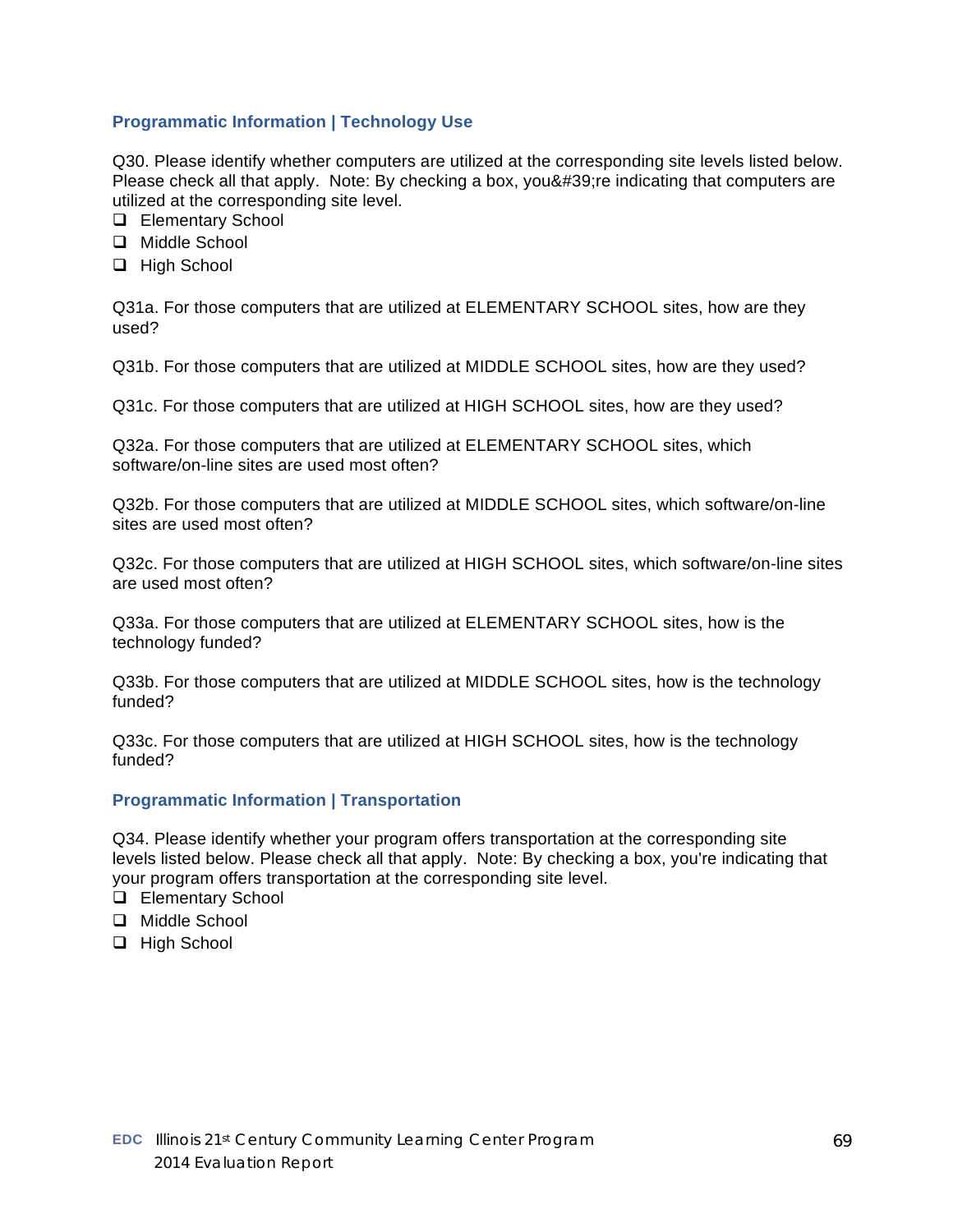### Programmatic Information | Technology Use

Q30. Please identify whether computers are utilized at the corresponding site levels listed below. Please check all that apply. Note: By checking a box, you&#39;re indicating that computers are utilized at the corresponding site level.

- ❑ Elementary School
- ❑ Middle School
- ❑ High School

Q31a. For those computers that are utilized at ELEMENTARY SCHOOL sites, how are they used?

Q31b. For those computers that are utilized at MIDDLE SCHOOL sites, how are they used?

Q31c. For those computers that are utilized at HIGH SCHOOL sites, how are they used?

Q32a. For those computers that are utilized at ELEMENTARY SCHOOL sites, which software/on-line sites are used most often?

Q32b. For those computers that are utilized at MIDDLE SCHOOL sites, which software/on-line sites are used most often?

Q32c. For those computers that are utilized at HIGH SCHOOL sites, which software/on-line sites are used most often?

Q33a. For those computers that are utilized at ELEMENTARY SCHOOL sites, how is the technology funded?

Q33b. For those computers that are utilized at MIDDLE SCHOOL sites, how is the technology funded?

Q33c. For those computers that are utilized at HIGH SCHOOL sites, how is the technology funded?

### Programmatic Information | Transportation

Q34. Please identify whether your program offers transportation at the corresponding site levels listed below. Please check all that apply. Note: By checking a box, you're indicating that your program offers transportation at the corresponding site level.

- ❑ Elementary School
- ❑ Middle School
- ❑ High School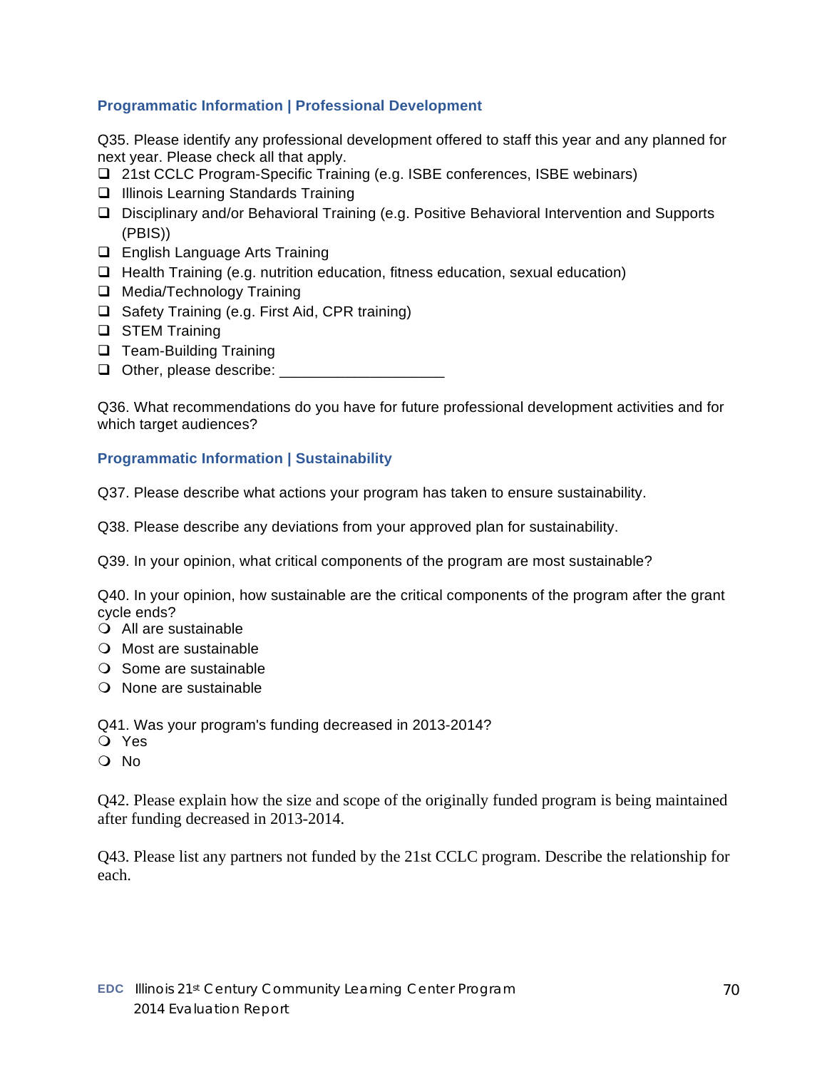### Programmatic Information | Professional Development

Q35. Please identify any professional development offered to staff this year and any planned for next year. Please check all that apply.

- ❑ 21st CCLC Program-Specific Training (e.g. ISBE conferences, ISBE webinars)
- ❑ Illinois Learning Standards Training
- ❑ Disciplinary and/or Behavioral Training (e.g. Positive Behavioral Intervention and Supports (PBIS))
- ❑ English Language Arts Training
- ❑ Health Training (e.g. nutrition education, fitness education, sexual education)
- ❑ Media/Technology Training
- ❑ Safety Training (e.g. First Aid, CPR training)
- ❑ STEM Training
- ❑ Team-Building Training
- ❑ Other, please describe: ____________________

Q36. What recommendations do you have for future professional development activities and for which target audiences?

### Programmatic Information | Sustainability

Q37. Please describe what actions your program has taken to ensure sustainability.

Q38. Please describe any deviations from your approved plan for sustainability.

Q39. In your opinion, what critical components of the program are most sustainable?

Q40. In your opinion, how sustainable are the critical components of the program after the grant cycle ends?

- ❍ All are sustainable
- ❍ Most are sustainable
- ❍ Some are sustainable
- ❍ None are sustainable

Q41. Was your program's funding decreased in 2013-2014?

- ❍ Yes
- ❍ No

Q42. Please explain how the size and scope of the originally funded program is being maintained after funding decreased in 2013-2014.

Q43. Please list any partners not funded by the 21st CCLC program. Describe the relationship for each.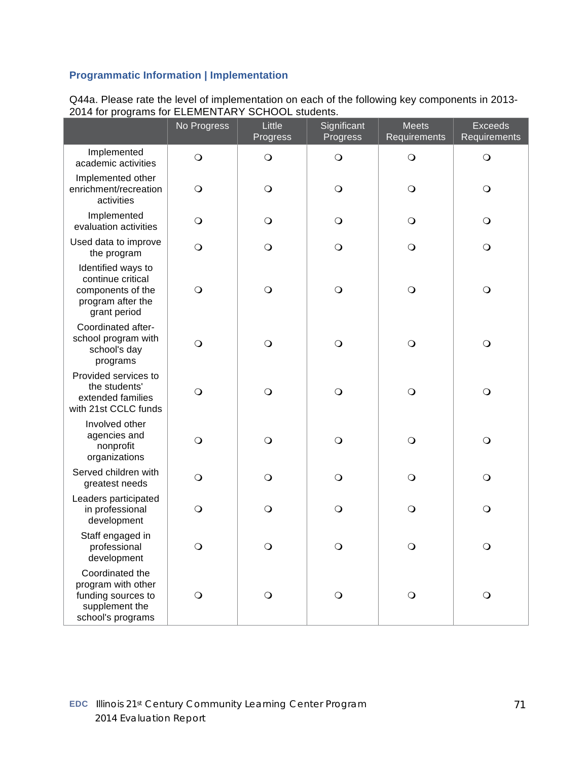### Programmatic Information | Implementation

Q44a. Please rate the level of implementation on each of the following key components in 2013-2014 for programs for ELEMENTARY SCHOOL students.

| | No Progress | Little Progress | Significant Progress | Meets Requirements | Exceeds Requirements |
|---|---|---|---|---|---|
| Implemented academic activities | ❍ | ❍ | ❍ | ❍ | ❍ |
| Implemented other enrichment/recreation activities | ❍ | ❍ | ❍ | ❍ | ❍ |
| Implemented evaluation activities | ❍ | ❍ | ❍ | ❍ | ❍ |
| Used data to improve the program | ❍ | ❍ | ❍ | ❍ | ❍ |
| Identified ways to continue critical components of the program after the grant period | ❍ | ❍ | ❍ | ❍ | ❍ |
| Coordinated after-school program with school's day programs | ❍ | ❍ | ❍ | ❍ | ❍ |
| Provided services to the students' extended families with 21st CCLC funds | ❍ | ❍ | ❍ | ❍ | ❍ |
| Involved other agencies and nonprofit organizations | ❍ | ❍ | ❍ | ❍ | ❍ |
| Served children with greatest needs | ❍ | ❍ | ❍ | ❍ | ❍ |
| Leaders participated in professional development | ❍ | ❍ | ❍ | ❍ | ❍ |
| Staff engaged in professional development | ❍ | ❍ | ❍ | ❍ | ❍ |
| Coordinated the program with other funding sources to supplement the school's programs | ❍ | ❍ | ❍ | ❍ | ❍ |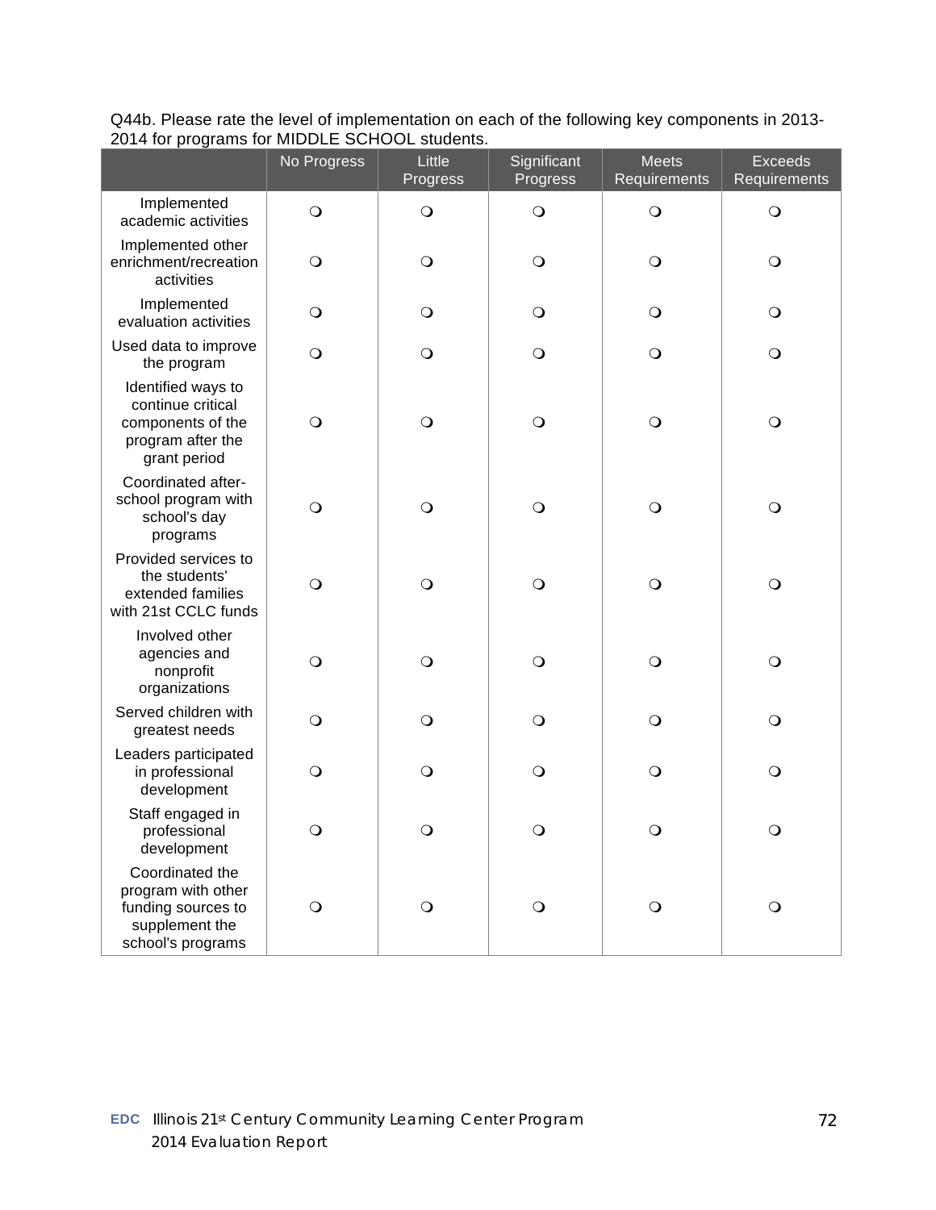Q44b. Please rate the level of implementation on each of the following key components in 2013-2014 for programs for MIDDLE SCHOOL students.

| | No Progress | Little Progress | Significant Progress | Meets Requirements | Exceeds Requirements |
|---|---|---|---|---|---|
| Implemented academic activities | ❍ | ❍ | ❍ | ❍ | ❍ |
| Implemented other enrichment/recreation activities | ❍ | ❍ | ❍ | ❍ | ❍ |
| Implemented evaluation activities | ❍ | ❍ | ❍ | ❍ | ❍ |
| Used data to improve the program | ❍ | ❍ | ❍ | ❍ | ❍ |
| Identified ways to continue critical components of the program after the grant period | ❍ | ❍ | ❍ | ❍ | ❍ |
| Coordinated after-school program with school's day programs | ❍ | ❍ | ❍ | ❍ | ❍ |
| Provided services to the students' extended families with 21st CCLC funds | ❍ | ❍ | ❍ | ❍ | ❍ |
| Involved other agencies and nonprofit organizations | ❍ | ❍ | ❍ | ❍ | ❍ |
| Served children with greatest needs | ❍ | ❍ | ❍ | ❍ | ❍ |
| Leaders participated in professional development | ❍ | ❍ | ❍ | ❍ | ❍ |
| Staff engaged in professional development | ❍ | ❍ | ❍ | ❍ | ❍ |
| Coordinated the program with other funding sources to supplement the school's programs | ❍ | ❍ | ❍ | ❍ | ❍ |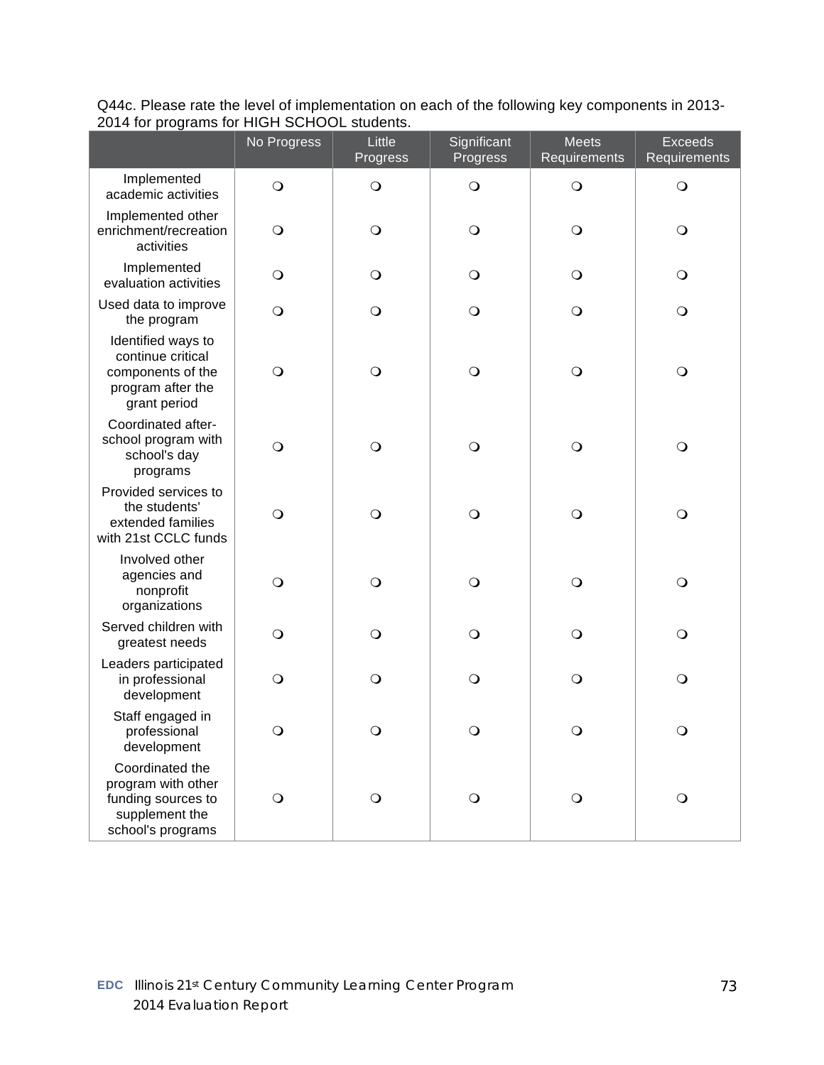Q44c. Please rate the level of implementation on each of the following key components in 2013-2014 for programs for HIGH SCHOOL students.

| | No Progress | Little Progress | Significant Progress | Meets Requirements | Exceeds Requirements |
|---|---|---|---|---|---|
| Implemented academic activities | ❍ | ❍ | ❍ | ❍ | ❍ |
| Implemented other enrichment/recreation activities | ❍ | ❍ | ❍ | ❍ | ❍ |
| Implemented evaluation activities | ❍ | ❍ | ❍ | ❍ | ❍ |
| Used data to improve the program | ❍ | ❍ | ❍ | ❍ | ❍ |
| Identified ways to continue critical components of the program after the grant period | ❍ | ❍ | ❍ | ❍ | ❍ |
| Coordinated after-school program with school's day programs | ❍ | ❍ | ❍ | ❍ | ❍ |
| Provided services to the students' extended families with 21st CCLC funds | ❍ | ❍ | ❍ | ❍ | ❍ |
| Involved other agencies and nonprofit organizations | ❍ | ❍ | ❍ | ❍ | ❍ |
| Served children with greatest needs | ❍ | ❍ | ❍ | ❍ | ❍ |
| Leaders participated in professional development | ❍ | ❍ | ❍ | ❍ | ❍ |
| Staff engaged in professional development | ❍ | ❍ | ❍ | ❍ | ❍ |
| Coordinated the program with other funding sources to supplement the school's programs | ❍ | ❍ | ❍ | ❍ | ❍ |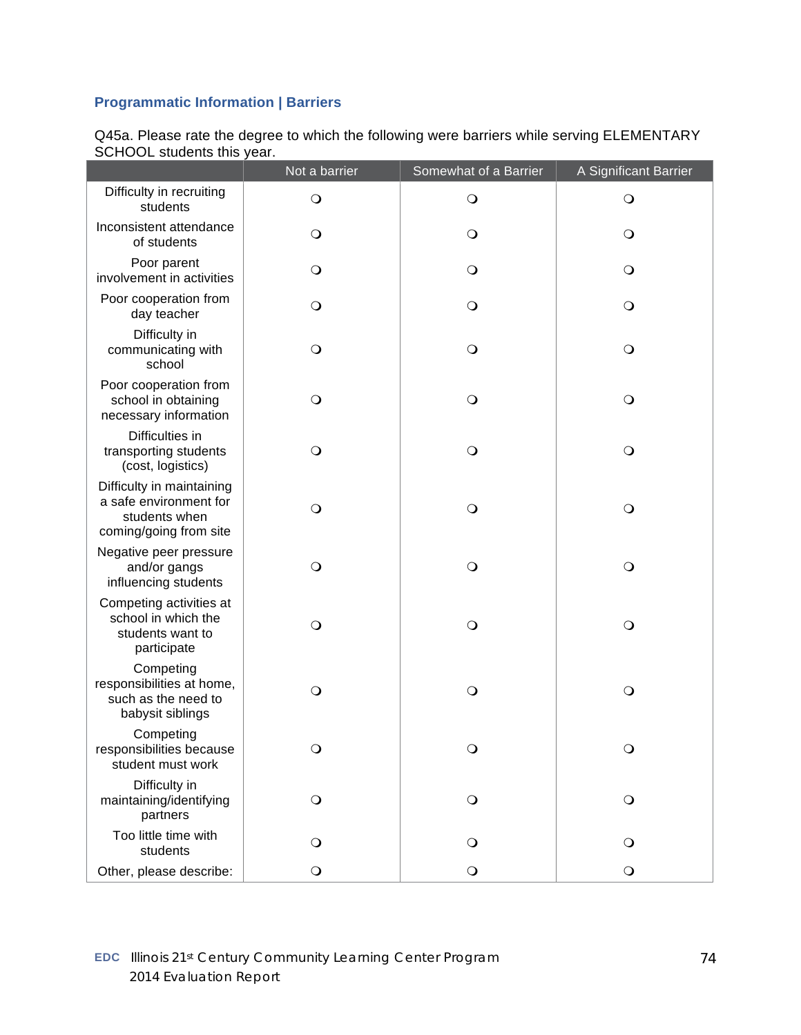### Programmatic Information | Barriers

Q45a. Please rate the degree to which the following were barriers while serving ELEMENTARY SCHOOL students this year.

| | Not a barrier | Somewhat of a Barrier | A Significant Barrier |
|---|---|---|---|
| Difficulty in recruiting students | ❍ | ❍ | ❍ |
| Inconsistent attendance of students | ❍ | ❍ | ❍ |
| Poor parent involvement in activities | ❍ | ❍ | ❍ |
| Poor cooperation from day teacher | ❍ | ❍ | ❍ |
| Difficulty in communicating with school | ❍ | ❍ | ❍ |
| Poor cooperation from school in obtaining necessary information | ❍ | ❍ | ❍ |
| Difficulties in transporting students (cost, logistics) | ❍ | ❍ | ❍ |
| Difficulty in maintaining a safe environment for students when coming/going from site | ❍ | ❍ | ❍ |
| Negative peer pressure and/or gangs influencing students | ❍ | ❍ | ❍ |
| Competing activities at school in which the students want to participate | ❍ | ❍ | ❍ |
| Competing responsibilities at home, such as the need to babysit siblings | ❍ | ❍ | ❍ |
| Competing responsibilities because student must work | ❍ | ❍ | ❍ |
| Difficulty in maintaining/identifying partners | ❍ | ❍ | ❍ |
| Too little time with students | ❍ | ❍ | ❍ |
| Other, please describe: | ❍ | ❍ | ❍ |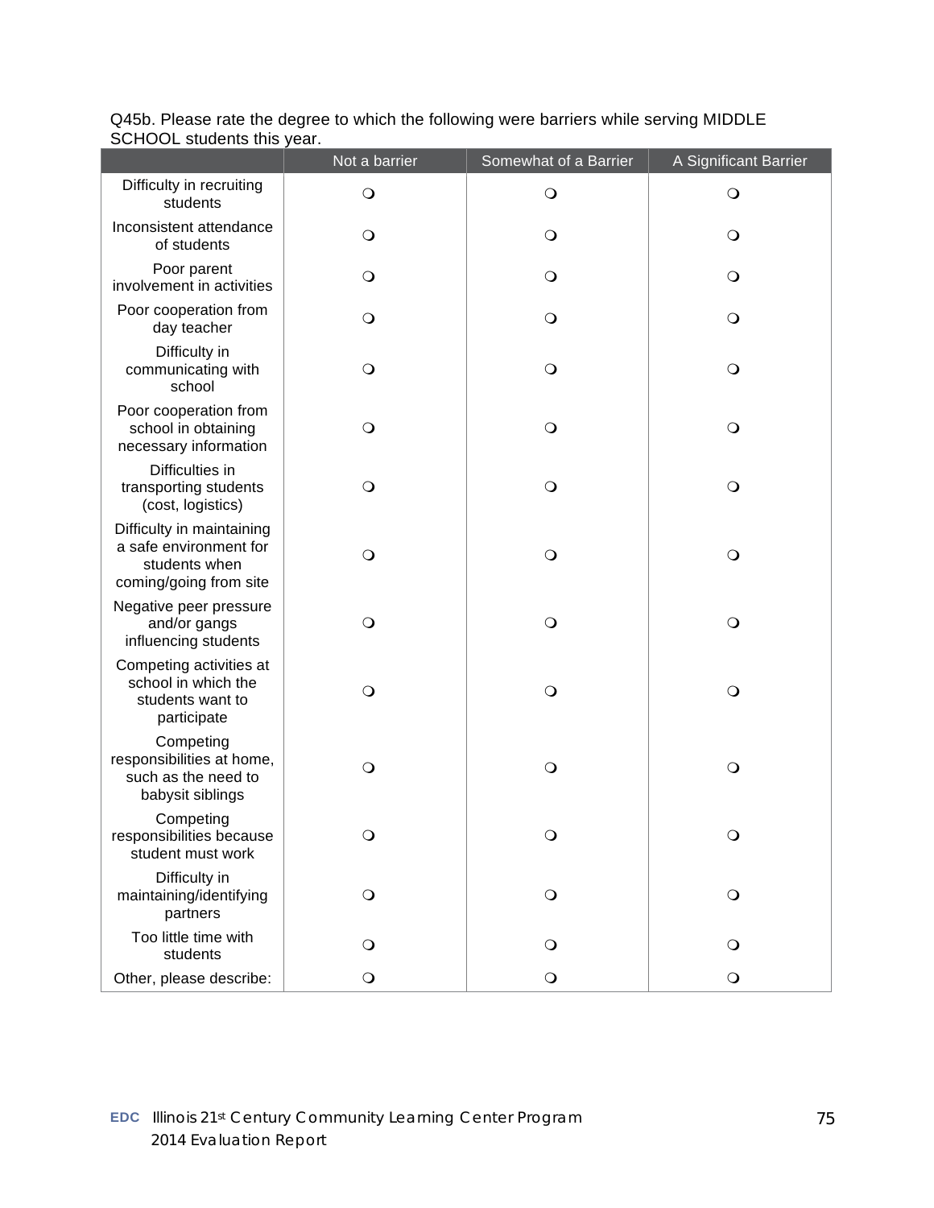Q45b. Please rate the degree to which the following were barriers while serving MIDDLE SCHOOL students this year.

| | Not a barrier | Somewhat of a Barrier | A Significant Barrier |
|---|---|---|---|
| Difficulty in recruiting students | ❍ | ❍ | ❍ |
| Inconsistent attendance of students | ❍ | ❍ | ❍ |
| Poor parent involvement in activities | ❍ | ❍ | ❍ |
| Poor cooperation from day teacher | ❍ | ❍ | ❍ |
| Difficulty in communicating with school | ❍ | ❍ | ❍ |
| Poor cooperation from school in obtaining necessary information | ❍ | ❍ | ❍ |
| Difficulties in transporting students (cost, logistics) | ❍ | ❍ | ❍ |
| Difficulty in maintaining a safe environment for students when coming/going from site | ❍ | ❍ | ❍ |
| Negative peer pressure and/or gangs influencing students | ❍ | ❍ | ❍ |
| Competing activities at school in which the students want to participate | ❍ | ❍ | ❍ |
| Competing responsibilities at home, such as the need to babysit siblings | ❍ | ❍ | ❍ |
| Competing responsibilities because student must work | ❍ | ❍ | ❍ |
| Difficulty in maintaining/identifying partners | ❍ | ❍ | ❍ |
| Too little time with students | ❍ | ❍ | ❍ |
| Other, please describe: | ❍ | ❍ | ❍ |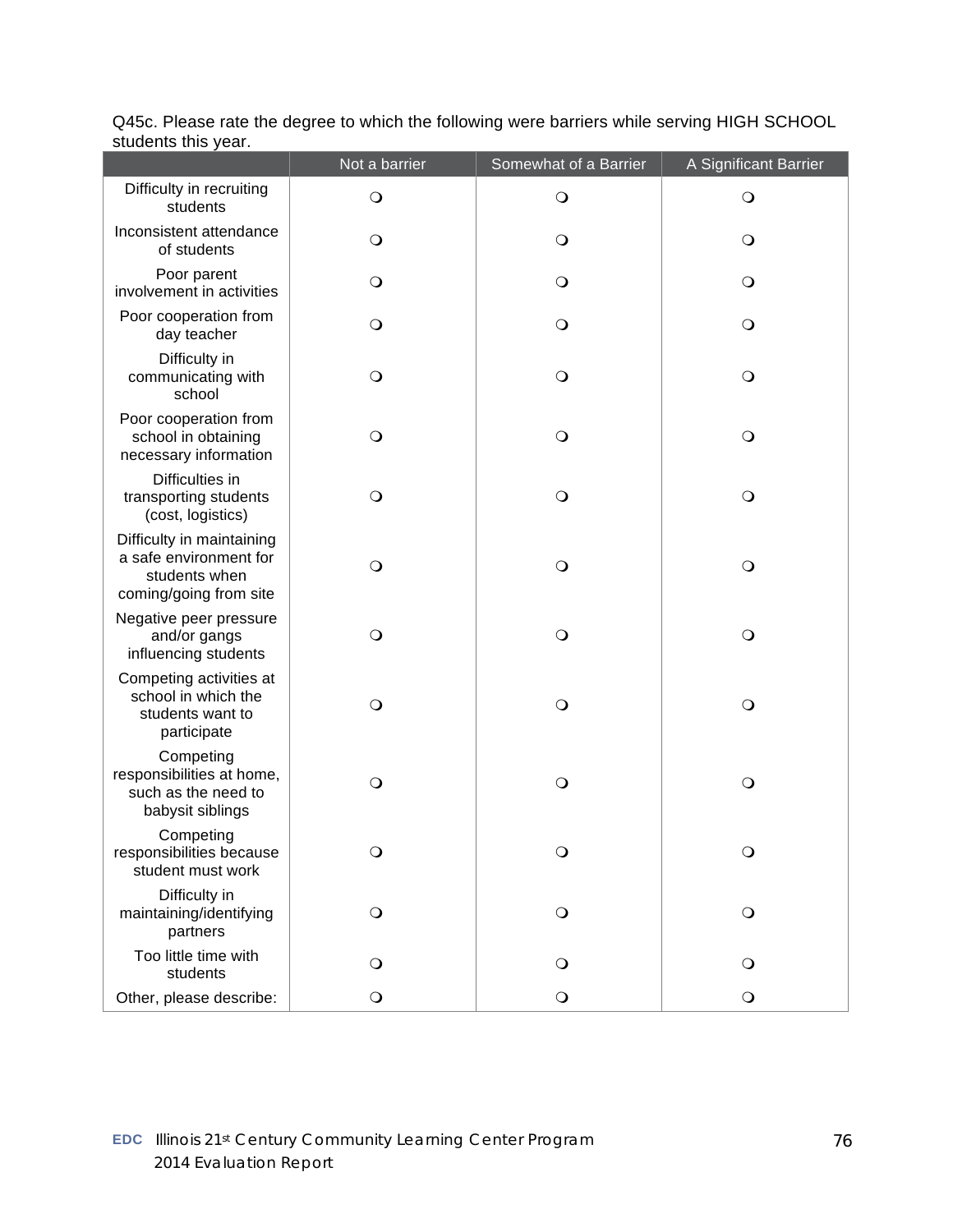Q45c. Please rate the degree to which the following were barriers while serving HIGH SCHOOL students this year.

| | Not a barrier | Somewhat of a Barrier | A Significant Barrier |
|---|---|---|---|
| Difficulty in recruiting students | ❍ | ❍ | ❍ |
| Inconsistent attendance of students | ❍ | ❍ | ❍ |
| Poor parent involvement in activities | ❍ | ❍ | ❍ |
| Poor cooperation from day teacher | ❍ | ❍ | ❍ |
| Difficulty in communicating with school | ❍ | ❍ | ❍ |
| Poor cooperation from school in obtaining necessary information | ❍ | ❍ | ❍ |
| Difficulties in transporting students (cost, logistics) | ❍ | ❍ | ❍ |
| Difficulty in maintaining a safe environment for students when coming/going from site | ❍ | ❍ | ❍ |
| Negative peer pressure and/or gangs influencing students | ❍ | ❍ | ❍ |
| Competing activities at school in which the students want to participate | ❍ | ❍ | ❍ |
| Competing responsibilities at home, such as the need to babysit siblings | ❍ | ❍ | ❍ |
| Competing responsibilities because student must work | ❍ | ❍ | ❍ |
| Difficulty in maintaining/identifying partners | ❍ | ❍ | ❍ |
| Too little time with students | ❍ | ❍ | ❍ |
| Other, please describe: | ❍ | ❍ | ❍ |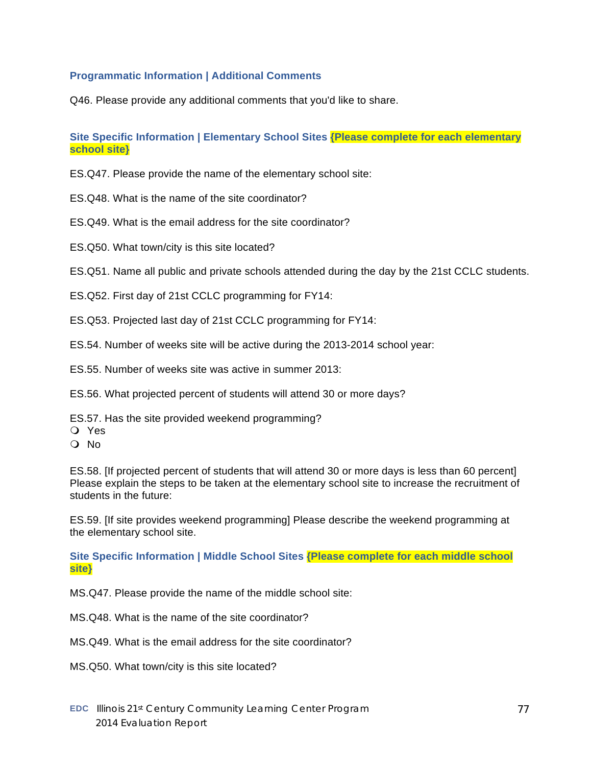### Programmatic Information | Additional Comments

Q46. Please provide any additional comments that you'd like to share.

### Site Specific Information | Elementary School Sites {Please complete for each elementary school site}

ES.Q47. Please provide the name of the elementary school site:

ES.Q48. What is the name of the site coordinator?

ES.Q49. What is the email address for the site coordinator?

ES.Q50. What town/city is this site located?

ES.Q51. Name all public and private schools attended during the day by the 21st CCLC students.

ES.Q52. First day of 21st CCLC programming for FY14:

ES.Q53. Projected last day of 21st CCLC programming for FY14:

ES.54. Number of weeks site will be active during the 2013-2014 school year:

ES.55. Number of weeks site was active in summer 2013:

ES.56. What projected percent of students will attend 30 or more days?

ES.57. Has the site provided weekend programming?

- ❍ Yes
- ❍ No

ES.58. [If projected percent of students that will attend 30 or more days is less than 60 percent] Please explain the steps to be taken at the elementary school site to increase the recruitment of students in the future:

ES.59. [If site provides weekend programming] Please describe the weekend programming at the elementary school site.

### Site Specific Information | Middle School Sites {Please complete for each middle school site}

MS.Q47. Please provide the name of the middle school site:

MS.Q48. What is the name of the site coordinator?

MS.Q49. What is the email address for the site coordinator?

MS.Q50. What town/city is this site located?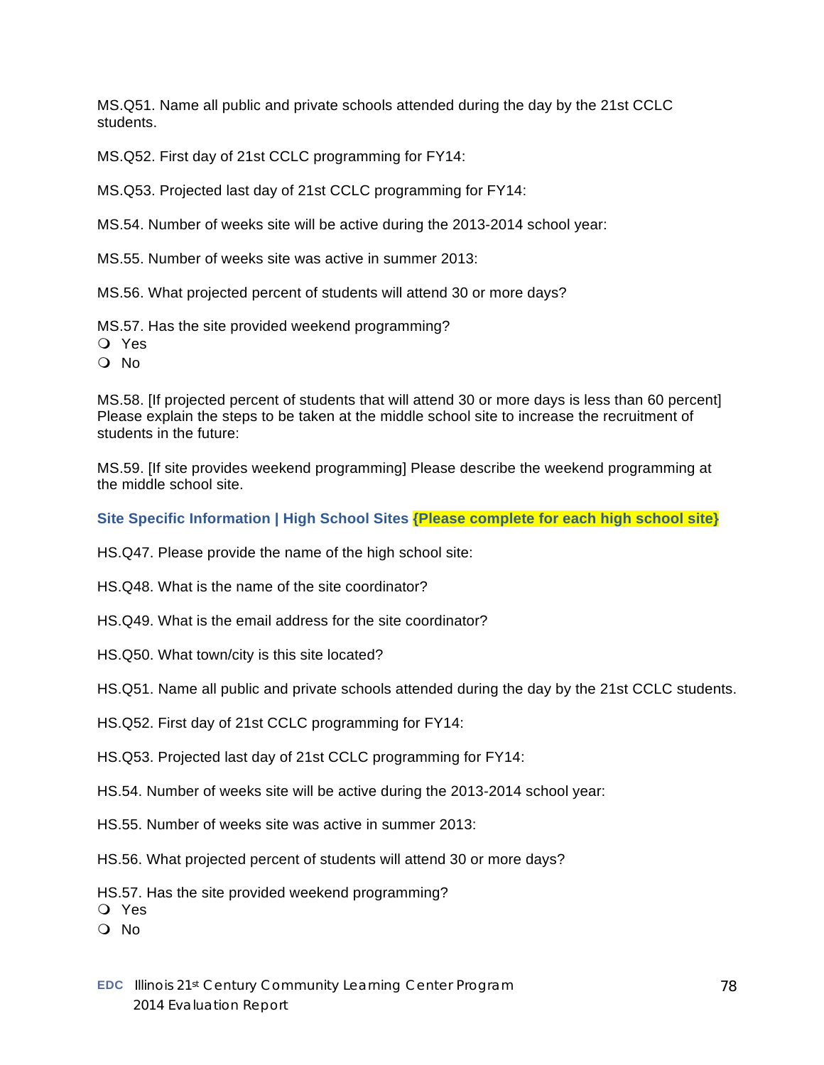MS.Q51. Name all public and private schools attended during the day by the 21st CCLC students.

MS.Q52. First day of 21st CCLC programming for FY14:

MS.Q53. Projected last day of 21st CCLC programming for FY14:

MS.54. Number of weeks site will be active during the 2013-2014 school year:

MS.55. Number of weeks site was active in summer 2013:

MS.56. What projected percent of students will attend 30 or more days?

MS.57. Has the site provided weekend programming?

- Yes
- No

MS.58. [If projected percent of students that will attend 30 or more days is less than 60 percent] Please explain the steps to be taken at the middle school site to increase the recruitment of students in the future:

MS.59. [If site provides weekend programming] Please describe the weekend programming at the middle school site.

### Site Specific Information | High School Sites {Please complete for each high school site}

HS.Q47. Please provide the name of the high school site:

HS.Q48. What is the name of the site coordinator?

HS.Q49. What is the email address for the site coordinator?

HS.Q50. What town/city is this site located?

HS.Q51. Name all public and private schools attended during the day by the 21st CCLC students.

HS.Q52. First day of 21st CCLC programming for FY14:

HS.Q53. Projected last day of 21st CCLC programming for FY14:

HS.54. Number of weeks site will be active during the 2013-2014 school year:

HS.55. Number of weeks site was active in summer 2013:

HS.56. What projected percent of students will attend 30 or more days?

HS.57. Has the site provided weekend programming?

- Yes
- No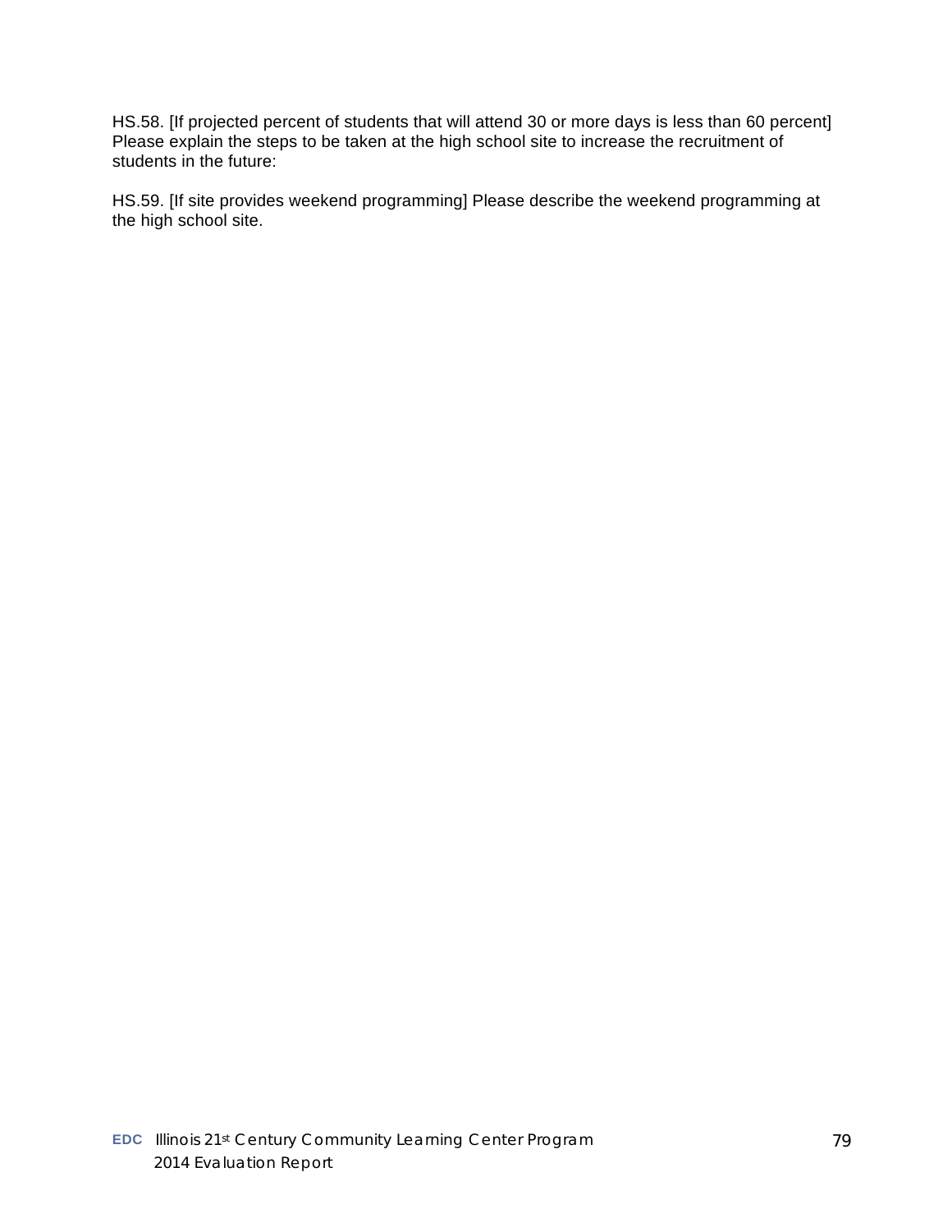HS.58. [If projected percent of students that will attend 30 or more days is less than 60 percent] Please explain the steps to be taken at the high school site to increase the recruitment of students in the future:

HS.59. [If site provides weekend programming] Please describe the weekend programming at the high school site.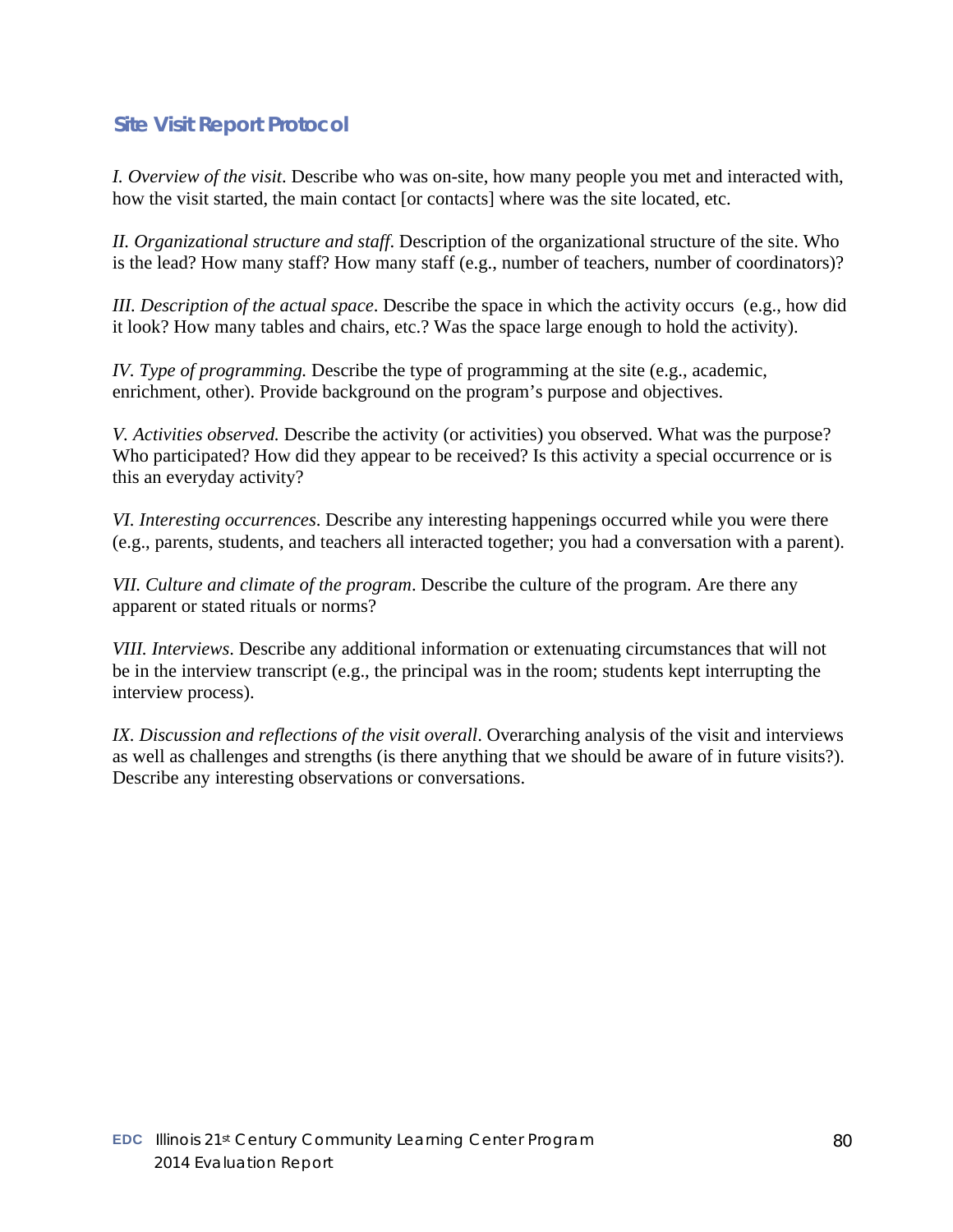## Site Visit Report Protocol

*I. Overview of the visit*. Describe who was on-site, how many people you met and interacted with, how the visit started, the main contact [or contacts] where was the site located, etc.

*II. Organizational structure and staff*. Description of the organizational structure of the site. Who is the lead? How many staff? How many staff (e.g., number of teachers, number of coordinators)?

*III. Description of the actual space*. Describe the space in which the activity occurs (e.g., how did it look? How many tables and chairs, etc.? Was the space large enough to hold the activity).

*IV. Type of programming.* Describe the type of programming at the site (e.g., academic, enrichment, other). Provide background on the program's purpose and objectives.

*V. Activities observed.* Describe the activity (or activities) you observed. What was the purpose? Who participated? How did they appear to be received? Is this activity a special occurrence or is this an everyday activity?

*VI. Interesting occurrences*. Describe any interesting happenings occurred while you were there (e.g., parents, students, and teachers all interacted together; you had a conversation with a parent).

*VII. Culture and climate of the program*. Describe the culture of the program. Are there any apparent or stated rituals or norms?

*VIII. Interviews*. Describe any additional information or extenuating circumstances that will not be in the interview transcript (e.g., the principal was in the room; students kept interrupting the interview process).

*IX. Discussion and reflections of the visit overall*. Overarching analysis of the visit and interviews as well as challenges and strengths (is there anything that we should be aware of in future visits?). Describe any interesting observations or conversations.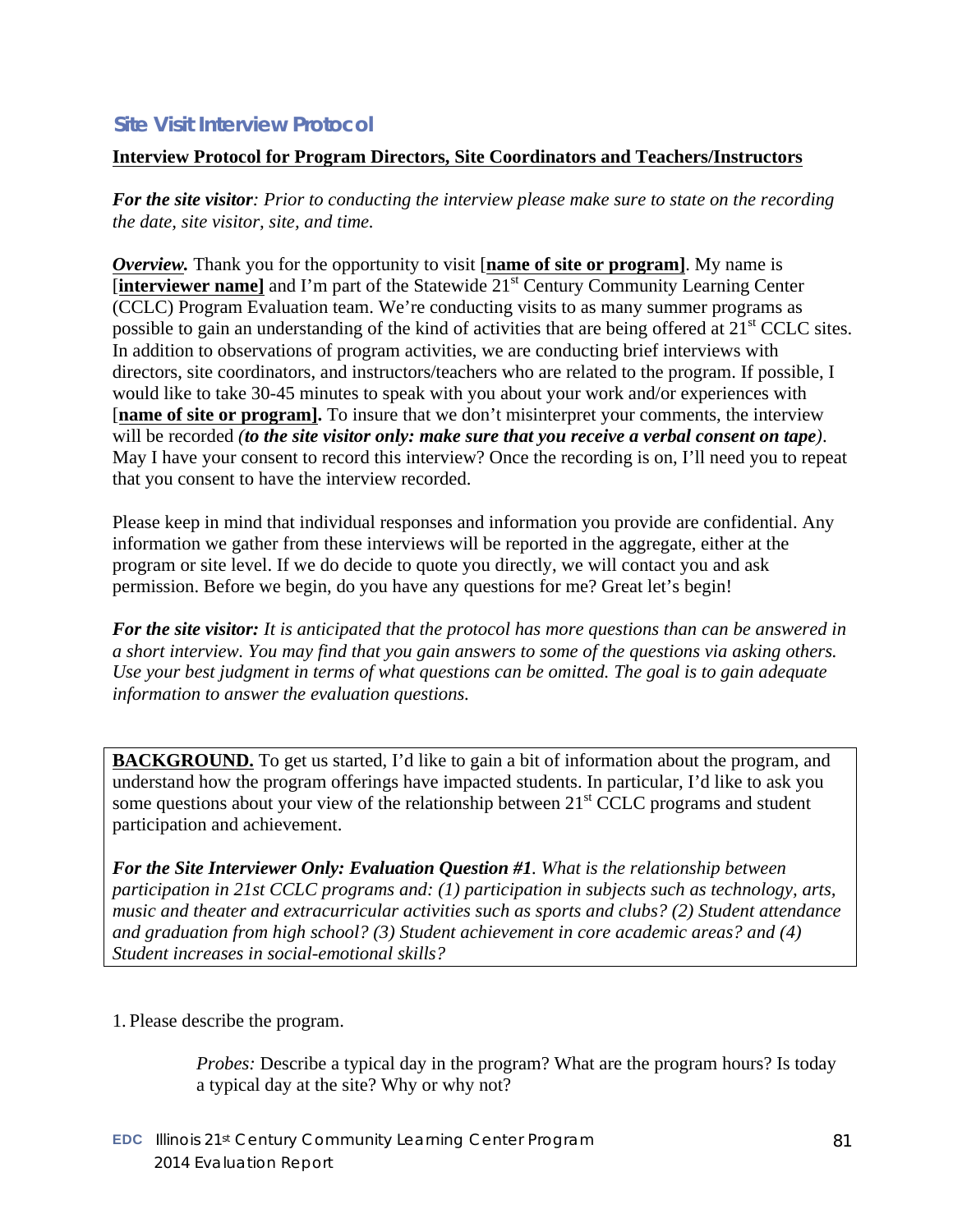## Site Visit Interview Protocol

**Interview Protocol for Program Directors, Site Coordinators and Teachers/Instructors**

***For the site visitor**: Prior to conducting the interview please make sure to state on the recording the date, site visitor, site, and time.*

***Overview.*** Thank you for the opportunity to visit [**name of site or program]**. My name is [**interviewer name]** and I'm part of the Statewide 21st Century Community Learning Center (CCLC) Program Evaluation team. We're conducting visits to as many summer programs as possible to gain an understanding of the kind of activities that are being offered at 21st CCLC sites. In addition to observations of program activities, we are conducting brief interviews with directors, site coordinators, and instructors/teachers who are related to the program. If possible, I would like to take 30-45 minutes to speak with you about your work and/or experiences with [**name of site or program].** To insure that we don't misinterpret your comments, the interview will be recorded *(**to the site visitor only: make sure that you receive a verbal consent on tape**)*. May I have your consent to record this interview? Once the recording is on, I'll need you to repeat that you consent to have the interview recorded.

Please keep in mind that individual responses and information you provide are confidential. Any information we gather from these interviews will be reported in the aggregate, either at the program or site level. If we do decide to quote you directly, we will contact you and ask permission. Before we begin, do you have any questions for me? Great let's begin!

***For the site visitor:** It is anticipated that the protocol has more questions than can be answered in a short interview. You may find that you gain answers to some of the questions via asking others. Use your best judgment in terms of what questions can be omitted. The goal is to gain adequate information to answer the evaluation questions.*

**BACKGROUND.** To get us started, I'd like to gain a bit of information about the program, and understand how the program offerings have impacted students. In particular, I'd like to ask you some questions about your view of the relationship between 21st CCLC programs and student participation and achievement.

***For the Site Interviewer Only: Evaluation Question #1**. What is the relationship between participation in 21st CCLC programs and: (1) participation in subjects such as technology, arts, music and theater and extracurricular activities such as sports and clubs? (2) Student attendance and graduation from high school? (3) Student achievement in core academic areas? and (4) Student increases in social-emotional skills?*

1. Please describe the program.

   *Probes:* Describe a typical day in the program? What are the program hours? Is today a typical day at the site? Why or why not?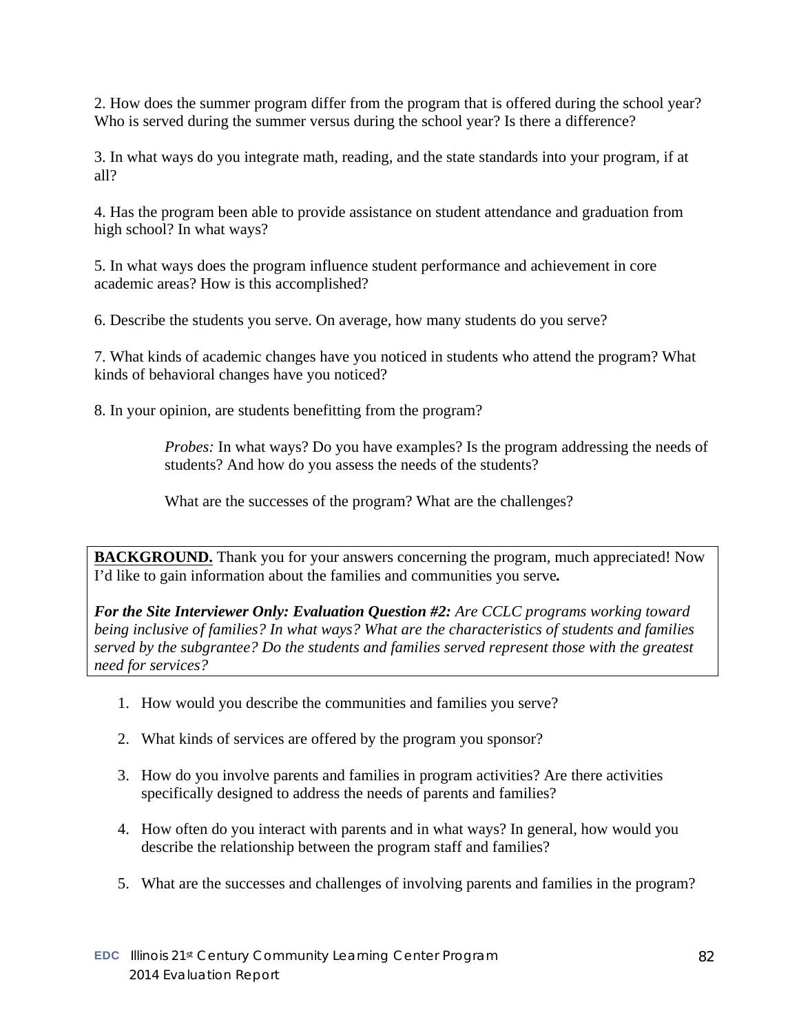2. How does the summer program differ from the program that is offered during the school year? Who is served during the summer versus during the school year? Is there a difference?

3. In what ways do you integrate math, reading, and the state standards into your program, if at all?

4. Has the program been able to provide assistance on student attendance and graduation from high school? In what ways?

5. In what ways does the program influence student performance and achievement in core academic areas? How is this accomplished?

6. Describe the students you serve. On average, how many students do you serve?

7. What kinds of academic changes have you noticed in students who attend the program? What kinds of behavioral changes have you noticed?

8. In your opinion, are students benefitting from the program?

> *Probes:* In what ways? Do you have examples? Is the program addressing the needs of students? And how do you assess the needs of the students?
>
> What are the successes of the program? What are the challenges?

**BACKGROUND.** Thank you for your answers concerning the program, much appreciated! Now I'd like to gain information about the families and communities you serve**.**

***For the Site Interviewer Only: Evaluation Question #2:*** *Are CCLC programs working toward being inclusive of families? In what ways? What are the characteristics of students and families served by the subgrantee? Do the students and families served represent those with the greatest need for services?*

1. How would you describe the communities and families you serve?

2. What kinds of services are offered by the program you sponsor?

3. How do you involve parents and families in program activities? Are there activities specifically designed to address the needs of parents and families?

4. How often do you interact with parents and in what ways? In general, how would you describe the relationship between the program staff and families?

5. What are the successes and challenges of involving parents and families in the program?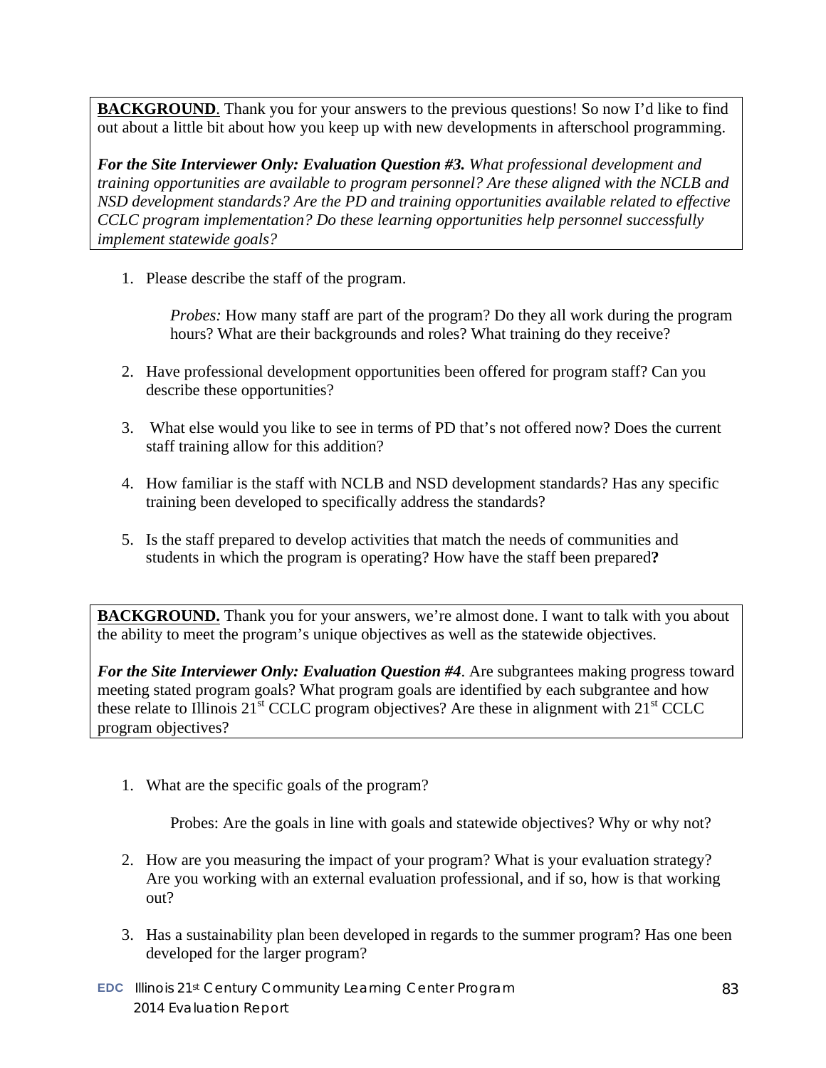**BACKGROUND**. Thank you for your answers to the previous questions! So now I'd like to find out about a little bit about how you keep up with new developments in afterschool programming.

***For the Site Interviewer Only: Evaluation Question #3.*** *What professional development and training opportunities are available to program personnel? Are these aligned with the NCLB and NSD development standards? Are the PD and training opportunities available related to effective CCLC program implementation? Do these learning opportunities help personnel successfully implement statewide goals?*

1. Please describe the staff of the program.

   *Probes:* How many staff are part of the program? Do they all work during the program hours? What are their backgrounds and roles? What training do they receive?

2. Have professional development opportunities been offered for program staff? Can you describe these opportunities?

3. What else would you like to see in terms of PD that's not offered now? Does the current staff training allow for this addition?

4. How familiar is the staff with NCLB and NSD development standards? Has any specific training been developed to specifically address the standards?

5. Is the staff prepared to develop activities that match the needs of communities and students in which the program is operating? How have the staff been prepared**?**

**BACKGROUND.** Thank you for your answers, we're almost done. I want to talk with you about the ability to meet the program's unique objectives as well as the statewide objectives.

***For the Site Interviewer Only: Evaluation Question #4***. Are subgrantees making progress toward meeting stated program goals? What program goals are identified by each subgrantee and how these relate to Illinois 21st CCLC program objectives? Are these in alignment with 21st CCLC program objectives?

1. What are the specific goals of the program?

   Probes: Are the goals in line with goals and statewide objectives? Why or why not?

2. How are you measuring the impact of your program? What is your evaluation strategy? Are you working with an external evaluation professional, and if so, how is that working out?

3. Has a sustainability plan been developed in regards to the summer program? Has one been developed for the larger program?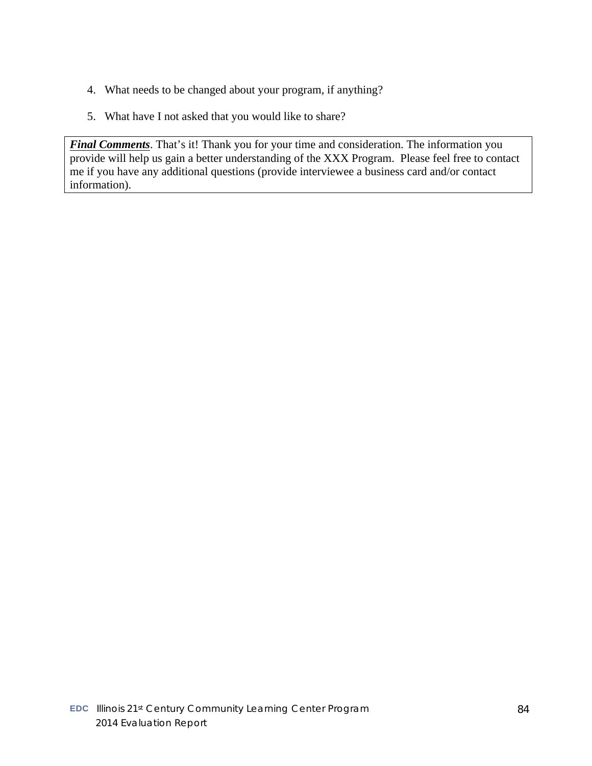4. What needs to be changed about your program, if anything?

5. What have I not asked that you would like to share?

***Final Comments***. That's it! Thank you for your time and consideration. The information you provide will help us gain a better understanding of the XXX Program. Please feel free to contact me if you have any additional questions (provide interviewee a business card and/or contact information).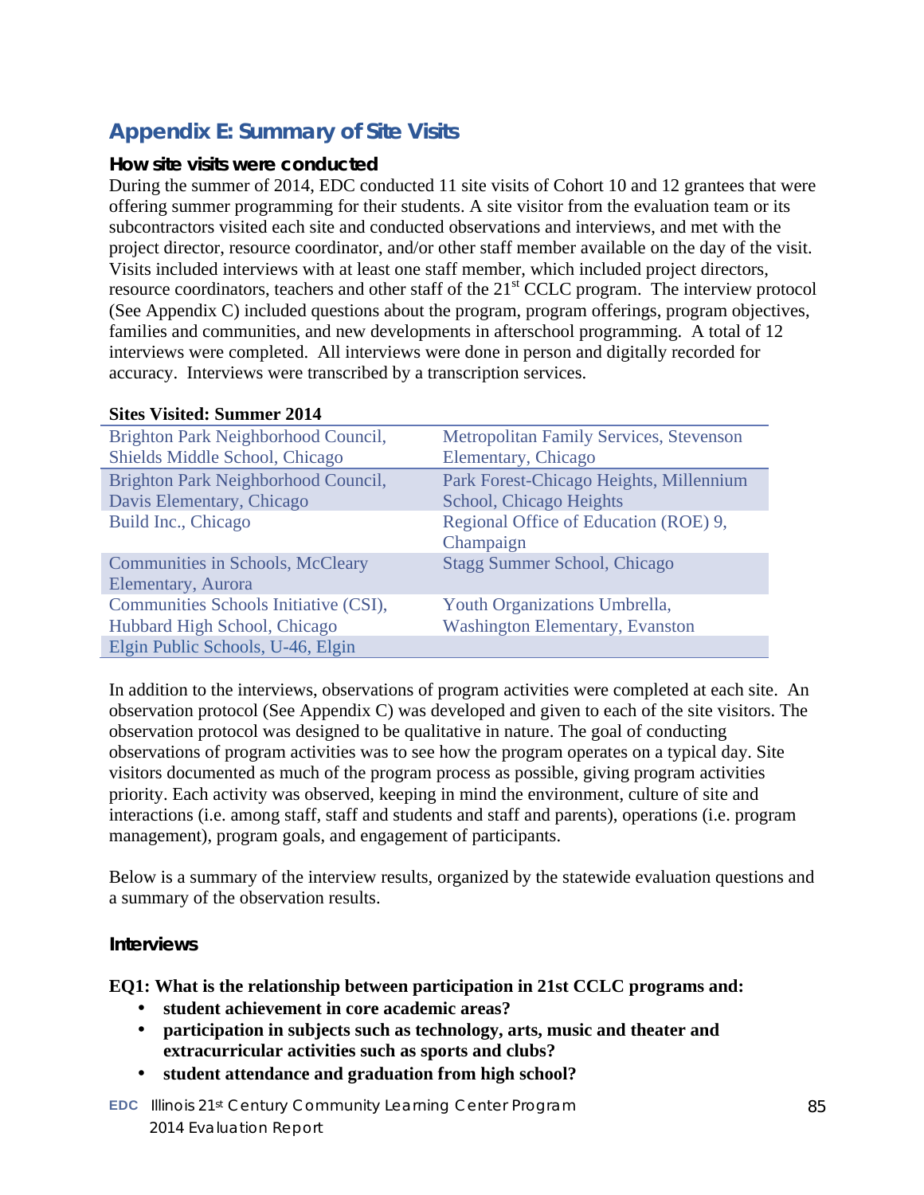## Appendix E: Summary of Site Visits

### How site visits were conducted

During the summer of 2014, EDC conducted 11 site visits of Cohort 10 and 12 grantees that were offering summer programming for their students. A site visitor from the evaluation team or its subcontractors visited each site and conducted observations and interviews, and met with the project director, resource coordinator, and/or other staff member available on the day of the visit. Visits included interviews with at least one staff member, which included project directors, resource coordinators, teachers and other staff of the 21st CCLC program. The interview protocol (See Appendix C) included questions about the program, program offerings, program objectives, families and communities, and new developments in afterschool programming. A total of 12 interviews were completed. All interviews were done in person and digitally recorded for accuracy. Interviews were transcribed by a transcription services.

**Sites Visited: Summer 2014**

| | |
|---|---|
| Brighton Park Neighborhood Council, Shields Middle School, Chicago | Metropolitan Family Services, Stevenson Elementary, Chicago |
| Brighton Park Neighborhood Council, Davis Elementary, Chicago | Park Forest-Chicago Heights, Millennium School, Chicago Heights |
| Build Inc., Chicago | Regional Office of Education (ROE) 9, Champaign |
| Communities in Schools, McCleary Elementary, Aurora | Stagg Summer School, Chicago |
| Communities Schools Initiative (CSI), Hubbard High School, Chicago | Youth Organizations Umbrella, Washington Elementary, Evanston |
| Elgin Public Schools, U-46, Elgin | |

In addition to the interviews, observations of program activities were completed at each site. An observation protocol (See Appendix C) was developed and given to each of the site visitors. The observation protocol was designed to be qualitative in nature. The goal of conducting observations of program activities was to see how the program operates on a typical day. Site visitors documented as much of the program process as possible, giving program activities priority. Each activity was observed, keeping in mind the environment, culture of site and interactions (i.e. among staff, staff and students and staff and parents), operations (i.e. program management), program goals, and engagement of participants.

Below is a summary of the interview results, organized by the statewide evaluation questions and a summary of the observation results.

### Interviews

**EQ1: What is the relationship between participation in 21st CCLC programs and:**

- **student achievement in core academic areas?**
- **participation in subjects such as technology, arts, music and theater and extracurricular activities such as sports and clubs?**
- **student attendance and graduation from high school?**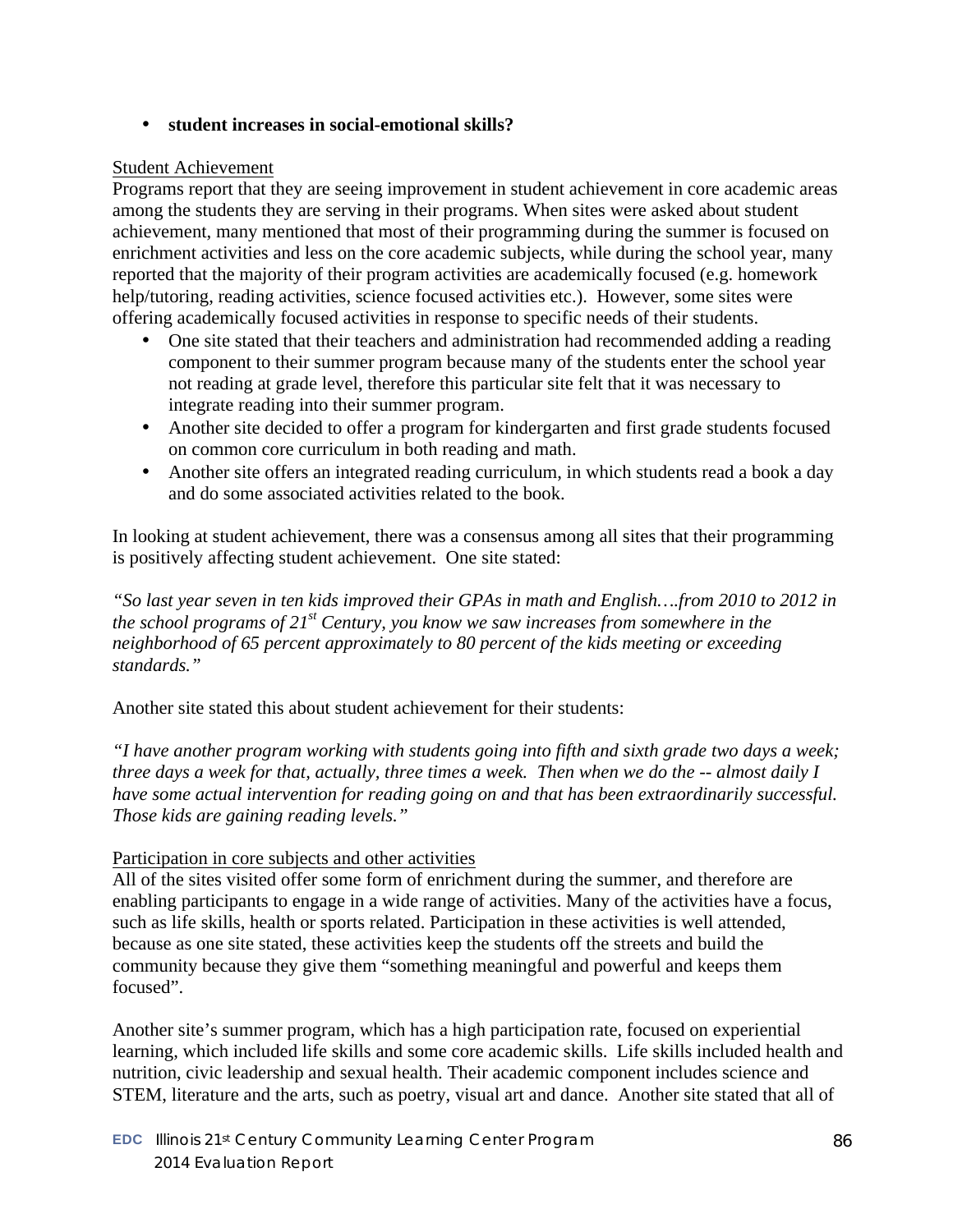- **student increases in social-emotional skills?**

Student Achievement

Programs report that they are seeing improvement in student achievement in core academic areas among the students they are serving in their programs. When sites were asked about student achievement, many mentioned that most of their programming during the summer is focused on enrichment activities and less on the core academic subjects, while during the school year, many reported that the majority of their program activities are academically focused (e.g. homework help/tutoring, reading activities, science focused activities etc.). However, some sites were offering academically focused activities in response to specific needs of their students.

- One site stated that their teachers and administration had recommended adding a reading component to their summer program because many of the students enter the school year not reading at grade level, therefore this particular site felt that it was necessary to integrate reading into their summer program.
- Another site decided to offer a program for kindergarten and first grade students focused on common core curriculum in both reading and math.
- Another site offers an integrated reading curriculum, in which students read a book a day and do some associated activities related to the book.

In looking at student achievement, there was a consensus among all sites that their programming is positively affecting student achievement. One site stated:

*"So last year seven in ten kids improved their GPAs in math and English….from 2010 to 2012 in the school programs of 21st Century, you know we saw increases from somewhere in the neighborhood of 65 percent approximately to 80 percent of the kids meeting or exceeding standards."*

Another site stated this about student achievement for their students:

*"I have another program working with students going into fifth and sixth grade two days a week; three days a week for that, actually, three times a week. Then when we do the -- almost daily I have some actual intervention for reading going on and that has been extraordinarily successful. Those kids are gaining reading levels."*

Participation in core subjects and other activities

All of the sites visited offer some form of enrichment during the summer, and therefore are enabling participants to engage in a wide range of activities. Many of the activities have a focus, such as life skills, health or sports related. Participation in these activities is well attended, because as one site stated, these activities keep the students off the streets and build the community because they give them "something meaningful and powerful and keeps them focused".

Another site's summer program, which has a high participation rate, focused on experiential learning, which included life skills and some core academic skills. Life skills included health and nutrition, civic leadership and sexual health. Their academic component includes science and STEM, literature and the arts, such as poetry, visual art and dance. Another site stated that all of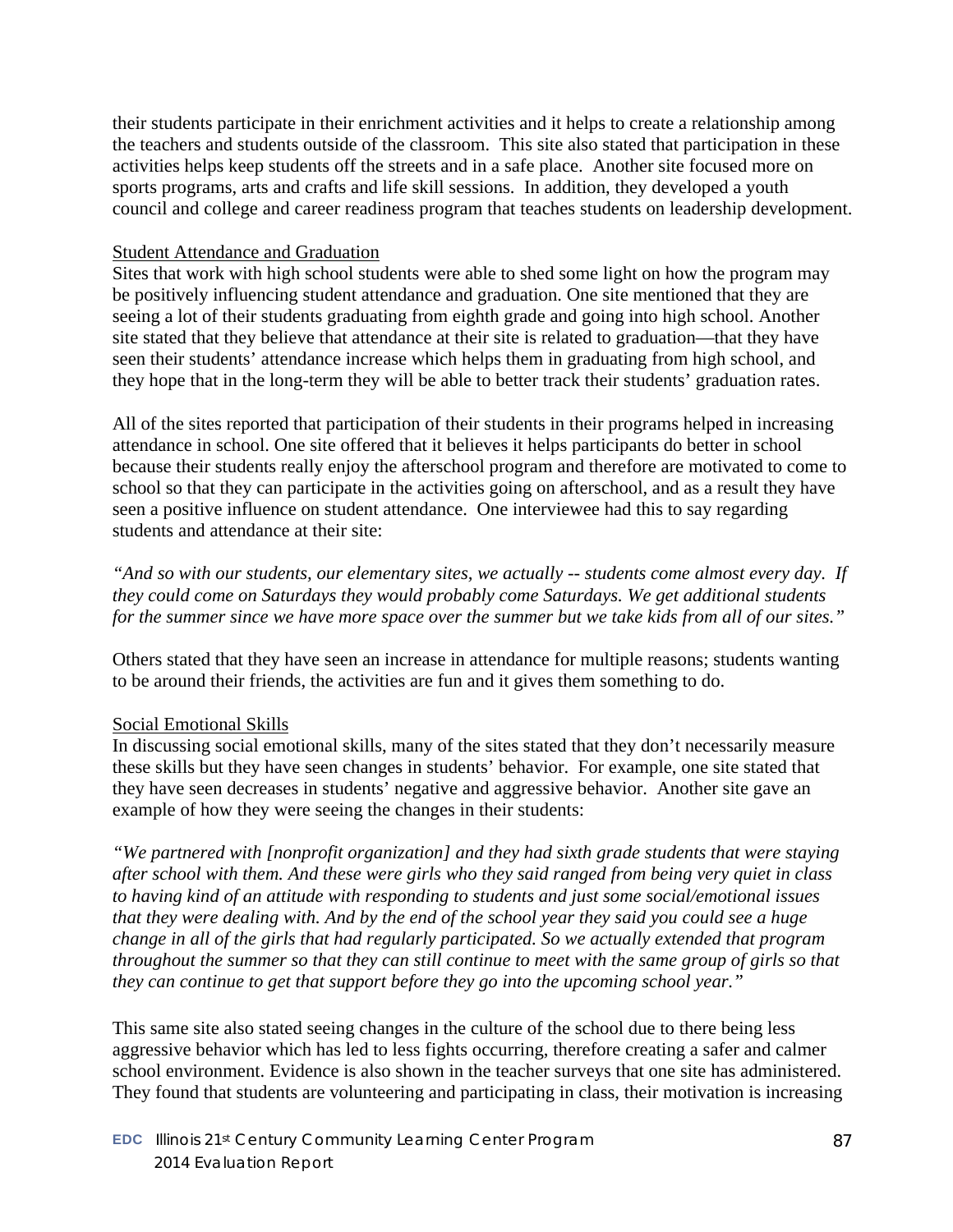their students participate in their enrichment activities and it helps to create a relationship among the teachers and students outside of the classroom. This site also stated that participation in these activities helps keep students off the streets and in a safe place. Another site focused more on sports programs, arts and crafts and life skill sessions. In addition, they developed a youth council and college and career readiness program that teaches students on leadership development.

<u>Student Attendance and Graduation</u>

Sites that work with high school students were able to shed some light on how the program may be positively influencing student attendance and graduation. One site mentioned that they are seeing a lot of their students graduating from eighth grade and going into high school. Another site stated that they believe that attendance at their site is related to graduation—that they have seen their students' attendance increase which helps them in graduating from high school, and they hope that in the long-term they will be able to better track their students' graduation rates.

All of the sites reported that participation of their students in their programs helped in increasing attendance in school. One site offered that it believes it helps participants do better in school because their students really enjoy the afterschool program and therefore are motivated to come to school so that they can participate in the activities going on afterschool, and as a result they have seen a positive influence on student attendance. One interviewee had this to say regarding students and attendance at their site:

*"And so with our students, our elementary sites, we actually -- students come almost every day. If they could come on Saturdays they would probably come Saturdays. We get additional students for the summer since we have more space over the summer but we take kids from all of our sites."*

Others stated that they have seen an increase in attendance for multiple reasons; students wanting to be around their friends, the activities are fun and it gives them something to do.

<u>Social Emotional Skills</u>

In discussing social emotional skills, many of the sites stated that they don't necessarily measure these skills but they have seen changes in students' behavior. For example, one site stated that they have seen decreases in students' negative and aggressive behavior. Another site gave an example of how they were seeing the changes in their students:

*"We partnered with [nonprofit organization] and they had sixth grade students that were staying after school with them. And these were girls who they said ranged from being very quiet in class to having kind of an attitude with responding to students and just some social/emotional issues that they were dealing with. And by the end of the school year they said you could see a huge change in all of the girls that had regularly participated. So we actually extended that program throughout the summer so that they can still continue to meet with the same group of girls so that they can continue to get that support before they go into the upcoming school year."*

This same site also stated seeing changes in the culture of the school due to there being less aggressive behavior which has led to less fights occurring, therefore creating a safer and calmer school environment. Evidence is also shown in the teacher surveys that one site has administered. They found that students are volunteering and participating in class, their motivation is increasing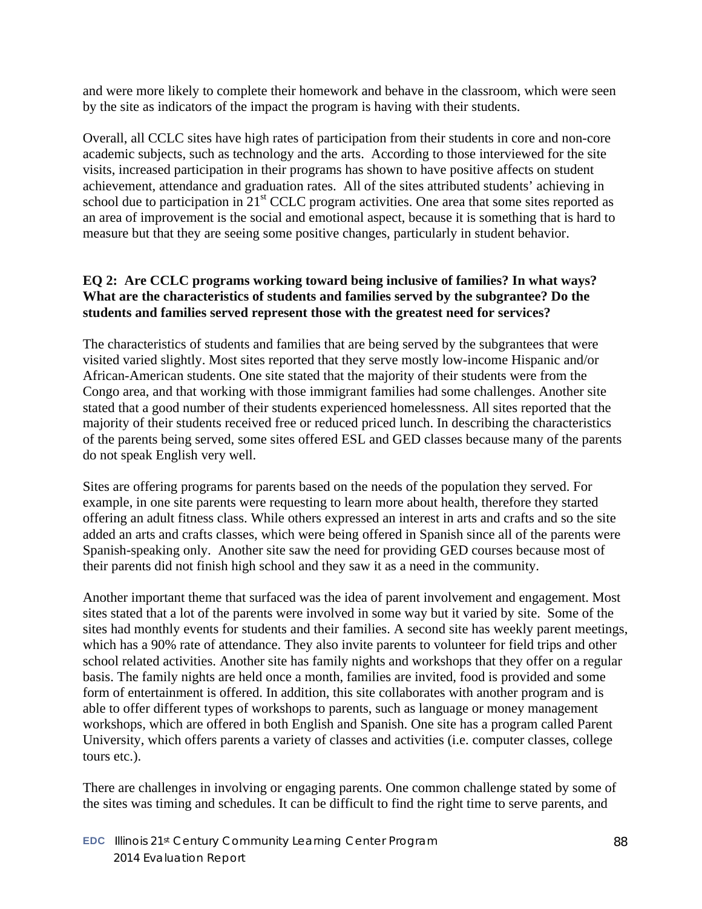and were more likely to complete their homework and behave in the classroom, which were seen by the site as indicators of the impact the program is having with their students.

Overall, all CCLC sites have high rates of participation from their students in core and non-core academic subjects, such as technology and the arts. According to those interviewed for the site visits, increased participation in their programs has shown to have positive affects on student achievement, attendance and graduation rates. All of the sites attributed students' achieving in school due to participation in 21st CCLC program activities. One area that some sites reported as an area of improvement is the social and emotional aspect, because it is something that is hard to measure but that they are seeing some positive changes, particularly in student behavior.

**EQ 2: Are CCLC programs working toward being inclusive of families? In what ways? What are the characteristics of students and families served by the subgrantee? Do the students and families served represent those with the greatest need for services?**

The characteristics of students and families that are being served by the subgrantees that were visited varied slightly. Most sites reported that they serve mostly low-income Hispanic and/or African-American students. One site stated that the majority of their students were from the Congo area, and that working with those immigrant families had some challenges. Another site stated that a good number of their students experienced homelessness. All sites reported that the majority of their students received free or reduced priced lunch. In describing the characteristics of the parents being served, some sites offered ESL and GED classes because many of the parents do not speak English very well.

Sites are offering programs for parents based on the needs of the population they served. For example, in one site parents were requesting to learn more about health, therefore they started offering an adult fitness class. While others expressed an interest in arts and crafts and so the site added an arts and crafts classes, which were being offered in Spanish since all of the parents were Spanish-speaking only. Another site saw the need for providing GED courses because most of their parents did not finish high school and they saw it as a need in the community.

Another important theme that surfaced was the idea of parent involvement and engagement. Most sites stated that a lot of the parents were involved in some way but it varied by site. Some of the sites had monthly events for students and their families. A second site has weekly parent meetings, which has a 90% rate of attendance. They also invite parents to volunteer for field trips and other school related activities. Another site has family nights and workshops that they offer on a regular basis. The family nights are held once a month, families are invited, food is provided and some form of entertainment is offered. In addition, this site collaborates with another program and is able to offer different types of workshops to parents, such as language or money management workshops, which are offered in both English and Spanish. One site has a program called Parent University, which offers parents a variety of classes and activities (i.e. computer classes, college tours etc.).

There are challenges in involving or engaging parents. One common challenge stated by some of the sites was timing and schedules. It can be difficult to find the right time to serve parents, and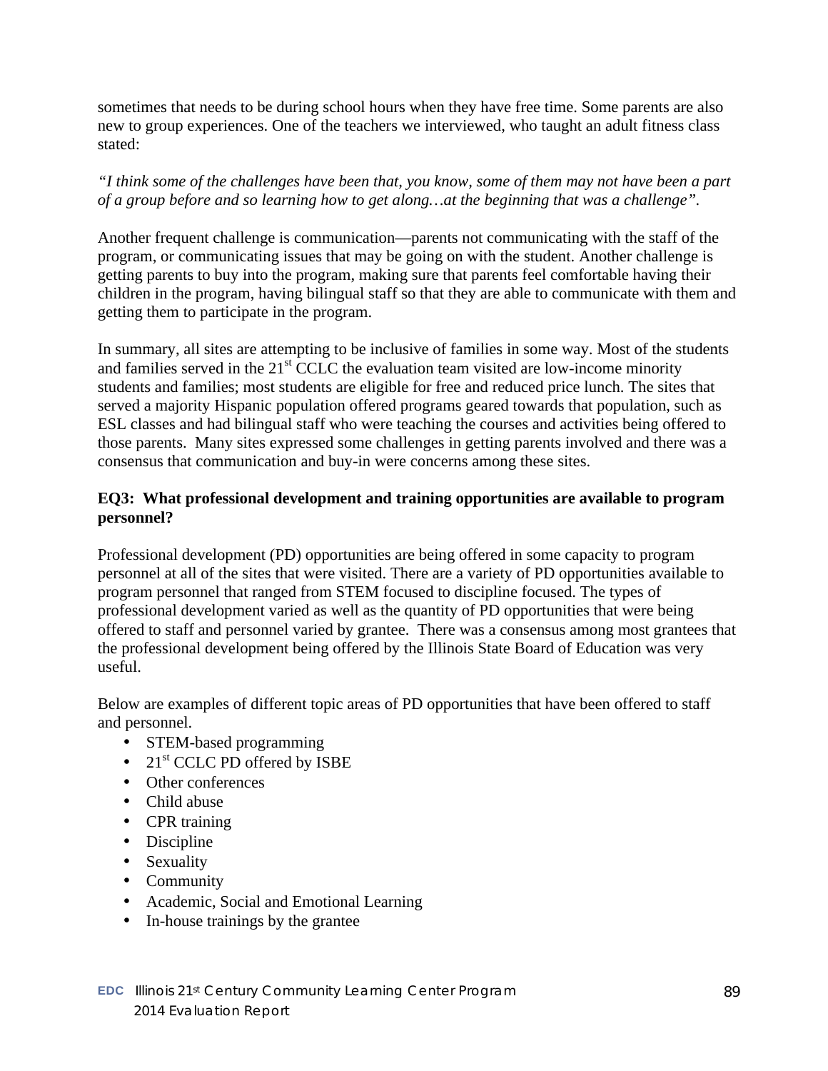sometimes that needs to be during school hours when they have free time. Some parents are also new to group experiences. One of the teachers we interviewed, who taught an adult fitness class stated:

*"I think some of the challenges have been that, you know, some of them may not have been a part of a group before and so learning how to get along…at the beginning that was a challenge".*

Another frequent challenge is communication—parents not communicating with the staff of the program, or communicating issues that may be going on with the student. Another challenge is getting parents to buy into the program, making sure that parents feel comfortable having their children in the program, having bilingual staff so that they are able to communicate with them and getting them to participate in the program.

In summary, all sites are attempting to be inclusive of families in some way. Most of the students and families served in the 21st CCLC the evaluation team visited are low-income minority students and families; most students are eligible for free and reduced price lunch. The sites that served a majority Hispanic population offered programs geared towards that population, such as ESL classes and had bilingual staff who were teaching the courses and activities being offered to those parents. Many sites expressed some challenges in getting parents involved and there was a consensus that communication and buy-in were concerns among these sites.

**EQ3: What professional development and training opportunities are available to program personnel?**

Professional development (PD) opportunities are being offered in some capacity to program personnel at all of the sites that were visited. There are a variety of PD opportunities available to program personnel that ranged from STEM focused to discipline focused. The types of professional development varied as well as the quantity of PD opportunities that were being offered to staff and personnel varied by grantee. There was a consensus among most grantees that the professional development being offered by the Illinois State Board of Education was very useful.

Below are examples of different topic areas of PD opportunities that have been offered to staff and personnel.

- STEM-based programming
- 21st CCLC PD offered by ISBE
- Other conferences
- Child abuse
- CPR training
- Discipline
- Sexuality
- Community
- Academic, Social and Emotional Learning
- In-house trainings by the grantee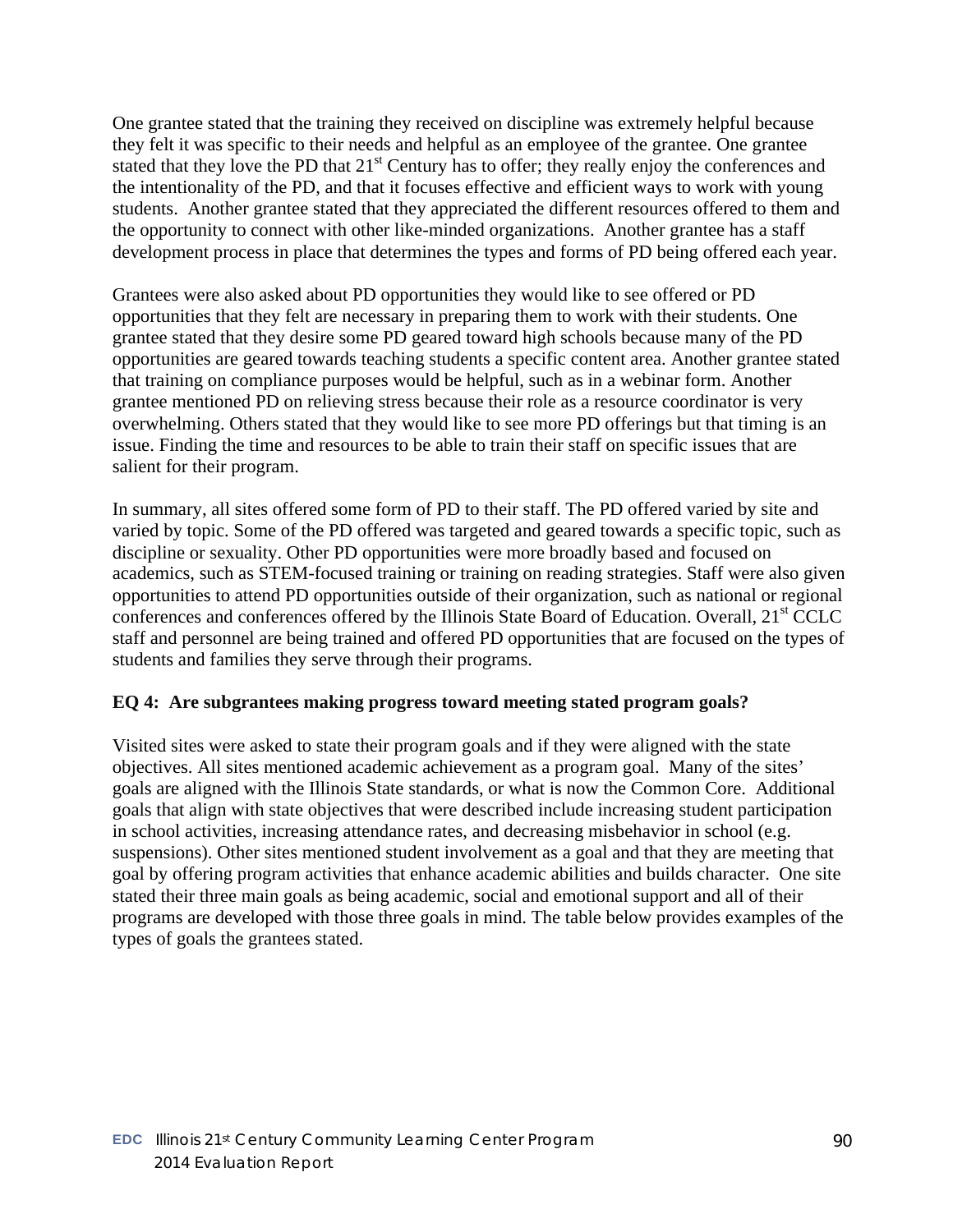One grantee stated that the training they received on discipline was extremely helpful because they felt it was specific to their needs and helpful as an employee of the grantee. One grantee stated that they love the PD that 21st Century has to offer; they really enjoy the conferences and the intentionality of the PD, and that it focuses effective and efficient ways to work with young students. Another grantee stated that they appreciated the different resources offered to them and the opportunity to connect with other like-minded organizations. Another grantee has a staff development process in place that determines the types and forms of PD being offered each year.

Grantees were also asked about PD opportunities they would like to see offered or PD opportunities that they felt are necessary in preparing them to work with their students. One grantee stated that they desire some PD geared toward high schools because many of the PD opportunities are geared towards teaching students a specific content area. Another grantee stated that training on compliance purposes would be helpful, such as in a webinar form. Another grantee mentioned PD on relieving stress because their role as a resource coordinator is very overwhelming. Others stated that they would like to see more PD offerings but that timing is an issue. Finding the time and resources to be able to train their staff on specific issues that are salient for their program.

In summary, all sites offered some form of PD to their staff. The PD offered varied by site and varied by topic. Some of the PD offered was targeted and geared towards a specific topic, such as discipline or sexuality. Other PD opportunities were more broadly based and focused on academics, such as STEM-focused training or training on reading strategies. Staff were also given opportunities to attend PD opportunities outside of their organization, such as national or regional conferences and conferences offered by the Illinois State Board of Education. Overall, 21st CCLC staff and personnel are being trained and offered PD opportunities that are focused on the types of students and families they serve through their programs.

**EQ 4: Are subgrantees making progress toward meeting stated program goals?**

Visited sites were asked to state their program goals and if they were aligned with the state objectives. All sites mentioned academic achievement as a program goal. Many of the sites' goals are aligned with the Illinois State standards, or what is now the Common Core. Additional goals that align with state objectives that were described include increasing student participation in school activities, increasing attendance rates, and decreasing misbehavior in school (e.g. suspensions). Other sites mentioned student involvement as a goal and that they are meeting that goal by offering program activities that enhance academic abilities and builds character. One site stated their three main goals as being academic, social and emotional support and all of their programs are developed with those three goals in mind. The table below provides examples of the types of goals the grantees stated.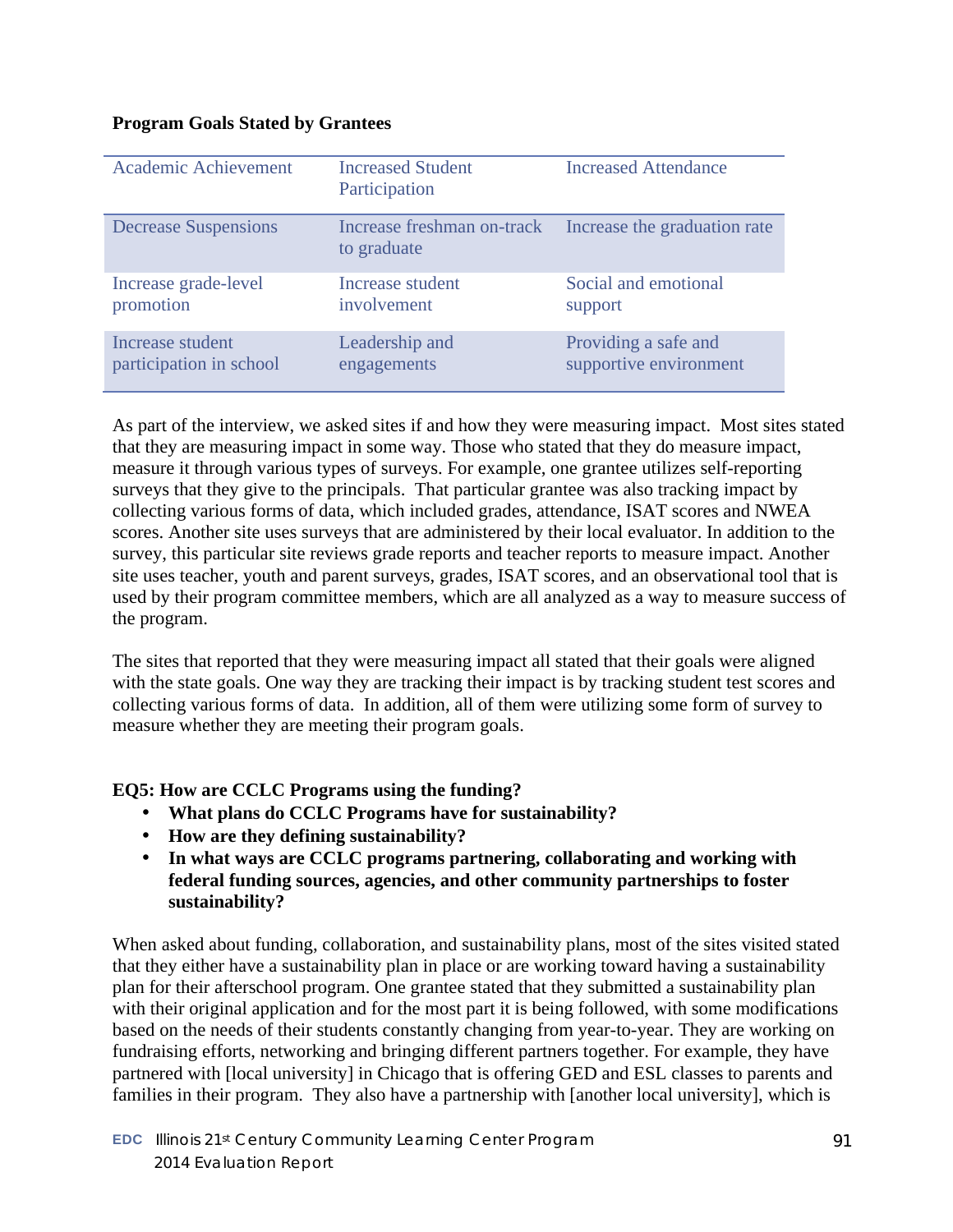**Program Goals Stated by Grantees**

| | | |
|---|---|---|
| Academic Achievement | Increased Student Participation | Increased Attendance |
| Decrease Suspensions | Increase freshman on-track to graduate | Increase the graduation rate |
| Increase grade-level promotion | Increase student involvement | Social and emotional support |
| Increase student participation in school | Leadership and engagements | Providing a safe and supportive environment |

As part of the interview, we asked sites if and how they were measuring impact. Most sites stated that they are measuring impact in some way. Those who stated that they do measure impact, measure it through various types of surveys. For example, one grantee utilizes self-reporting surveys that they give to the principals. That particular grantee was also tracking impact by collecting various forms of data, which included grades, attendance, ISAT scores and NWEA scores. Another site uses surveys that are administered by their local evaluator. In addition to the survey, this particular site reviews grade reports and teacher reports to measure impact. Another site uses teacher, youth and parent surveys, grades, ISAT scores, and an observational tool that is used by their program committee members, which are all analyzed as a way to measure success of the program.

The sites that reported that they were measuring impact all stated that their goals were aligned with the state goals. One way they are tracking their impact is by tracking student test scores and collecting various forms of data. In addition, all of them were utilizing some form of survey to measure whether they are meeting their program goals.

**EQ5: How are CCLC Programs using the funding?**

- **What plans do CCLC Programs have for sustainability?**
- **How are they defining sustainability?**
- **In what ways are CCLC programs partnering, collaborating and working with federal funding sources, agencies, and other community partnerships to foster sustainability?**

When asked about funding, collaboration, and sustainability plans, most of the sites visited stated that they either have a sustainability plan in place or are working toward having a sustainability plan for their afterschool program. One grantee stated that they submitted a sustainability plan with their original application and for the most part it is being followed, with some modifications based on the needs of their students constantly changing from year-to-year. They are working on fundraising efforts, networking and bringing different partners together. For example, they have partnered with [local university] in Chicago that is offering GED and ESL classes to parents and families in their program. They also have a partnership with [another local university], which is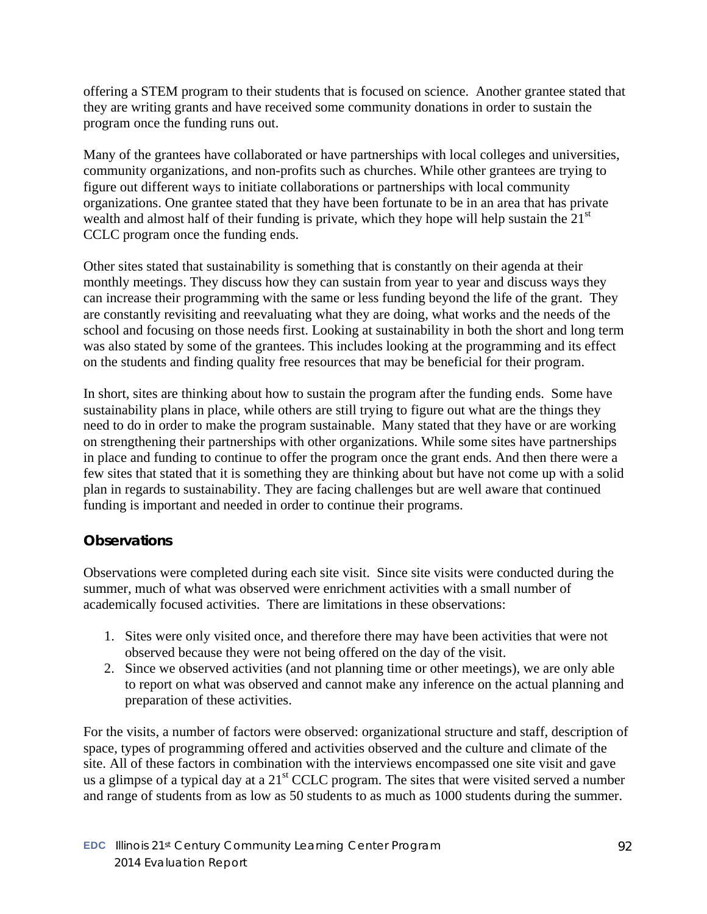offering a STEM program to their students that is focused on science. Another grantee stated that they are writing grants and have received some community donations in order to sustain the program once the funding runs out.

Many of the grantees have collaborated or have partnerships with local colleges and universities, community organizations, and non-profits such as churches. While other grantees are trying to figure out different ways to initiate collaborations or partnerships with local community organizations. One grantee stated that they have been fortunate to be in an area that has private wealth and almost half of their funding is private, which they hope will help sustain the 21st CCLC program once the funding ends.

Other sites stated that sustainability is something that is constantly on their agenda at their monthly meetings. They discuss how they can sustain from year to year and discuss ways they can increase their programming with the same or less funding beyond the life of the grant. They are constantly revisiting and reevaluating what they are doing, what works and the needs of the school and focusing on those needs first. Looking at sustainability in both the short and long term was also stated by some of the grantees. This includes looking at the programming and its effect on the students and finding quality free resources that may be beneficial for their program.

In short, sites are thinking about how to sustain the program after the funding ends. Some have sustainability plans in place, while others are still trying to figure out what are the things they need to do in order to make the program sustainable. Many stated that they have or are working on strengthening their partnerships with other organizations. While some sites have partnerships in place and funding to continue to offer the program once the grant ends. And then there were a few sites that stated that it is something they are thinking about but have not come up with a solid plan in regards to sustainability. They are facing challenges but are well aware that continued funding is important and needed in order to continue their programs.

### Observations

Observations were completed during each site visit. Since site visits were conducted during the summer, much of what was observed were enrichment activities with a small number of academically focused activities. There are limitations in these observations:

1. Sites were only visited once, and therefore there may have been activities that were not observed because they were not being offered on the day of the visit.
2. Since we observed activities (and not planning time or other meetings), we are only able to report on what was observed and cannot make any inference on the actual planning and preparation of these activities.

For the visits, a number of factors were observed: organizational structure and staff, description of space, types of programming offered and activities observed and the culture and climate of the site. All of these factors in combination with the interviews encompassed one site visit and gave us a glimpse of a typical day at a 21st CCLC program. The sites that were visited served a number and range of students from as low as 50 students to as much as 1000 students during the summer.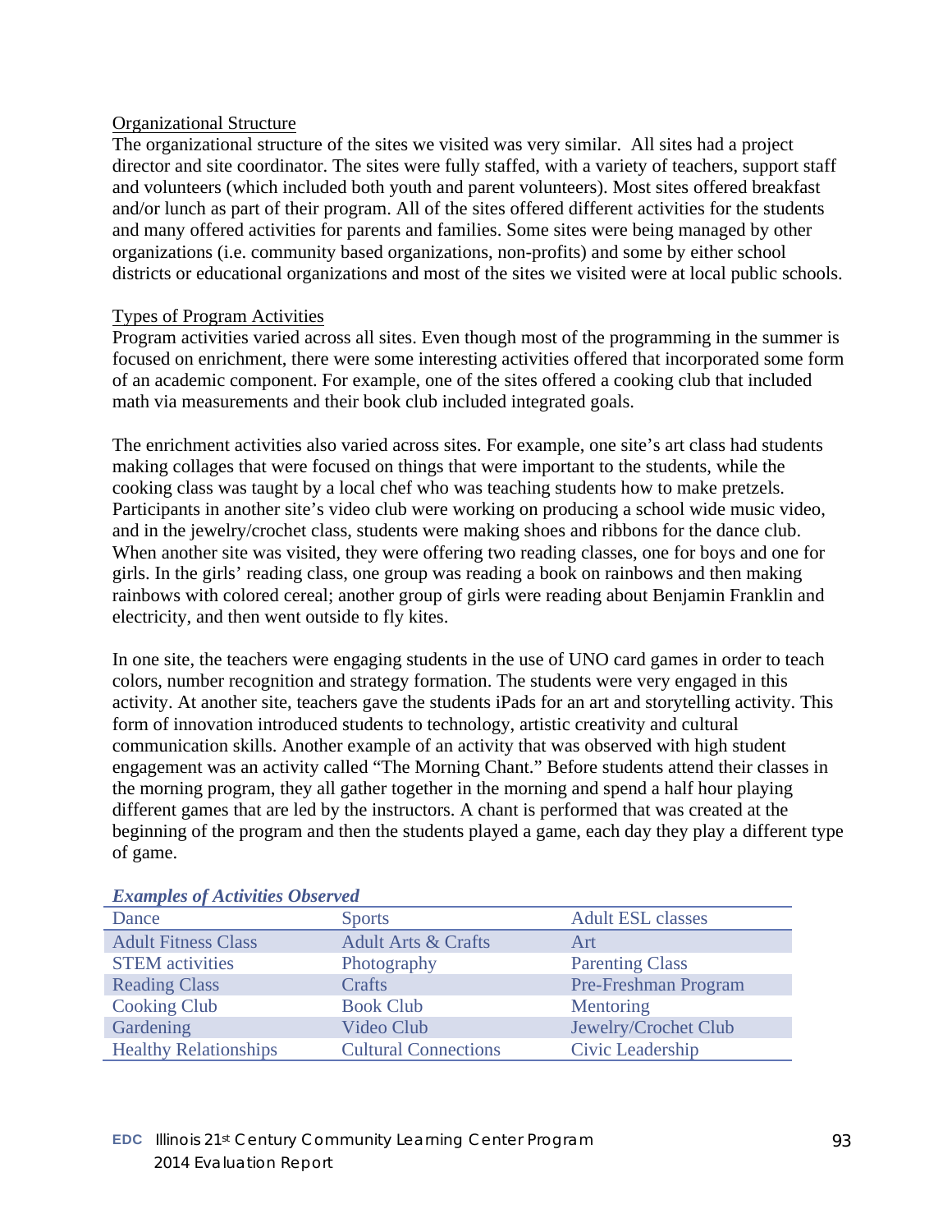Organizational Structure

The organizational structure of the sites we visited was very similar. All sites had a project director and site coordinator. The sites were fully staffed, with a variety of teachers, support staff and volunteers (which included both youth and parent volunteers). Most sites offered breakfast and/or lunch as part of their program. All of the sites offered different activities for the students and many offered activities for parents and families. Some sites were being managed by other organizations (i.e. community based organizations, non-profits) and some by either school districts or educational organizations and most of the sites we visited were at local public schools.

Types of Program Activities

Program activities varied across all sites. Even though most of the programming in the summer is focused on enrichment, there were some interesting activities offered that incorporated some form of an academic component. For example, one of the sites offered a cooking club that included math via measurements and their book club included integrated goals.

The enrichment activities also varied across sites. For example, one site's art class had students making collages that were focused on things that were important to the students, while the cooking class was taught by a local chef who was teaching students how to make pretzels. Participants in another site's video club were working on producing a school wide music video, and in the jewelry/crochet class, students were making shoes and ribbons for the dance club. When another site was visited, they were offering two reading classes, one for boys and one for girls. In the girls' reading class, one group was reading a book on rainbows and then making rainbows with colored cereal; another group of girls were reading about Benjamin Franklin and electricity, and then went outside to fly kites.

In one site, the teachers were engaging students in the use of UNO card games in order to teach colors, number recognition and strategy formation. The students were very engaged in this activity. At another site, teachers gave the students iPads for an art and storytelling activity. This form of innovation introduced students to technology, artistic creativity and cultural communication skills. Another example of an activity that was observed with high student engagement was an activity called "The Morning Chant." Before students attend their classes in the morning program, they all gather together in the morning and spend a half hour playing different games that are led by the instructors. A chant is performed that was created at the beginning of the program and then the students played a game, each day they play a different type of game.

***Examples of Activities Observed***

| | | |
|---|---|---|
| Dance | Sports | Adult ESL classes |
| Adult Fitness Class | Adult Arts & Crafts | Art |
| STEM activities | Photography | Parenting Class |
| Reading Class | Crafts | Pre-Freshman Program |
| Cooking Club | Book Club | Mentoring |
| Gardening | Video Club | Jewelry/Crochet Club |
| Healthy Relationships | Cultural Connections | Civic Leadership |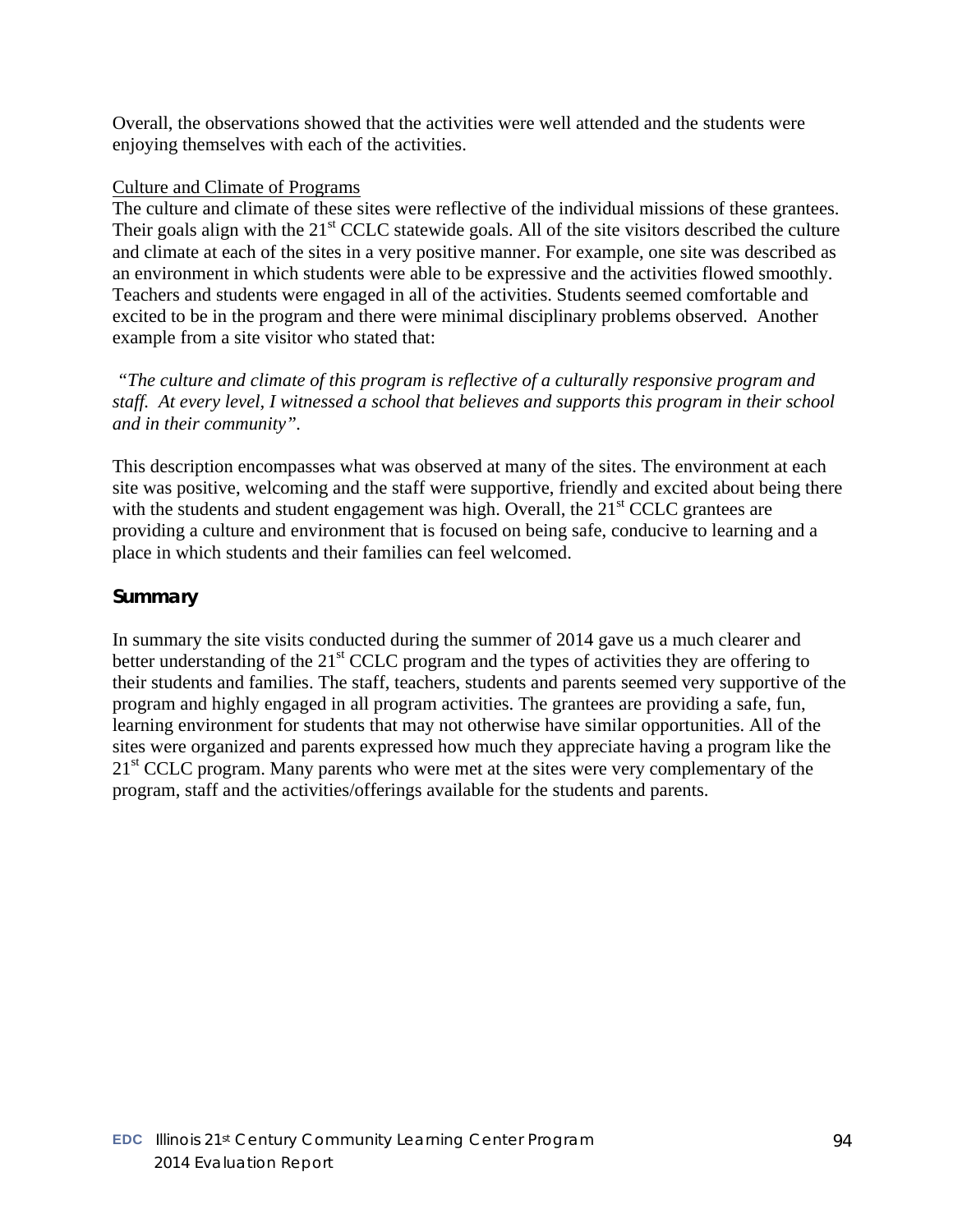Overall, the observations showed that the activities were well attended and the students were enjoying themselves with each of the activities.

Culture and Climate of Programs

The culture and climate of these sites were reflective of the individual missions of these grantees. Their goals align with the 21st CCLC statewide goals. All of the site visitors described the culture and climate at each of the sites in a very positive manner. For example, one site was described as an environment in which students were able to be expressive and the activities flowed smoothly. Teachers and students were engaged in all of the activities. Students seemed comfortable and excited to be in the program and there were minimal disciplinary problems observed. Another example from a site visitor who stated that:

*"The culture and climate of this program is reflective of a culturally responsive program and staff. At every level, I witnessed a school that believes and supports this program in their school and in their community".*

This description encompasses what was observed at many of the sites. The environment at each site was positive, welcoming and the staff were supportive, friendly and excited about being there with the students and student engagement was high. Overall, the 21st CCLC grantees are providing a culture and environment that is focused on being safe, conducive to learning and a place in which students and their families can feel welcomed.

## Summary

In summary the site visits conducted during the summer of 2014 gave us a much clearer and better understanding of the 21st CCLC program and the types of activities they are offering to their students and families. The staff, teachers, students and parents seemed very supportive of the program and highly engaged in all program activities. The grantees are providing a safe, fun, learning environment for students that may not otherwise have similar opportunities. All of the sites were organized and parents expressed how much they appreciate having a program like the 21st CCLC program. Many parents who were met at the sites were very complementary of the program, staff and the activities/offerings available for the students and parents.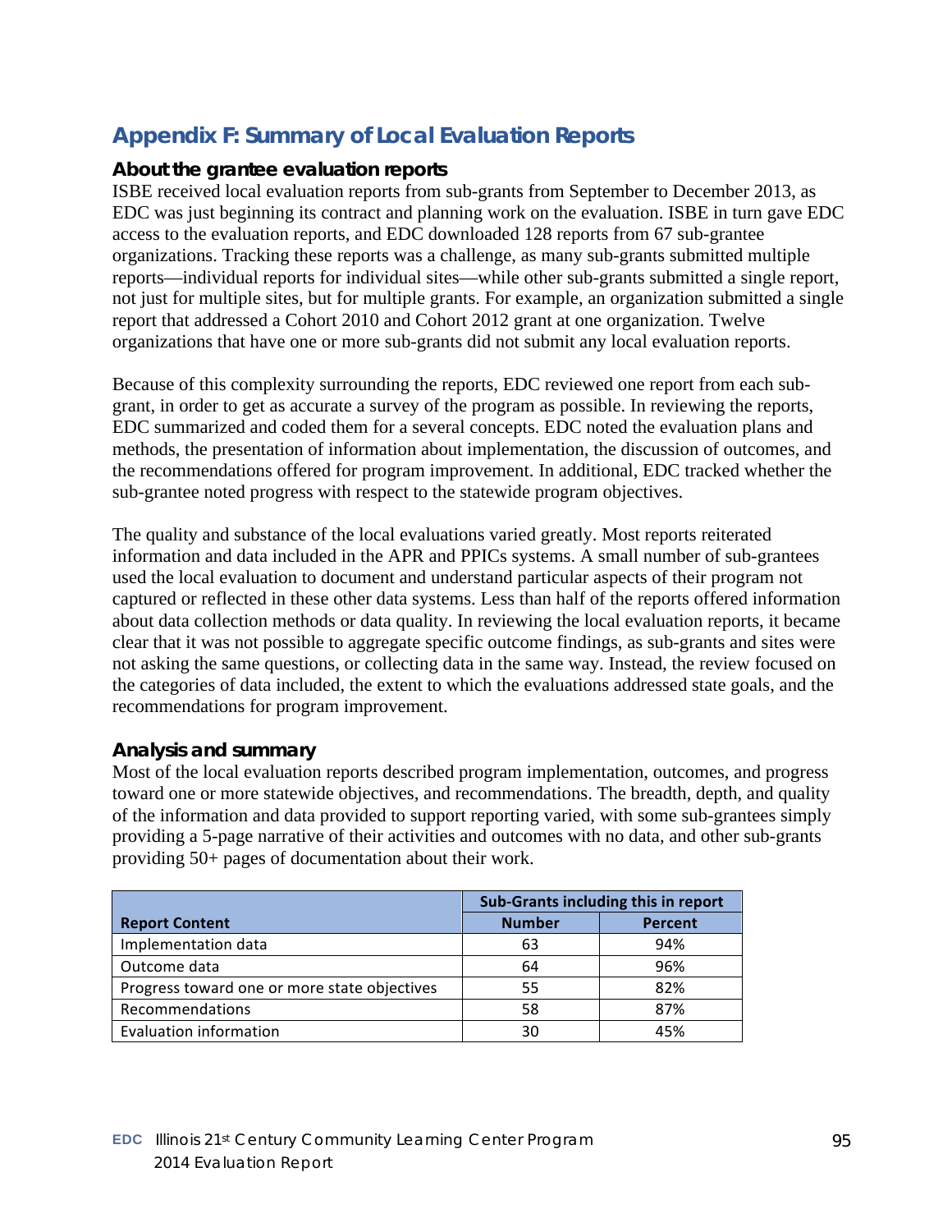## Appendix F: Summary of Local Evaluation Reports

### About the grantee evaluation reports

ISBE received local evaluation reports from sub-grants from September to December 2013, as EDC was just beginning its contract and planning work on the evaluation. ISBE in turn gave EDC access to the evaluation reports, and EDC downloaded 128 reports from 67 sub-grantee organizations. Tracking these reports was a challenge, as many sub-grants submitted multiple reports—individual reports for individual sites—while other sub-grants submitted a single report, not just for multiple sites, but for multiple grants. For example, an organization submitted a single report that addressed a Cohort 2010 and Cohort 2012 grant at one organization. Twelve organizations that have one or more sub-grants did not submit any local evaluation reports.

Because of this complexity surrounding the reports, EDC reviewed one report from each sub-grant, in order to get as accurate a survey of the program as possible. In reviewing the reports, EDC summarized and coded them for a several concepts. EDC noted the evaluation plans and methods, the presentation of information about implementation, the discussion of outcomes, and the recommendations offered for program improvement. In additional, EDC tracked whether the sub-grantee noted progress with respect to the statewide program objectives.

The quality and substance of the local evaluations varied greatly. Most reports reiterated information and data included in the APR and PPICs systems. A small number of sub-grantees used the local evaluation to document and understand particular aspects of their program not captured or reflected in these other data systems. Less than half of the reports offered information about data collection methods or data quality. In reviewing the local evaluation reports, it became clear that it was not possible to aggregate specific outcome findings, as sub-grants and sites were not asking the same questions, or collecting data in the same way. Instead, the review focused on the categories of data included, the extent to which the evaluations addressed state goals, and the recommendations for program improvement.

### Analysis and summary

Most of the local evaluation reports described program implementation, outcomes, and progress toward one or more statewide objectives, and recommendations. The breadth, depth, and quality of the information and data provided to support reporting varied, with some sub-grantees simply providing a 5-page narrative of their activities and outcomes with no data, and other sub-grants providing 50+ pages of documentation about their work.

| | Sub-Grants including this in report | |
|---|---|---|
| **Report Content** | **Number** | **Percent** |
| Implementation data | 63 | 94% |
| Outcome data | 64 | 96% |
| Progress toward one or more state objectives | 55 | 82% |
| Recommendations | 58 | 87% |
| Evaluation information | 30 | 45% |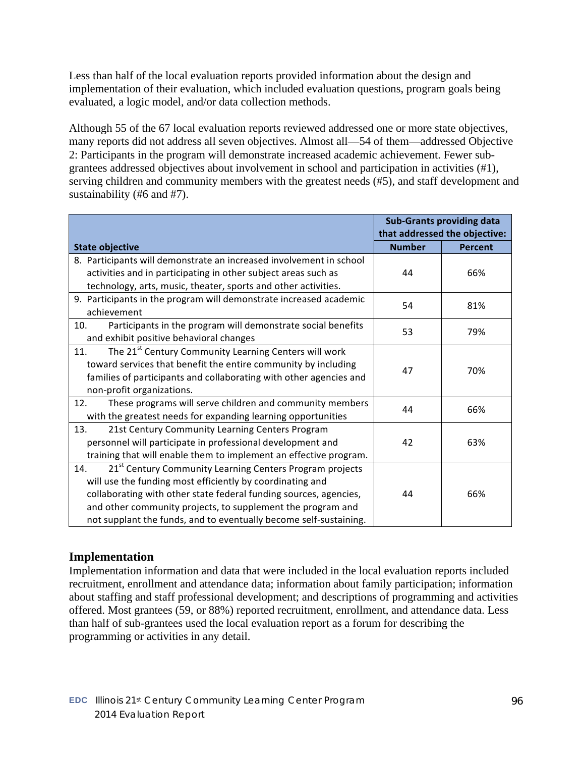Less than half of the local evaluation reports provided information about the design and implementation of their evaluation, which included evaluation questions, program goals being evaluated, a logic model, and/or data collection methods.

Although 55 of the 67 local evaluation reports reviewed addressed one or more state objectives, many reports did not address all seven objectives. Almost all—54 of them—addressed Objective 2: Participants in the program will demonstrate increased academic achievement. Fewer sub-grantees addressed objectives about involvement in school and participation in activities (#1), serving children and community members with the greatest needs (#5), and staff development and sustainability (#6 and #7).

| State objective | Sub-Grants providing data that addressed the objective: | |
|---|---|---|
| | **Number** | **Percent** |
| 8. Participants will demonstrate an increased involvement in school activities and in participating in other subject areas such as technology, arts, music, theater, sports and other activities. | 44 | 66% |
| 9. Participants in the program will demonstrate increased academic achievement | 54 | 81% |
| 10. Participants in the program will demonstrate social benefits and exhibit positive behavioral changes | 53 | 79% |
| 11. The 21st Century Community Learning Centers will work toward services that benefit the entire community by including families of participants and collaborating with other agencies and non-profit organizations. | 47 | 70% |
| 12. These programs will serve children and community members with the greatest needs for expanding learning opportunities | 44 | 66% |
| 13. 21st Century Community Learning Centers Program personnel will participate in professional development and training that will enable them to implement an effective program. | 42 | 63% |
| 14. 21st Century Community Learning Centers Program projects will use the funding most efficiently by coordinating and collaborating with other state federal funding sources, agencies, and other community projects, to supplement the program and not supplant the funds, and to eventually become self-sustaining. | 44 | 66% |

## Implementation

Implementation information and data that were included in the local evaluation reports included recruitment, enrollment and attendance data; information about family participation; information about staffing and staff professional development; and descriptions of programming and activities offered. Most grantees (59, or 88%) reported recruitment, enrollment, and attendance data. Less than half of sub-grantees used the local evaluation report as a forum for describing the programming or activities in any detail.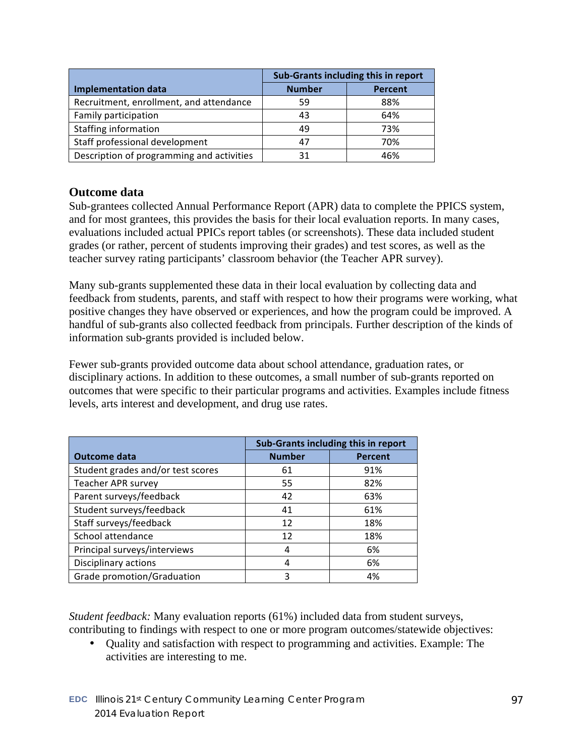| Implementation data | Sub-Grants including this in report | |
|---|---|---|
| | Number | Percent |
| Recruitment, enrollment, and attendance | 59 | 88% |
| Family participation | 43 | 64% |
| Staffing information | 49 | 73% |
| Staff professional development | 47 | 70% |
| Description of programming and activities | 31 | 46% |

## Outcome data

Sub-grantees collected Annual Performance Report (APR) data to complete the PPICS system, and for most grantees, this provides the basis for their local evaluation reports. In many cases, evaluations included actual PPICs report tables (or screenshots). These data included student grades (or rather, percent of students improving their grades) and test scores, as well as the teacher survey rating participants' classroom behavior (the Teacher APR survey).

Many sub-grants supplemented these data in their local evaluation by collecting data and feedback from students, parents, and staff with respect to how their programs were working, what positive changes they have observed or experiences, and how the program could be improved. A handful of sub-grants also collected feedback from principals. Further description of the kinds of information sub-grants provided is included below.

Fewer sub-grants provided outcome data about school attendance, graduation rates, or disciplinary actions. In addition to these outcomes, a small number of sub-grants reported on outcomes that were specific to their particular programs and activities. Examples include fitness levels, arts interest and development, and drug use rates.

| Outcome data | Sub-Grants including this in report | |
|---|---|---|
| | Number | Percent |
| Student grades and/or test scores | 61 | 91% |
| Teacher APR survey | 55 | 82% |
| Parent surveys/feedback | 42 | 63% |
| Student surveys/feedback | 41 | 61% |
| Staff surveys/feedback | 12 | 18% |
| School attendance | 12 | 18% |
| Principal surveys/interviews | 4 | 6% |
| Disciplinary actions | 4 | 6% |
| Grade promotion/Graduation | 3 | 4% |

*Student feedback:* Many evaluation reports (61%) included data from student surveys, contributing to findings with respect to one or more program outcomes/statewide objectives:

- Quality and satisfaction with respect to programming and activities. Example: The activities are interesting to me.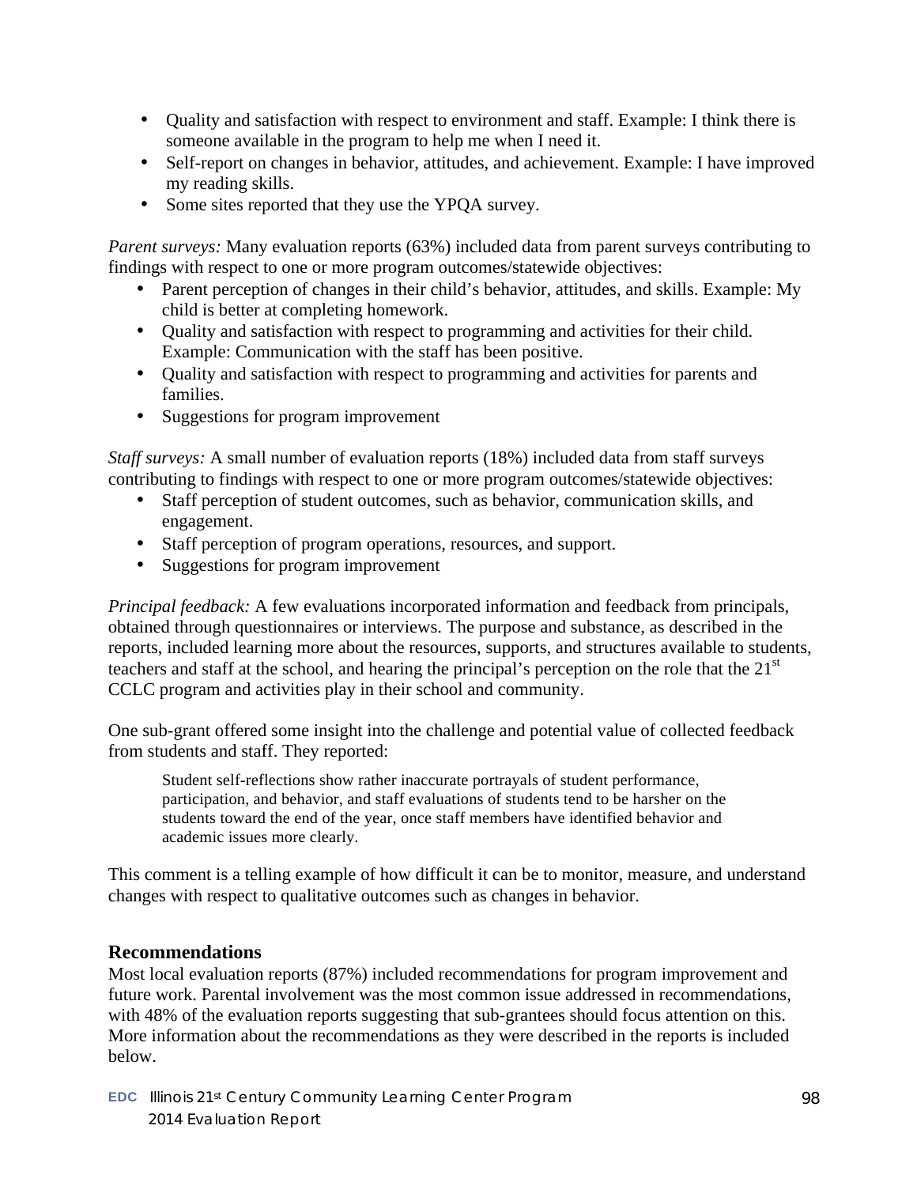- Quality and satisfaction with respect to environment and staff. Example: I think there is someone available in the program to help me when I need it.
- Self-report on changes in behavior, attitudes, and achievement. Example: I have improved my reading skills.
- Some sites reported that they use the YPQA survey.

*Parent surveys:* Many evaluation reports (63%) included data from parent surveys contributing to findings with respect to one or more program outcomes/statewide objectives:

- Parent perception of changes in their child's behavior, attitudes, and skills. Example: My child is better at completing homework.
- Quality and satisfaction with respect to programming and activities for their child. Example: Communication with the staff has been positive.
- Quality and satisfaction with respect to programming and activities for parents and families.
- Suggestions for program improvement

*Staff surveys:* A small number of evaluation reports (18%) included data from staff surveys contributing to findings with respect to one or more program outcomes/statewide objectives:

- Staff perception of student outcomes, such as behavior, communication skills, and engagement.
- Staff perception of program operations, resources, and support.
- Suggestions for program improvement

*Principal feedback:* A few evaluations incorporated information and feedback from principals, obtained through questionnaires or interviews. The purpose and substance, as described in the reports, included learning more about the resources, supports, and structures available to students, teachers and staff at the school, and hearing the principal's perception on the role that the 21st CCLC program and activities play in their school and community.

One sub-grant offered some insight into the challenge and potential value of collected feedback from students and staff. They reported:

> Student self-reflections show rather inaccurate portrayals of student performance, participation, and behavior, and staff evaluations of students tend to be harsher on the students toward the end of the year, once staff members have identified behavior and academic issues more clearly.

This comment is a telling example of how difficult it can be to monitor, measure, and understand changes with respect to qualitative outcomes such as changes in behavior.

### Recommendations

Most local evaluation reports (87%) included recommendations for program improvement and future work. Parental involvement was the most common issue addressed in recommendations, with 48% of the evaluation reports suggesting that sub-grantees should focus attention on this. More information about the recommendations as they were described in the reports is included below.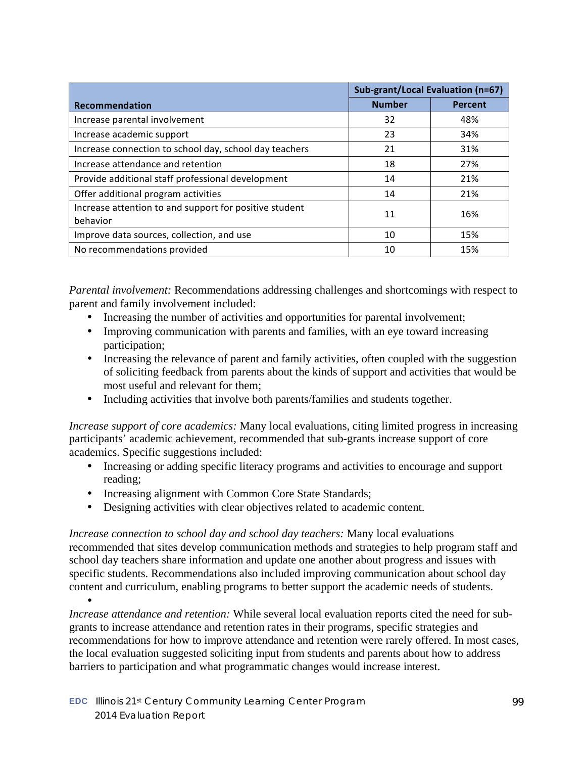| Recommendation | Sub-grant/Local Evaluation (n=67) | |
|---|---|---|
| | Number | Percent |
| Increase parental involvement | 32 | 48% |
| Increase academic support | 23 | 34% |
| Increase connection to school day, school day teachers | 21 | 31% |
| Increase attendance and retention | 18 | 27% |
| Provide additional staff professional development | 14 | 21% |
| Offer additional program activities | 14 | 21% |
| Increase attention to and support for positive student behavior | 11 | 16% |
| Improve data sources, collection, and use | 10 | 15% |
| No recommendations provided | 10 | 15% |

*Parental involvement:* Recommendations addressing challenges and shortcomings with respect to parent and family involvement included:

- Increasing the number of activities and opportunities for parental involvement;
- Improving communication with parents and families, with an eye toward increasing participation;
- Increasing the relevance of parent and family activities, often coupled with the suggestion of soliciting feedback from parents about the kinds of support and activities that would be most useful and relevant for them;
- Including activities that involve both parents/families and students together.

*Increase support of core academics:* Many local evaluations, citing limited progress in increasing participants' academic achievement, recommended that sub-grants increase support of core academics. Specific suggestions included:

- Increasing or adding specific literacy programs and activities to encourage and support reading;
- Increasing alignment with Common Core State Standards;
- Designing activities with clear objectives related to academic content.

*Increase connection to school day and school day teachers:* Many local evaluations recommended that sites develop communication methods and strategies to help program staff and school day teachers share information and update one another about progress and issues with specific students. Recommendations also included improving communication about school day content and curriculum, enabling programs to better support the academic needs of students.

*Increase attendance and retention:* While several local evaluation reports cited the need for sub-grants to increase attendance and retention rates in their programs, specific strategies and recommendations for how to improve attendance and retention were rarely offered. In most cases, the local evaluation suggested soliciting input from students and parents about how to address barriers to participation and what programmatic changes would increase interest.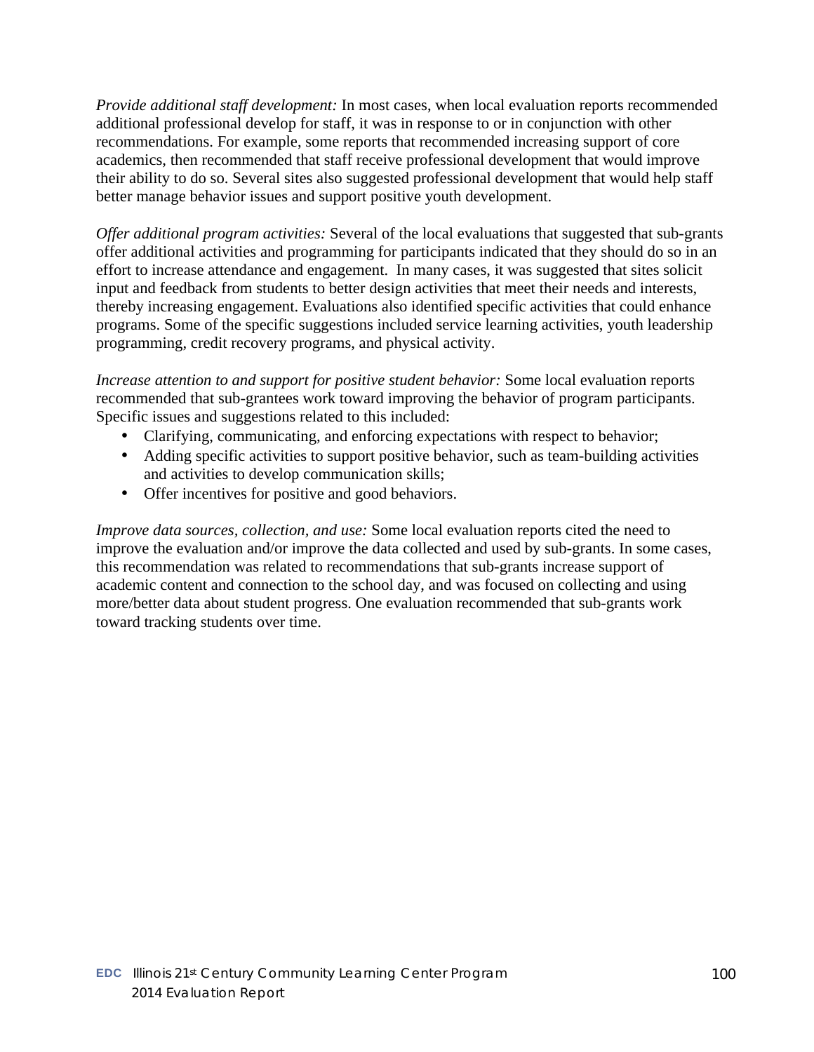*Provide additional staff development:* In most cases, when local evaluation reports recommended additional professional develop for staff, it was in response to or in conjunction with other recommendations. For example, some reports that recommended increasing support of core academics, then recommended that staff receive professional development that would improve their ability to do so. Several sites also suggested professional development that would help staff better manage behavior issues and support positive youth development.

*Offer additional program activities:* Several of the local evaluations that suggested that sub-grants offer additional activities and programming for participants indicated that they should do so in an effort to increase attendance and engagement. In many cases, it was suggested that sites solicit input and feedback from students to better design activities that meet their needs and interests, thereby increasing engagement. Evaluations also identified specific activities that could enhance programs. Some of the specific suggestions included service learning activities, youth leadership programming, credit recovery programs, and physical activity.

*Increase attention to and support for positive student behavior:* Some local evaluation reports recommended that sub-grantees work toward improving the behavior of program participants. Specific issues and suggestions related to this included:

- Clarifying, communicating, and enforcing expectations with respect to behavior;
- Adding specific activities to support positive behavior, such as team-building activities and activities to develop communication skills;
- Offer incentives for positive and good behaviors.

*Improve data sources, collection, and use:* Some local evaluation reports cited the need to improve the evaluation and/or improve the data collected and used by sub-grants. In some cases, this recommendation was related to recommendations that sub-grants increase support of academic content and connection to the school day, and was focused on collecting and using more/better data about student progress. One evaluation recommended that sub-grants work toward tracking students over time.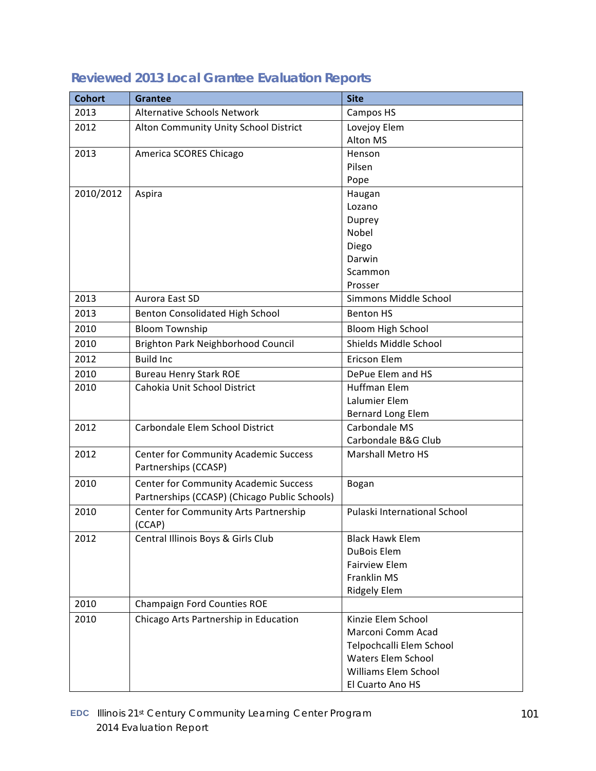## Reviewed 2013 Local Grantee Evaluation Reports

| Cohort | Grantee | Site |
|---|---|---|
| 2013 | Alternative Schools Network | Campos HS |
| 2012 | Alton Community Unity School District | Lovejoy Elem<br>Alton MS |
| 2013 | America SCORES Chicago | Henson<br>Pilsen<br>Pope |
| 2010/2012 | Aspira | Haugan<br>Lozano<br>Duprey<br>Nobel<br>Diego<br>Darwin<br>Scammon<br>Prosser |
| 2013 | Aurora East SD | Simmons Middle School |
| 2013 | Benton Consolidated High School | Benton HS |
| 2010 | Bloom Township | Bloom High School |
| 2010 | Brighton Park Neighborhood Council | Shields Middle School |
| 2012 | Build Inc | Ericson Elem |
| 2010 | Bureau Henry Stark ROE | DePue Elem and HS |
| 2010 | Cahokia Unit School District | Huffman Elem<br>Lalumier Elem<br>Bernard Long Elem |
| 2012 | Carbondale Elem School District | Carbondale MS<br>Carbondale B&G Club |
| 2012 | Center for Community Academic Success Partnerships (CCASP) | Marshall Metro HS |
| 2010 | Center for Community Academic Success Partnerships (CCASP) (Chicago Public Schools) | Bogan |
| 2010 | Center for Community Arts Partnership (CCAP) | Pulaski International School |
| 2012 | Central Illinois Boys & Girls Club | Black Hawk Elem<br>DuBois Elem<br>Fairview Elem<br>Franklin MS<br>Ridgely Elem |
| 2010 | Champaign Ford Counties ROE | |
| 2010 | Chicago Arts Partnership in Education | Kinzie Elem School<br>Marconi Comm Acad<br>Telpochcalli Elem School<br>Waters Elem School<br>Williams Elem School<br>El Cuarto Ano HS |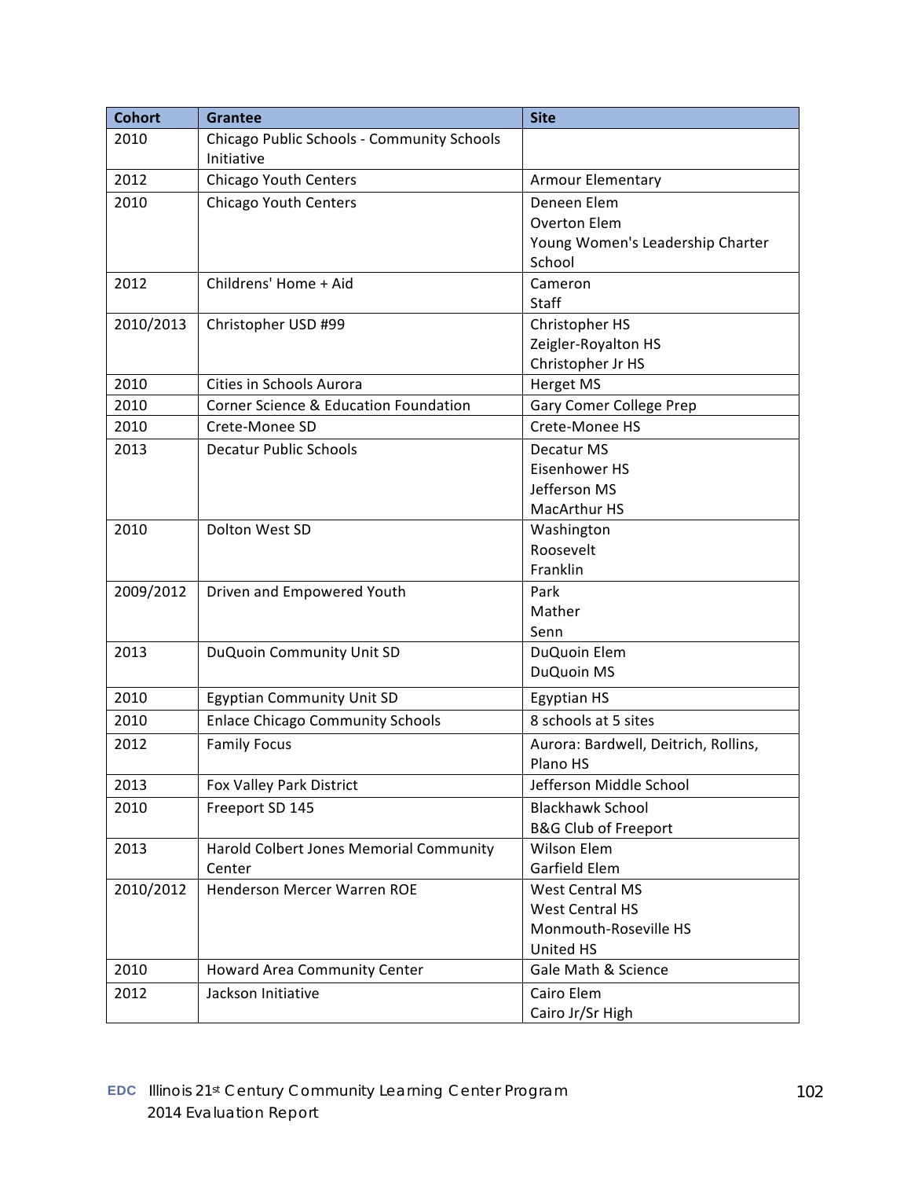| Cohort | Grantee | Site |
| --- | --- | --- |
| 2010 | Chicago Public Schools - Community Schools Initiative | |
| 2012 | Chicago Youth Centers | Armour Elementary |
| 2010 | Chicago Youth Centers | Deneen Elem<br>Overton Elem<br>Young Women's Leadership Charter School |
| 2012 | Childrens' Home + Aid | Cameron<br>Staff |
| 2010/2013 | Christopher USD #99 | Christopher HS<br>Zeigler-Royalton HS<br>Christopher Jr HS |
| 2010 | Cities in Schools Aurora | Herget MS |
| 2010 | Corner Science & Education Foundation | Gary Comer College Prep |
| 2010 | Crete-Monee SD | Crete-Monee HS |
| 2013 | Decatur Public Schools | Decatur MS<br>Eisenhower HS<br>Jefferson MS<br>MacArthur HS |
| 2010 | Dolton West SD | Washington<br>Roosevelt<br>Franklin |
| 2009/2012 | Driven and Empowered Youth | Park<br>Mather<br>Senn |
| 2013 | DuQuoin Community Unit SD | DuQuoin Elem<br>DuQuoin MS |
| 2010 | Egyptian Community Unit SD | Egyptian HS |
| 2010 | Enlace Chicago Community Schools | 8 schools at 5 sites |
| 2012 | Family Focus | Aurora: Bardwell, Deitrich, Rollins, Plano HS |
| 2013 | Fox Valley Park District | Jefferson Middle School |
| 2010 | Freeport SD 145 | Blackhawk School<br>B&G Club of Freeport |
| 2013 | Harold Colbert Jones Memorial Community Center | Wilson Elem<br>Garfield Elem |
| 2010/2012 | Henderson Mercer Warren ROE | West Central MS<br>West Central HS<br>Monmouth-Roseville HS<br>United HS |
| 2010 | Howard Area Community Center | Gale Math & Science |
| 2012 | Jackson Initiative | Cairo Elem<br>Cairo Jr/Sr High |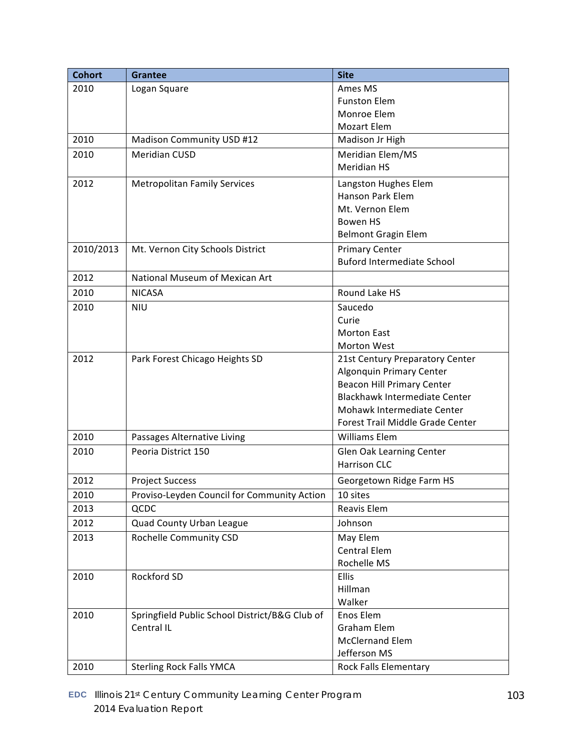| Cohort | Grantee | Site |
|---|---|---|
| 2010 | Logan Square | Ames MS<br>Funston Elem<br>Monroe Elem<br>Mozart Elem |
| 2010 | Madison Community USD #12 | Madison Jr High |
| 2010 | Meridian CUSD | Meridian Elem/MS<br>Meridian HS |
| 2012 | Metropolitan Family Services | Langston Hughes Elem<br>Hanson Park Elem<br>Mt. Vernon Elem<br>Bowen HS<br>Belmont Gragin Elem |
| 2010/2013 | Mt. Vernon City Schools District | Primary Center<br>Buford Intermediate School |
| 2012 | National Museum of Mexican Art | |
| 2010 | NICASA | Round Lake HS |
| 2010 | NIU | Saucedo<br>Curie<br>Morton East<br>Morton West |
| 2012 | Park Forest Chicago Heights SD | 21st Century Preparatory Center<br>Algonquin Primary Center<br>Beacon Hill Primary Center<br>Blackhawk Intermediate Center<br>Mohawk Intermediate Center<br>Forest Trail Middle Grade Center |
| 2010 | Passages Alternative Living | Williams Elem |
| 2010 | Peoria District 150 | Glen Oak Learning Center<br>Harrison CLC |
| 2012 | Project Success | Georgetown Ridge Farm HS |
| 2010 | Proviso-Leyden Council for Community Action | 10 sites |
| 2013 | QCDC | Reavis Elem |
| 2012 | Quad County Urban League | Johnson |
| 2013 | Rochelle Community CSD | May Elem<br>Central Elem<br>Rochelle MS |
| 2010 | Rockford SD | Ellis<br>Hillman<br>Walker |
| 2010 | Springfield Public School District/B&G Club of Central IL | Enos Elem<br>Graham Elem<br>McClernand Elem<br>Jefferson MS |
| 2010 | Sterling Rock Falls YMCA | Rock Falls Elementary |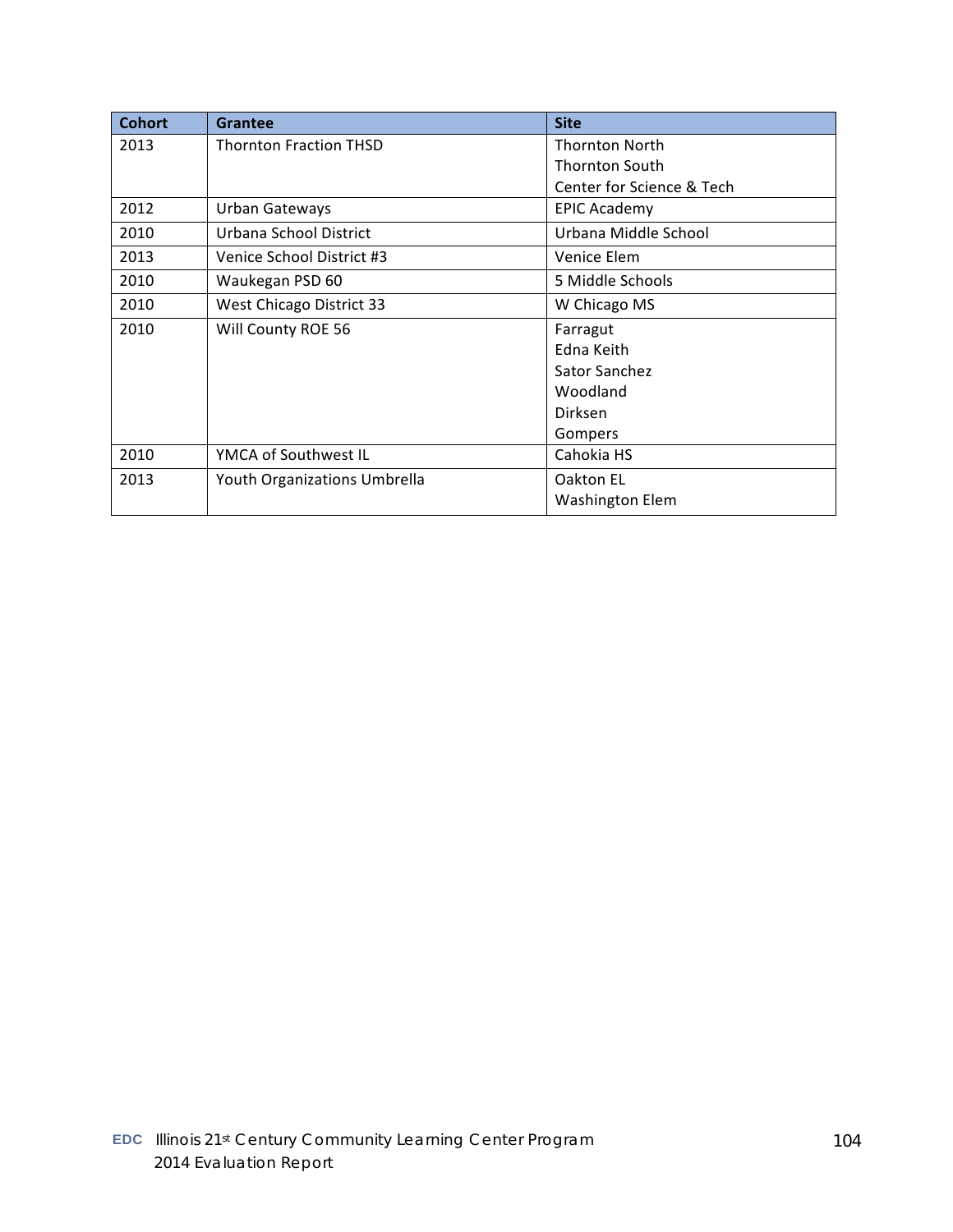| Cohort | Grantee | Site |
|---|---|---|
| 2013 | Thornton Fraction THSD | Thornton North<br>Thornton South<br>Center for Science & Tech |
| 2012 | Urban Gateways | EPIC Academy |
| 2010 | Urbana School District | Urbana Middle School |
| 2013 | Venice School District #3 | Venice Elem |
| 2010 | Waukegan PSD 60 | 5 Middle Schools |
| 2010 | West Chicago District 33 | W Chicago MS |
| 2010 | Will County ROE 56 | Farragut<br>Edna Keith<br>Sator Sanchez<br>Woodland<br>Dirksen<br>Gompers |
| 2010 | YMCA of Southwest IL | Cahokia HS |
| 2013 | Youth Organizations Umbrella | Oakton EL<br>Washington Elem |